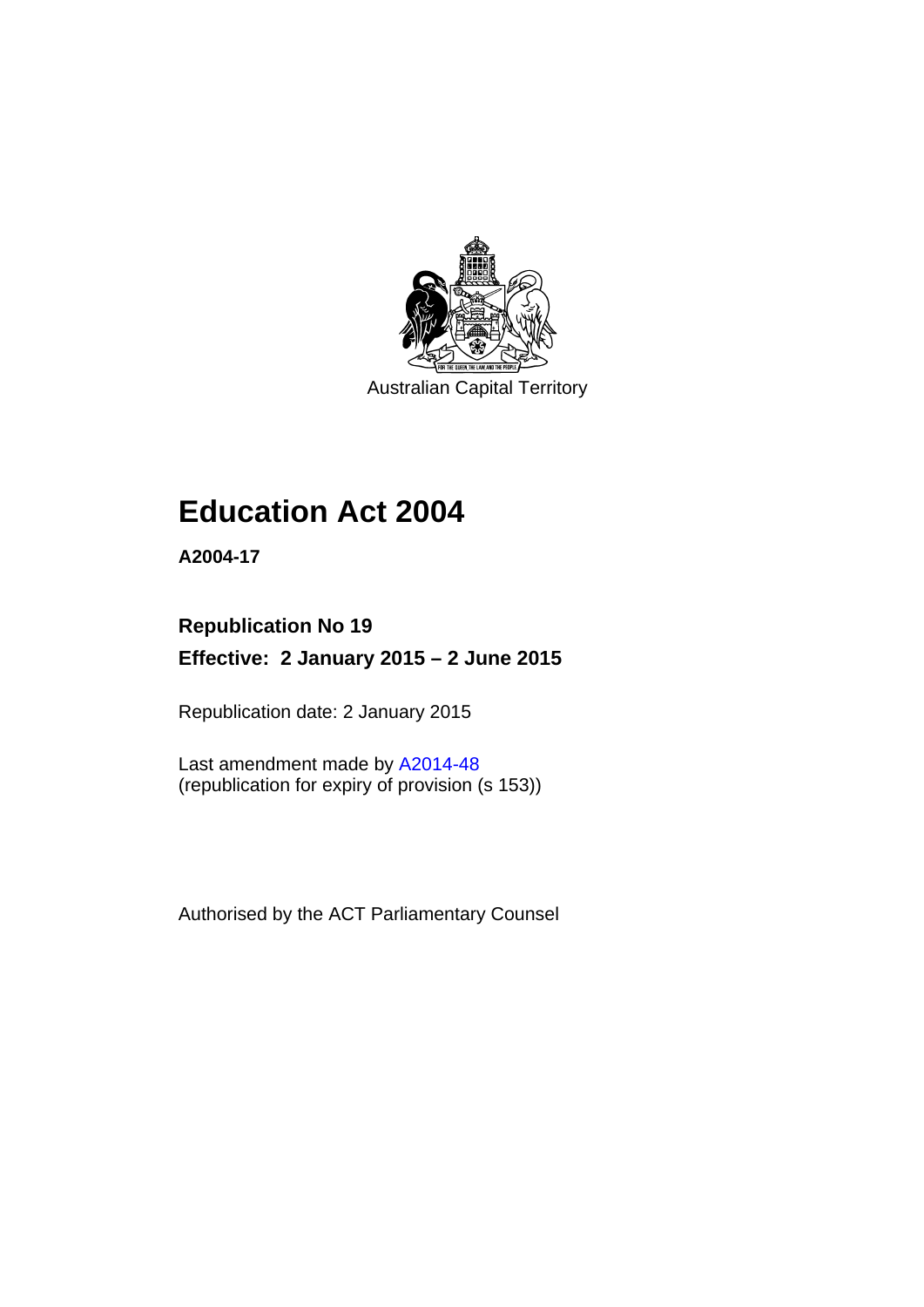Australian Capital Territory

# Education Act 2004

**A2004-17**

## Republication No 19

## Effective: 2 January 2015 – 2 June 2015

Republication date: 2 January 2015

Last amendment made by A2014-48
(republication for expiry of provision (s 153))

Authorised by the ACT Parliamentary Counsel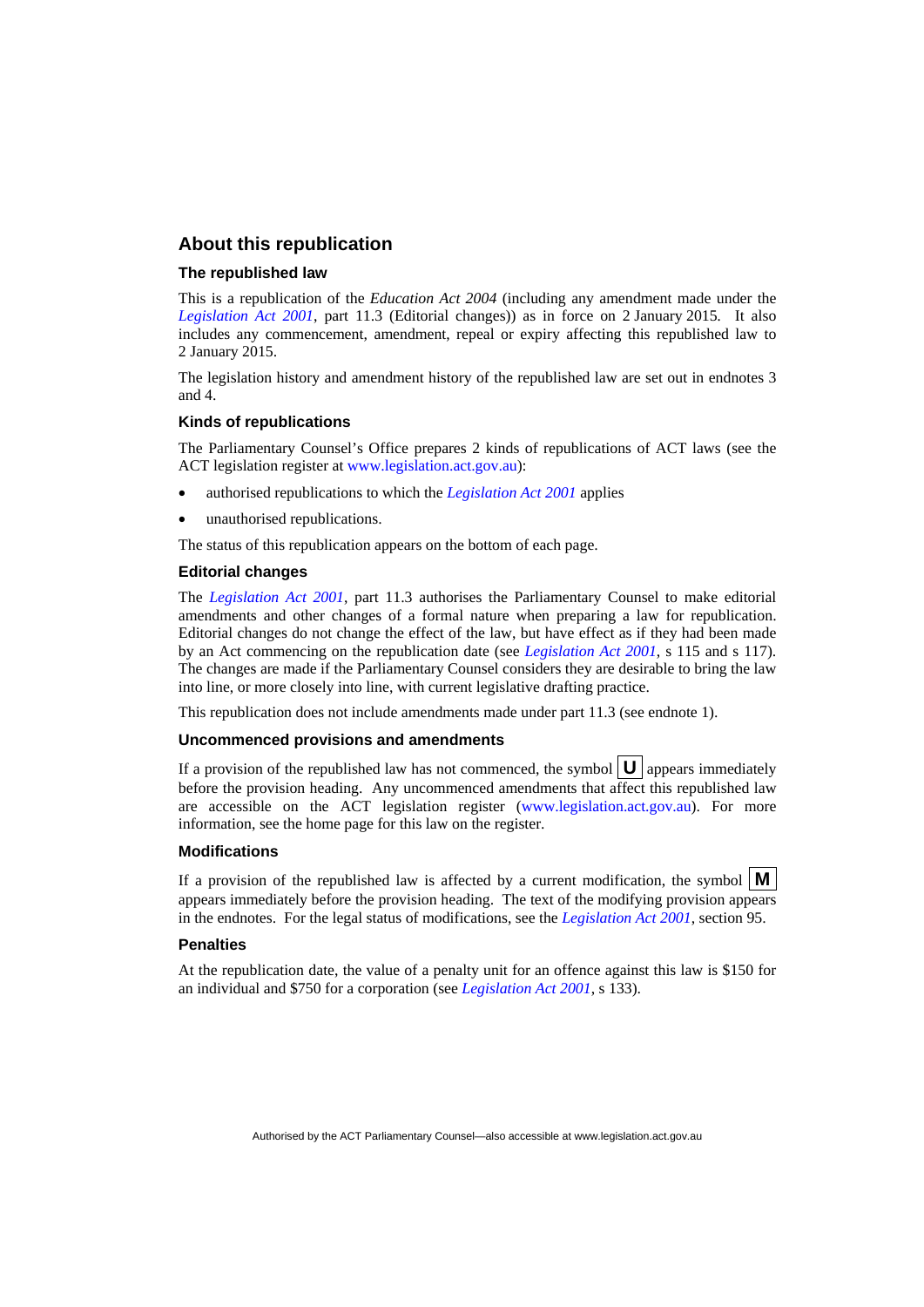## About this republication

### The republished law

This is a republication of the *Education Act 2004* (including any amendment made under the *Legislation Act 2001*, part 11.3 (Editorial changes)) as in force on 2 January 2015. It also includes any commencement, amendment, repeal or expiry affecting this republished law to 2 January 2015.

The legislation history and amendment history of the republished law are set out in endnotes 3 and 4.

### Kinds of republications

The Parliamentary Counsel's Office prepares 2 kinds of republications of ACT laws (see the ACT legislation register at www.legislation.act.gov.au):

- authorised republications to which the *Legislation Act 2001* applies
- unauthorised republications.

The status of this republication appears on the bottom of each page.

### Editorial changes

The *Legislation Act 2001*, part 11.3 authorises the Parliamentary Counsel to make editorial amendments and other changes of a formal nature when preparing a law for republication. Editorial changes do not change the effect of the law, but have effect as if they had been made by an Act commencing on the republication date (see *Legislation Act 2001*, s 115 and s 117). The changes are made if the Parliamentary Counsel considers they are desirable to bring the law into line, or more closely into line, with current legislative drafting practice.

This republication does not include amendments made under part 11.3 (see endnote 1).

### Uncommenced provisions and amendments

If a provision of the republished law has not commenced, the symbol **U** appears immediately before the provision heading. Any uncommenced amendments that affect this republished law are accessible on the ACT legislation register (www.legislation.act.gov.au). For more information, see the home page for this law on the register.

### Modifications

If a provision of the republished law is affected by a current modification, the symbol **M** appears immediately before the provision heading. The text of the modifying provision appears in the endnotes. For the legal status of modifications, see the *Legislation Act 2001*, section 95.

### Penalties

At the republication date, the value of a penalty unit for an offence against this law is $150 for an individual and $750 for a corporation (see *Legislation Act 2001*, s 133).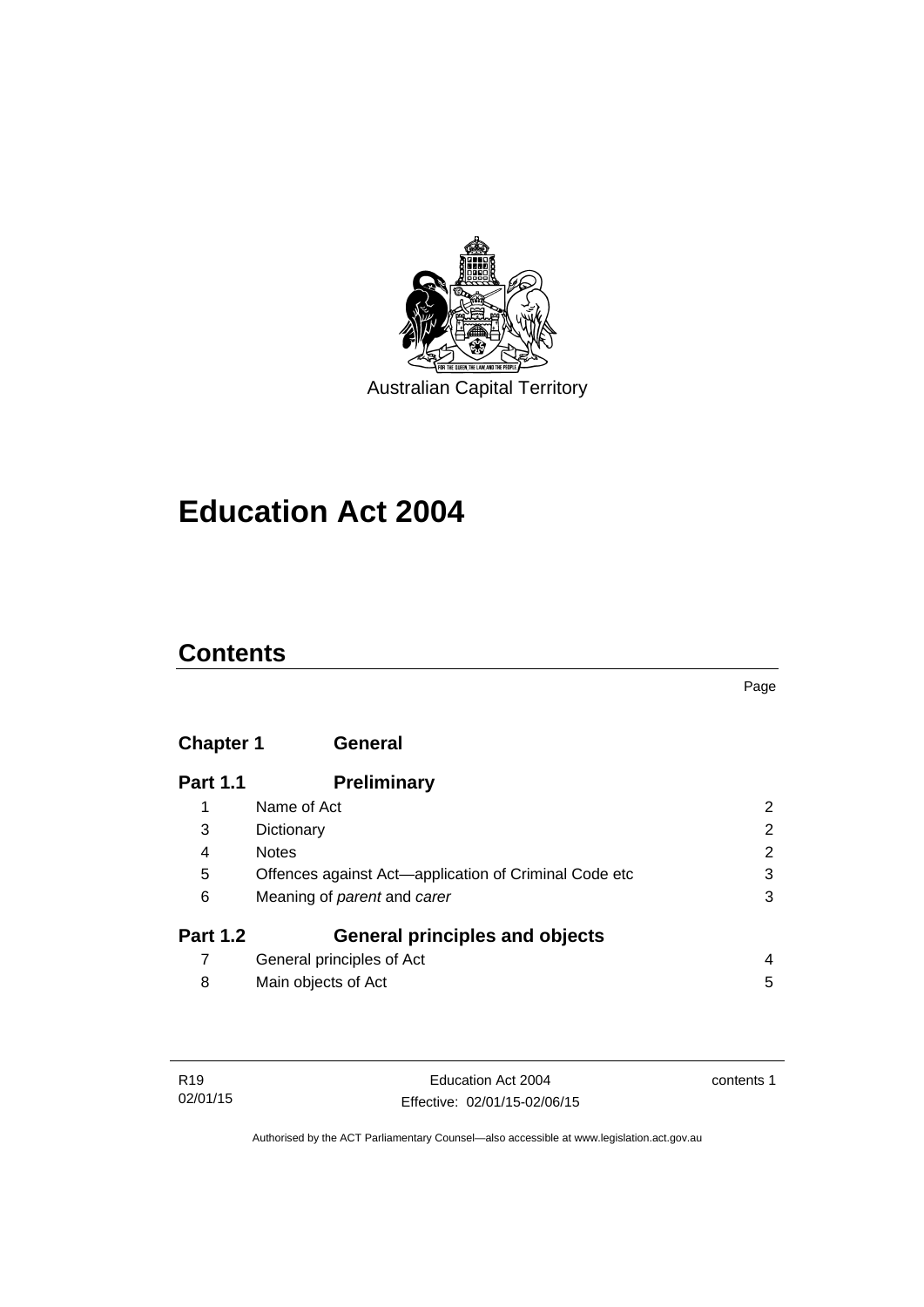Australian Capital Territory

# Education Act 2004

## Contents

| | | Page |
|---|---|---|
| **Chapter 1** | **General** | |
| **Part 1.1** | **Preliminary** | |
| 1 | Name of Act | 2 |
| 3 | Dictionary | 2 |
| 4 | Notes | 2 |
| 5 | Offences against Act—application of Criminal Code etc | 3 |
| 6 | Meaning of *parent* and *carer* | 3 |
| **Part 1.2** | **General principles and objects** | |
| 7 | General principles of Act | 4 |
| 8 | Main objects of Act | 5 |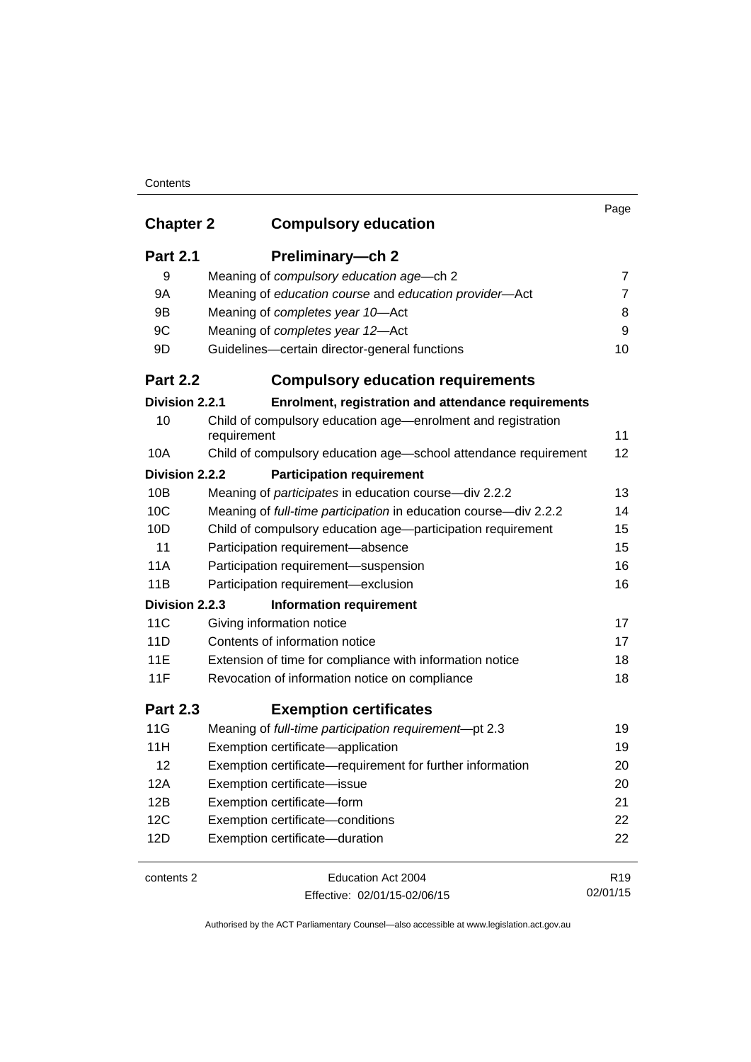| | | Page |
|---|---|---|
| **Chapter 2** | **Compulsory education** | |
| **Part 2.1** | **Preliminary—ch 2** | |
| 9 | Meaning of *compulsory education age*—ch 2 | 7 |
| 9A | Meaning of *education course* and *education provider*—Act | 7 |
| 9B | Meaning of *completes year 10*—Act | 8 |
| 9C | Meaning of *completes year 12*—Act | 9 |
| 9D | Guidelines—certain director-general functions | 10 |
| **Part 2.2** | **Compulsory education requirements** | |
| **Division 2.2.1** | **Enrolment, registration and attendance requirements** | |
| 10 | Child of compulsory education age—enrolment and registration requirement | 11 |
| 10A | Child of compulsory education age—school attendance requirement | 12 |
| **Division 2.2.2** | **Participation requirement** | |
| 10B | Meaning of *participates* in education course—div 2.2.2 | 13 |
| 10C | Meaning of *full-time participation* in education course—div 2.2.2 | 14 |
| 10D | Child of compulsory education age—participation requirement | 15 |
| 11 | Participation requirement—absence | 15 |
| 11A | Participation requirement—suspension | 16 |
| 11B | Participation requirement—exclusion | 16 |
| **Division 2.2.3** | **Information requirement** | |
| 11C | Giving information notice | 17 |
| 11D | Contents of information notice | 17 |
| 11E | Extension of time for compliance with information notice | 18 |
| 11F | Revocation of information notice on compliance | 18 |
| **Part 2.3** | **Exemption certificates** | |
| 11G | Meaning of *full-time participation requirement*—pt 2.3 | 19 |
| 11H | Exemption certificate—application | 19 |
| 12 | Exemption certificate—requirement for further information | 20 |
| 12A | Exemption certificate—issue | 20 |
| 12B | Exemption certificate—form | 21 |
| 12C | Exemption certificate—conditions | 22 |
| 12D | Exemption certificate—duration | 22 |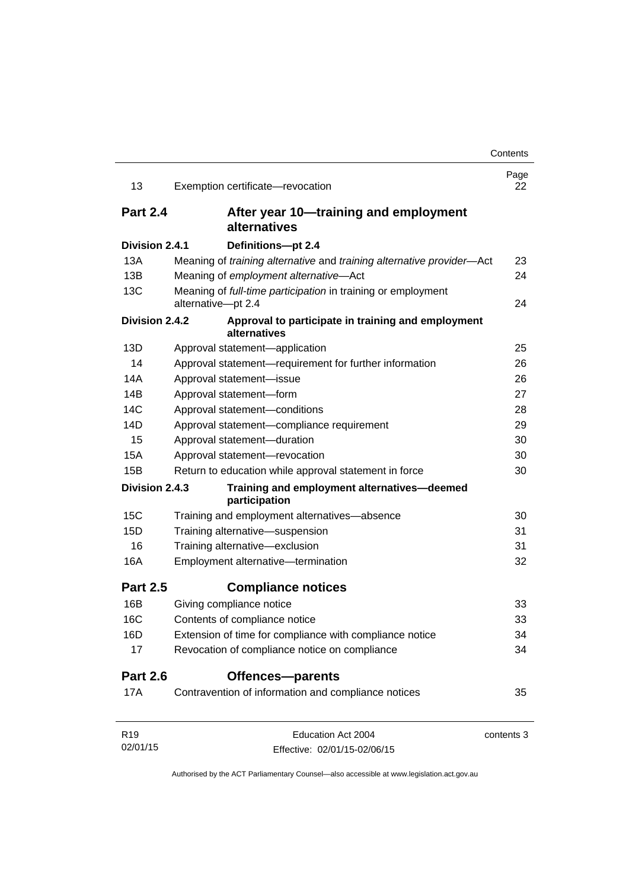| | | Page |
|---|---|---|
| 13 | Exemption certificate—revocation | 22 |
| **Part 2.4** | **After year 10—training and employment alternatives** | |
| **Division 2.4.1** | **Definitions—pt 2.4** | |
| 13A | Meaning of *training alternative* and *training alternative provider*—Act | 23 |
| 13B | Meaning of *employment alternative*—Act | 24 |
| 13C | Meaning of *full-time participation* in training or employment alternative—pt 2.4 | 24 |
| **Division 2.4.2** | **Approval to participate in training and employment alternatives** | |
| 13D | Approval statement—application | 25 |
| 14 | Approval statement—requirement for further information | 26 |
| 14A | Approval statement—issue | 26 |
| 14B | Approval statement—form | 27 |
| 14C | Approval statement—conditions | 28 |
| 14D | Approval statement—compliance requirement | 29 |
| 15 | Approval statement—duration | 30 |
| 15A | Approval statement—revocation | 30 |
| 15B | Return to education while approval statement in force | 30 |
| **Division 2.4.3** | **Training and employment alternatives—deemed participation** | |
| 15C | Training and employment alternatives—absence | 30 |
| 15D | Training alternative—suspension | 31 |
| 16 | Training alternative—exclusion | 31 |
| 16A | Employment alternative—termination | 32 |
| **Part 2.5** | **Compliance notices** | |
| 16B | Giving compliance notice | 33 |
| 16C | Contents of compliance notice | 33 |
| 16D | Extension of time for compliance with compliance notice | 34 |
| 17 | Revocation of compliance notice on compliance | 34 |
| **Part 2.6** | **Offences—parents** | |
| 17A | Contravention of information and compliance notices | 35 |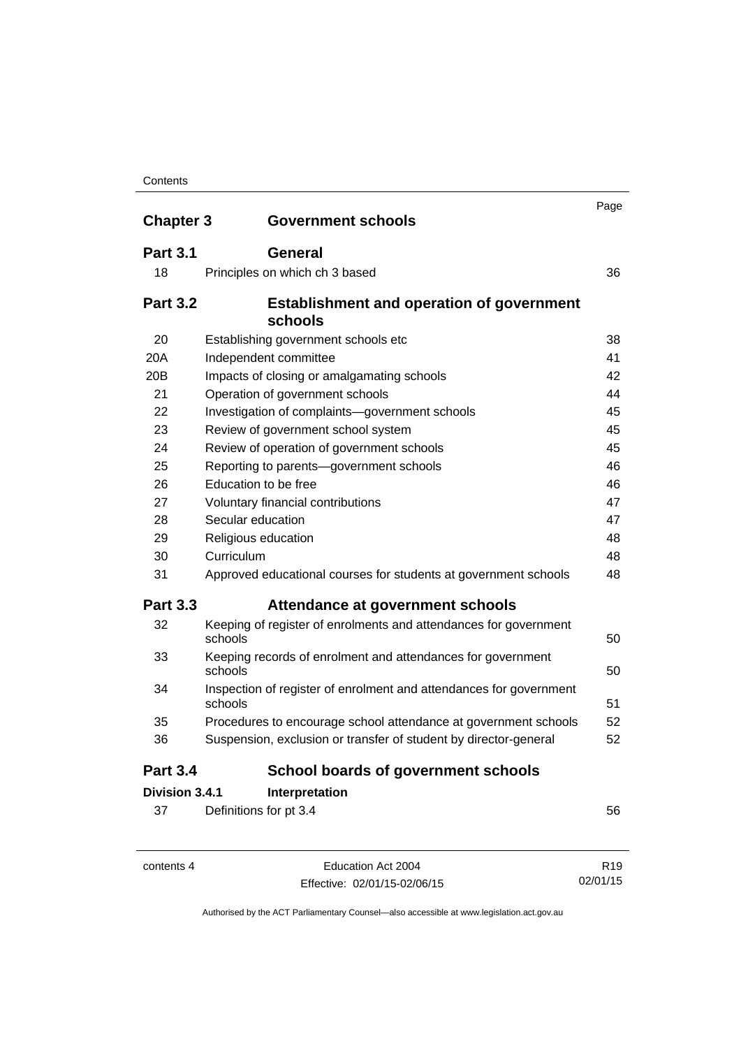| | | Page |
|---|---|---|
| **Chapter 3** | **Government schools** | |
| **Part 3.1** | **General** | |
| 18 | Principles on which ch 3 based | 36 |
| **Part 3.2** | **Establishment and operation of government schools** | |
| 20 | Establishing government schools etc | 38 |
| 20A | Independent committee | 41 |
| 20B | Impacts of closing or amalgamating schools | 42 |
| 21 | Operation of government schools | 44 |
| 22 | Investigation of complaints—government schools | 45 |
| 23 | Review of government school system | 45 |
| 24 | Review of operation of government schools | 45 |
| 25 | Reporting to parents—government schools | 46 |
| 26 | Education to be free | 46 |
| 27 | Voluntary financial contributions | 47 |
| 28 | Secular education | 47 |
| 29 | Religious education | 48 |
| 30 | Curriculum | 48 |
| 31 | Approved educational courses for students at government schools | 48 |
| **Part 3.3** | **Attendance at government schools** | |
| 32 | Keeping of register of enrolments and attendances for government schools | 50 |
| 33 | Keeping records of enrolment and attendances for government schools | 50 |
| 34 | Inspection of register of enrolment and attendances for government schools | 51 |
| 35 | Procedures to encourage school attendance at government schools | 52 |
| 36 | Suspension, exclusion or transfer of student by director-general | 52 |
| **Part 3.4** | **School boards of government schools** | |
| **Division 3.4.1** | **Interpretation** | |
| 37 | Definitions for pt 3.4 | 56 |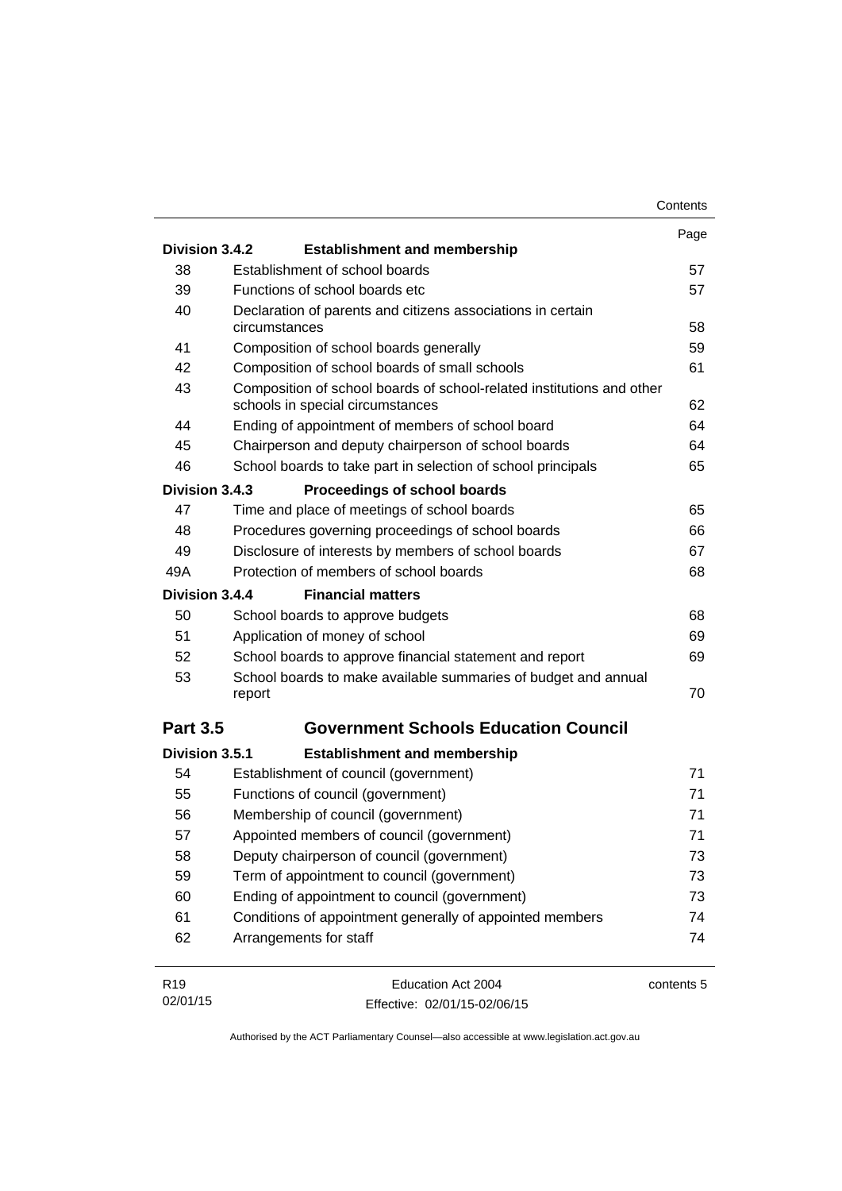| | | Page |
|---|---|---|
| **Division 3.4.2** | **Establishment and membership** | |
| 38 | Establishment of school boards | 57 |
| 39 | Functions of school boards etc | 57 |
| 40 | Declaration of parents and citizens associations in certain circumstances | 58 |
| 41 | Composition of school boards generally | 59 |
| 42 | Composition of school boards of small schools | 61 |
| 43 | Composition of school boards of school-related institutions and other schools in special circumstances | 62 |
| 44 | Ending of appointment of members of school board | 64 |
| 45 | Chairperson and deputy chairperson of school boards | 64 |
| 46 | School boards to take part in selection of school principals | 65 |
| **Division 3.4.3** | **Proceedings of school boards** | |
| 47 | Time and place of meetings of school boards | 65 |
| 48 | Procedures governing proceedings of school boards | 66 |
| 49 | Disclosure of interests by members of school boards | 67 |
| 49A | Protection of members of school boards | 68 |
| **Division 3.4.4** | **Financial matters** | |
| 50 | School boards to approve budgets | 68 |
| 51 | Application of money of school | 69 |
| 52 | School boards to approve financial statement and report | 69 |
| 53 | School boards to make available summaries of budget and annual report | 70 |
| **Part 3.5** | **Government Schools Education Council** | |
| **Division 3.5.1** | **Establishment and membership** | |
| 54 | Establishment of council (government) | 71 |
| 55 | Functions of council (government) | 71 |
| 56 | Membership of council (government) | 71 |
| 57 | Appointed members of council (government) | 71 |
| 58 | Deputy chairperson of council (government) | 73 |
| 59 | Term of appointment to council (government) | 73 |
| 60 | Ending of appointment to council (government) | 73 |
| 61 | Conditions of appointment generally of appointed members | 74 |
| 62 | Arrangements for staff | 74 |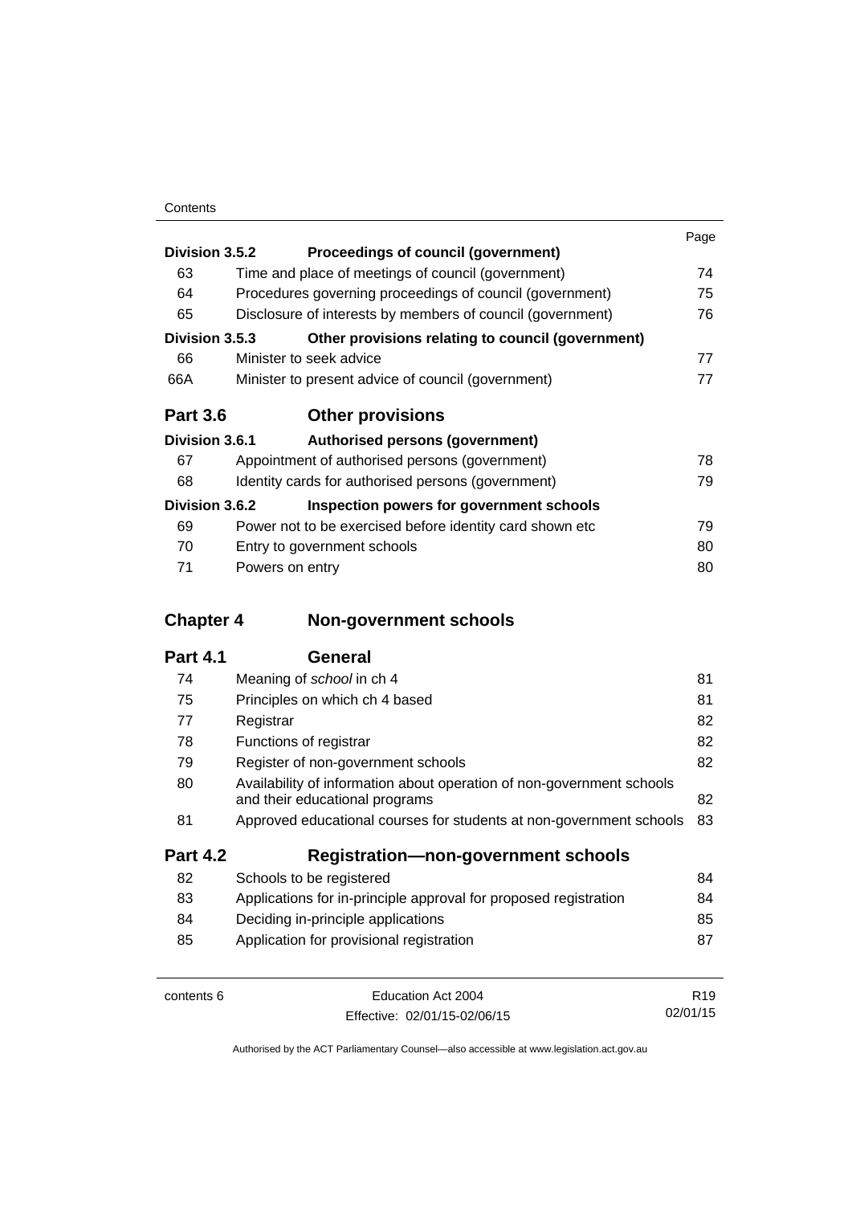| | | Page |
|---|---|---|
| **Division 3.5.2** | **Proceedings of council (government)** | |
| 63 | Time and place of meetings of council (government) | 74 |
| 64 | Procedures governing proceedings of council (government) | 75 |
| 65 | Disclosure of interests by members of council (government) | 76 |
| **Division 3.5.3** | **Other provisions relating to council (government)** | |
| 66 | Minister to seek advice | 77 |
| 66A | Minister to present advice of council (government) | 77 |

## Part 3.6 Other provisions

| | | |
|---|---|---|
| **Division 3.6.1** | **Authorised persons (government)** | |
| 67 | Appointment of authorised persons (government) | 78 |
| 68 | Identity cards for authorised persons (government) | 79 |
| **Division 3.6.2** | **Inspection powers for government schools** | |
| 69 | Power not to be exercised before identity card shown etc | 79 |
| 70 | Entry to government schools | 80 |
| 71 | Powers on entry | 80 |

# Chapter 4 Non-government schools

## Part 4.1 General

| | | |
|---|---|---|
| 74 | Meaning of *school* in ch 4 | 81 |
| 75 | Principles on which ch 4 based | 81 |
| 77 | Registrar | 82 |
| 78 | Functions of registrar | 82 |
| 79 | Register of non-government schools | 82 |
| 80 | Availability of information about operation of non-government schools and their educational programs | 82 |
| 81 | Approved educational courses for students at non-government schools | 83 |

## Part 4.2 Registration—non-government schools

| | | |
|---|---|---|
| 82 | Schools to be registered | 84 |
| 83 | Applications for in-principle approval for proposed registration | 84 |
| 84 | Deciding in-principle applications | 85 |
| 85 | Application for provisional registration | 87 |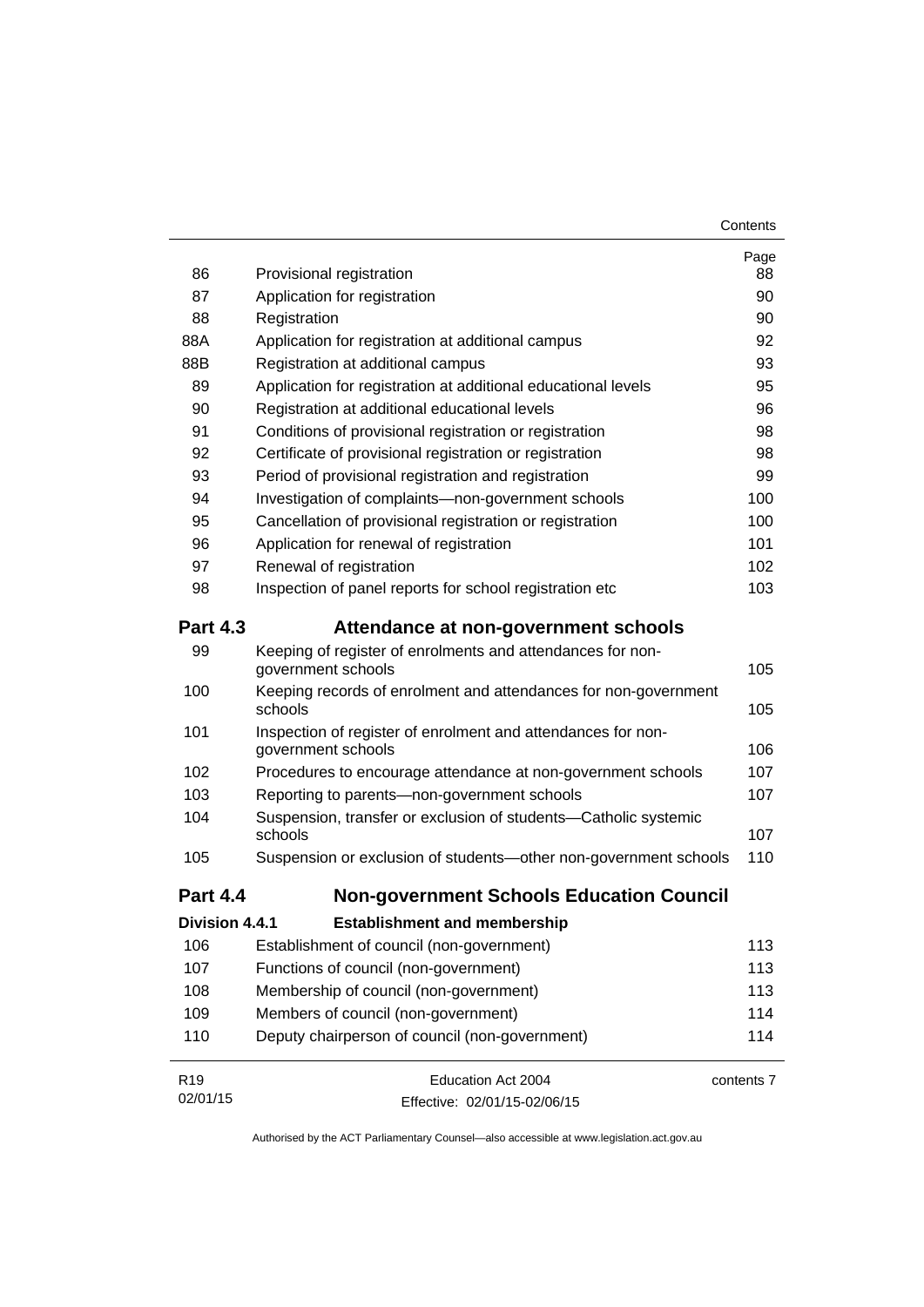| | | Page |
|---|---|---|
| 86 | Provisional registration | 88 |
| 87 | Application for registration | 90 |
| 88 | Registration | 90 |
| 88A | Application for registration at additional campus | 92 |
| 88B | Registration at additional campus | 93 |
| 89 | Application for registration at additional educational levels | 95 |
| 90 | Registration at additional educational levels | 96 |
| 91 | Conditions of provisional registration or registration | 98 |
| 92 | Certificate of provisional registration or registration | 98 |
| 93 | Period of provisional registration and registration | 99 |
| 94 | Investigation of complaints—non-government schools | 100 |
| 95 | Cancellation of provisional registration or registration | 100 |
| 96 | Application for renewal of registration | 101 |
| 97 | Renewal of registration | 102 |
| 98 | Inspection of panel reports for school registration etc | 103 |

## Part 4.3 Attendance at non-government schools

| | | |
|---|---|---|
| 99 | Keeping of register of enrolments and attendances for non-government schools | 105 |
| 100 | Keeping records of enrolment and attendances for non-government schools | 105 |
| 101 | Inspection of register of enrolment and attendances for non-government schools | 106 |
| 102 | Procedures to encourage attendance at non-government schools | 107 |
| 103 | Reporting to parents—non-government schools | 107 |
| 104 | Suspension, transfer or exclusion of students—Catholic systemic schools | 107 |
| 105 | Suspension or exclusion of students—other non-government schools | 110 |

## Part 4.4 Non-government Schools Education Council

### Division 4.4.1 Establishment and membership

| | | |
|---|---|---|
| 106 | Establishment of council (non-government) | 113 |
| 107 | Functions of council (non-government) | 113 |
| 108 | Membership of council (non-government) | 113 |
| 109 | Members of council (non-government) | 114 |
| 110 | Deputy chairperson of council (non-government) | 114 |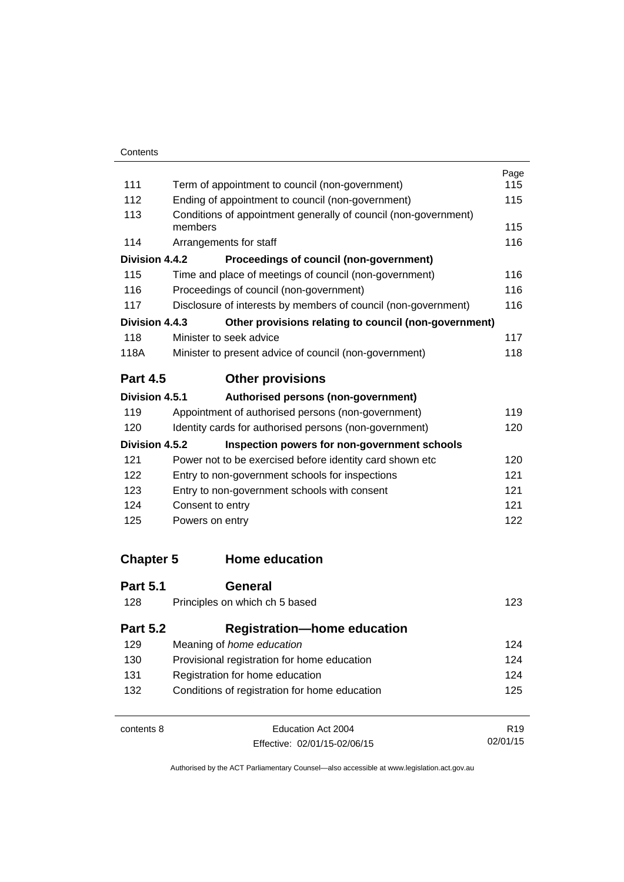| | | Page |
|---|---|---|
| 111 | Term of appointment to council (non-government) | 115 |
| 112 | Ending of appointment to council (non-government) | 115 |
| 113 | Conditions of appointment generally of council (non-government) members | 115 |
| 114 | Arrangements for staff | 116 |
| **Division 4.4.2** | **Proceedings of council (non-government)** | |
| 115 | Time and place of meetings of council (non-government) | 116 |
| 116 | Proceedings of council (non-government) | 116 |
| 117 | Disclosure of interests by members of council (non-government) | 116 |
| **Division 4.4.3** | **Other provisions relating to council (non-government)** | |
| 118 | Minister to seek advice | 117 |
| 118A | Minister to present advice of council (non-government) | 118 |

## Part 4.5 Other provisions

| | | |
|---|---|---|
| **Division 4.5.1** | **Authorised persons (non-government)** | |
| 119 | Appointment of authorised persons (non-government) | 119 |
| 120 | Identity cards for authorised persons (non-government) | 120 |
| **Division 4.5.2** | **Inspection powers for non-government schools** | |
| 121 | Power not to be exercised before identity card shown etc | 120 |
| 122 | Entry to non-government schools for inspections | 121 |
| 123 | Entry to non-government schools with consent | 121 |
| 124 | Consent to entry | 121 |
| 125 | Powers on entry | 122 |

# Chapter 5 Home education

## Part 5.1 General

| | | |
|---|---|---|
| 128 | Principles on which ch 5 based | 123 |

## Part 5.2 Registration—home education

| | | |
|---|---|---|
| 129 | Meaning of *home education* | 124 |
| 130 | Provisional registration for home education | 124 |
| 131 | Registration for home education | 124 |
| 132 | Conditions of registration for home education | 125 |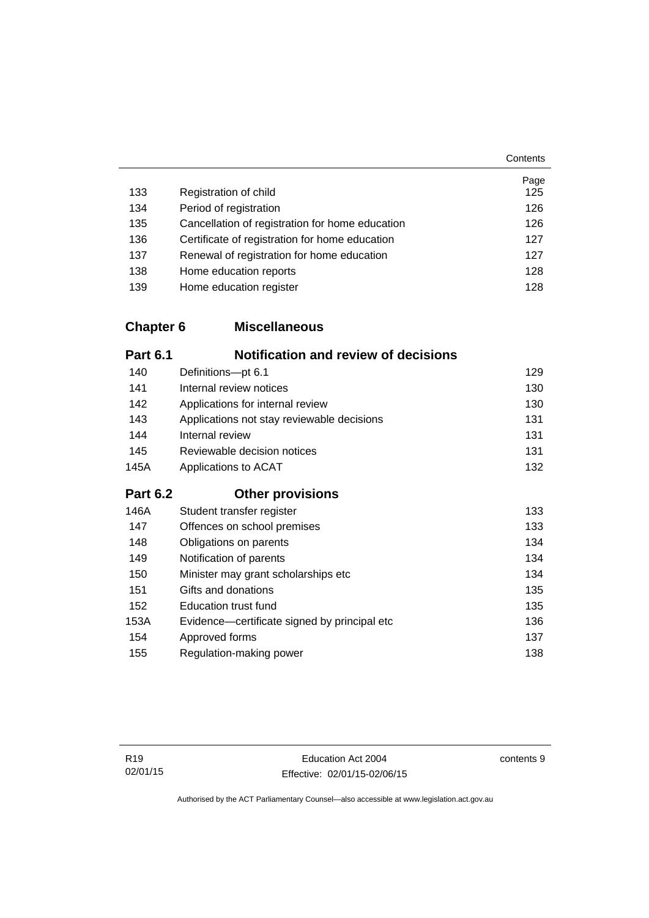| | | Page |
|---|---|---|
| 133 | Registration of child | 125 |
| 134 | Period of registration | 126 |
| 135 | Cancellation of registration for home education | 126 |
| 136 | Certificate of registration for home education | 127 |
| 137 | Renewal of registration for home education | 127 |
| 138 | Home education reports | 128 |
| 139 | Home education register | 128 |

## Chapter 6 Miscellaneous

### Part 6.1 Notification and review of decisions

| | | |
|---|---|---|
| 140 | Definitions—pt 6.1 | 129 |
| 141 | Internal review notices | 130 |
| 142 | Applications for internal review | 130 |
| 143 | Applications not stay reviewable decisions | 131 |
| 144 | Internal review | 131 |
| 145 | Reviewable decision notices | 131 |
| 145A | Applications to ACAT | 132 |

### Part 6.2 Other provisions

| | | |
|---|---|---|
| 146A | Student transfer register | 133 |
| 147 | Offences on school premises | 133 |
| 148 | Obligations on parents | 134 |
| 149 | Notification of parents | 134 |
| 150 | Minister may grant scholarships etc | 134 |
| 151 | Gifts and donations | 135 |
| 152 | Education trust fund | 135 |
| 153A | Evidence—certificate signed by principal etc | 136 |
| 154 | Approved forms | 137 |
| 155 | Regulation-making power | 138 |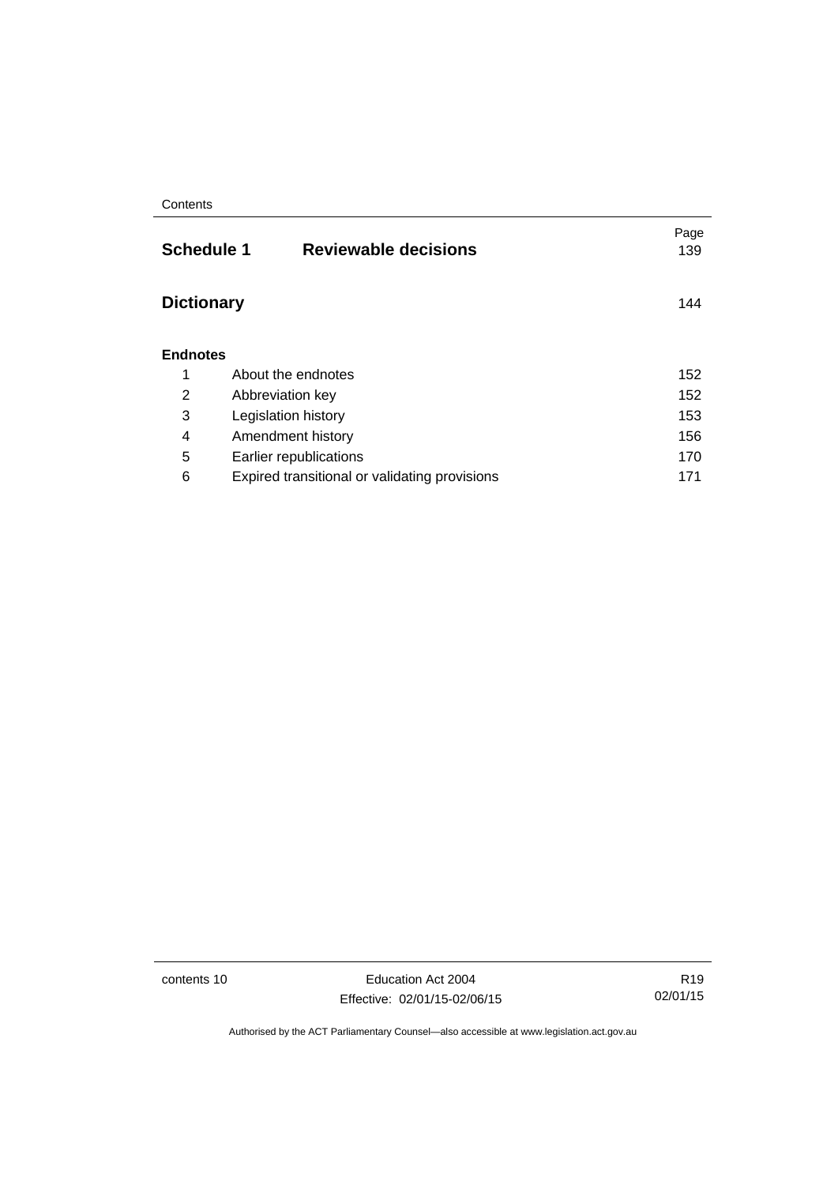| | | Page |
|---|---|---|
| **Schedule 1** | **Reviewable decisions** | 139 |
| **Dictionary** | | 144 |
| **Endnotes** | | |
| 1 | About the endnotes | 152 |
| 2 | Abbreviation key | 152 |
| 3 | Legislation history | 153 |
| 4 | Amendment history | 156 |
| 5 | Earlier republications | 170 |
| 6 | Expired transitional or validating provisions | 171 |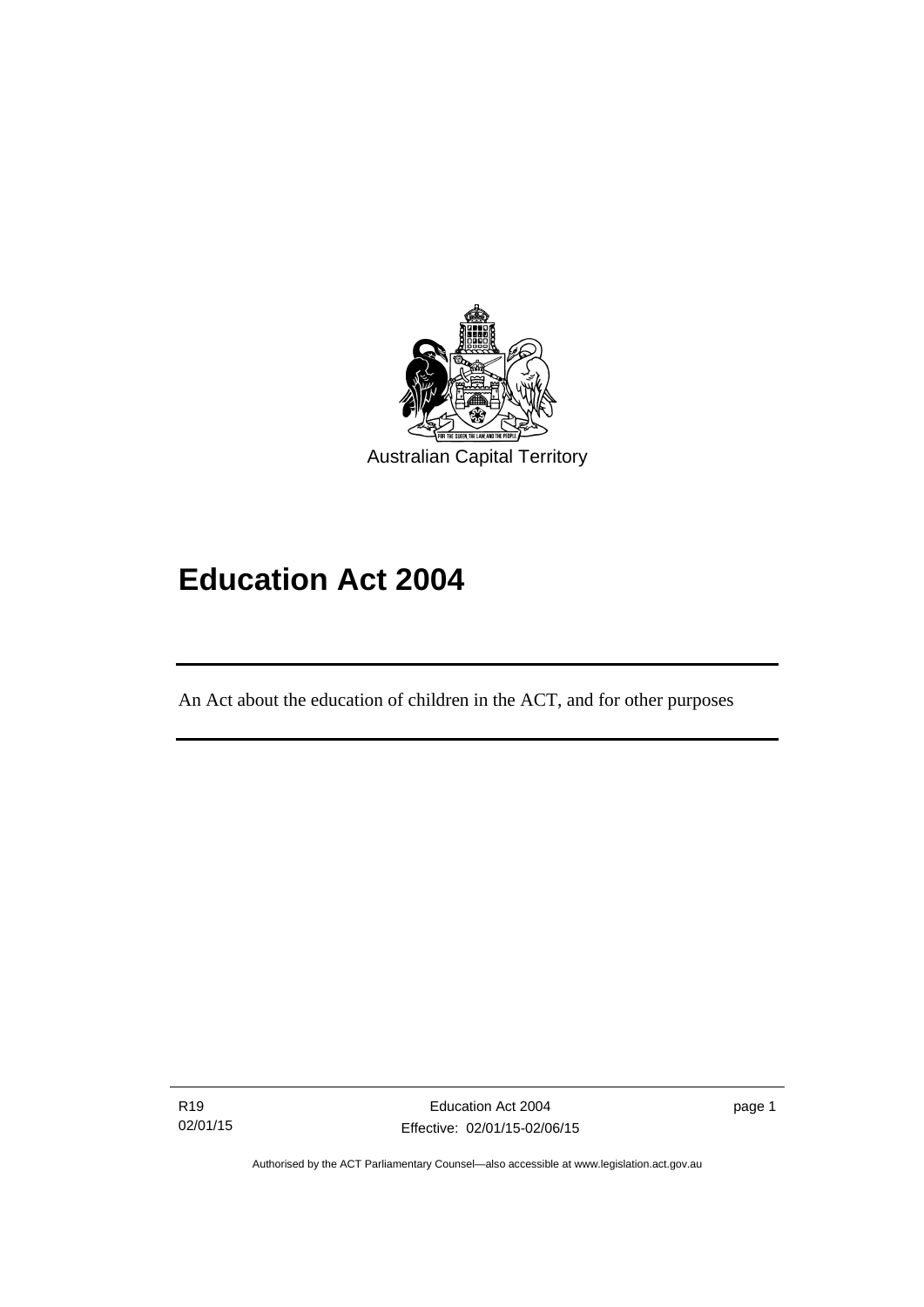Australian Capital Territory

# Education Act 2004

An Act about the education of children in the ACT, and for other purposes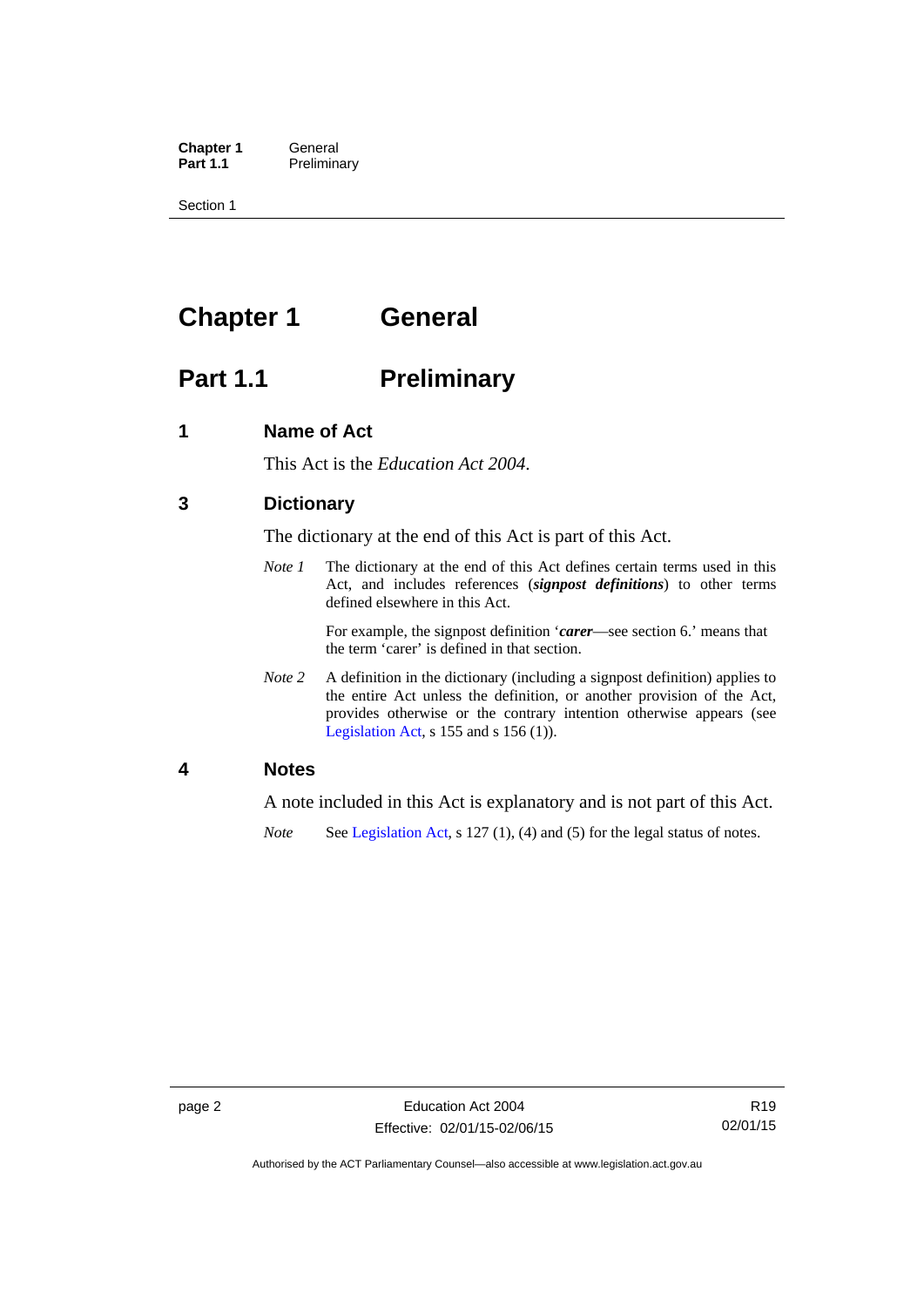# Chapter 1 General

## Part 1.1 Preliminary

### 1 Name of Act

This Act is the *Education Act 2004*.

### 3 Dictionary

The dictionary at the end of this Act is part of this Act.

*Note 1* The dictionary at the end of this Act defines certain terms used in this Act, and includes references (***signpost definitions***) to other terms defined elsewhere in this Act.

For example, the signpost definition '***carer***—see section 6.' means that the term 'carer' is defined in that section.

*Note 2* A definition in the dictionary (including a signpost definition) applies to the entire Act unless the definition, or another provision of the Act, provides otherwise or the contrary intention otherwise appears (see Legislation Act, s 155 and s 156 (1)).

### 4 Notes

A note included in this Act is explanatory and is not part of this Act.

*Note* See Legislation Act, s 127 (1), (4) and (5) for the legal status of notes.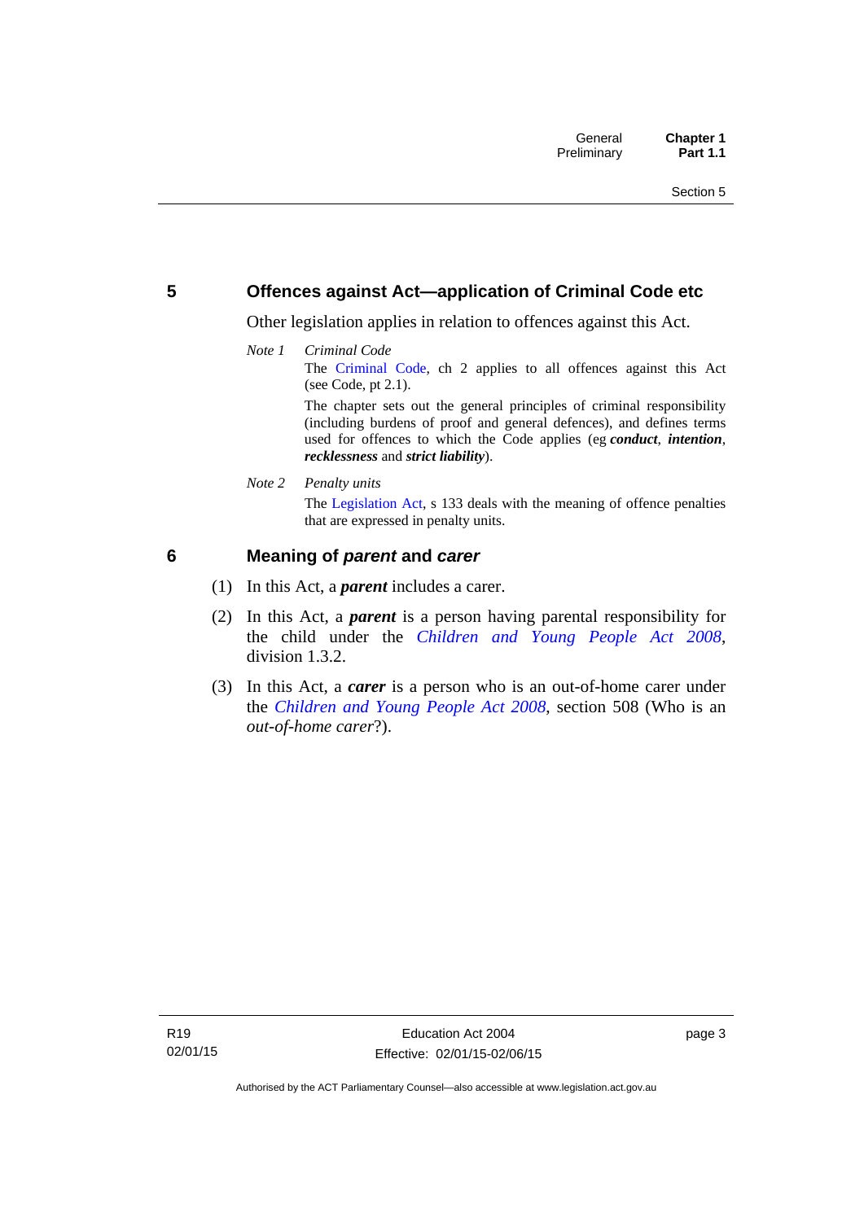## 5 Offences against Act—application of Criminal Code etc

Other legislation applies in relation to offences against this Act.

*Note 1* *Criminal Code*

The Criminal Code, ch 2 applies to all offences against this Act (see Code, pt 2.1).

The chapter sets out the general principles of criminal responsibility (including burdens of proof and general defences), and defines terms used for offences to which the Code applies (eg ***conduct***, ***intention***, ***recklessness*** and ***strict liability***).

*Note 2* *Penalty units*

The Legislation Act, s 133 deals with the meaning of offence penalties that are expressed in penalty units.

## 6 Meaning of *parent* and *carer*

(1) In this Act, a ***parent*** includes a carer.

(2) In this Act, a ***parent*** is a person having parental responsibility for the child under the *Children and Young People Act 2008*, division 1.3.2.

(3) In this Act, a ***carer*** is a person who is an out-of-home carer under the *Children and Young People Act 2008*, section 508 (Who is an *out-of-home carer*?).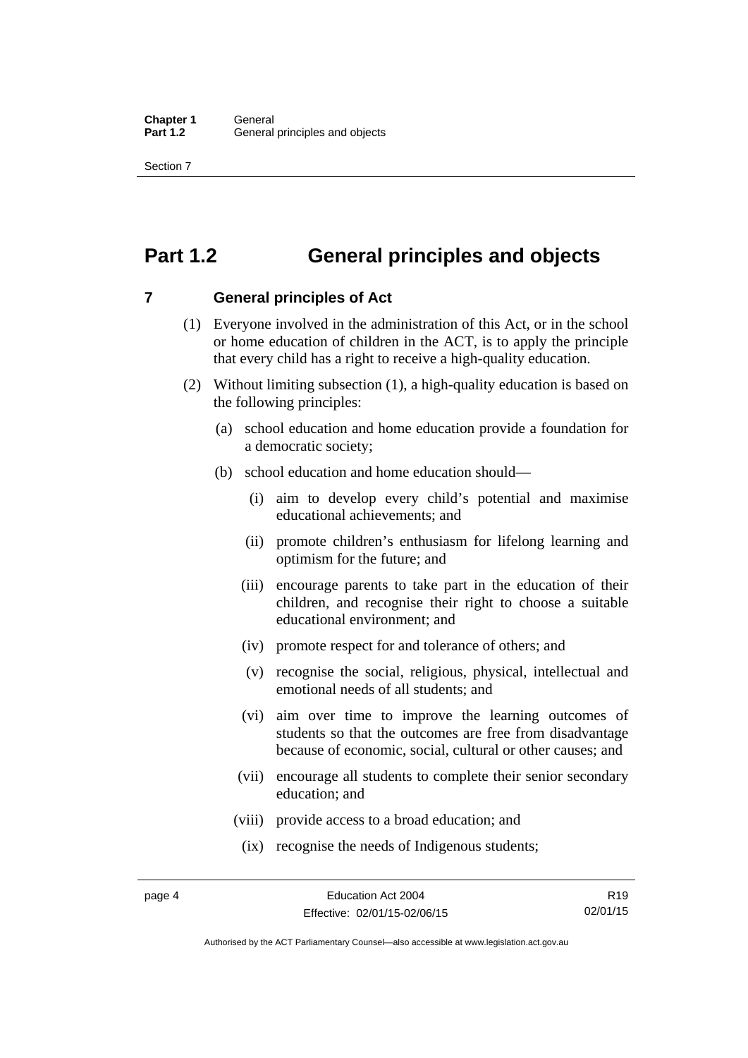# Part 1.2 General principles and objects

## 7 General principles of Act

(1) Everyone involved in the administration of this Act, or in the school or home education of children in the ACT, is to apply the principle that every child has a right to receive a high-quality education.

(2) Without limiting subsection (1), a high-quality education is based on the following principles:

(a) school education and home education provide a foundation for a democratic society;

(b) school education and home education should—

(i) aim to develop every child's potential and maximise educational achievements; and

(ii) promote children's enthusiasm for lifelong learning and optimism for the future; and

(iii) encourage parents to take part in the education of their children, and recognise their right to choose a suitable educational environment; and

(iv) promote respect for and tolerance of others; and

(v) recognise the social, religious, physical, intellectual and emotional needs of all students; and

(vi) aim over time to improve the learning outcomes of students so that the outcomes are free from disadvantage because of economic, social, cultural or other causes; and

(vii) encourage all students to complete their senior secondary education; and

(viii) provide access to a broad education; and

(ix) recognise the needs of Indigenous students;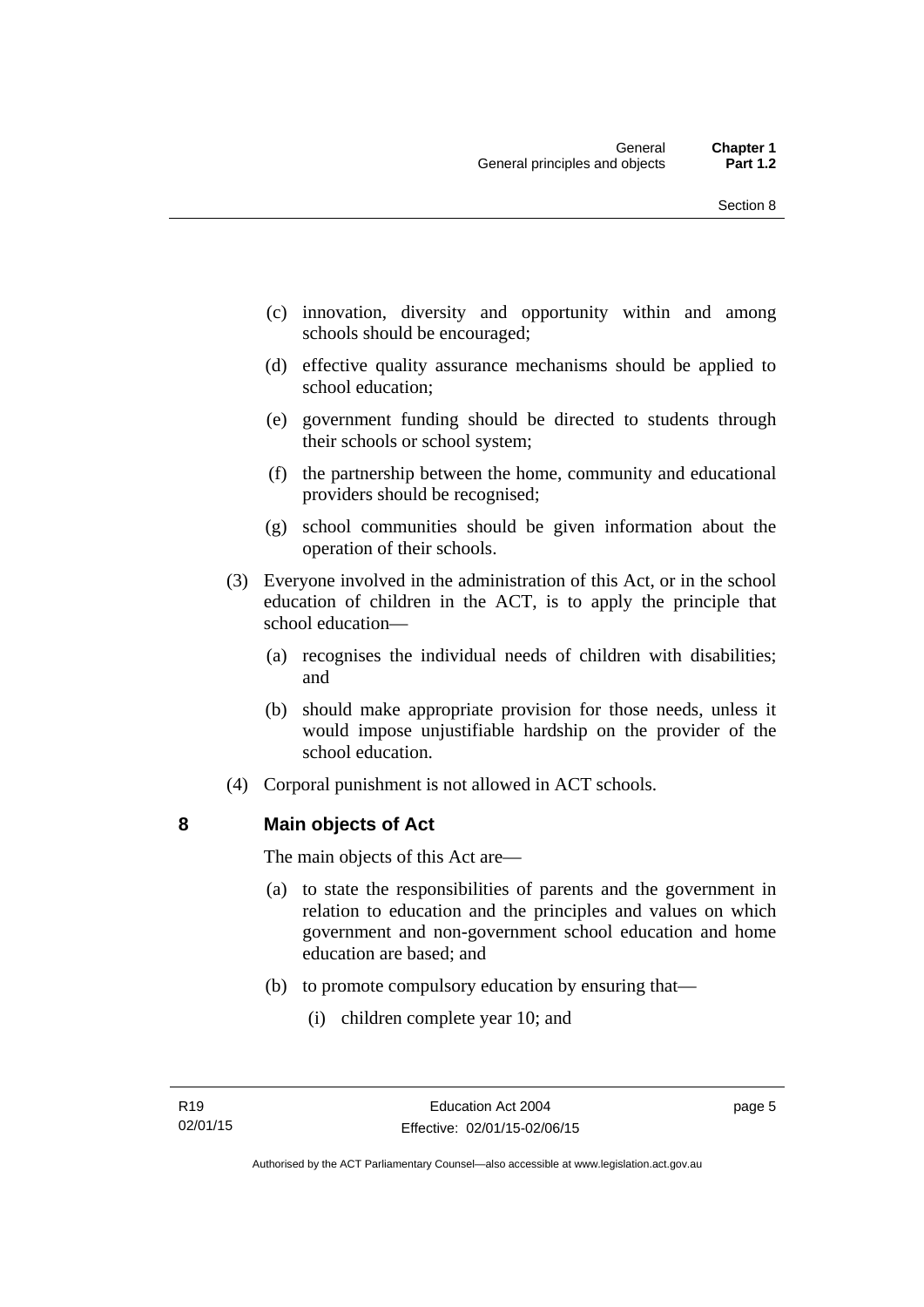(c) innovation, diversity and opportunity within and among schools should be encouraged;

(d) effective quality assurance mechanisms should be applied to school education;

(e) government funding should be directed to students through their schools or school system;

(f) the partnership between the home, community and educational providers should be recognised;

(g) school communities should be given information about the operation of their schools.

(3) Everyone involved in the administration of this Act, or in the school education of children in the ACT, is to apply the principle that school education—

(a) recognises the individual needs of children with disabilities; and

(b) should make appropriate provision for those needs, unless it would impose unjustifiable hardship on the provider of the school education.

(4) Corporal punishment is not allowed in ACT schools.

## 8 Main objects of Act

The main objects of this Act are—

(a) to state the responsibilities of parents and the government in relation to education and the principles and values on which government and non-government school education and home education are based; and

(b) to promote compulsory education by ensuring that—

(i) children complete year 10; and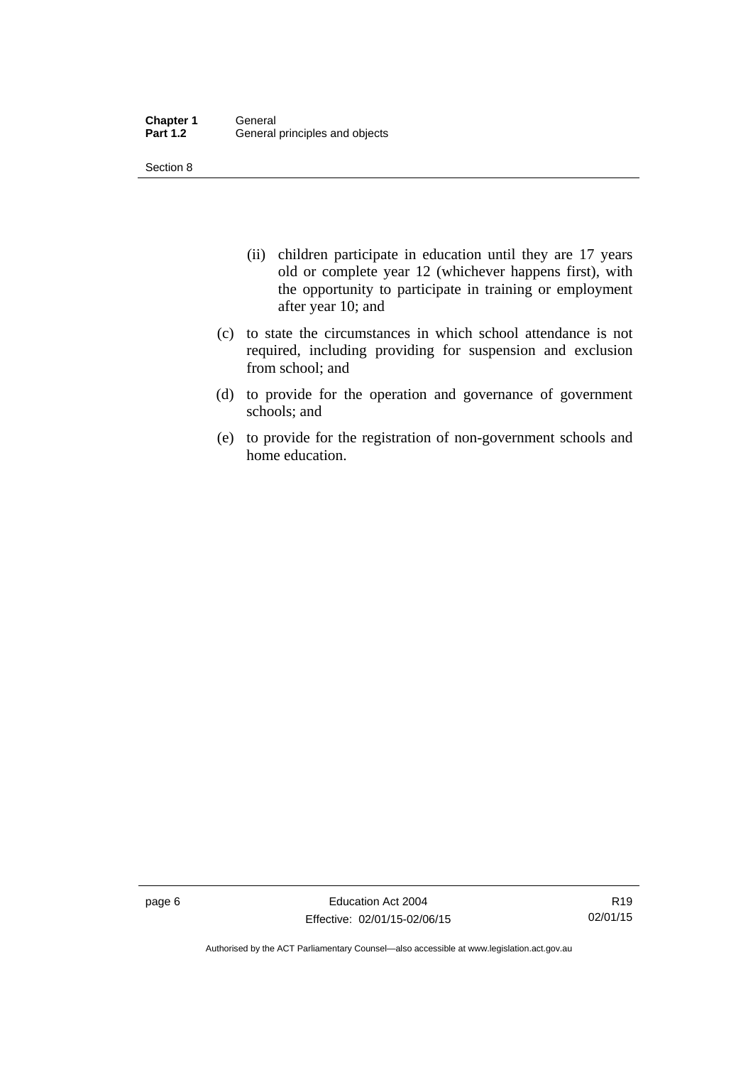(ii) children participate in education until they are 17 years old or complete year 12 (whichever happens first), with the opportunity to participate in training or employment after year 10; and

(c) to state the circumstances in which school attendance is not required, including providing for suspension and exclusion from school; and

(d) to provide for the operation and governance of government schools; and

(e) to provide for the registration of non-government schools and home education.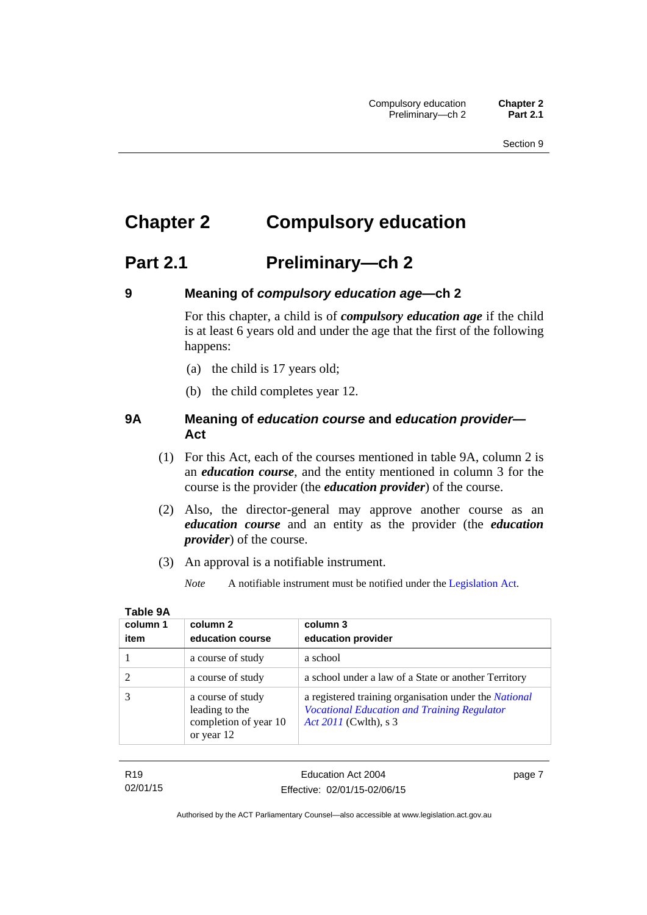# Chapter 2 Compulsory education

## Part 2.1 Preliminary—ch 2

### 9 Meaning of *compulsory education age*—ch 2

For this chapter, a child is of ***compulsory education age*** if the child is at least 6 years old and under the age that the first of the following happens:

(a) the child is 17 years old;

(b) the child completes year 12.

### 9A Meaning of *education course* and *education provider*—Act

(1) For this Act, each of the courses mentioned in table 9A, column 2 is an ***education course***, and the entity mentioned in column 3 for the course is the provider (the ***education provider***) of the course.

(2) Also, the director-general may approve another course as an ***education course*** and an entity as the provider (the ***education provider***) of the course.

(3) An approval is a notifiable instrument.

*Note* A notifiable instrument must be notified under the Legislation Act.

**Table 9A**

| column 1 item | column 2 education course | column 3 education provider |
|---|---|---|
| 1 | a course of study | a school |
| 2 | a course of study | a school under a law of a State or another Territory |
| 3 | a course of study leading to the completion of year 10 or year 12 | a registered training organisation under the *National Vocational Education and Training Regulator Act 2011* (Cwlth), s 3 |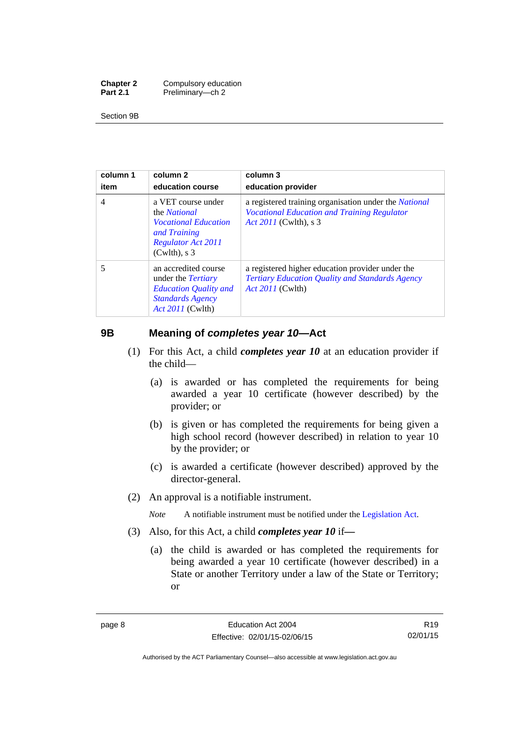| column 1<br>item | column 2<br>education course | column 3<br>education provider |
|---|---|---|
| 4 | a VET course under the *National Vocational Education and Training Regulator Act 2011* (Cwlth), s 3 | a registered training organisation under the *National Vocational Education and Training Regulator Act 2011* (Cwlth), s 3 |
| 5 | an accredited course under the *Tertiary Education Quality and Standards Agency Act 2011* (Cwlth) | a registered higher education provider under the *Tertiary Education Quality and Standards Agency Act 2011* (Cwlth) |

## 9B Meaning of *completes year 10*—Act

(1) For this Act, a child ***completes year 10*** at an education provider if the child—

(a) is awarded or has completed the requirements for being awarded a year 10 certificate (however described) by the provider; or

(b) is given or has completed the requirements for being given a high school record (however described) in relation to year 10 by the provider; or

(c) is awarded a certificate (however described) approved by the director-general.

(2) An approval is a notifiable instrument.

*Note* A notifiable instrument must be notified under the Legislation Act.

(3) Also, for this Act, a child ***completes year 10*** if—

(a) the child is awarded or has completed the requirements for being awarded a year 10 certificate (however described) in a State or another Territory under a law of the State or Territory; or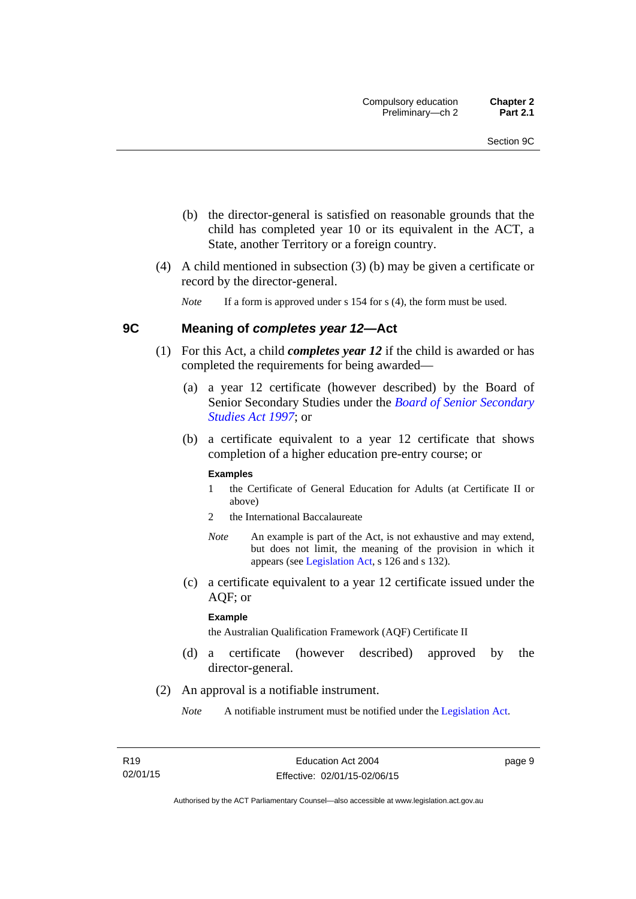(b) the director-general is satisfied on reasonable grounds that the child has completed year 10 or its equivalent in the ACT, a State, another Territory or a foreign country.

(4) A child mentioned in subsection (3) (b) may be given a certificate or record by the director-general.

*Note* If a form is approved under s 154 for s (4), the form must be used.

## 9C Meaning of *completes year 12*—Act

(1) For this Act, a child ***completes year 12*** if the child is awarded or has completed the requirements for being awarded—

(a) a year 12 certificate (however described) by the Board of Senior Secondary Studies under the *Board of Senior Secondary Studies Act 1997*; or

(b) a certificate equivalent to a year 12 certificate that shows completion of a higher education pre-entry course; or

**Examples**

1 the Certificate of General Education for Adults (at Certificate II or above)

2 the International Baccalaureate

*Note* An example is part of the Act, is not exhaustive and may extend, but does not limit, the meaning of the provision in which it appears (see Legislation Act, s 126 and s 132).

(c) a certificate equivalent to a year 12 certificate issued under the AQF; or

**Example**

the Australian Qualification Framework (AQF) Certificate II

(d) a certificate (however described) approved by the director-general.

(2) An approval is a notifiable instrument.

*Note* A notifiable instrument must be notified under the Legislation Act.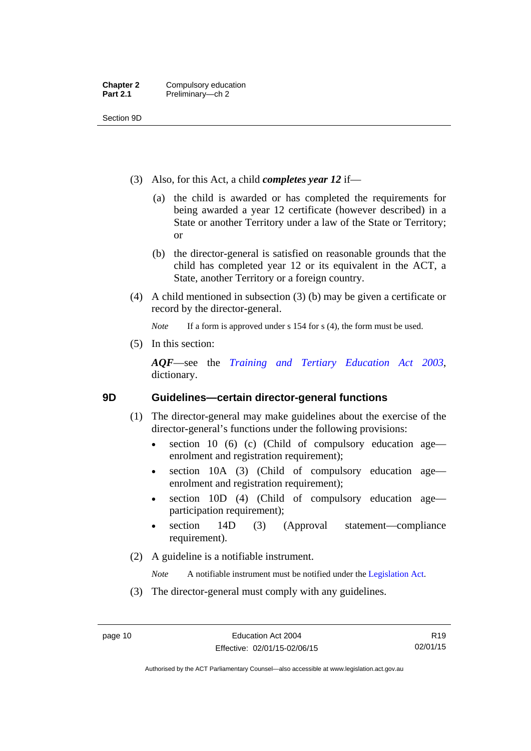(3) Also, for this Act, a child ***completes year 12*** if—

(a) the child is awarded or has completed the requirements for being awarded a year 12 certificate (however described) in a State or another Territory under a law of the State or Territory; or

(b) the director-general is satisfied on reasonable grounds that the child has completed year 12 or its equivalent in the ACT, a State, another Territory or a foreign country.

(4) A child mentioned in subsection (3) (b) may be given a certificate or record by the director-general.

*Note* If a form is approved under s 154 for s (4), the form must be used.

(5) In this section:

***AQF***—see the *Training and Tertiary Education Act 2003*, dictionary.

## 9D Guidelines—certain director-general functions

(1) The director-general may make guidelines about the exercise of the director-general's functions under the following provisions:

- section 10 (6) (c) (Child of compulsory education age—enrolment and registration requirement);
- section 10A (3) (Child of compulsory education age—enrolment and registration requirement);
- section 10D (4) (Child of compulsory education age—participation requirement);
- section 14D (3) (Approval statement—compliance requirement).

(2) A guideline is a notifiable instrument.

*Note* A notifiable instrument must be notified under the Legislation Act.

(3) The director-general must comply with any guidelines.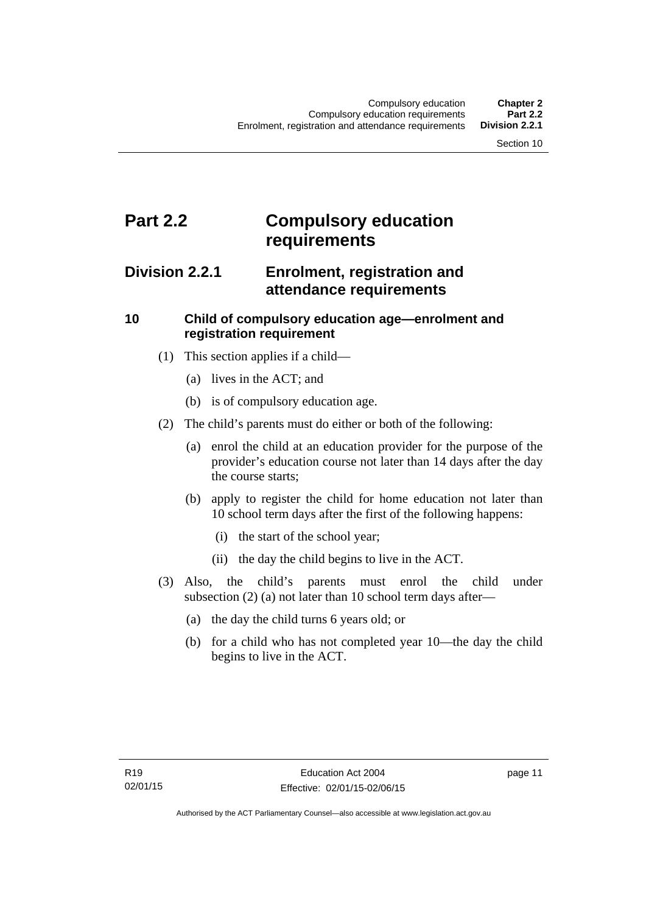# Part 2.2 Compulsory education requirements

## Division 2.2.1 Enrolment, registration and attendance requirements

### 10 Child of compulsory education age—enrolment and registration requirement

(1) This section applies if a child—

(a) lives in the ACT; and

(b) is of compulsory education age.

(2) The child's parents must do either or both of the following:

(a) enrol the child at an education provider for the purpose of the provider's education course not later than 14 days after the day the course starts;

(b) apply to register the child for home education not later than 10 school term days after the first of the following happens:

(i) the start of the school year;

(ii) the day the child begins to live in the ACT.

(3) Also, the child's parents must enrol the child under subsection (2) (a) not later than 10 school term days after—

(a) the day the child turns 6 years old; or

(b) for a child who has not completed year 10—the day the child begins to live in the ACT.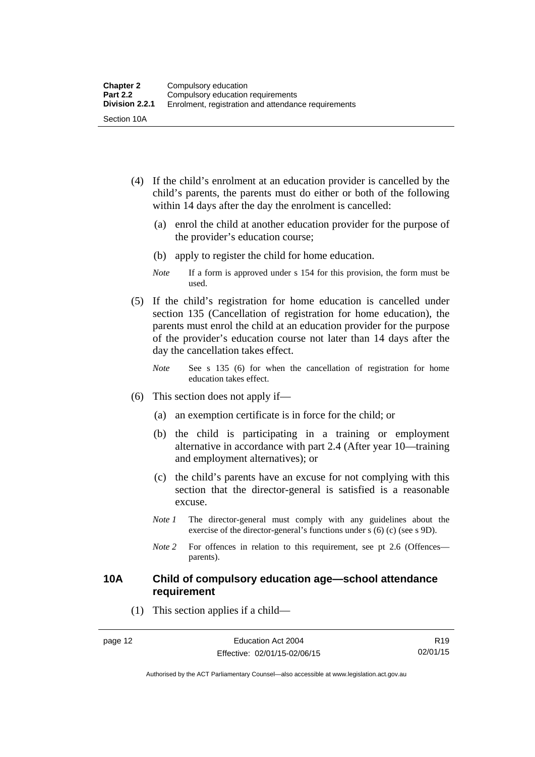(4) If the child's enrolment at an education provider is cancelled by the child's parents, the parents must do either or both of the following within 14 days after the day the enrolment is cancelled:

(a) enrol the child at another education provider for the purpose of the provider's education course;

(b) apply to register the child for home education.

*Note* If a form is approved under s 154 for this provision, the form must be used.

(5) If the child's registration for home education is cancelled under section 135 (Cancellation of registration for home education), the parents must enrol the child at an education provider for the purpose of the provider's education course not later than 14 days after the day the cancellation takes effect.

*Note* See s 135 (6) for when the cancellation of registration for home education takes effect.

(6) This section does not apply if—

(a) an exemption certificate is in force for the child; or

(b) the child is participating in a training or employment alternative in accordance with part 2.4 (After year 10—training and employment alternatives); or

(c) the child's parents have an excuse for not complying with this section that the director-general is satisfied is a reasonable excuse.

*Note 1* The director-general must comply with any guidelines about the exercise of the director-general's functions under s (6) (c) (see s 9D).

*Note 2* For offences in relation to this requirement, see pt 2.6 (Offences—parents).

### 10A Child of compulsory education age—school attendance requirement

(1) This section applies if a child—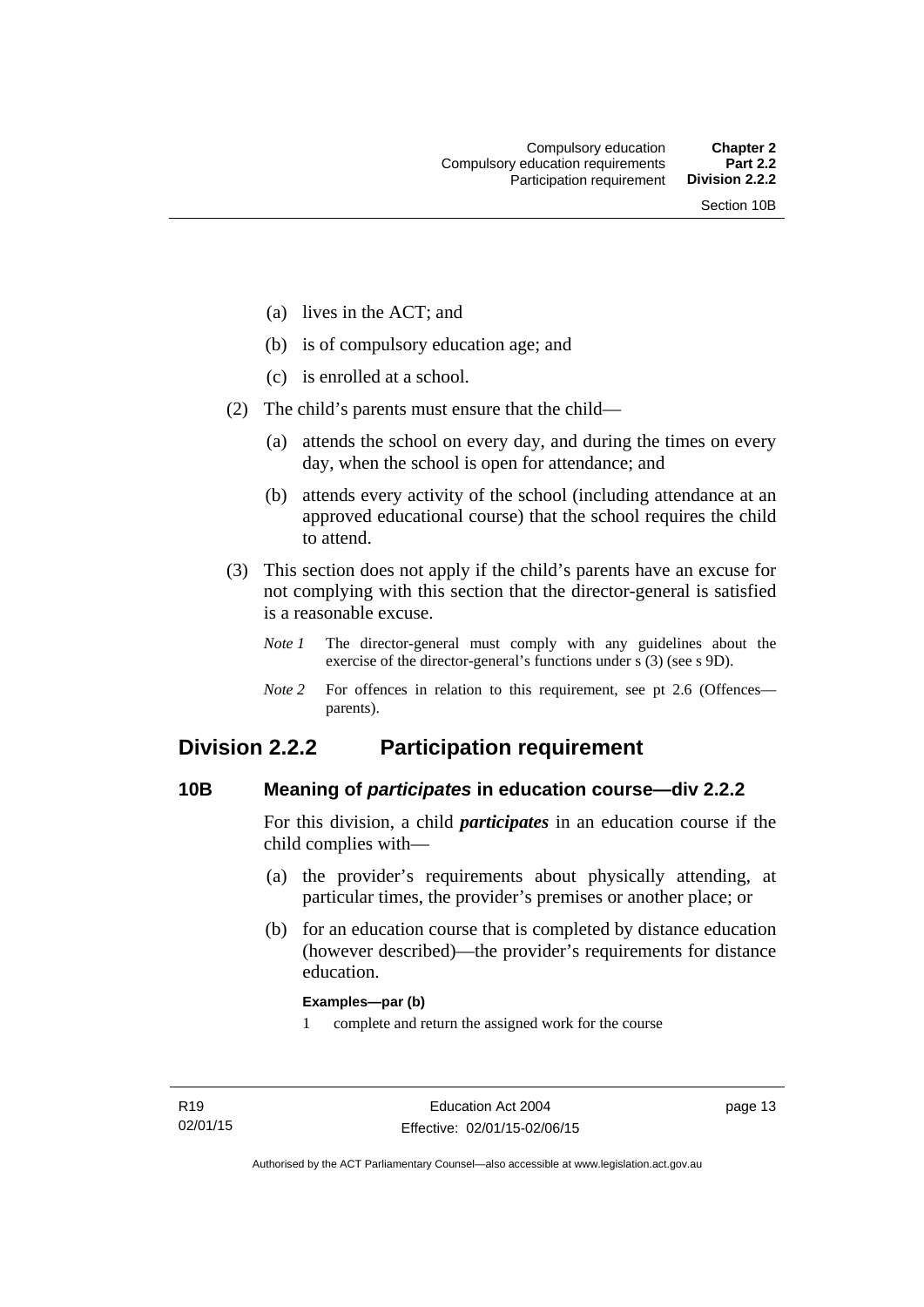(a) lives in the ACT; and

(b) is of compulsory education age; and

(c) is enrolled at a school.

(2) The child's parents must ensure that the child—

(a) attends the school on every day, and during the times on every day, when the school is open for attendance; and

(b) attends every activity of the school (including attendance at an approved educational course) that the school requires the child to attend.

(3) This section does not apply if the child's parents have an excuse for not complying with this section that the director-general is satisfied is a reasonable excuse.

*Note 1* The director-general must comply with any guidelines about the exercise of the director-general's functions under s (3) (see s 9D).

*Note 2* For offences in relation to this requirement, see pt 2.6 (Offences—parents).

## Division 2.2.2 Participation requirement

### 10B Meaning of *participates* in education course—div 2.2.2

For this division, a child ***participates*** in an education course if the child complies with—

(a) the provider's requirements about physically attending, at particular times, the provider's premises or another place; or

(b) for an education course that is completed by distance education (however described)—the provider's requirements for distance education.

**Examples—par (b)**

1 complete and return the assigned work for the course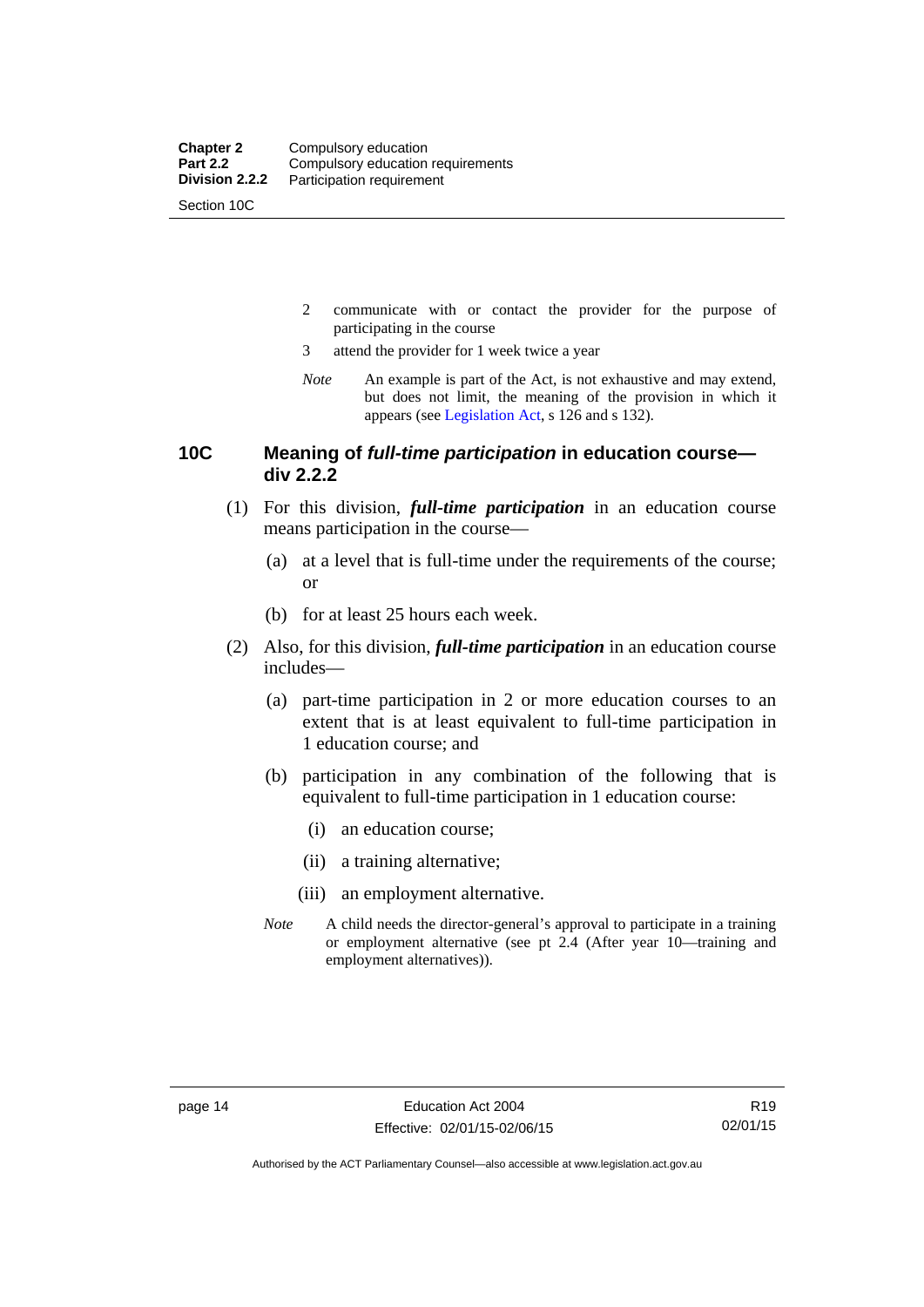2 communicate with or contact the provider for the purpose of participating in the course

3 attend the provider for 1 week twice a year

*Note* An example is part of the Act, is not exhaustive and may extend, but does not limit, the meaning of the provision in which it appears (see Legislation Act, s 126 and s 132).

## 10C Meaning of *full-time participation* in education course—div 2.2.2

(1) For this division, ***full-time participation*** in an education course means participation in the course—

(a) at a level that is full-time under the requirements of the course; or

(b) for at least 25 hours each week.

(2) Also, for this division, ***full-time participation*** in an education course includes—

(a) part-time participation in 2 or more education courses to an extent that is at least equivalent to full-time participation in 1 education course; and

(b) participation in any combination of the following that is equivalent to full-time participation in 1 education course:

(i) an education course;

(ii) a training alternative;

(iii) an employment alternative.

*Note* A child needs the director-general's approval to participate in a training or employment alternative (see pt 2.4 (After year 10—training and employment alternatives)).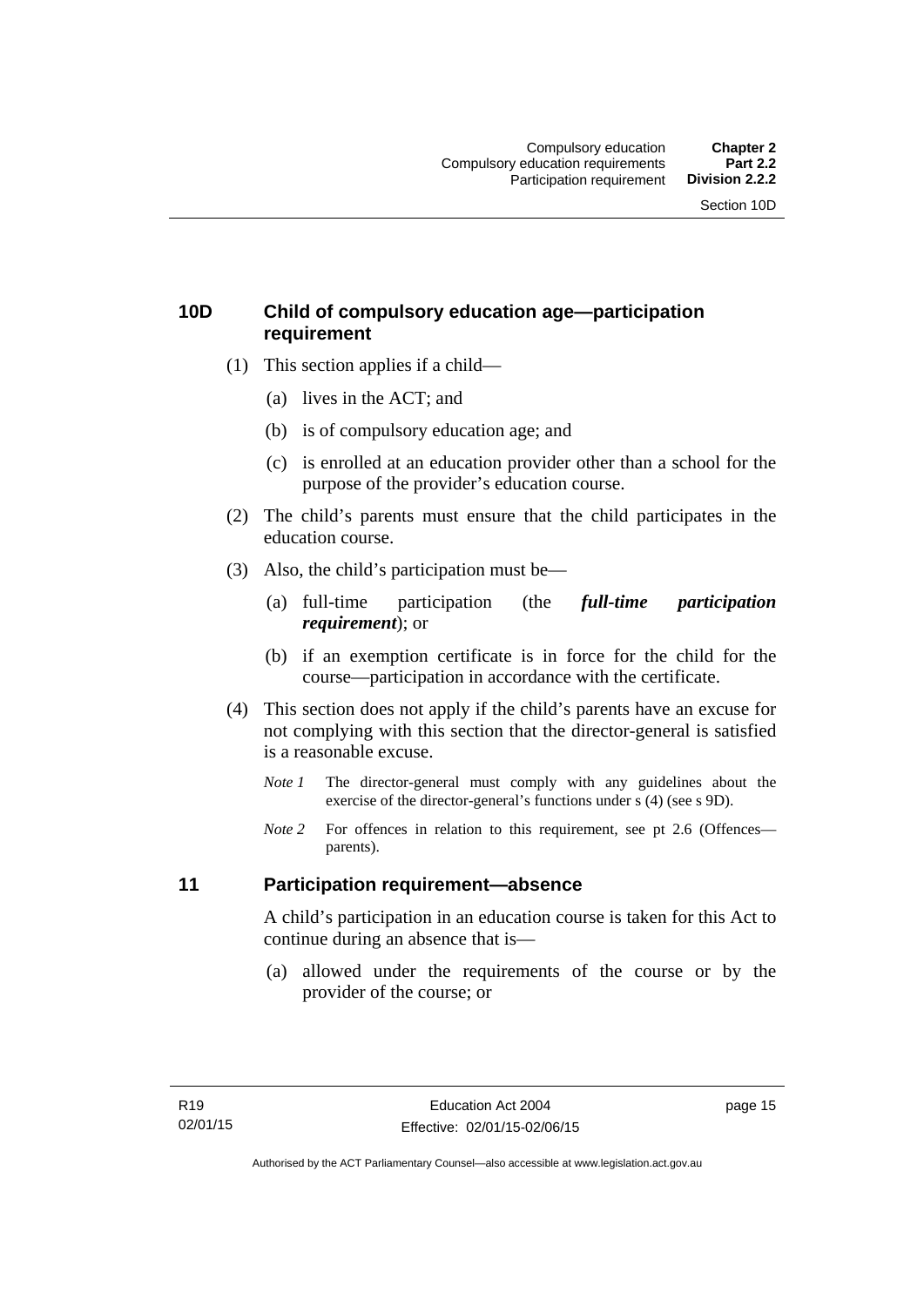## 10D Child of compulsory education age—participation requirement

(1) This section applies if a child—

(a) lives in the ACT; and

(b) is of compulsory education age; and

(c) is enrolled at an education provider other than a school for the purpose of the provider's education course.

(2) The child's parents must ensure that the child participates in the education course.

(3) Also, the child's participation must be—

(a) full-time participation (the ***full-time participation requirement***); or

(b) if an exemption certificate is in force for the child for the course—participation in accordance with the certificate.

(4) This section does not apply if the child's parents have an excuse for not complying with this section that the director-general is satisfied is a reasonable excuse.

*Note 1* The director-general must comply with any guidelines about the exercise of the director-general's functions under s (4) (see s 9D).

*Note 2* For offences in relation to this requirement, see pt 2.6 (Offences—parents).

## 11 Participation requirement—absence

A child's participation in an education course is taken for this Act to continue during an absence that is—

(a) allowed under the requirements of the course or by the provider of the course; or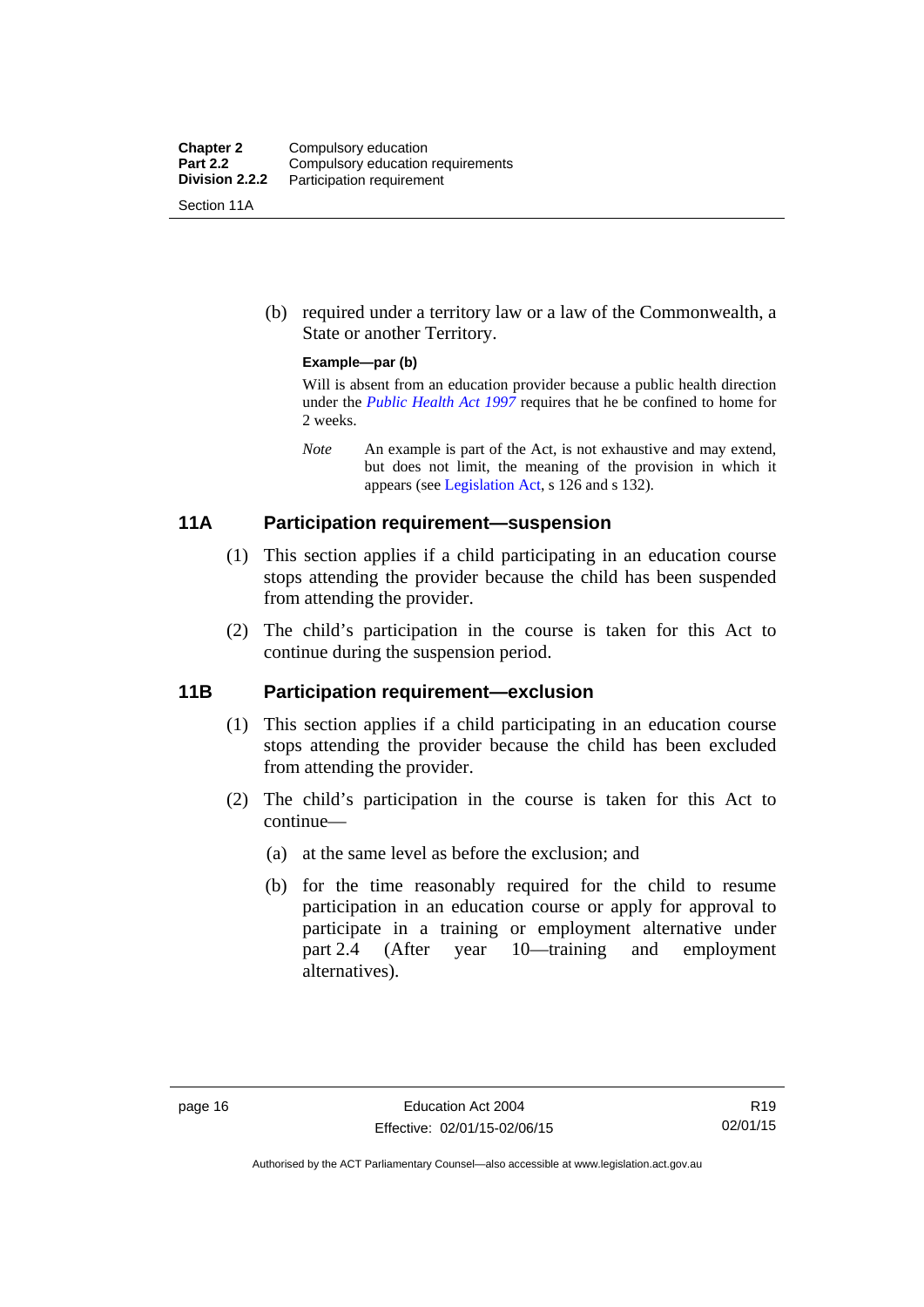(b) required under a territory law or a law of the Commonwealth, a State or another Territory.

**Example—par (b)**

Will is absent from an education provider because a public health direction under the *Public Health Act 1997* requires that he be confined to home for 2 weeks.

*Note* An example is part of the Act, is not exhaustive and may extend, but does not limit, the meaning of the provision in which it appears (see Legislation Act, s 126 and s 132).

## 11A Participation requirement—suspension

(1) This section applies if a child participating in an education course stops attending the provider because the child has been suspended from attending the provider.

(2) The child's participation in the course is taken for this Act to continue during the suspension period.

## 11B Participation requirement—exclusion

(1) This section applies if a child participating in an education course stops attending the provider because the child has been excluded from attending the provider.

(2) The child's participation in the course is taken for this Act to continue—

(a) at the same level as before the exclusion; and

(b) for the time reasonably required for the child to resume participation in an education course or apply for approval to participate in a training or employment alternative under part 2.4 (After year 10—training and employment alternatives).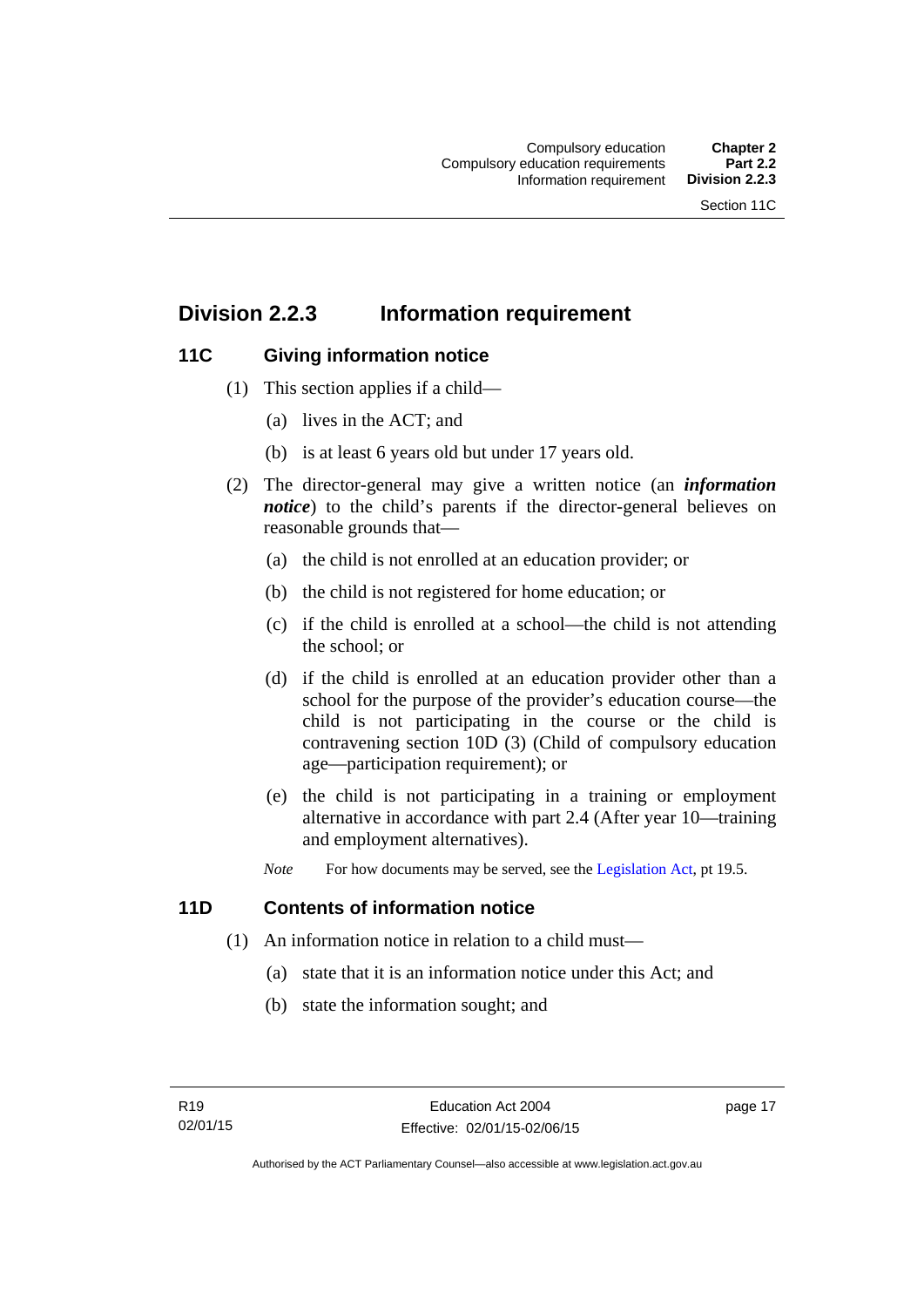## Division 2.2.3 Information requirement

### 11C Giving information notice

(1) This section applies if a child—

(a) lives in the ACT; and

(b) is at least 6 years old but under 17 years old.

(2) The director-general may give a written notice (an ***information notice***) to the child's parents if the director-general believes on reasonable grounds that—

(a) the child is not enrolled at an education provider; or

(b) the child is not registered for home education; or

(c) if the child is enrolled at a school—the child is not attending the school; or

(d) if the child is enrolled at an education provider other than a school for the purpose of the provider's education course—the child is not participating in the course or the child is contravening section 10D (3) (Child of compulsory education age—participation requirement); or

(e) the child is not participating in a training or employment alternative in accordance with part 2.4 (After year 10—training and employment alternatives).

*Note* For how documents may be served, see the Legislation Act, pt 19.5.

### 11D Contents of information notice

(1) An information notice in relation to a child must—

(a) state that it is an information notice under this Act; and

(b) state the information sought; and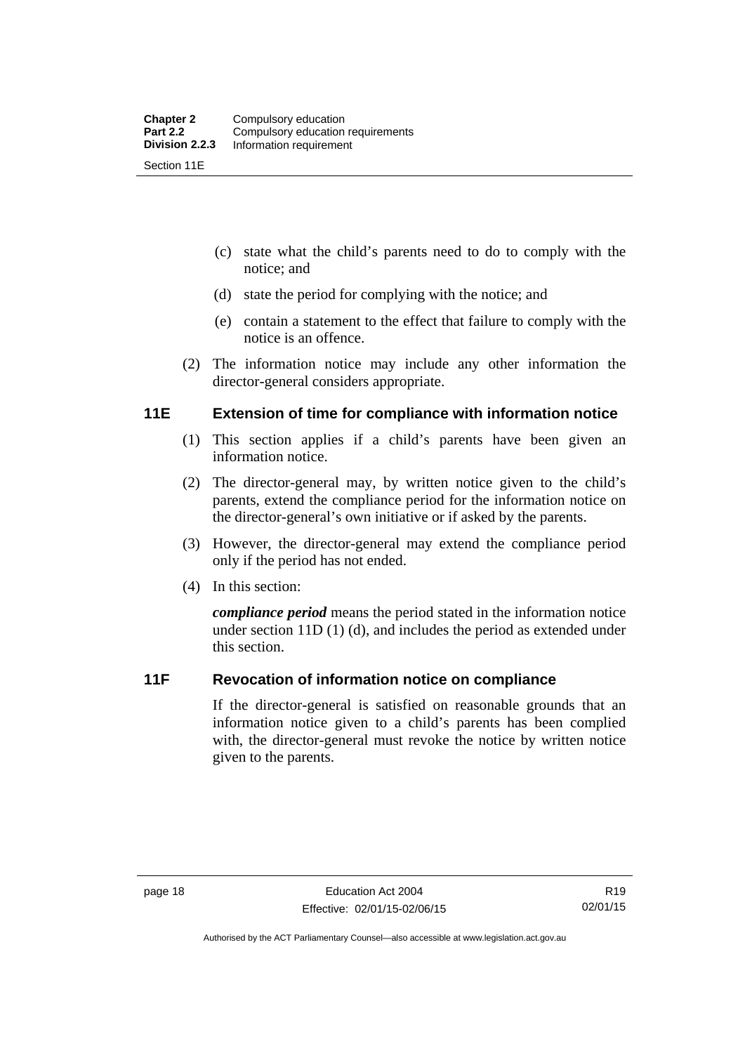(c) state what the child's parents need to do to comply with the notice; and

(d) state the period for complying with the notice; and

(e) contain a statement to the effect that failure to comply with the notice is an offence.

(2) The information notice may include any other information the director-general considers appropriate.

### 11E Extension of time for compliance with information notice

(1) This section applies if a child's parents have been given an information notice.

(2) The director-general may, by written notice given to the child's parents, extend the compliance period for the information notice on the director-general's own initiative or if asked by the parents.

(3) However, the director-general may extend the compliance period only if the period has not ended.

(4) In this section:

***compliance period*** means the period stated in the information notice under section 11D (1) (d), and includes the period as extended under this section.

### 11F Revocation of information notice on compliance

If the director-general is satisfied on reasonable grounds that an information notice given to a child's parents has been complied with, the director-general must revoke the notice by written notice given to the parents.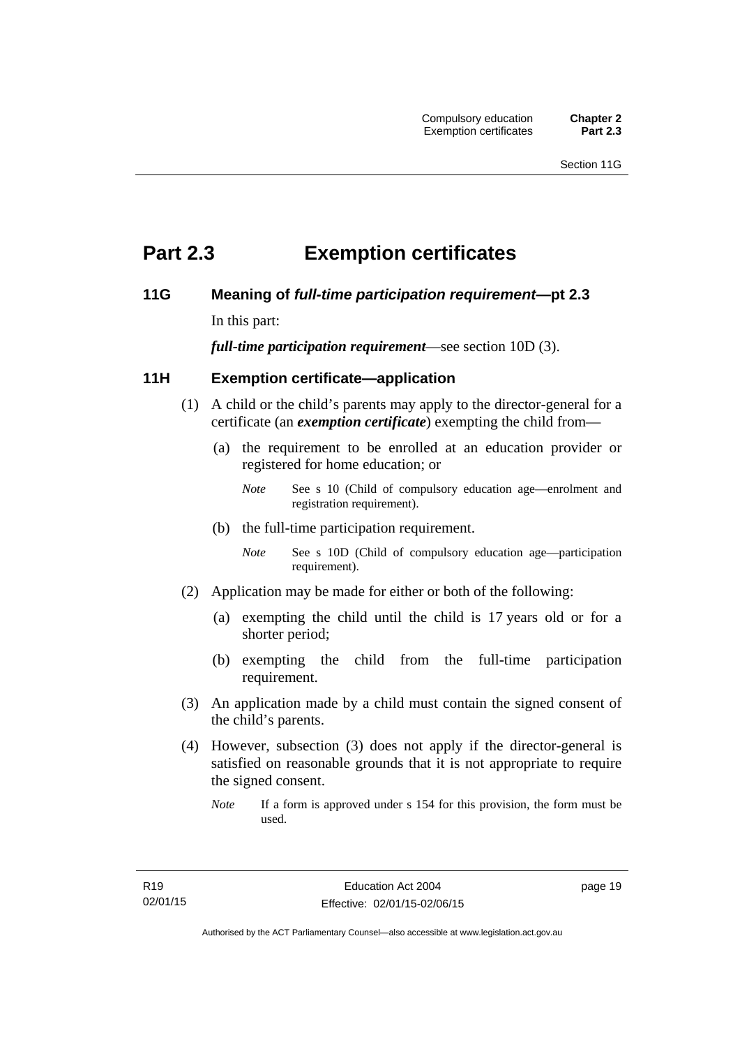# Part 2.3 Exemption certificates

## 11G Meaning of *full-time participation requirement*—pt 2.3

In this part:

***full-time participation requirement***—see section 10D (3).

## 11H Exemption certificate—application

(1) A child or the child's parents may apply to the director-general for a certificate (an ***exemption certificate***) exempting the child from—

(a) the requirement to be enrolled at an education provider or registered for home education; or

*Note* See s 10 (Child of compulsory education age—enrolment and registration requirement).

(b) the full-time participation requirement.

*Note* See s 10D (Child of compulsory education age—participation requirement).

(2) Application may be made for either or both of the following:

(a) exempting the child until the child is 17 years old or for a shorter period;

(b) exempting the child from the full-time participation requirement.

(3) An application made by a child must contain the signed consent of the child's parents.

(4) However, subsection (3) does not apply if the director-general is satisfied on reasonable grounds that it is not appropriate to require the signed consent.

*Note* If a form is approved under s 154 for this provision, the form must be used.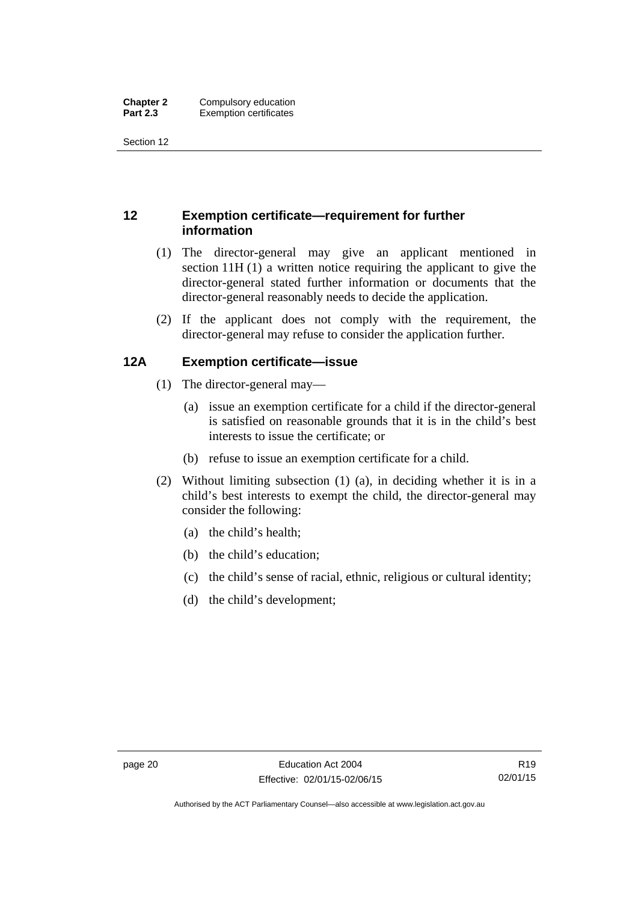## 12 Exemption certificate—requirement for further information

(1) The director-general may give an applicant mentioned in section 11H (1) a written notice requiring the applicant to give the director-general stated further information or documents that the director-general reasonably needs to decide the application.

(2) If the applicant does not comply with the requirement, the director-general may refuse to consider the application further.

## 12A Exemption certificate—issue

(1) The director-general may—

(a) issue an exemption certificate for a child if the director-general is satisfied on reasonable grounds that it is in the child's best interests to issue the certificate; or

(b) refuse to issue an exemption certificate for a child.

(2) Without limiting subsection (1) (a), in deciding whether it is in a child's best interests to exempt the child, the director-general may consider the following:

(a) the child's health;

(b) the child's education;

(c) the child's sense of racial, ethnic, religious or cultural identity;

(d) the child's development;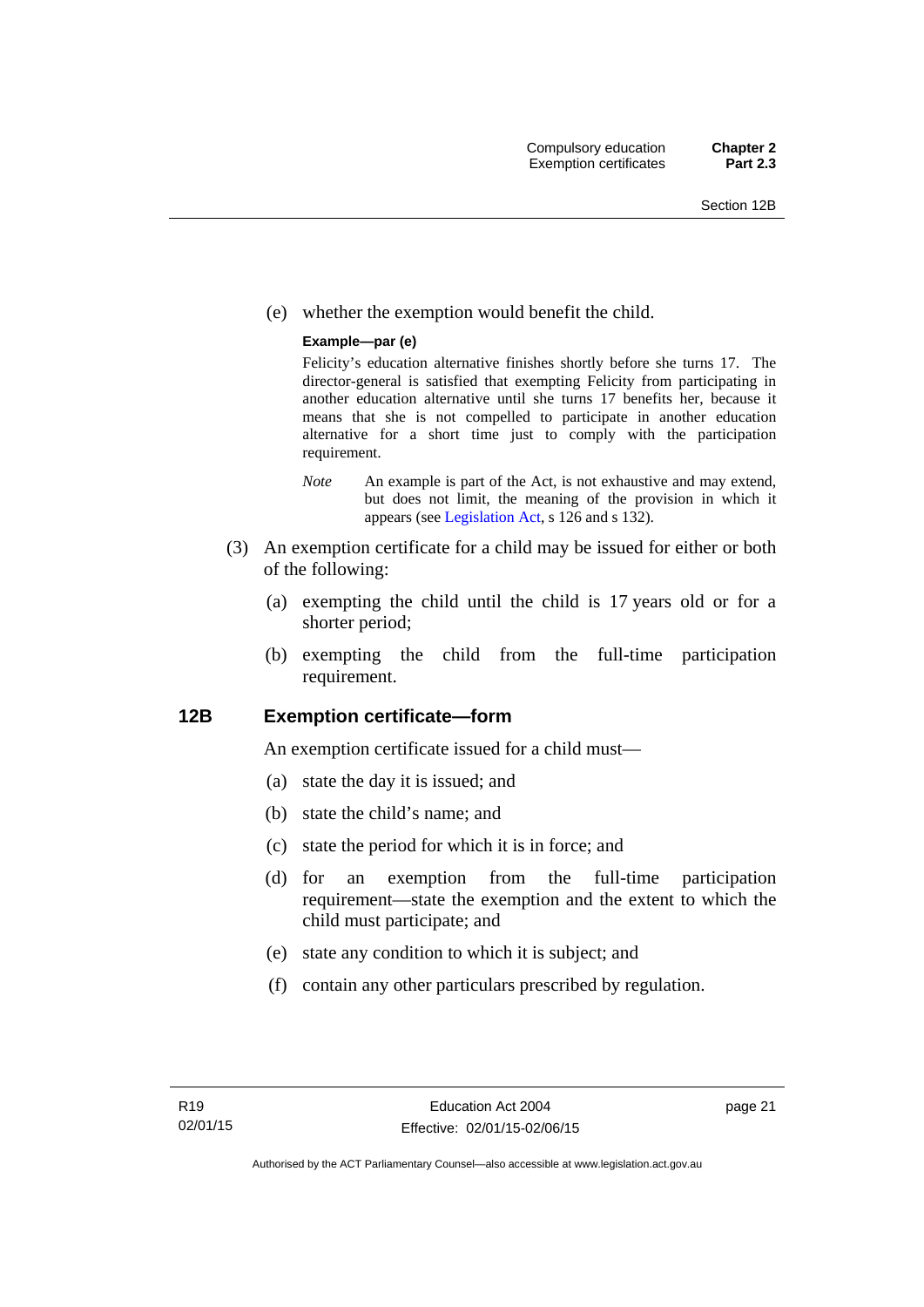(e) whether the exemption would benefit the child.

**Example—par (e)**

Felicity's education alternative finishes shortly before she turns 17. The director-general is satisfied that exempting Felicity from participating in another education alternative until she turns 17 benefits her, because it means that she is not compelled to participate in another education alternative for a short time just to comply with the participation requirement.

*Note* An example is part of the Act, is not exhaustive and may extend, but does not limit, the meaning of the provision in which it appears (see Legislation Act, s 126 and s 132).

(3) An exemption certificate for a child may be issued for either or both of the following:

(a) exempting the child until the child is 17 years old or for a shorter period;

(b) exempting the child from the full-time participation requirement.

## 12B Exemption certificate—form

An exemption certificate issued for a child must—

(a) state the day it is issued; and

(b) state the child's name; and

(c) state the period for which it is in force; and

(d) for an exemption from the full-time participation requirement—state the exemption and the extent to which the child must participate; and

(e) state any condition to which it is subject; and

(f) contain any other particulars prescribed by regulation.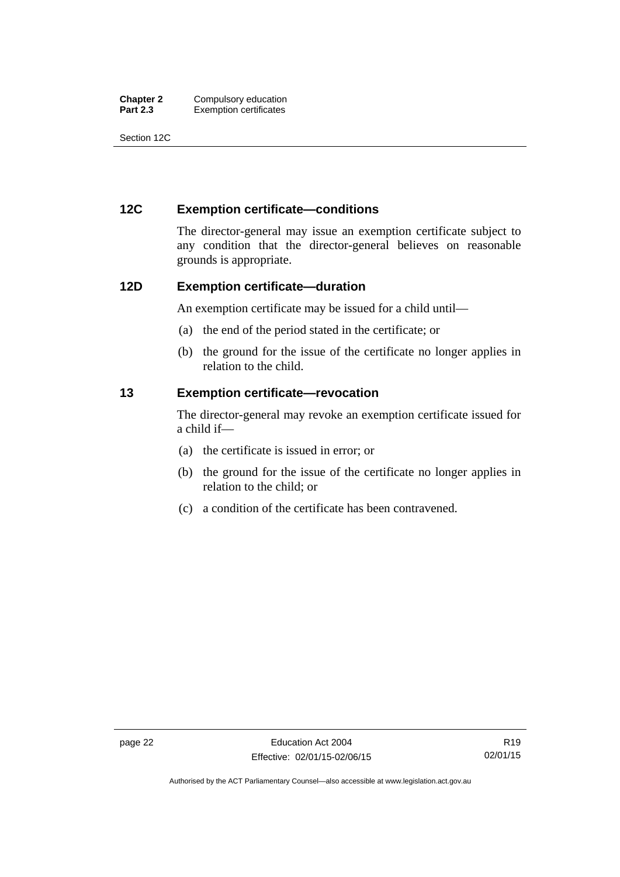## 12C Exemption certificate—conditions

The director-general may issue an exemption certificate subject to any condition that the director-general believes on reasonable grounds is appropriate.

## 12D Exemption certificate—duration

An exemption certificate may be issued for a child until—

(a) the end of the period stated in the certificate; or

(b) the ground for the issue of the certificate no longer applies in relation to the child.

## 13 Exemption certificate—revocation

The director-general may revoke an exemption certificate issued for a child if—

(a) the certificate is issued in error; or

(b) the ground for the issue of the certificate no longer applies in relation to the child; or

(c) a condition of the certificate has been contravened.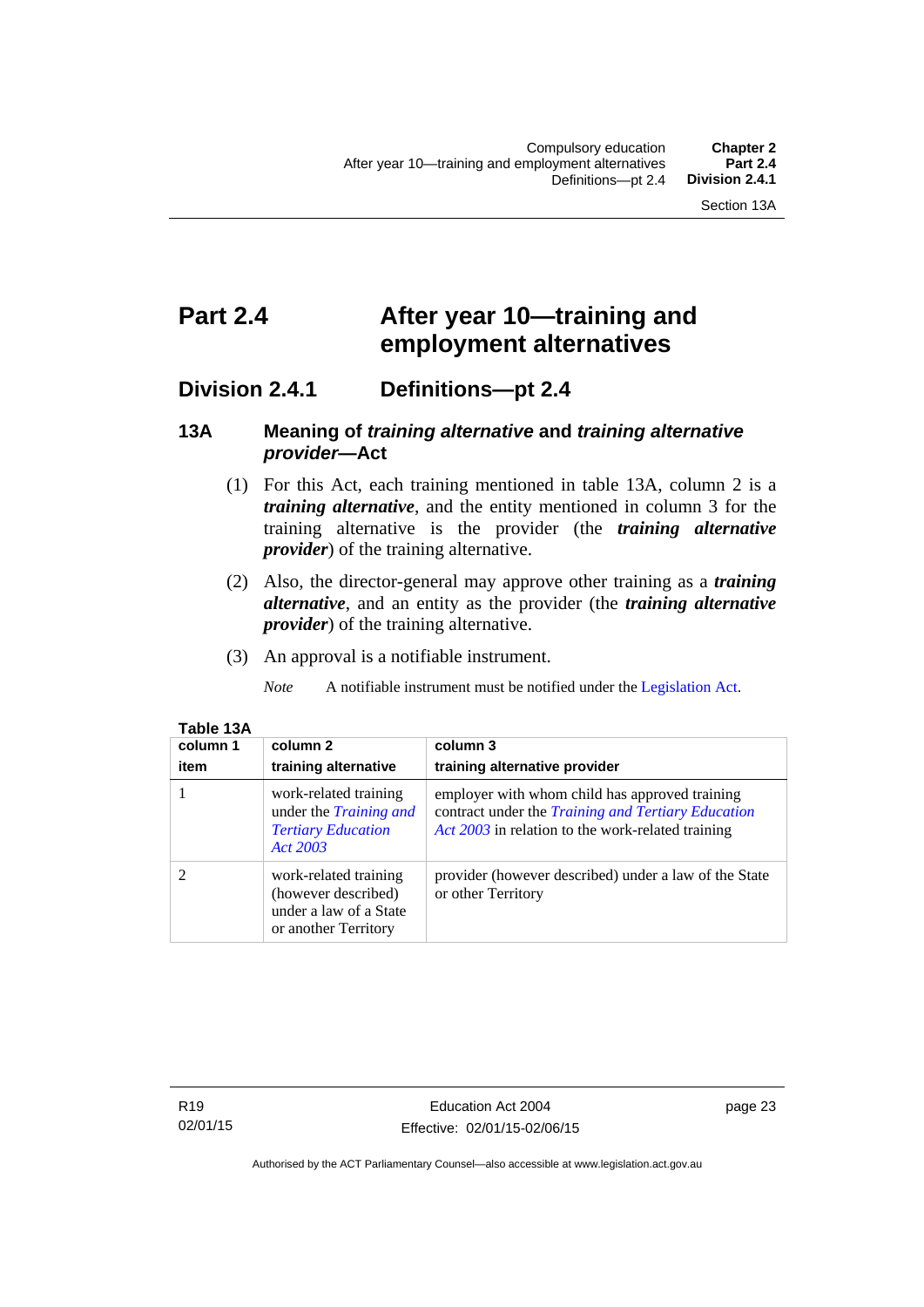# Part 2.4 After year 10—training and employment alternatives

## Division 2.4.1 Definitions—pt 2.4

### 13A Meaning of *training alternative* and *training alternative provider*—Act

(1) For this Act, each training mentioned in table 13A, column 2 is a ***training alternative***, and the entity mentioned in column 3 for the training alternative is the provider (the ***training alternative provider***) of the training alternative.

(2) Also, the director-general may approve other training as a ***training alternative***, and an entity as the provider (the ***training alternative provider***) of the training alternative.

(3) An approval is a notifiable instrument.

*Note* A notifiable instrument must be notified under the Legislation Act.

**Table 13A**

| column 1<br>item | column 2<br>training alternative | column 3<br>training alternative provider |
|---|---|---|
| 1 | work-related training under the *Training and Tertiary Education Act 2003* | employer with whom child has approved training contract under the *Training and Tertiary Education Act 2003* in relation to the work-related training |
| 2 | work-related training (however described) under a law of a State or another Territory | provider (however described) under a law of the State or other Territory |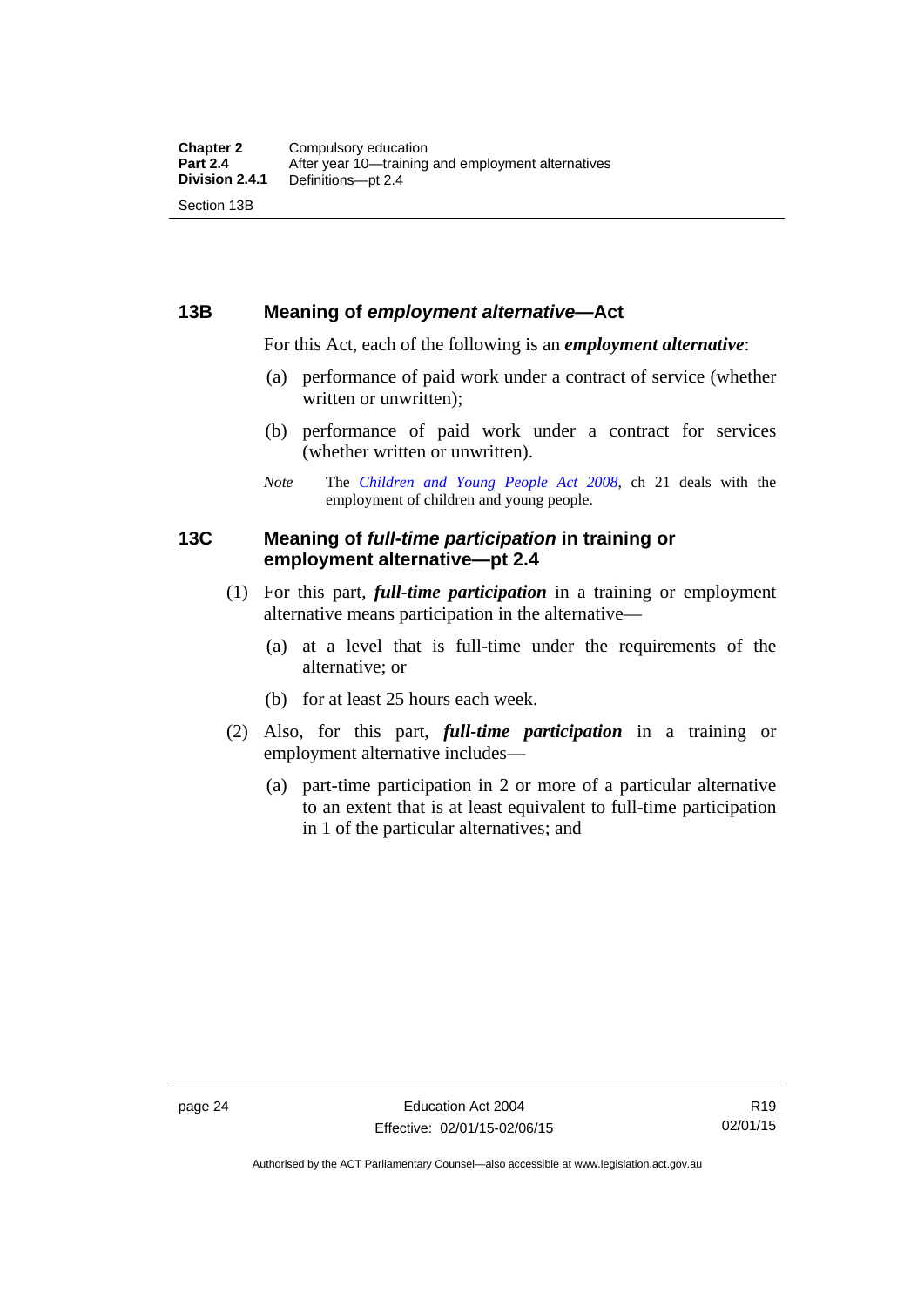### 13B Meaning of *employment alternative*—Act

For this Act, each of the following is an ***employment alternative***:

(a) performance of paid work under a contract of service (whether written or unwritten);

(b) performance of paid work under a contract for services (whether written or unwritten).

*Note* The *Children and Young People Act 2008*, ch 21 deals with the employment of children and young people.

### 13C Meaning of *full-time participation* in training or employment alternative—pt 2.4

(1) For this part, ***full-time participation*** in a training or employment alternative means participation in the alternative—

(a) at a level that is full-time under the requirements of the alternative; or

(b) for at least 25 hours each week.

(2) Also, for this part, ***full-time participation*** in a training or employment alternative includes—

(a) part-time participation in 2 or more of a particular alternative to an extent that is at least equivalent to full-time participation in 1 of the particular alternatives; and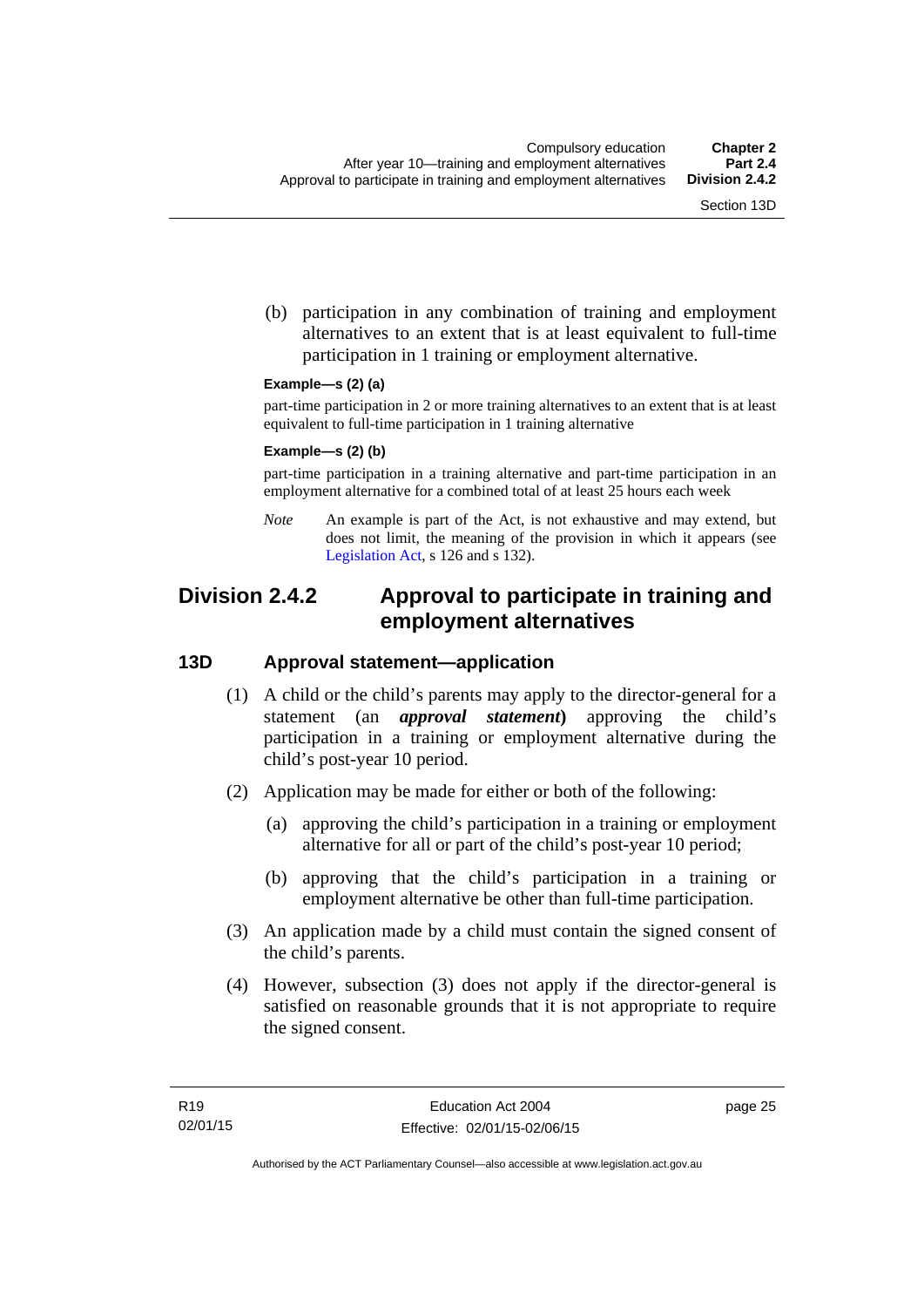(b) participation in any combination of training and employment alternatives to an extent that is at least equivalent to full-time participation in 1 training or employment alternative.

**Example—s (2) (a)**

part-time participation in 2 or more training alternatives to an extent that is at least equivalent to full-time participation in 1 training alternative

**Example—s (2) (b)**

part-time participation in a training alternative and part-time participation in an employment alternative for a combined total of at least 25 hours each week

*Note* An example is part of the Act, is not exhaustive and may extend, but does not limit, the meaning of the provision in which it appears (see Legislation Act, s 126 and s 132).

## Division 2.4.2 Approval to participate in training and employment alternatives

### 13D Approval statement—application

(1) A child or the child's parents may apply to the director-general for a statement (an ***approval statement***) approving the child's participation in a training or employment alternative during the child's post-year 10 period.

(2) Application may be made for either or both of the following:

(a) approving the child's participation in a training or employment alternative for all or part of the child's post-year 10 period;

(b) approving that the child's participation in a training or employment alternative be other than full-time participation.

(3) An application made by a child must contain the signed consent of the child's parents.

(4) However, subsection (3) does not apply if the director-general is satisfied on reasonable grounds that it is not appropriate to require the signed consent.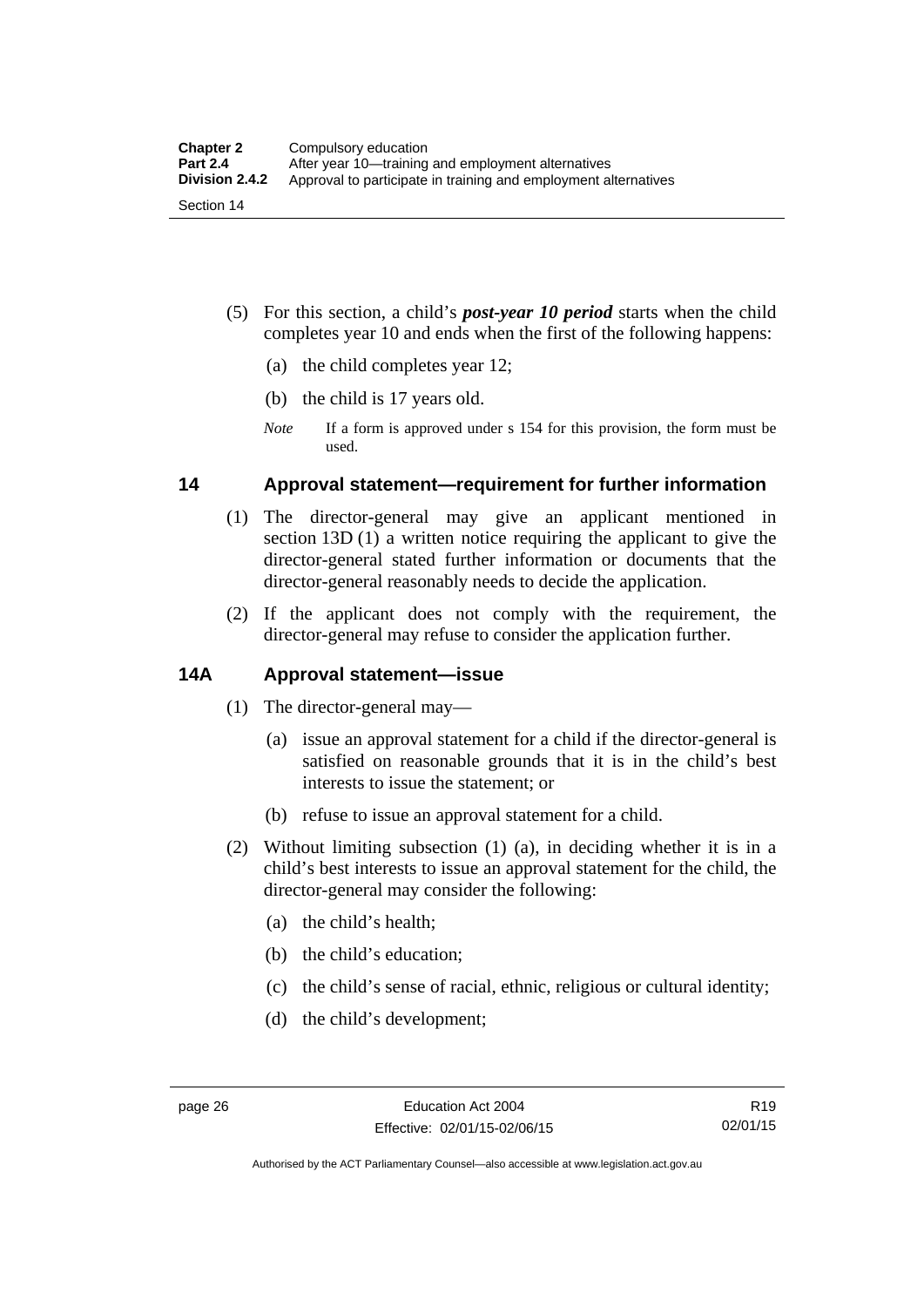(5) For this section, a child's ***post-year 10 period*** starts when the child completes year 10 and ends when the first of the following happens:

(a) the child completes year 12;

(b) the child is 17 years old.

*Note* If a form is approved under s 154 for this provision, the form must be used.

## 14 Approval statement—requirement for further information

(1) The director-general may give an applicant mentioned in section 13D (1) a written notice requiring the applicant to give the director-general stated further information or documents that the director-general reasonably needs to decide the application.

(2) If the applicant does not comply with the requirement, the director-general may refuse to consider the application further.

## 14A Approval statement—issue

(1) The director-general may—

(a) issue an approval statement for a child if the director-general is satisfied on reasonable grounds that it is in the child's best interests to issue the statement; or

(b) refuse to issue an approval statement for a child.

(2) Without limiting subsection (1) (a), in deciding whether it is in a child's best interests to issue an approval statement for the child, the director-general may consider the following:

(a) the child's health;

(b) the child's education;

(c) the child's sense of racial, ethnic, religious or cultural identity;

(d) the child's development;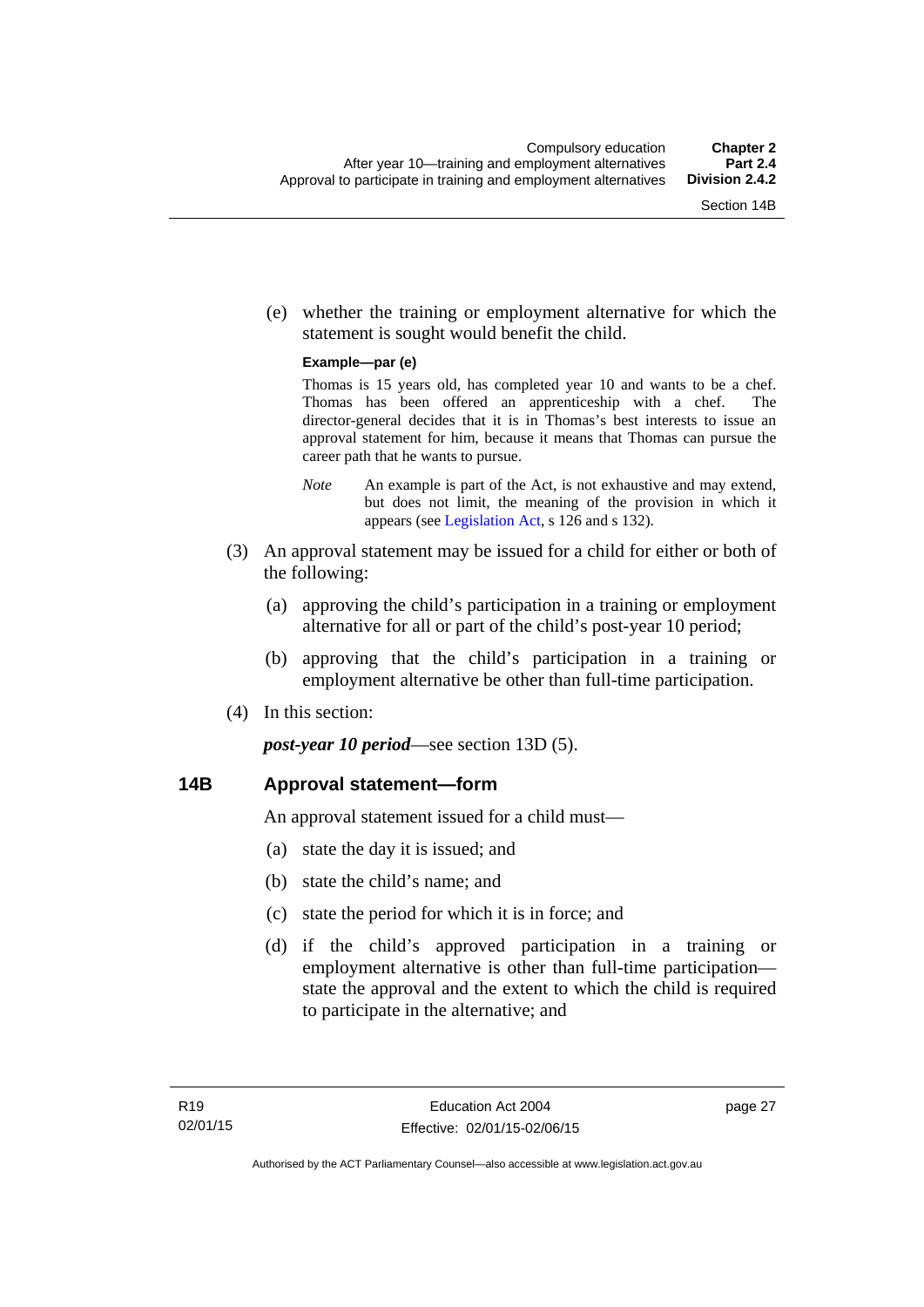(e) whether the training or employment alternative for which the statement is sought would benefit the child.

**Example—par (e)**

Thomas is 15 years old, has completed year 10 and wants to be a chef. Thomas has been offered an apprenticeship with a chef. The director-general decides that it is in Thomas's best interests to issue an approval statement for him, because it means that Thomas can pursue the career path that he wants to pursue.

*Note* An example is part of the Act, is not exhaustive and may extend, but does not limit, the meaning of the provision in which it appears (see Legislation Act, s 126 and s 132).

(3) An approval statement may be issued for a child for either or both of the following:

(a) approving the child's participation in a training or employment alternative for all or part of the child's post-year 10 period;

(b) approving that the child's participation in a training or employment alternative be other than full-time participation.

(4) In this section:

***post-year 10 period***—see section 13D (5).

## 14B Approval statement—form

An approval statement issued for a child must—

(a) state the day it is issued; and

(b) state the child's name; and

(c) state the period for which it is in force; and

(d) if the child's approved participation in a training or employment alternative is other than full-time participation—state the approval and the extent to which the child is required to participate in the alternative; and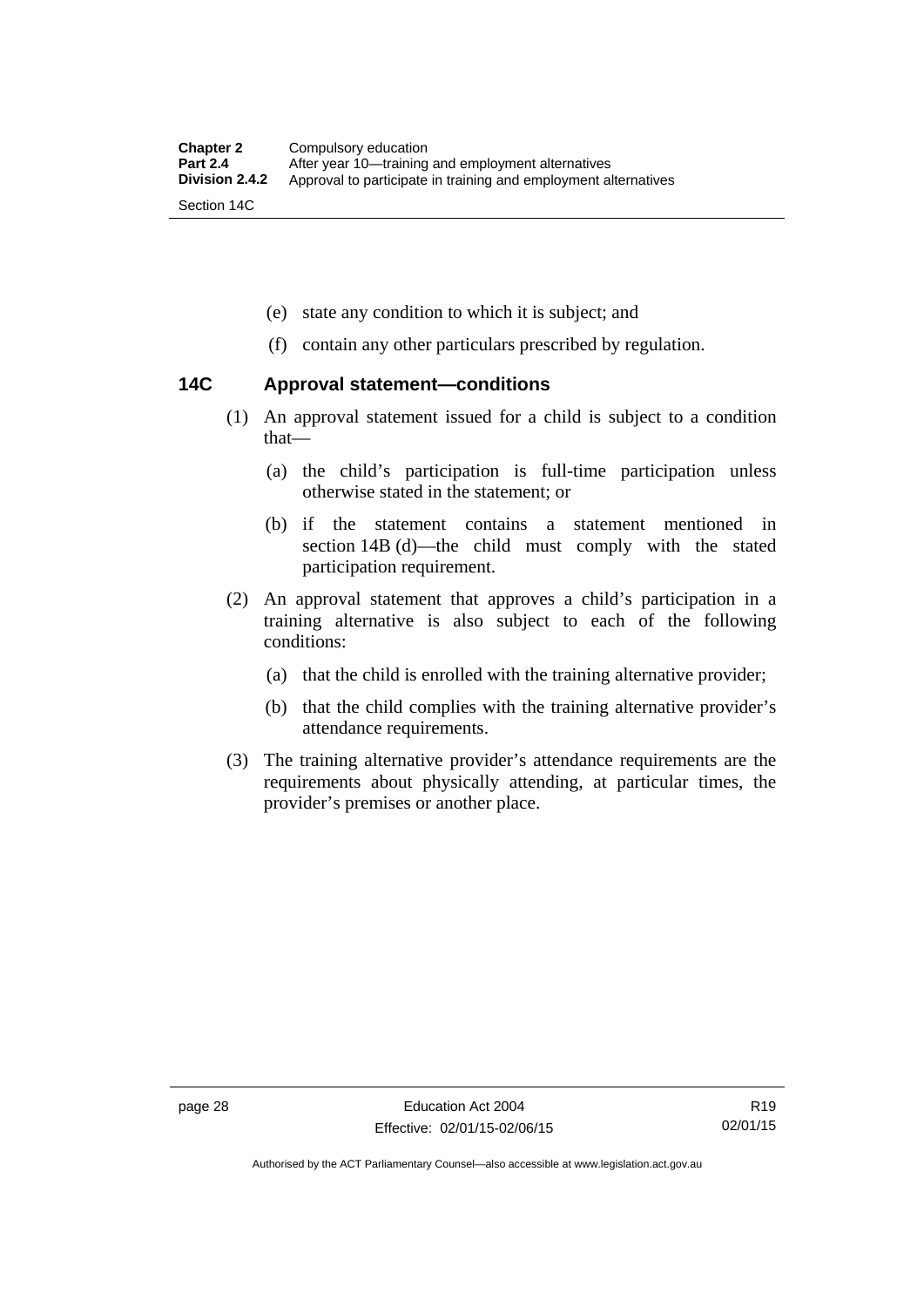(e) state any condition to which it is subject; and

(f) contain any other particulars prescribed by regulation.

### 14C Approval statement—conditions

(1) An approval statement issued for a child is subject to a condition that—

(a) the child's participation is full-time participation unless otherwise stated in the statement; or

(b) if the statement contains a statement mentioned in section 14B (d)—the child must comply with the stated participation requirement.

(2) An approval statement that approves a child's participation in a training alternative is also subject to each of the following conditions:

(a) that the child is enrolled with the training alternative provider;

(b) that the child complies with the training alternative provider's attendance requirements.

(3) The training alternative provider's attendance requirements are the requirements about physically attending, at particular times, the provider's premises or another place.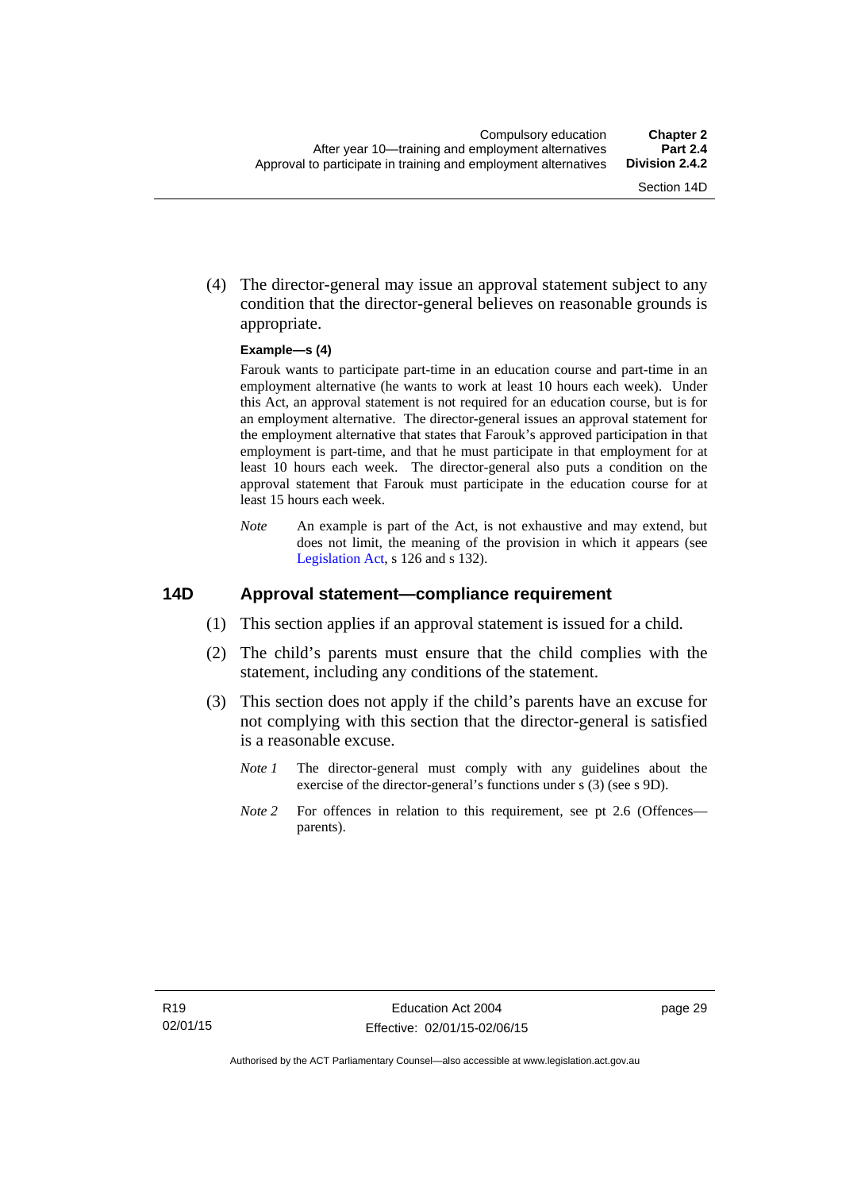(4) The director-general may issue an approval statement subject to any condition that the director-general believes on reasonable grounds is appropriate.

**Example—s (4)**

Farouk wants to participate part-time in an education course and part-time in an employment alternative (he wants to work at least 10 hours each week). Under this Act, an approval statement is not required for an education course, but is for an employment alternative. The director-general issues an approval statement for the employment alternative that states that Farouk's approved participation in that employment is part-time, and that he must participate in that employment for at least 10 hours each week. The director-general also puts a condition on the approval statement that Farouk must participate in the education course for at least 15 hours each week.

*Note* An example is part of the Act, is not exhaustive and may extend, but does not limit, the meaning of the provision in which it appears (see Legislation Act, s 126 and s 132).

## 14D Approval statement—compliance requirement

(1) This section applies if an approval statement is issued for a child.

(2) The child's parents must ensure that the child complies with the statement, including any conditions of the statement.

(3) This section does not apply if the child's parents have an excuse for not complying with this section that the director-general is satisfied is a reasonable excuse.

*Note 1* The director-general must comply with any guidelines about the exercise of the director-general's functions under s (3) (see s 9D).

*Note 2* For offences in relation to this requirement, see pt 2.6 (Offences—parents).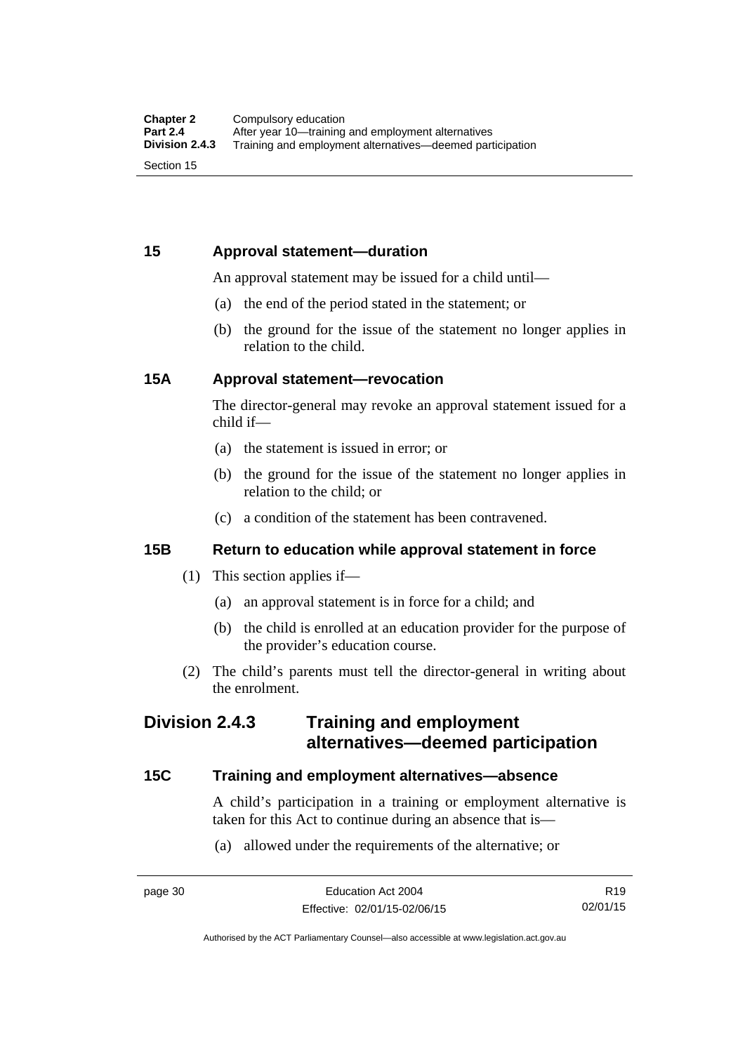### 15 Approval statement—duration

An approval statement may be issued for a child until—

(a) the end of the period stated in the statement; or

(b) the ground for the issue of the statement no longer applies in relation to the child.

### 15A Approval statement—revocation

The director-general may revoke an approval statement issued for a child if—

(a) the statement is issued in error; or

(b) the ground for the issue of the statement no longer applies in relation to the child; or

(c) a condition of the statement has been contravened.

### 15B Return to education while approval statement in force

(1) This section applies if—

(a) an approval statement is in force for a child; and

(b) the child is enrolled at an education provider for the purpose of the provider's education course.

(2) The child's parents must tell the director-general in writing about the enrolment.

## Division 2.4.3 Training and employment alternatives—deemed participation

### 15C Training and employment alternatives—absence

A child's participation in a training or employment alternative is taken for this Act to continue during an absence that is—

(a) allowed under the requirements of the alternative; or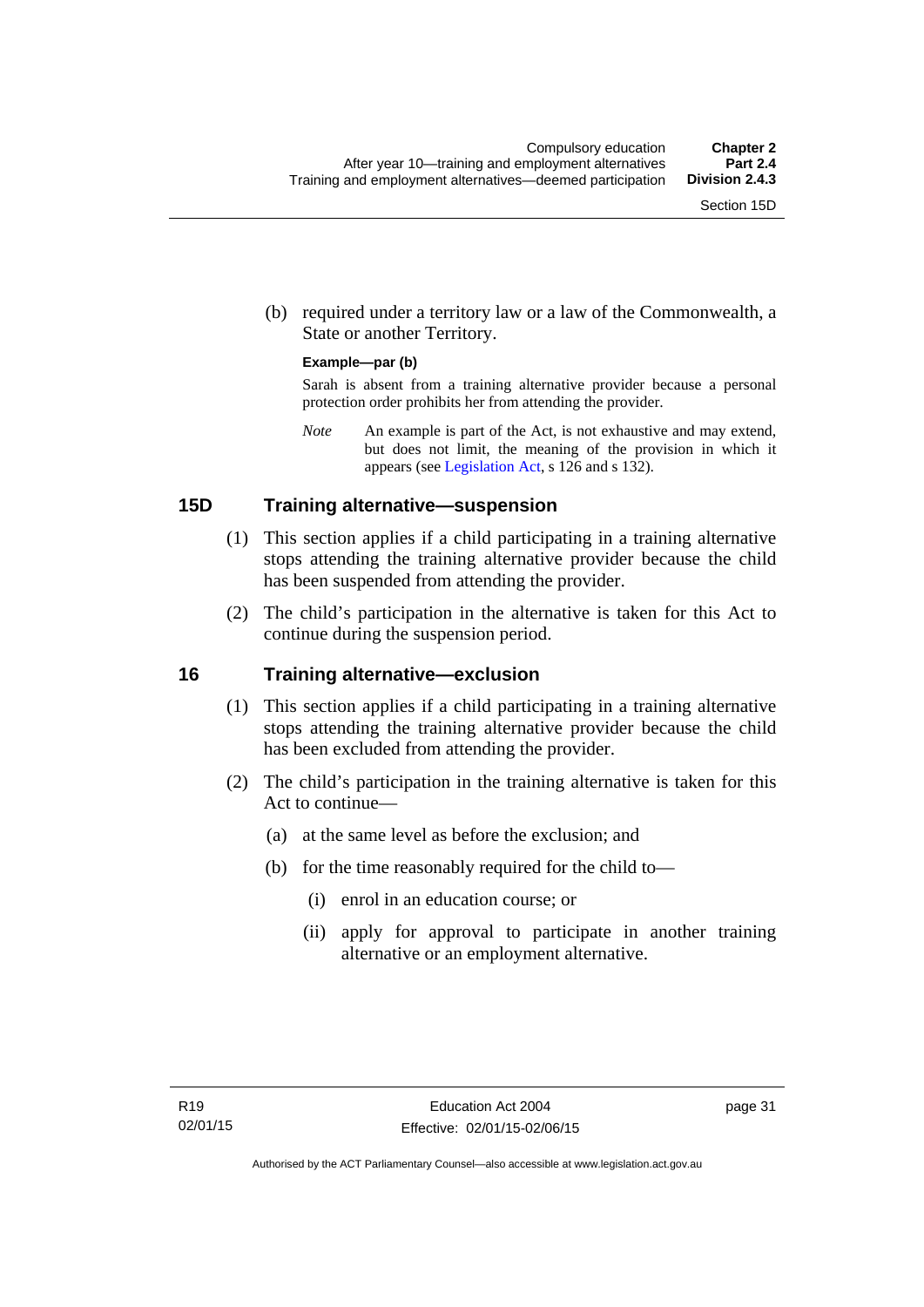(b) required under a territory law or a law of the Commonwealth, a State or another Territory.

**Example—par (b)**

Sarah is absent from a training alternative provider because a personal protection order prohibits her from attending the provider.

*Note* An example is part of the Act, is not exhaustive and may extend, but does not limit, the meaning of the provision in which it appears (see Legislation Act, s 126 and s 132).

## 15D Training alternative—suspension

(1) This section applies if a child participating in a training alternative stops attending the training alternative provider because the child has been suspended from attending the provider.

(2) The child's participation in the alternative is taken for this Act to continue during the suspension period.

## 16 Training alternative—exclusion

(1) This section applies if a child participating in a training alternative stops attending the training alternative provider because the child has been excluded from attending the provider.

(2) The child's participation in the training alternative is taken for this Act to continue—

(a) at the same level as before the exclusion; and

(b) for the time reasonably required for the child to—

(i) enrol in an education course; or

(ii) apply for approval to participate in another training alternative or an employment alternative.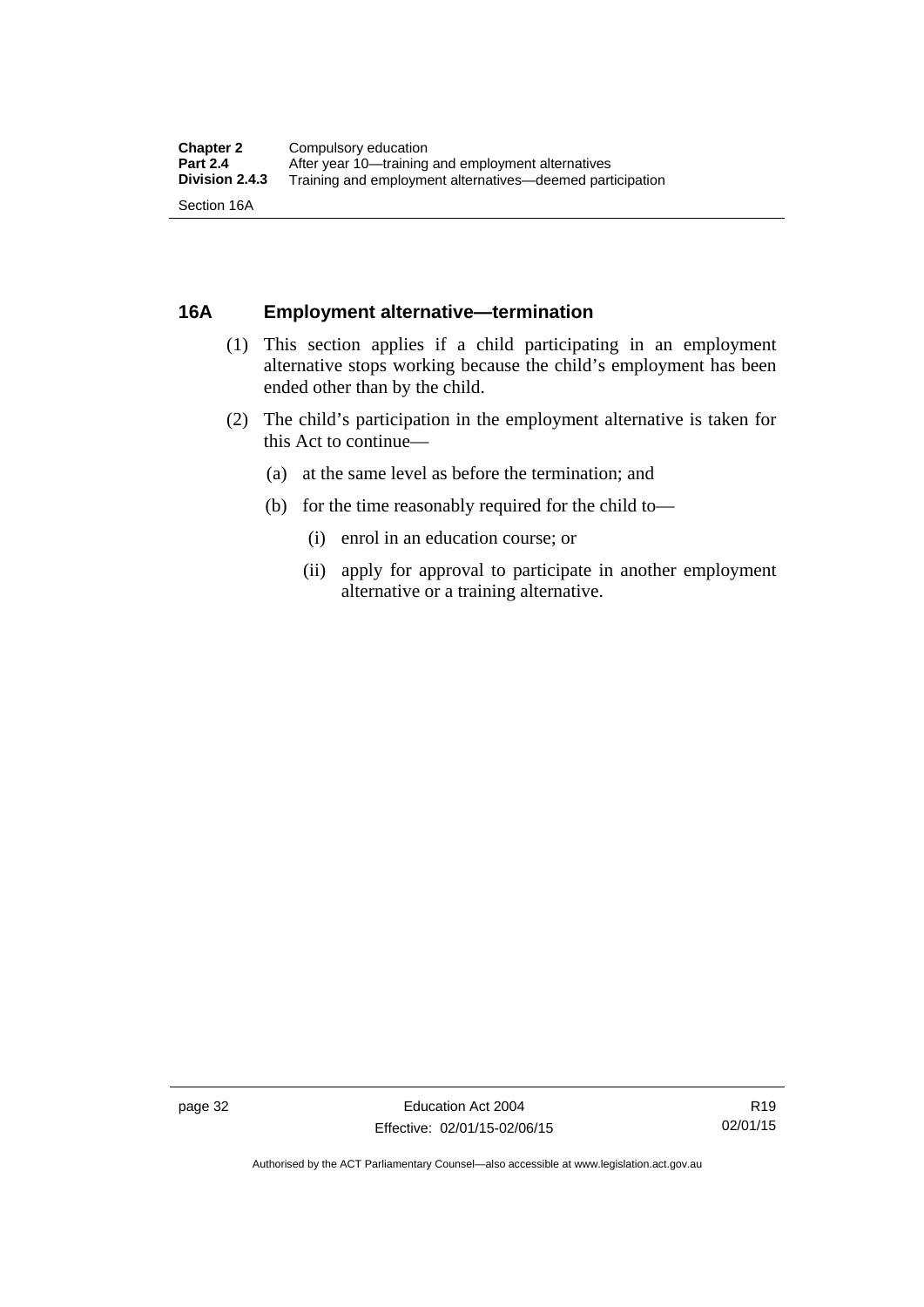## 16A Employment alternative—termination

(1) This section applies if a child participating in an employment alternative stops working because the child's employment has been ended other than by the child.

(2) The child's participation in the employment alternative is taken for this Act to continue—

- (a) at the same level as before the termination; and
- (b) for the time reasonably required for the child to—
  - (i) enrol in an education course; or
  - (ii) apply for approval to participate in another employment alternative or a training alternative.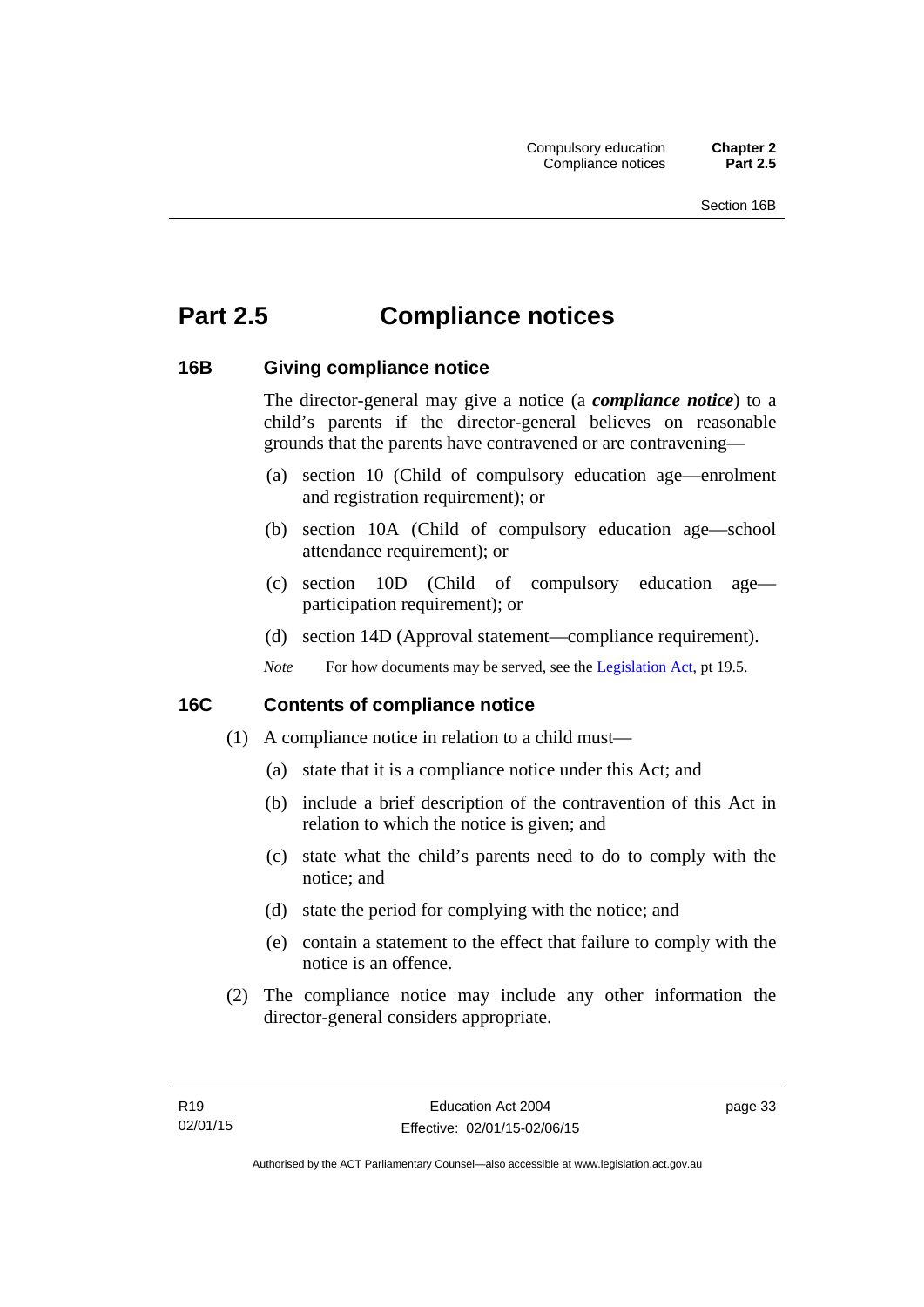# Part 2.5 Compliance notices

## 16B Giving compliance notice

The director-general may give a notice (a ***compliance notice***) to a child's parents if the director-general believes on reasonable grounds that the parents have contravened or are contravening—

(a) section 10 (Child of compulsory education age—enrolment and registration requirement); or

(b) section 10A (Child of compulsory education age—school attendance requirement); or

(c) section 10D (Child of compulsory education age—participation requirement); or

(d) section 14D (Approval statement—compliance requirement).

*Note* For how documents may be served, see the Legislation Act, pt 19.5.

## 16C Contents of compliance notice

(1) A compliance notice in relation to a child must—

(a) state that it is a compliance notice under this Act; and

(b) include a brief description of the contravention of this Act in relation to which the notice is given; and

(c) state what the child's parents need to do to comply with the notice; and

(d) state the period for complying with the notice; and

(e) contain a statement to the effect that failure to comply with the notice is an offence.

(2) The compliance notice may include any other information the director-general considers appropriate.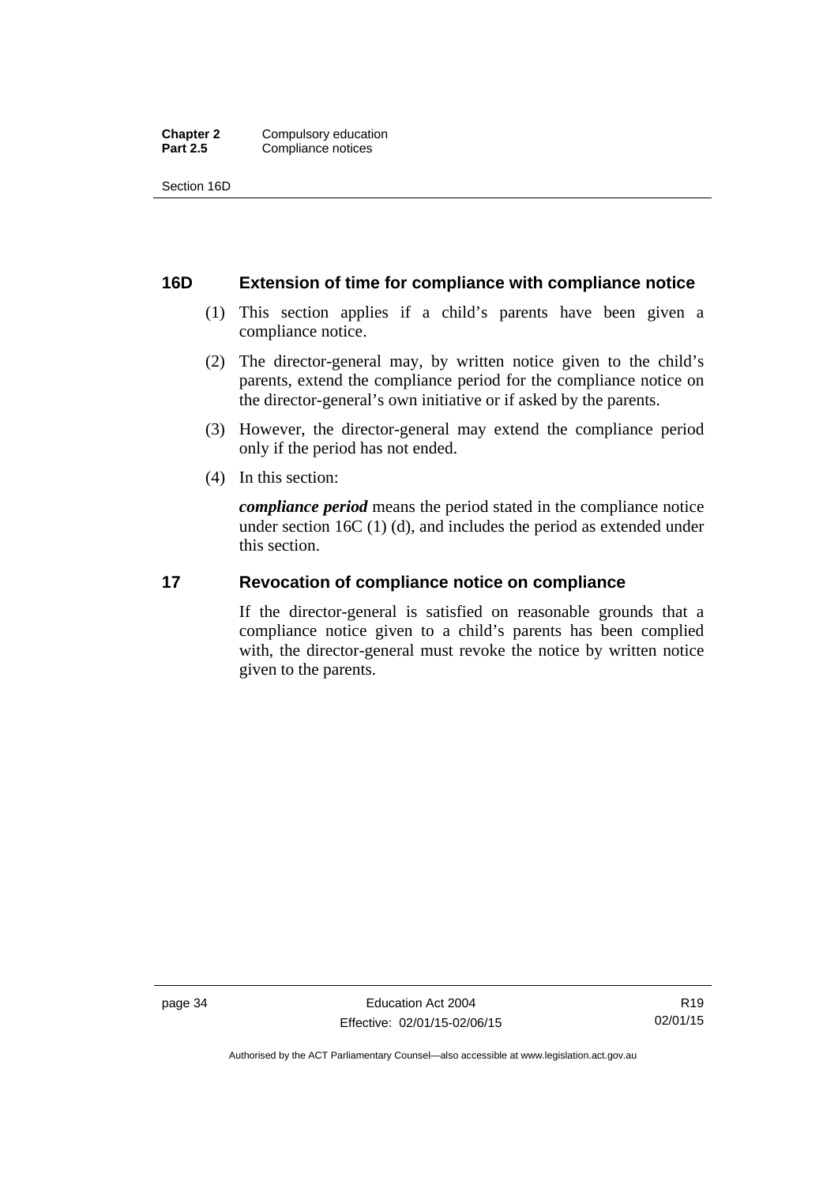## 16D Extension of time for compliance with compliance notice

(1) This section applies if a child's parents have been given a compliance notice.

(2) The director-general may, by written notice given to the child's parents, extend the compliance period for the compliance notice on the director-general's own initiative or if asked by the parents.

(3) However, the director-general may extend the compliance period only if the period has not ended.

(4) In this section:

***compliance period*** means the period stated in the compliance notice under section 16C (1) (d), and includes the period as extended under this section.

## 17 Revocation of compliance notice on compliance

If the director-general is satisfied on reasonable grounds that a compliance notice given to a child's parents has been complied with, the director-general must revoke the notice by written notice given to the parents.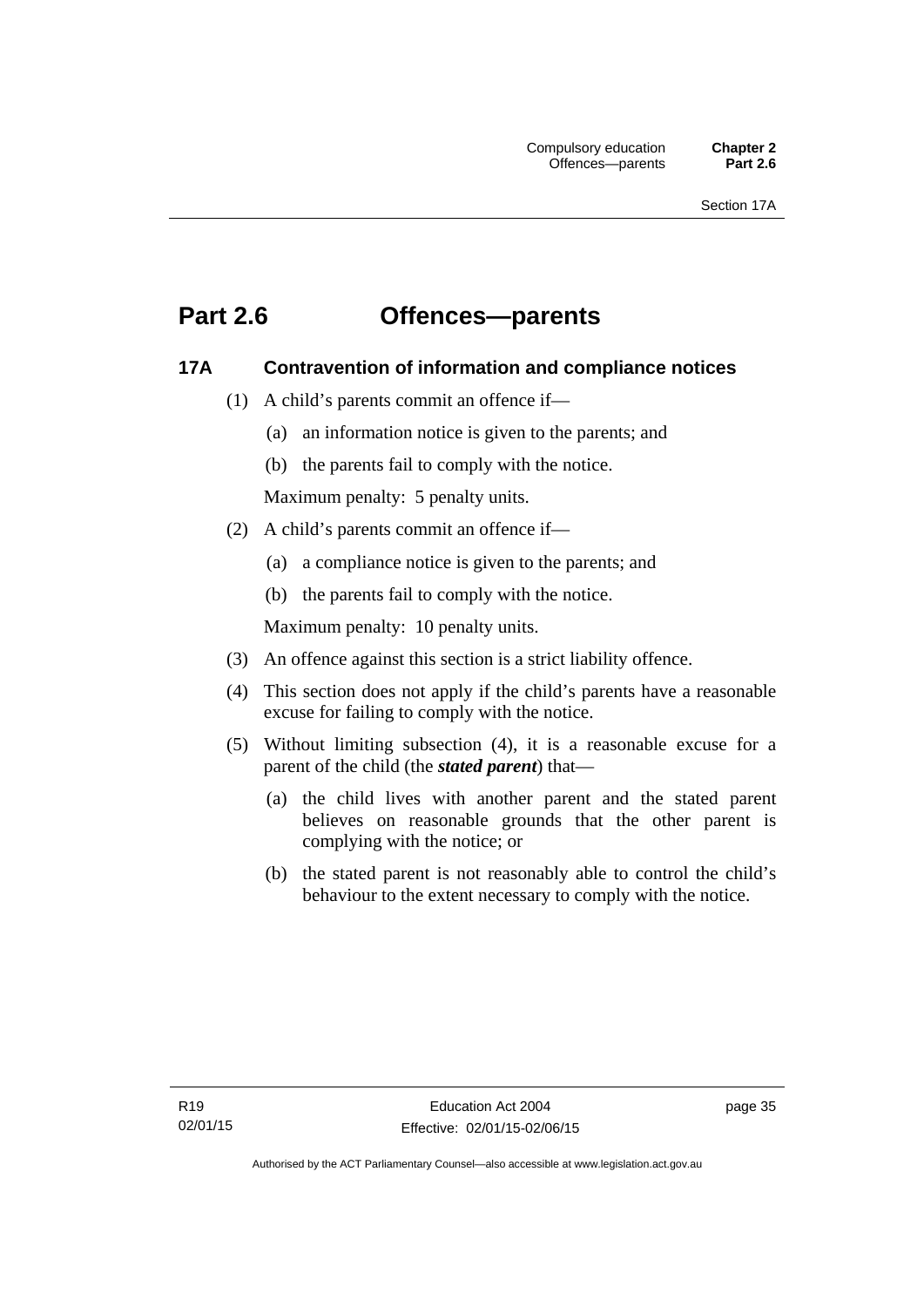# Part 2.6 Offences—parents

## 17A Contravention of information and compliance notices

(1) A child's parents commit an offence if—

(a) an information notice is given to the parents; and

(b) the parents fail to comply with the notice.

Maximum penalty: 5 penalty units.

(2) A child's parents commit an offence if—

(a) a compliance notice is given to the parents; and

(b) the parents fail to comply with the notice.

Maximum penalty: 10 penalty units.

(3) An offence against this section is a strict liability offence.

(4) This section does not apply if the child's parents have a reasonable excuse for failing to comply with the notice.

(5) Without limiting subsection (4), it is a reasonable excuse for a parent of the child (the ***stated parent***) that—

(a) the child lives with another parent and the stated parent believes on reasonable grounds that the other parent is complying with the notice; or

(b) the stated parent is not reasonably able to control the child's behaviour to the extent necessary to comply with the notice.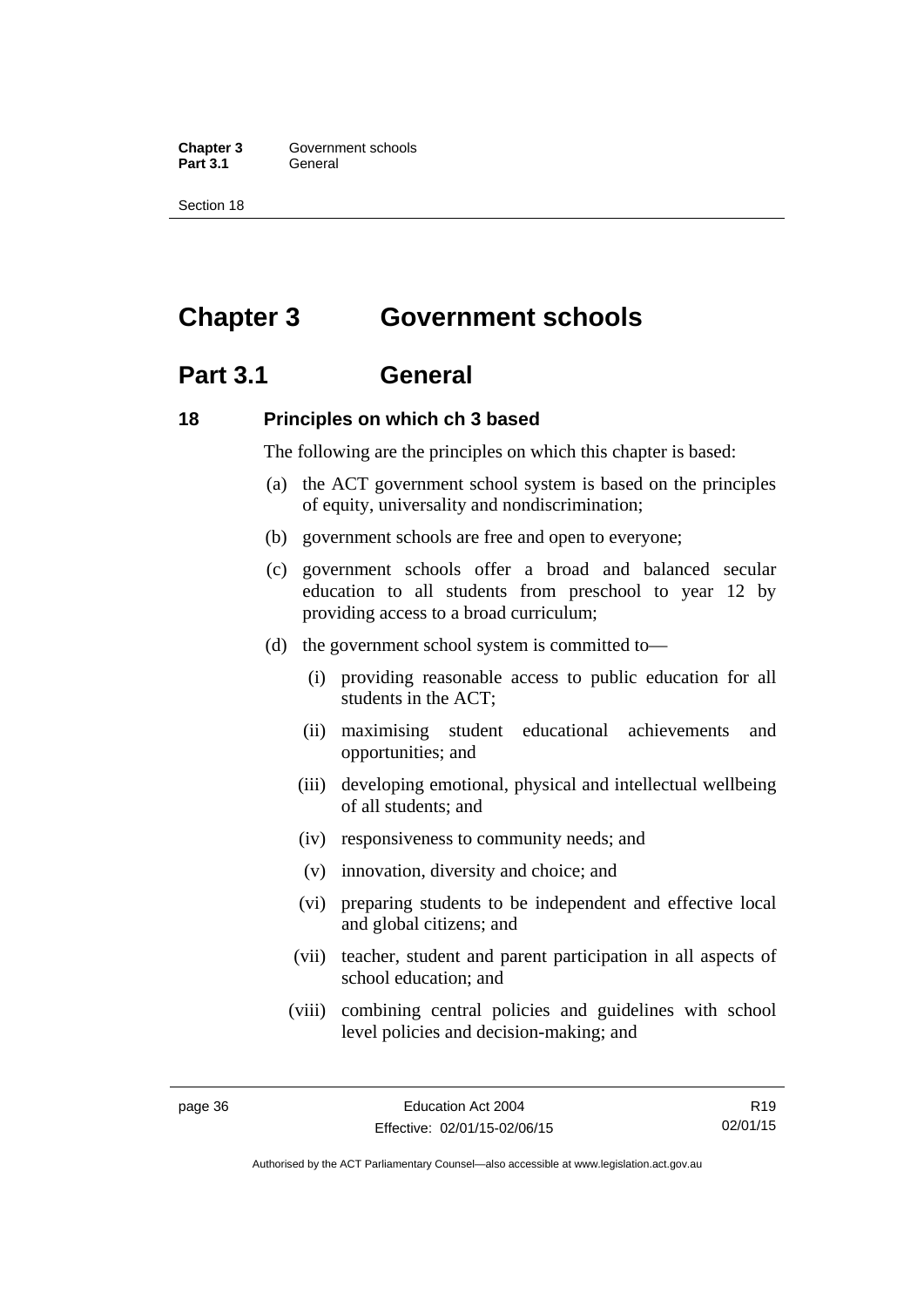# Chapter 3 Government schools

## Part 3.1 General

### 18 Principles on which ch 3 based

The following are the principles on which this chapter is based:

(a) the ACT government school system is based on the principles of equity, universality and nondiscrimination;

(b) government schools are free and open to everyone;

(c) government schools offer a broad and balanced secular education to all students from preschool to year 12 by providing access to a broad curriculum;

(d) the government school system is committed to—

   (i) providing reasonable access to public education for all students in the ACT;

   (ii) maximising student educational achievements and opportunities; and

   (iii) developing emotional, physical and intellectual wellbeing of all students; and

   (iv) responsiveness to community needs; and

   (v) innovation, diversity and choice; and

   (vi) preparing students to be independent and effective local and global citizens; and

   (vii) teacher, student and parent participation in all aspects of school education; and

   (viii) combining central policies and guidelines with school level policies and decision-making; and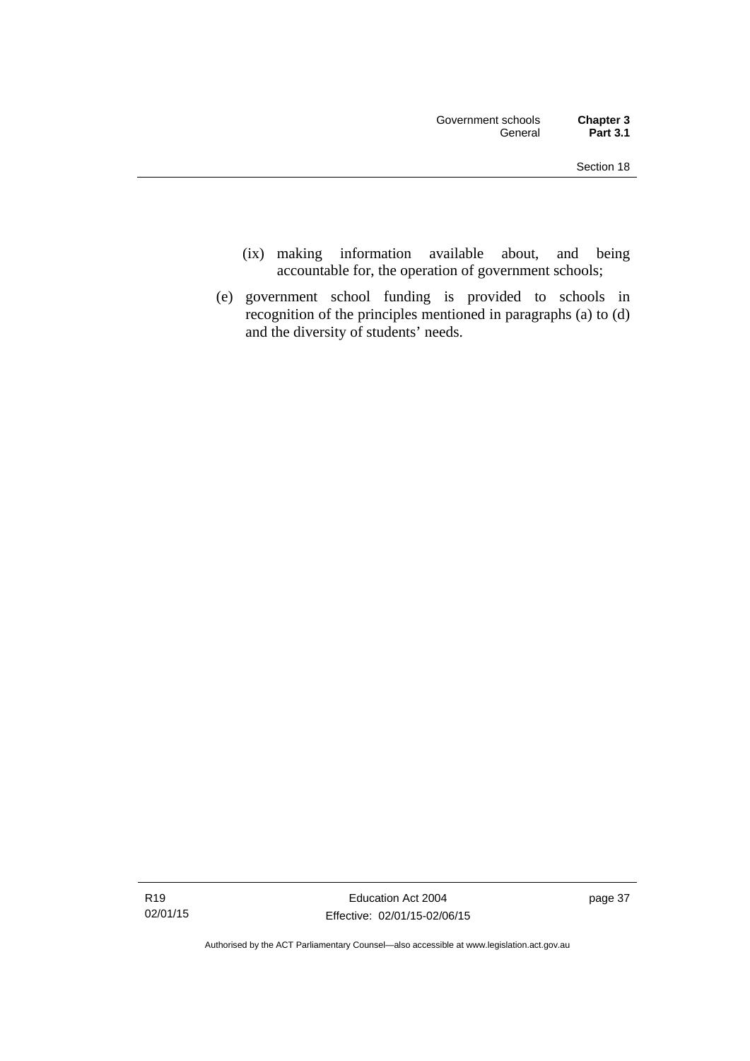(ix) making information available about, and being accountable for, the operation of government schools;

(e) government school funding is provided to schools in recognition of the principles mentioned in paragraphs (a) to (d) and the diversity of students' needs.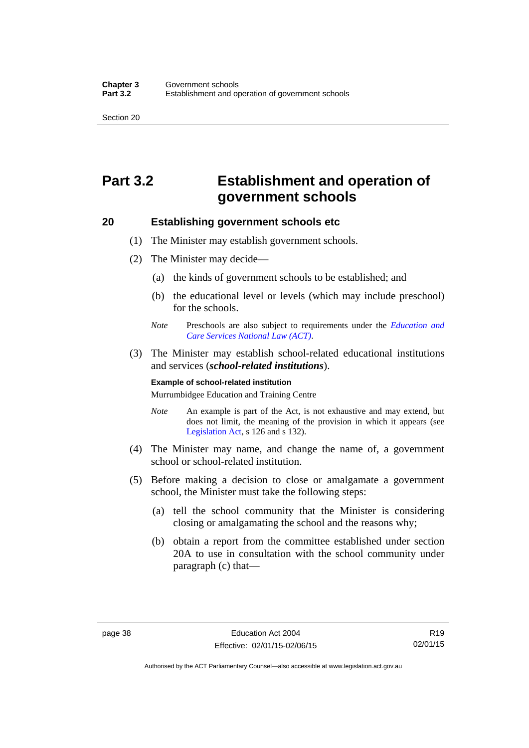# Part 3.2 Establishment and operation of government schools

## 20 Establishing government schools etc

(1) The Minister may establish government schools.

(2) The Minister may decide—

(a) the kinds of government schools to be established; and

(b) the educational level or levels (which may include preschool) for the schools.

*Note* Preschools are also subject to requirements under the *Education and Care Services National Law (ACT)*.

(3) The Minister may establish school-related educational institutions and services (***school-related institutions***).

**Example of school-related institution**

Murrumbidgee Education and Training Centre

*Note* An example is part of the Act, is not exhaustive and may extend, but does not limit, the meaning of the provision in which it appears (see Legislation Act, s 126 and s 132).

(4) The Minister may name, and change the name of, a government school or school-related institution.

(5) Before making a decision to close or amalgamate a government school, the Minister must take the following steps:

(a) tell the school community that the Minister is considering closing or amalgamating the school and the reasons why;

(b) obtain a report from the committee established under section 20A to use in consultation with the school community under paragraph (c) that—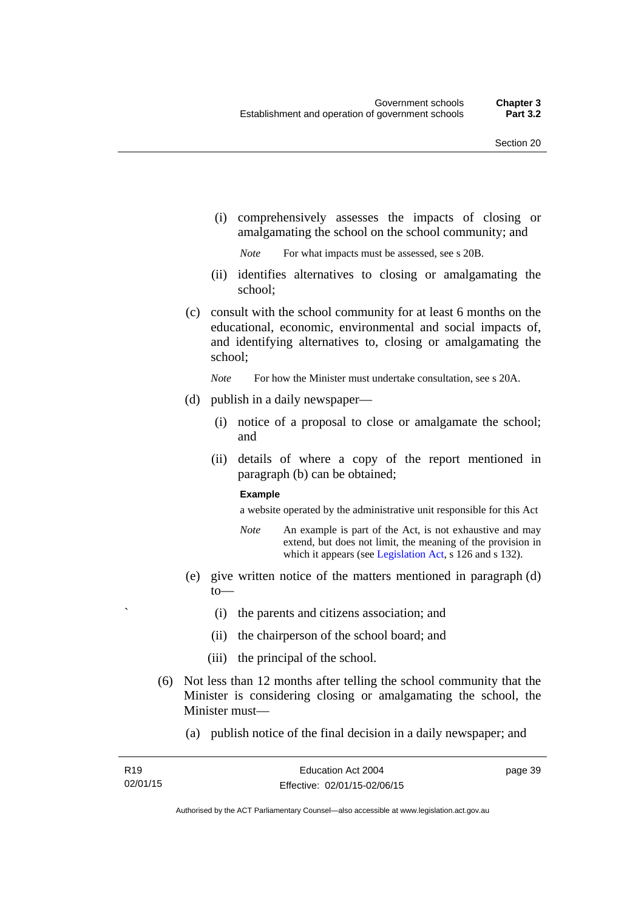(i) comprehensively assesses the impacts of closing or amalgamating the school on the school community; and

*Note* For what impacts must be assessed, see s 20B.

(ii) identifies alternatives to closing or amalgamating the school;

(c) consult with the school community for at least 6 months on the educational, economic, environmental and social impacts of, and identifying alternatives to, closing or amalgamating the school;

*Note* For how the Minister must undertake consultation, see s 20A.

(d) publish in a daily newspaper—

(i) notice of a proposal to close or amalgamate the school; and

(ii) details of where a copy of the report mentioned in paragraph (b) can be obtained;

**Example**

a website operated by the administrative unit responsible for this Act

*Note* An example is part of the Act, is not exhaustive and may extend, but does not limit, the meaning of the provision in which it appears (see Legislation Act, s 126 and s 132).

(e) give written notice of the matters mentioned in paragraph (d) to—

(i) the parents and citizens association; and

(ii) the chairperson of the school board; and

(iii) the principal of the school.

(6) Not less than 12 months after telling the school community that the Minister is considering closing or amalgamating the school, the Minister must—

(a) publish notice of the final decision in a daily newspaper; and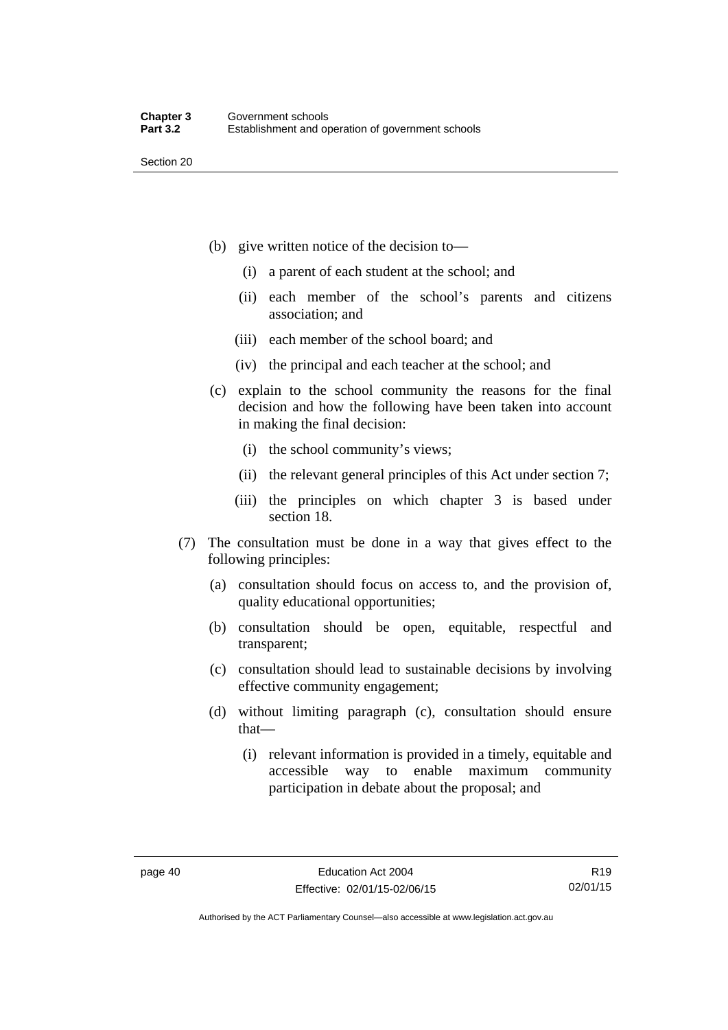(b) give written notice of the decision to—

   (i) a parent of each student at the school; and

   (ii) each member of the school's parents and citizens association; and

   (iii) each member of the school board; and

   (iv) the principal and each teacher at the school; and

(c) explain to the school community the reasons for the final decision and how the following have been taken into account in making the final decision:

   (i) the school community's views;

   (ii) the relevant general principles of this Act under section 7;

   (iii) the principles on which chapter 3 is based under section 18.

(7) The consultation must be done in a way that gives effect to the following principles:

   (a) consultation should focus on access to, and the provision of, quality educational opportunities;

   (b) consultation should be open, equitable, respectful and transparent;

   (c) consultation should lead to sustainable decisions by involving effective community engagement;

   (d) without limiting paragraph (c), consultation should ensure that—

      (i) relevant information is provided in a timely, equitable and accessible way to enable maximum community participation in debate about the proposal; and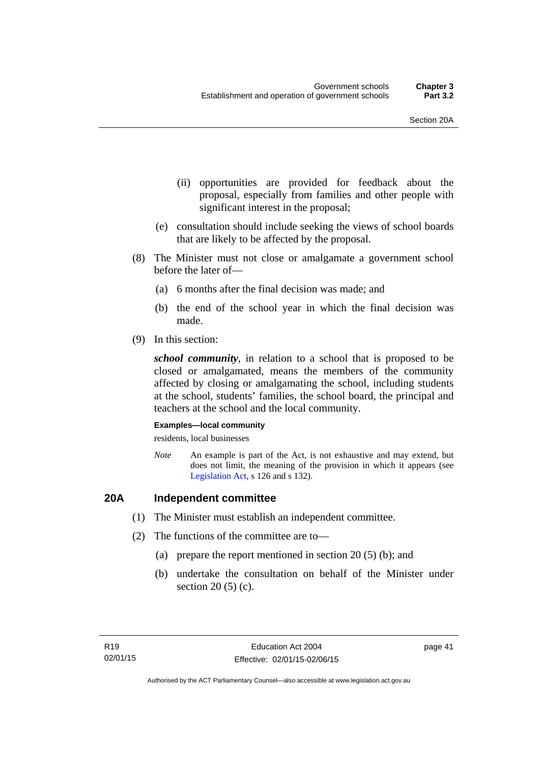(ii) opportunities are provided for feedback about the proposal, especially from families and other people with significant interest in the proposal;

(e) consultation should include seeking the views of school boards that are likely to be affected by the proposal.

(8) The Minister must not close or amalgamate a government school before the later of—

(a) 6 months after the final decision was made; and

(b) the end of the school year in which the final decision was made.

(9) In this section:

***school community***, in relation to a school that is proposed to be closed or amalgamated, means the members of the community affected by closing or amalgamating the school, including students at the school, students' families, the school board, the principal and teachers at the school and the local community.

**Examples—local community**

residents, local businesses

*Note* An example is part of the Act, is not exhaustive and may extend, but does not limit, the meaning of the provision in which it appears (see Legislation Act, s 126 and s 132).

### 20A Independent committee

(1) The Minister must establish an independent committee.

(2) The functions of the committee are to—

(a) prepare the report mentioned in section 20 (5) (b); and

(b) undertake the consultation on behalf of the Minister under section 20 (5) (c).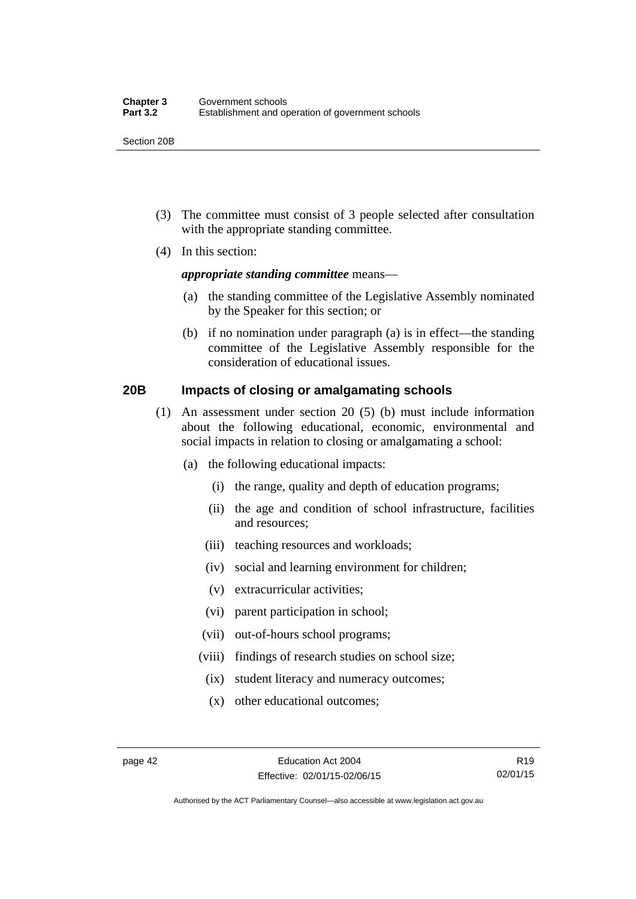(3) The committee must consist of 3 people selected after consultation with the appropriate standing committee.

(4) In this section:

***appropriate standing committee*** means—

(a) the standing committee of the Legislative Assembly nominated by the Speaker for this section; or

(b) if no nomination under paragraph (a) is in effect—the standing committee of the Legislative Assembly responsible for the consideration of educational issues.

### 20B Impacts of closing or amalgamating schools

(1) An assessment under section 20 (5) (b) must include information about the following educational, economic, environmental and social impacts in relation to closing or amalgamating a school:

(a) the following educational impacts:

(i) the range, quality and depth of education programs;

(ii) the age and condition of school infrastructure, facilities and resources;

(iii) teaching resources and workloads;

(iv) social and learning environment for children;

(v) extracurricular activities;

(vi) parent participation in school;

(vii) out-of-hours school programs;

(viii) findings of research studies on school size;

(ix) student literacy and numeracy outcomes;

(x) other educational outcomes;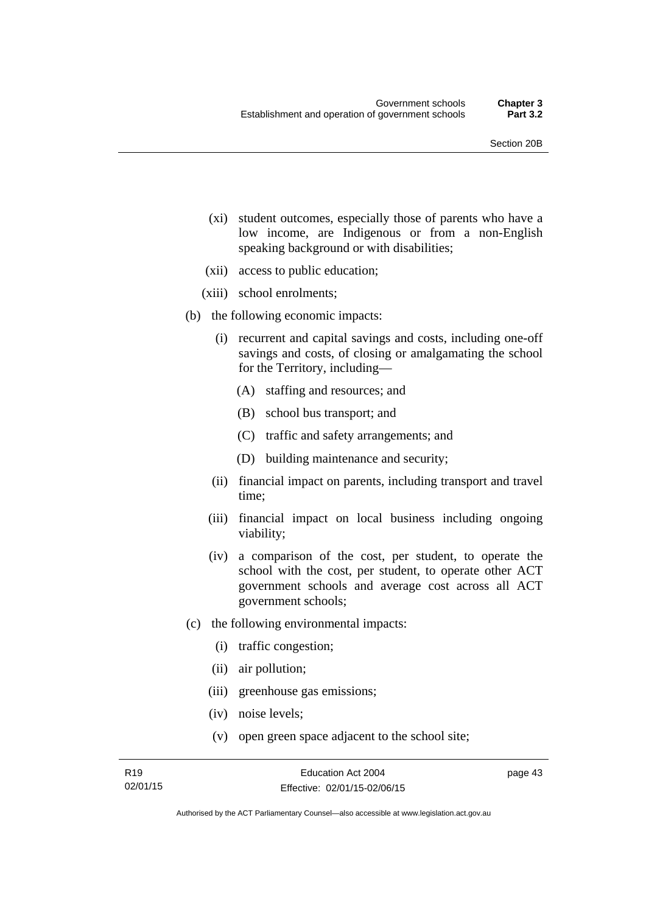(xi) student outcomes, especially those of parents who have a low income, are Indigenous or from a non-English speaking background or with disabilities;

(xii) access to public education;

(xiii) school enrolments;

(b) the following economic impacts:

(i) recurrent and capital savings and costs, including one-off savings and costs, of closing or amalgamating the school for the Territory, including—

(A) staffing and resources; and

(B) school bus transport; and

(C) traffic and safety arrangements; and

(D) building maintenance and security;

(ii) financial impact on parents, including transport and travel time;

(iii) financial impact on local business including ongoing viability;

(iv) a comparison of the cost, per student, to operate the school with the cost, per student, to operate other ACT government schools and average cost across all ACT government schools;

(c) the following environmental impacts:

(i) traffic congestion;

(ii) air pollution;

(iii) greenhouse gas emissions;

(iv) noise levels;

(v) open green space adjacent to the school site;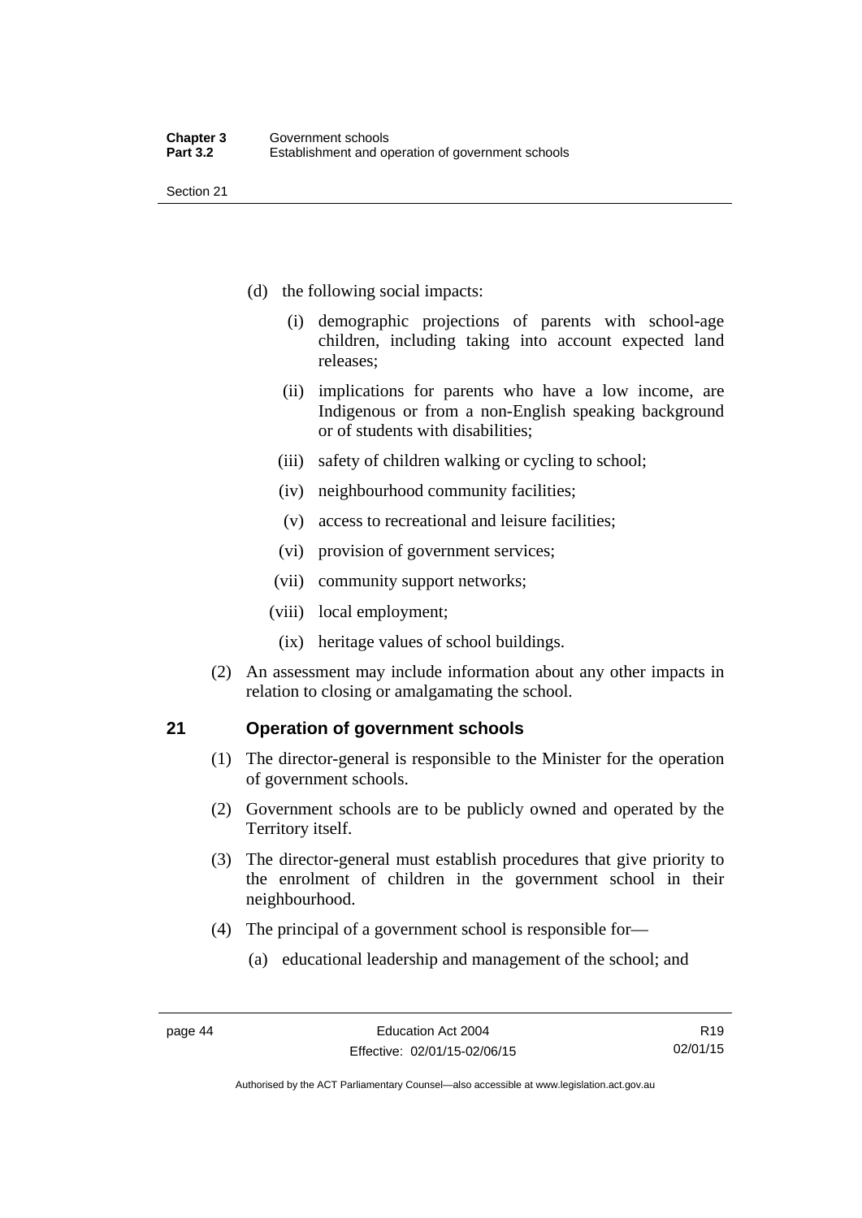(d) the following social impacts:

(i) demographic projections of parents with school-age children, including taking into account expected land releases;

(ii) implications for parents who have a low income, are Indigenous or from a non-English speaking background or of students with disabilities;

(iii) safety of children walking or cycling to school;

(iv) neighbourhood community facilities;

(v) access to recreational and leisure facilities;

(vi) provision of government services;

(vii) community support networks;

(viii) local employment;

(ix) heritage values of school buildings.

(2) An assessment may include information about any other impacts in relation to closing or amalgamating the school.

## 21 Operation of government schools

(1) The director-general is responsible to the Minister for the operation of government schools.

(2) Government schools are to be publicly owned and operated by the Territory itself.

(3) The director-general must establish procedures that give priority to the enrolment of children in the government school in their neighbourhood.

(4) The principal of a government school is responsible for—

(a) educational leadership and management of the school; and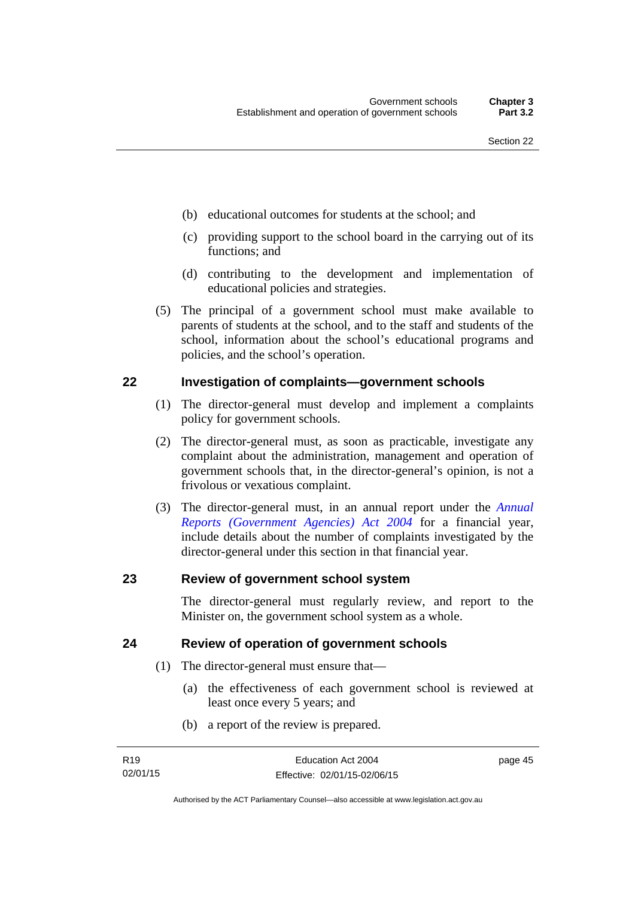(b) educational outcomes for students at the school; and

(c) providing support to the school board in the carrying out of its functions; and

(d) contributing to the development and implementation of educational policies and strategies.

(5) The principal of a government school must make available to parents of students at the school, and to the staff and students of the school, information about the school's educational programs and policies, and the school's operation.

## 22 Investigation of complaints—government schools

(1) The director-general must develop and implement a complaints policy for government schools.

(2) The director-general must, as soon as practicable, investigate any complaint about the administration, management and operation of government schools that, in the director-general's opinion, is not a frivolous or vexatious complaint.

(3) The director-general must, in an annual report under the *Annual Reports (Government Agencies) Act 2004* for a financial year, include details about the number of complaints investigated by the director-general under this section in that financial year.

## 23 Review of government school system

The director-general must regularly review, and report to the Minister on, the government school system as a whole.

## 24 Review of operation of government schools

(1) The director-general must ensure that—

(a) the effectiveness of each government school is reviewed at least once every 5 years; and

(b) a report of the review is prepared.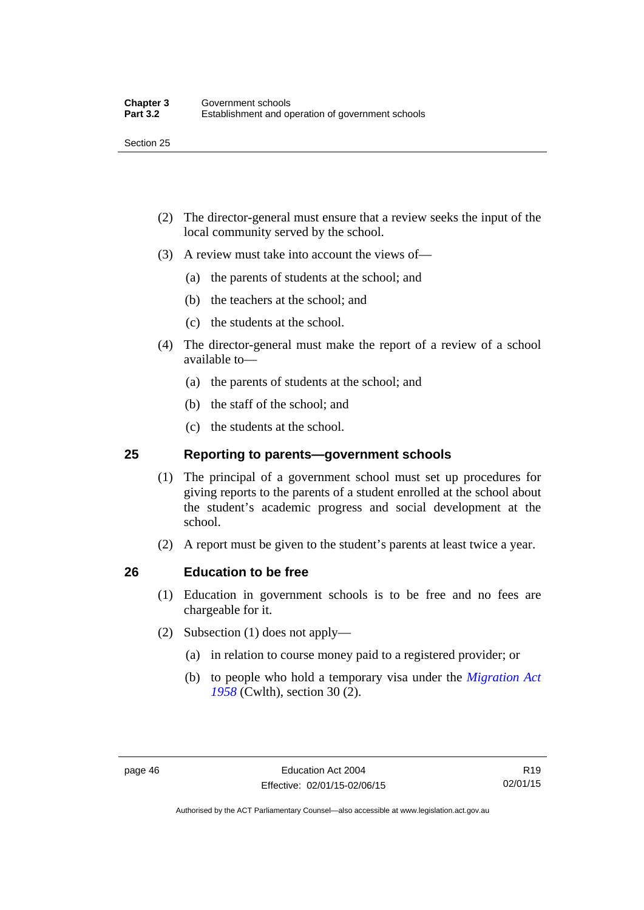(2) The director-general must ensure that a review seeks the input of the local community served by the school.

(3) A review must take into account the views of—

(a) the parents of students at the school; and

(b) the teachers at the school; and

(c) the students at the school.

(4) The director-general must make the report of a review of a school available to—

(a) the parents of students at the school; and

(b) the staff of the school; and

(c) the students at the school.

## 25 Reporting to parents—government schools

(1) The principal of a government school must set up procedures for giving reports to the parents of a student enrolled at the school about the student's academic progress and social development at the school.

(2) A report must be given to the student's parents at least twice a year.

## 26 Education to be free

(1) Education in government schools is to be free and no fees are chargeable for it.

(2) Subsection (1) does not apply—

(a) in relation to course money paid to a registered provider; or

(b) to people who hold a temporary visa under the *Migration Act 1958* (Cwlth), section 30 (2).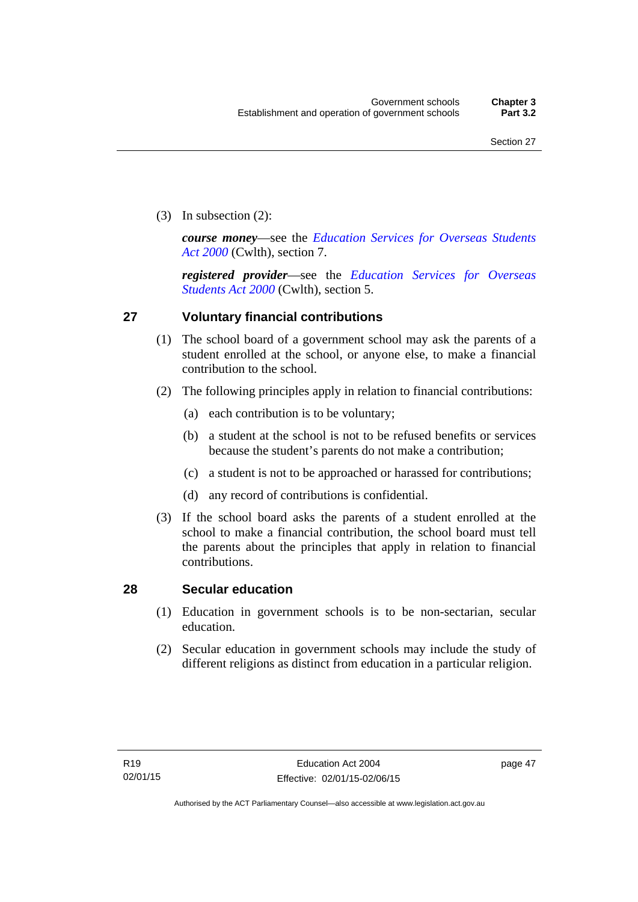(3) In subsection (2):

***course money***—see the *Education Services for Overseas Students Act 2000* (Cwlth), section 7.

***registered provider***—see the *Education Services for Overseas Students Act 2000* (Cwlth), section 5.

## 27 Voluntary financial contributions

(1) The school board of a government school may ask the parents of a student enrolled at the school, or anyone else, to make a financial contribution to the school.

(2) The following principles apply in relation to financial contributions:

(a) each contribution is to be voluntary;

(b) a student at the school is not to be refused benefits or services because the student's parents do not make a contribution;

(c) a student is not to be approached or harassed for contributions;

(d) any record of contributions is confidential.

(3) If the school board asks the parents of a student enrolled at the school to make a financial contribution, the school board must tell the parents about the principles that apply in relation to financial contributions.

## 28 Secular education

(1) Education in government schools is to be non-sectarian, secular education.

(2) Secular education in government schools may include the study of different religions as distinct from education in a particular religion.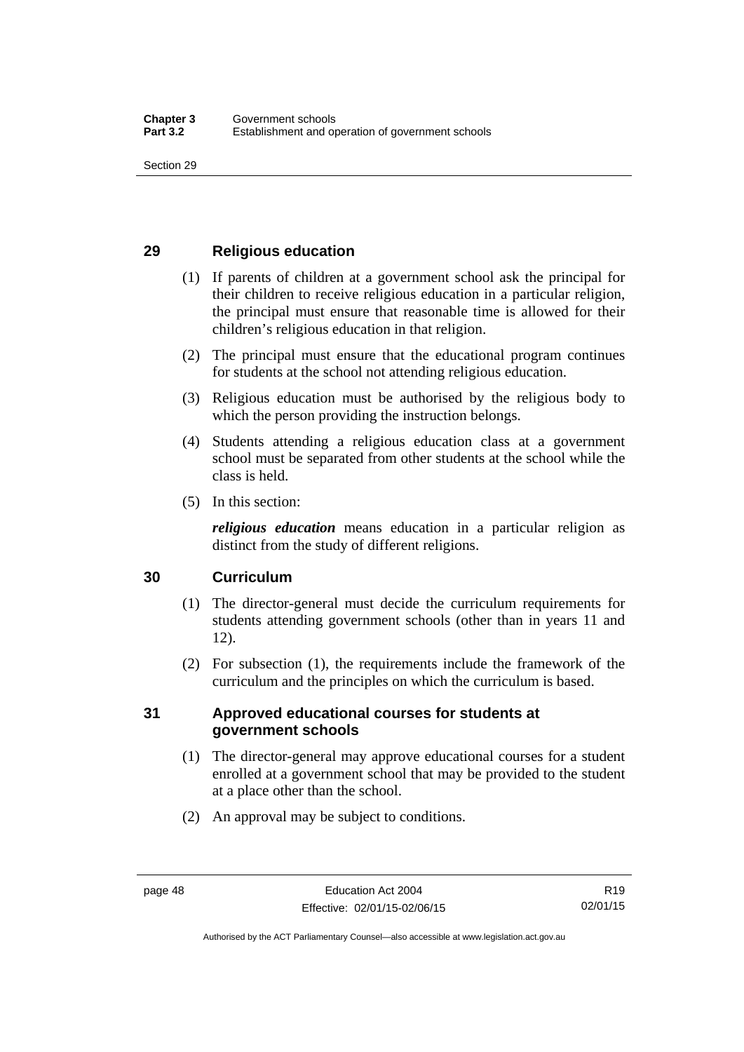## 29 Religious education

(1) If parents of children at a government school ask the principal for their children to receive religious education in a particular religion, the principal must ensure that reasonable time is allowed for their children's religious education in that religion.

(2) The principal must ensure that the educational program continues for students at the school not attending religious education.

(3) Religious education must be authorised by the religious body to which the person providing the instruction belongs.

(4) Students attending a religious education class at a government school must be separated from other students at the school while the class is held.

(5) In this section:

***religious education*** means education in a particular religion as distinct from the study of different religions.

## 30 Curriculum

(1) The director-general must decide the curriculum requirements for students attending government schools (other than in years 11 and 12).

(2) For subsection (1), the requirements include the framework of the curriculum and the principles on which the curriculum is based.

## 31 Approved educational courses for students at government schools

(1) The director-general may approve educational courses for a student enrolled at a government school that may be provided to the student at a place other than the school.

(2) An approval may be subject to conditions.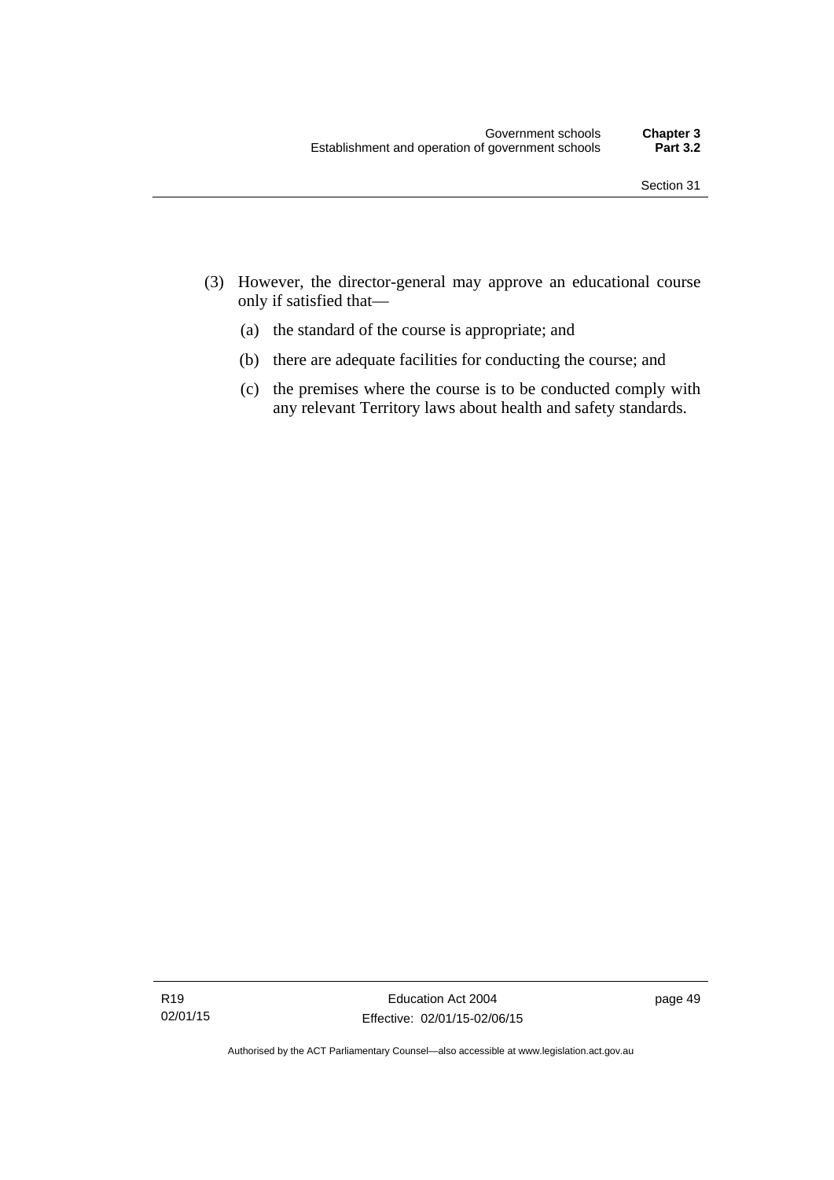(3) However, the director-general may approve an educational course only if satisfied that—

(a) the standard of the course is appropriate; and

(b) there are adequate facilities for conducting the course; and

(c) the premises where the course is to be conducted comply with any relevant Territory laws about health and safety standards.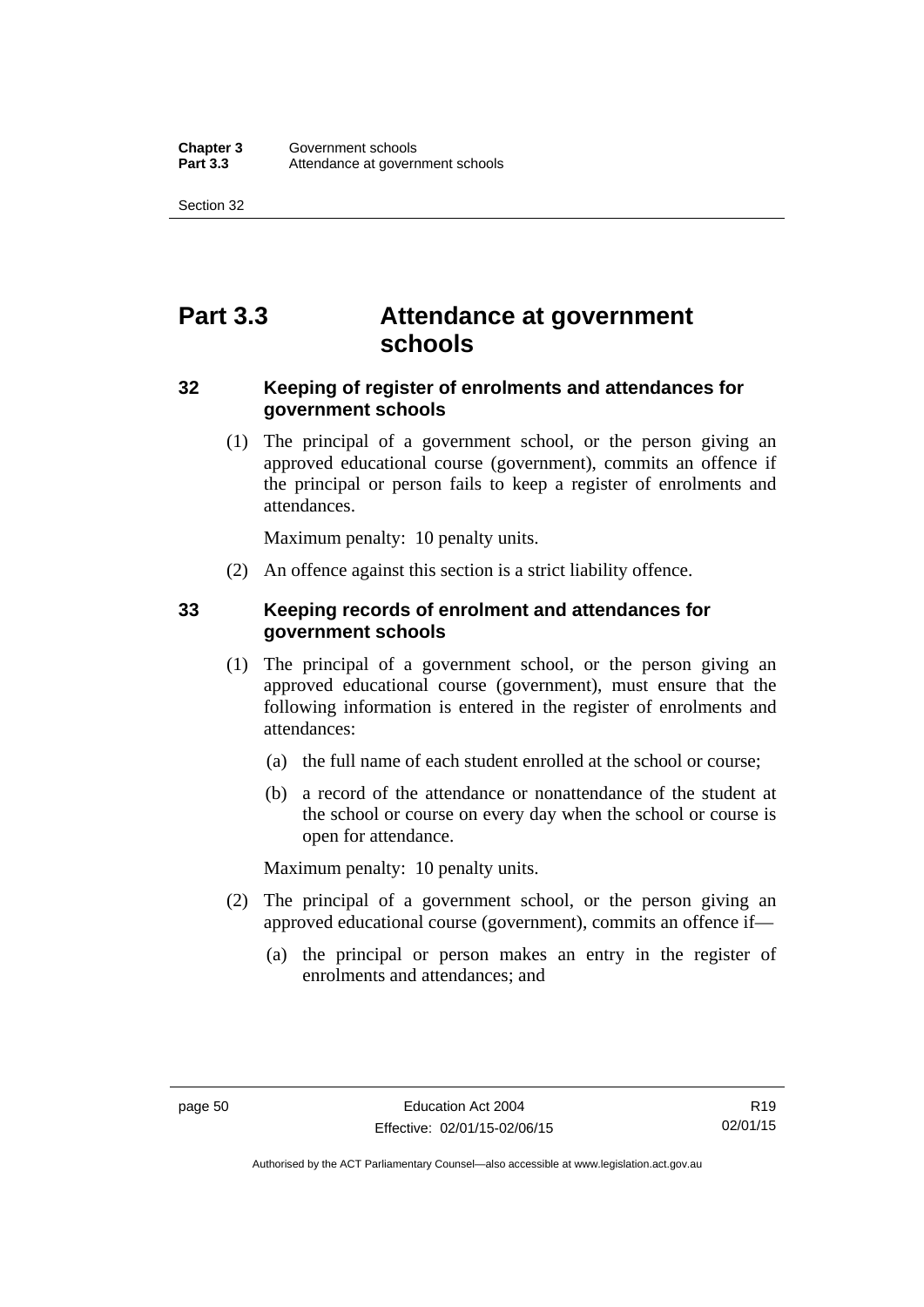# Part 3.3 Attendance at government schools

### 32 Keeping of register of enrolments and attendances for government schools

(1) The principal of a government school, or the person giving an approved educational course (government), commits an offence if the principal or person fails to keep a register of enrolments and attendances.

Maximum penalty: 10 penalty units.

(2) An offence against this section is a strict liability offence.

### 33 Keeping records of enrolment and attendances for government schools

(1) The principal of a government school, or the person giving an approved educational course (government), must ensure that the following information is entered in the register of enrolments and attendances:

(a) the full name of each student enrolled at the school or course;

(b) a record of the attendance or nonattendance of the student at the school or course on every day when the school or course is open for attendance.

Maximum penalty: 10 penalty units.

(2) The principal of a government school, or the person giving an approved educational course (government), commits an offence if—

(a) the principal or person makes an entry in the register of enrolments and attendances; and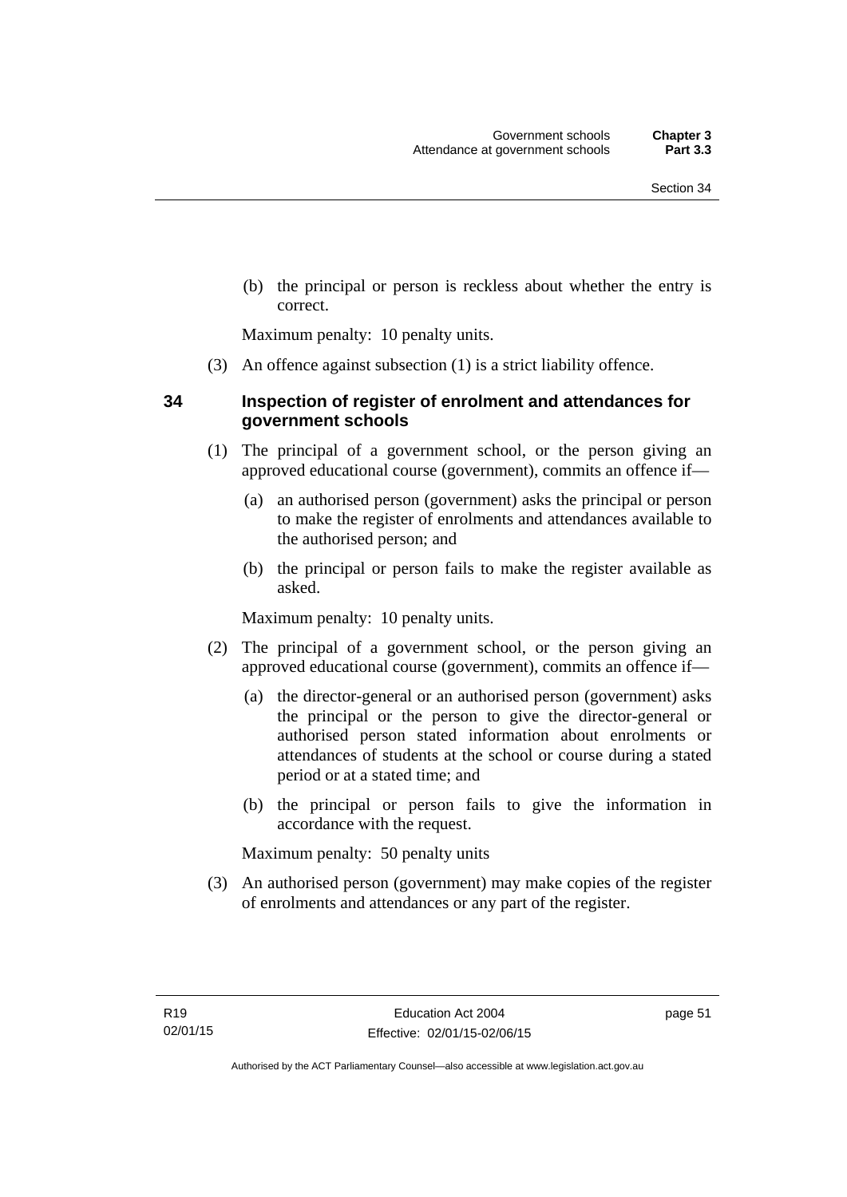(b) the principal or person is reckless about whether the entry is correct.

Maximum penalty: 10 penalty units.

(3) An offence against subsection (1) is a strict liability offence.

### 34 Inspection of register of enrolment and attendances for government schools

(1) The principal of a government school, or the person giving an approved educational course (government), commits an offence if—

(a) an authorised person (government) asks the principal or person to make the register of enrolments and attendances available to the authorised person; and

(b) the principal or person fails to make the register available as asked.

Maximum penalty: 10 penalty units.

(2) The principal of a government school, or the person giving an approved educational course (government), commits an offence if—

(a) the director-general or an authorised person (government) asks the principal or the person to give the director-general or authorised person stated information about enrolments or attendances of students at the school or course during a stated period or at a stated time; and

(b) the principal or person fails to give the information in accordance with the request.

Maximum penalty: 50 penalty units

(3) An authorised person (government) may make copies of the register of enrolments and attendances or any part of the register.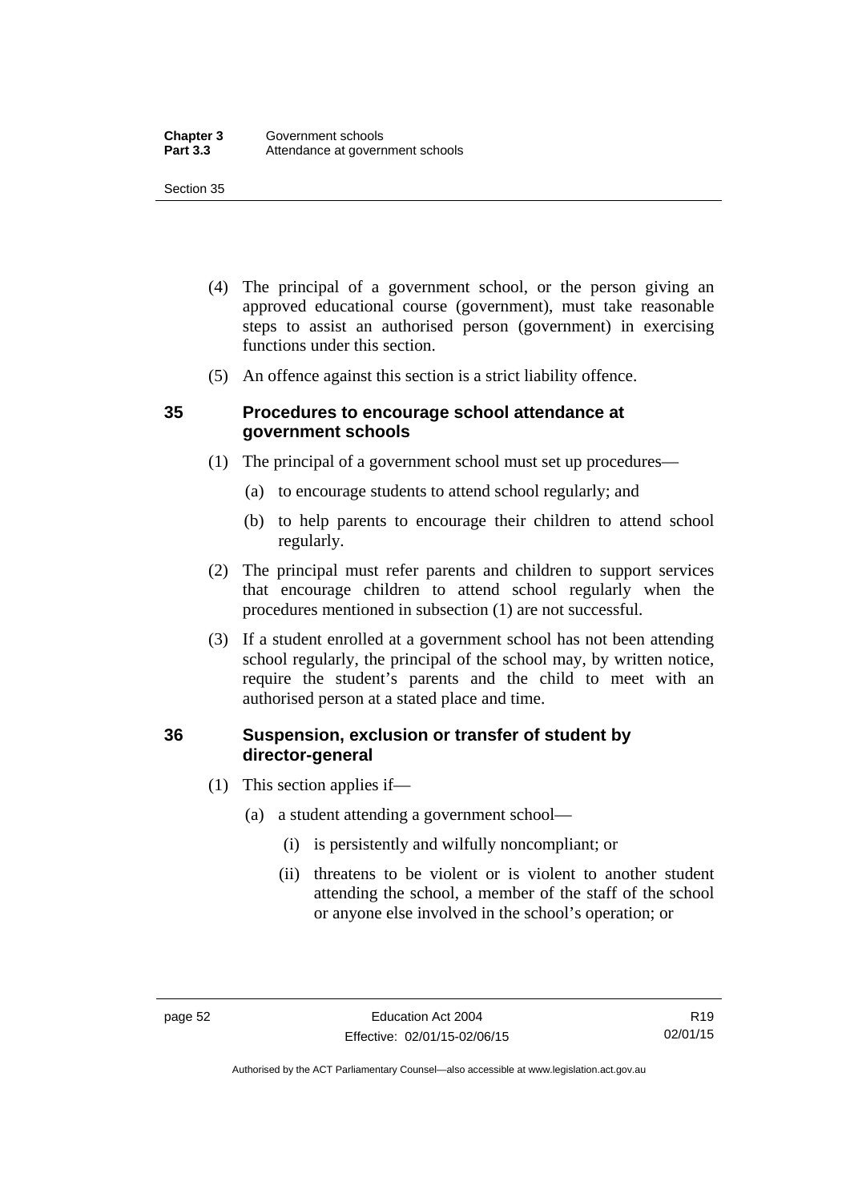(4) The principal of a government school, or the person giving an approved educational course (government), must take reasonable steps to assist an authorised person (government) in exercising functions under this section.

(5) An offence against this section is a strict liability offence.

### 35 Procedures to encourage school attendance at government schools

(1) The principal of a government school must set up procedures—

(a) to encourage students to attend school regularly; and

(b) to help parents to encourage their children to attend school regularly.

(2) The principal must refer parents and children to support services that encourage children to attend school regularly when the procedures mentioned in subsection (1) are not successful.

(3) If a student enrolled at a government school has not been attending school regularly, the principal of the school may, by written notice, require the student's parents and the child to meet with an authorised person at a stated place and time.

### 36 Suspension, exclusion or transfer of student by director-general

(1) This section applies if—

(a) a student attending a government school—

(i) is persistently and wilfully noncompliant; or

(ii) threatens to be violent or is violent to another student attending the school, a member of the staff of the school or anyone else involved in the school's operation; or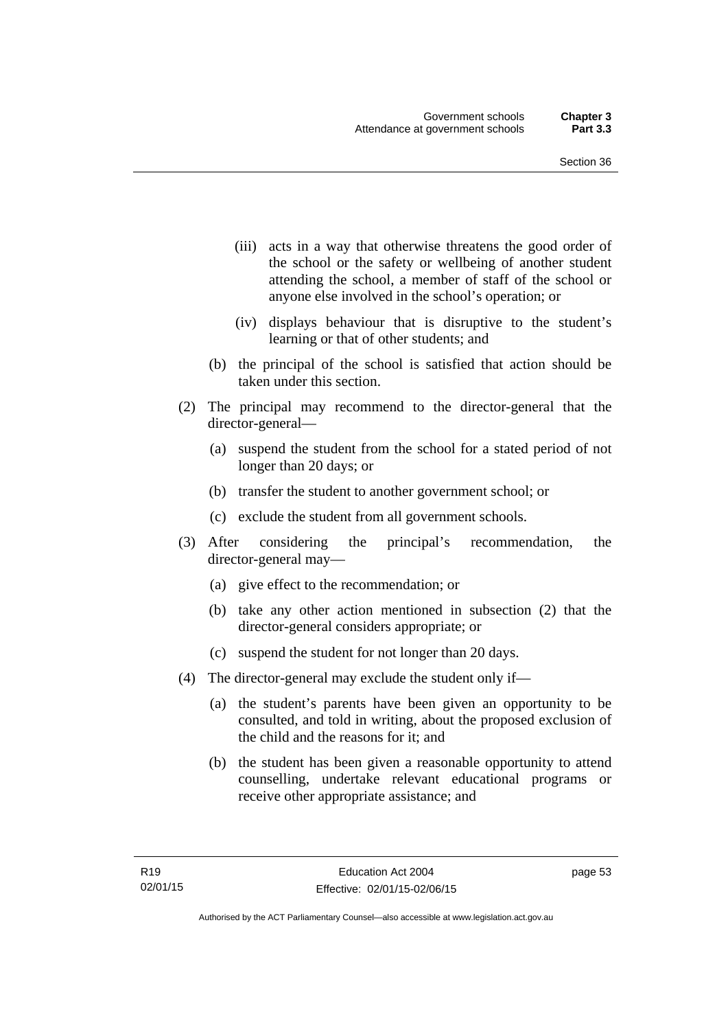(iii) acts in a way that otherwise threatens the good order of the school or the safety or wellbeing of another student attending the school, a member of staff of the school or anyone else involved in the school's operation; or

(iv) displays behaviour that is disruptive to the student's learning or that of other students; and

(b) the principal of the school is satisfied that action should be taken under this section.

(2) The principal may recommend to the director-general that the director-general—

(a) suspend the student from the school for a stated period of not longer than 20 days; or

(b) transfer the student to another government school; or

(c) exclude the student from all government schools.

(3) After considering the principal's recommendation, the director-general may—

(a) give effect to the recommendation; or

(b) take any other action mentioned in subsection (2) that the director-general considers appropriate; or

(c) suspend the student for not longer than 20 days.

(4) The director-general may exclude the student only if—

(a) the student's parents have been given an opportunity to be consulted, and told in writing, about the proposed exclusion of the child and the reasons for it; and

(b) the student has been given a reasonable opportunity to attend counselling, undertake relevant educational programs or receive other appropriate assistance; and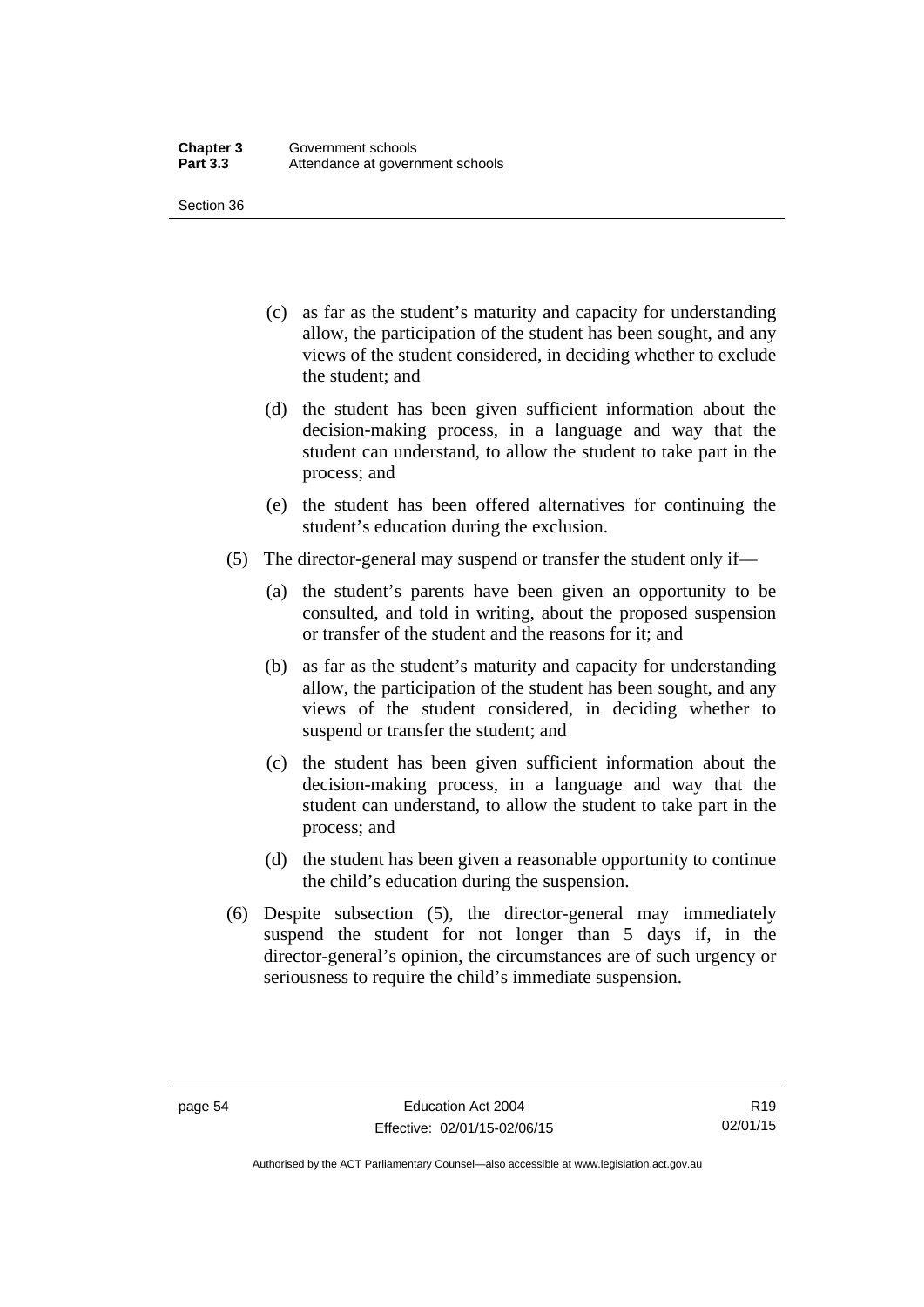(c) as far as the student's maturity and capacity for understanding allow, the participation of the student has been sought, and any views of the student considered, in deciding whether to exclude the student; and

(d) the student has been given sufficient information about the decision-making process, in a language and way that the student can understand, to allow the student to take part in the process; and

(e) the student has been offered alternatives for continuing the student's education during the exclusion.

(5) The director-general may suspend or transfer the student only if—

(a) the student's parents have been given an opportunity to be consulted, and told in writing, about the proposed suspension or transfer of the student and the reasons for it; and

(b) as far as the student's maturity and capacity for understanding allow, the participation of the student has been sought, and any views of the student considered, in deciding whether to suspend or transfer the student; and

(c) the student has been given sufficient information about the decision-making process, in a language and way that the student can understand, to allow the student to take part in the process; and

(d) the student has been given a reasonable opportunity to continue the child's education during the suspension.

(6) Despite subsection (5), the director-general may immediately suspend the student for not longer than 5 days if, in the director-general's opinion, the circumstances are of such urgency or seriousness to require the child's immediate suspension.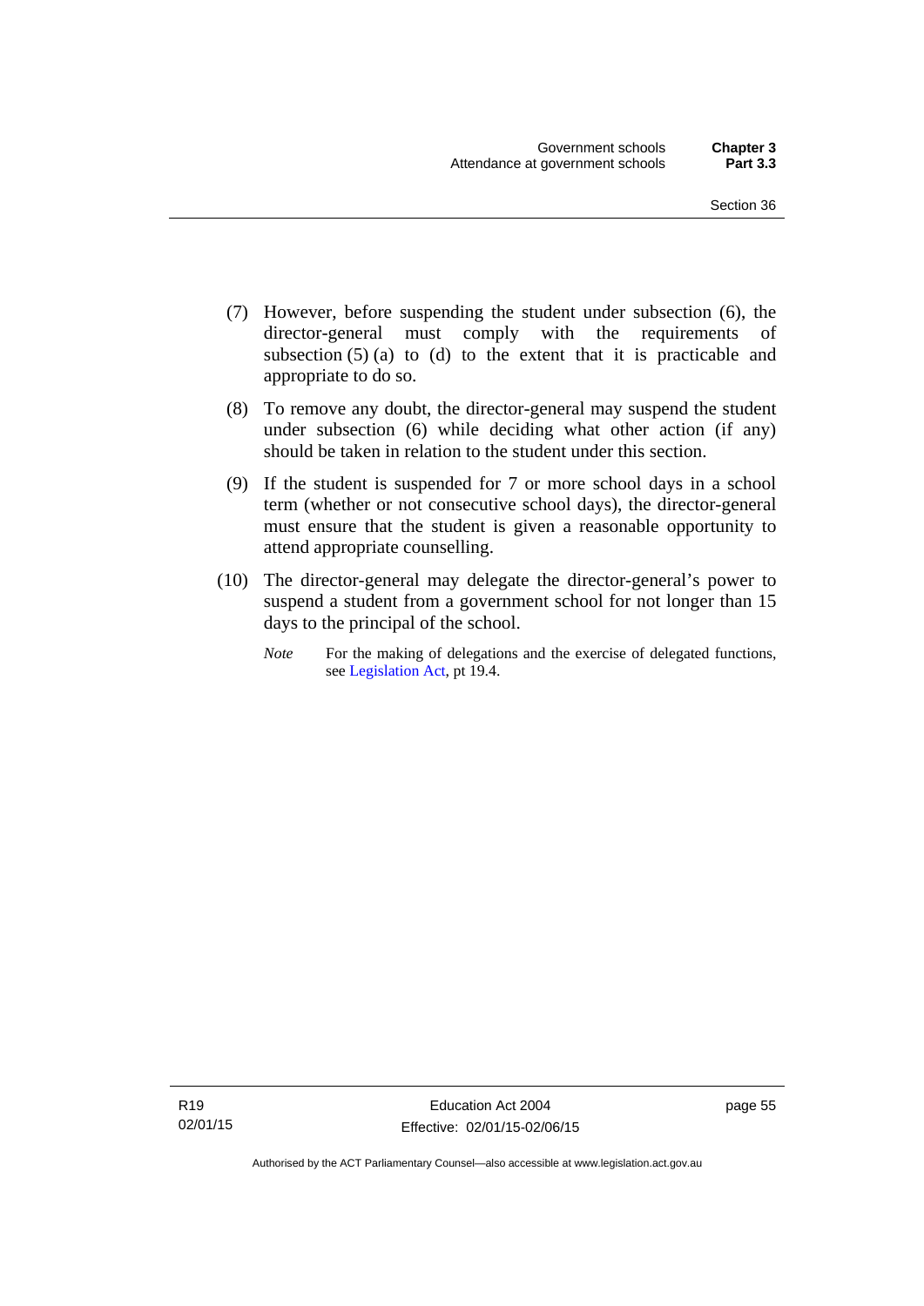(7) However, before suspending the student under subsection (6), the director-general must comply with the requirements of subsection (5) (a) to (d) to the extent that it is practicable and appropriate to do so.

(8) To remove any doubt, the director-general may suspend the student under subsection (6) while deciding what other action (if any) should be taken in relation to the student under this section.

(9) If the student is suspended for 7 or more school days in a school term (whether or not consecutive school days), the director-general must ensure that the student is given a reasonable opportunity to attend appropriate counselling.

(10) The director-general may delegate the director-general's power to suspend a student from a government school for not longer than 15 days to the principal of the school.

*Note* For the making of delegations and the exercise of delegated functions, see Legislation Act, pt 19.4.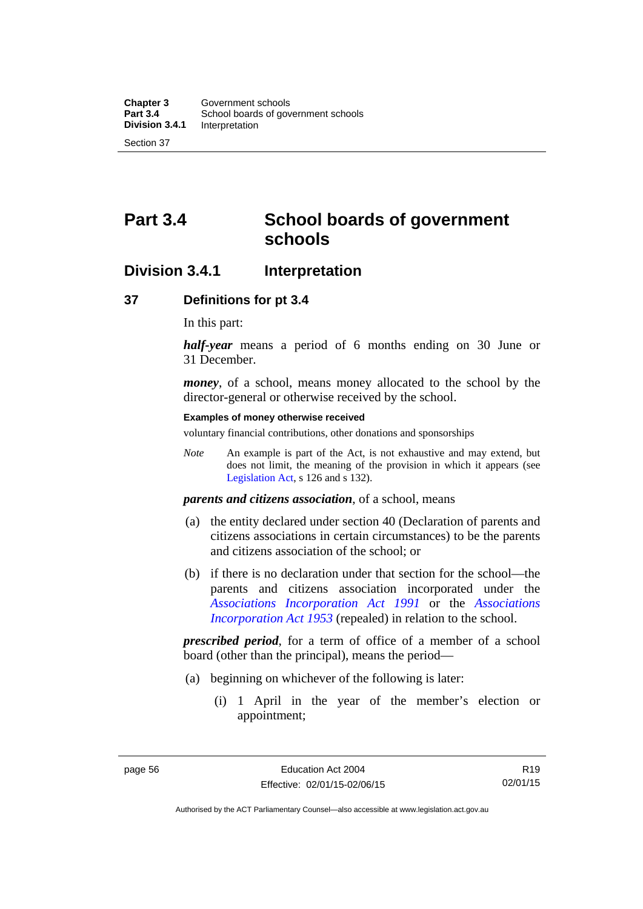# Part 3.4 School boards of government schools

## Division 3.4.1 Interpretation

### 37 Definitions for pt 3.4

In this part:

***half-year*** means a period of 6 months ending on 30 June or 31 December.

***money***, of a school, means money allocated to the school by the director-general or otherwise received by the school.

**Examples of money otherwise received**

voluntary financial contributions, other donations and sponsorships

*Note* An example is part of the Act, is not exhaustive and may extend, but does not limit, the meaning of the provision in which it appears (see Legislation Act, s 126 and s 132).

***parents and citizens association***, of a school, means

(a) the entity declared under section 40 (Declaration of parents and citizens associations in certain circumstances) to be the parents and citizens association of the school; or

(b) if there is no declaration under that section for the school—the parents and citizens association incorporated under the *Associations Incorporation Act 1991* or the *Associations Incorporation Act 1953* (repealed) in relation to the school.

***prescribed period***, for a term of office of a member of a school board (other than the principal), means the period—

(a) beginning on whichever of the following is later:

(i) 1 April in the year of the member's election or appointment;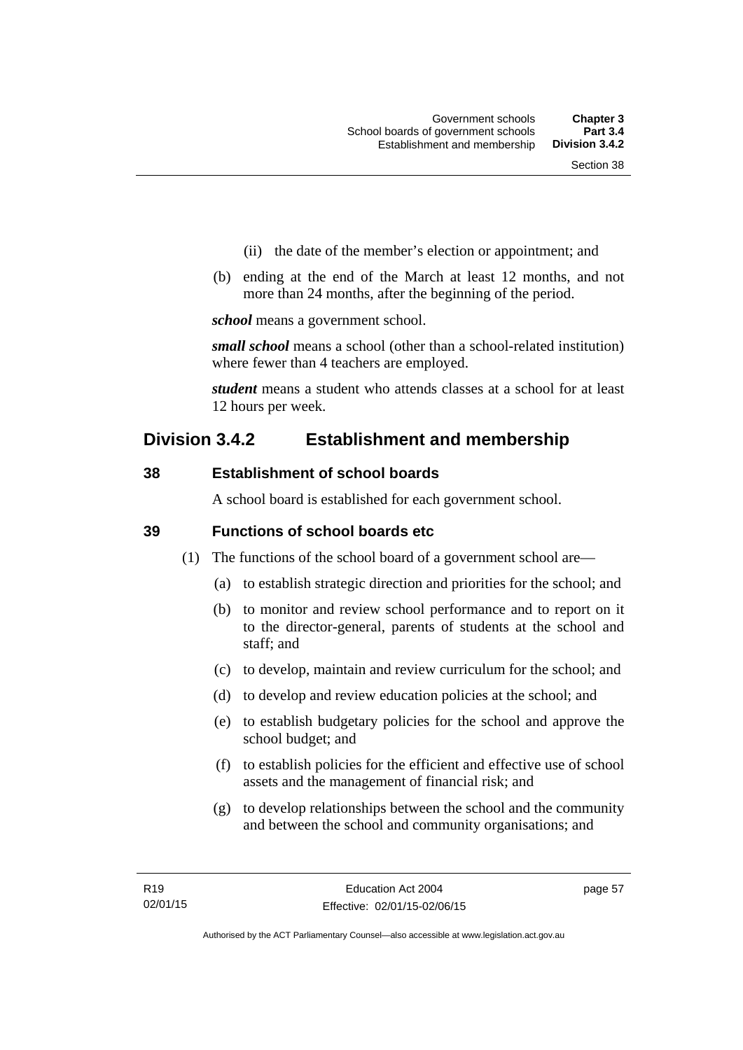(ii) the date of the member's election or appointment; and

(b) ending at the end of the March at least 12 months, and not more than 24 months, after the beginning of the period.

***school*** means a government school.

***small school*** means a school (other than a school-related institution) where fewer than 4 teachers are employed.

***student*** means a student who attends classes at a school for at least 12 hours per week.

## Division 3.4.2 Establishment and membership

### 38 Establishment of school boards

A school board is established for each government school.

### 39 Functions of school boards etc

(1) The functions of the school board of a government school are—

(a) to establish strategic direction and priorities for the school; and

(b) to monitor and review school performance and to report on it to the director-general, parents of students at the school and staff; and

(c) to develop, maintain and review curriculum for the school; and

(d) to develop and review education policies at the school; and

(e) to establish budgetary policies for the school and approve the school budget; and

(f) to establish policies for the efficient and effective use of school assets and the management of financial risk; and

(g) to develop relationships between the school and the community and between the school and community organisations; and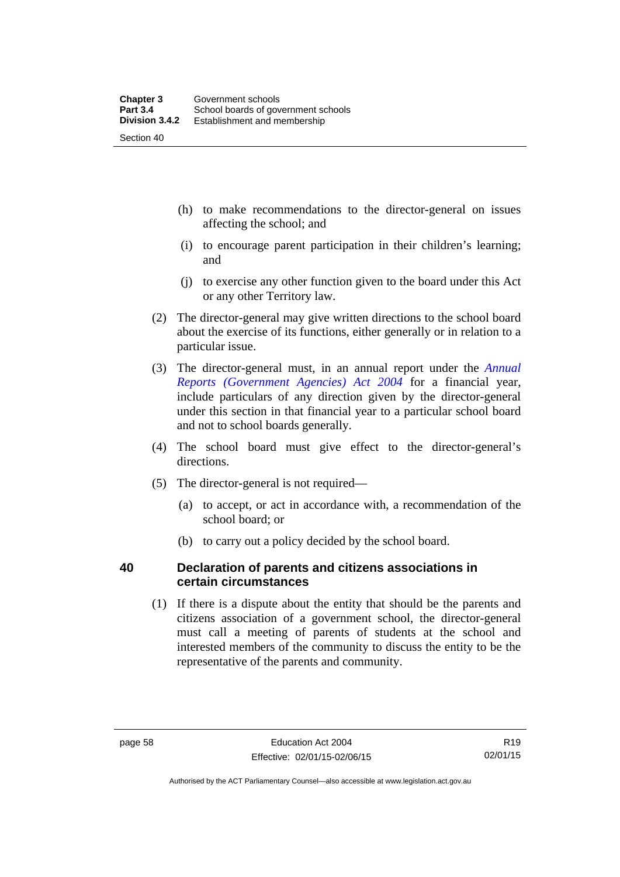(h) to make recommendations to the director-general on issues affecting the school; and

(i) to encourage parent participation in their children's learning; and

(j) to exercise any other function given to the board under this Act or any other Territory law.

(2) The director-general may give written directions to the school board about the exercise of its functions, either generally or in relation to a particular issue.

(3) The director-general must, in an annual report under the *Annual Reports (Government Agencies) Act 2004* for a financial year, include particulars of any direction given by the director-general under this section in that financial year to a particular school board and not to school boards generally.

(4) The school board must give effect to the director-general's directions.

(5) The director-general is not required—

(a) to accept, or act in accordance with, a recommendation of the school board; or

(b) to carry out a policy decided by the school board.

### 40 Declaration of parents and citizens associations in certain circumstances

(1) If there is a dispute about the entity that should be the parents and citizens association of a government school, the director-general must call a meeting of parents of students at the school and interested members of the community to discuss the entity to be the representative of the parents and community.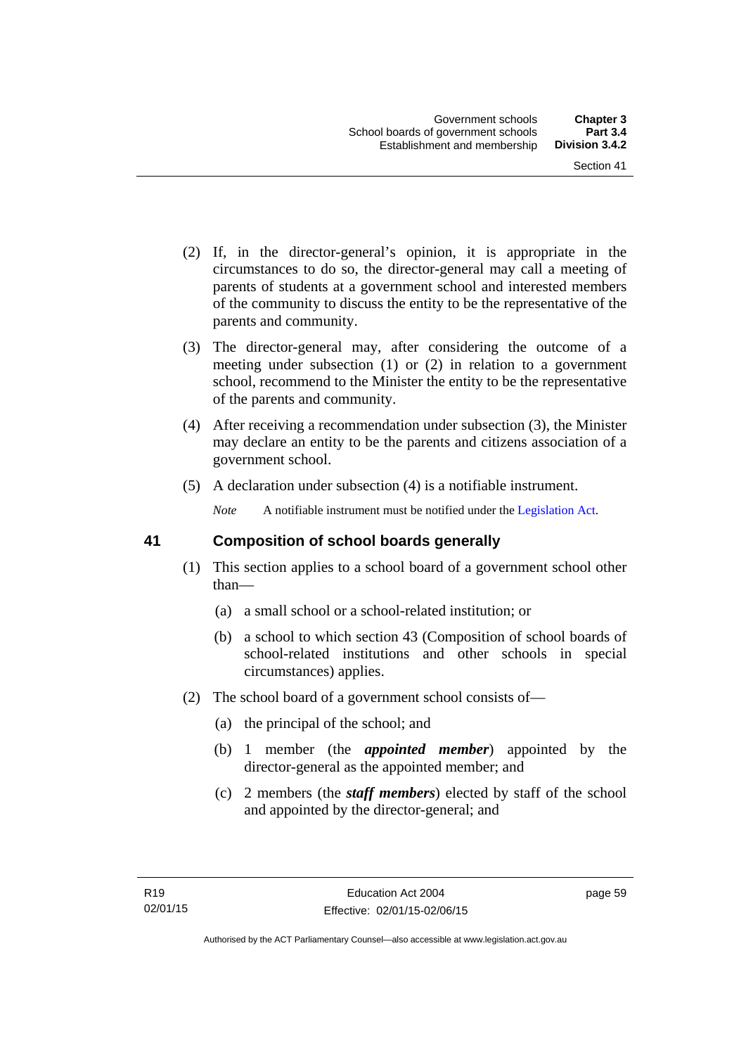(2) If, in the director-general's opinion, it is appropriate in the circumstances to do so, the director-general may call a meeting of parents of students at a government school and interested members of the community to discuss the entity to be the representative of the parents and community.

(3) The director-general may, after considering the outcome of a meeting under subsection (1) or (2) in relation to a government school, recommend to the Minister the entity to be the representative of the parents and community.

(4) After receiving a recommendation under subsection (3), the Minister may declare an entity to be the parents and citizens association of a government school.

(5) A declaration under subsection (4) is a notifiable instrument.

*Note* A notifiable instrument must be notified under the Legislation Act.

## 41 Composition of school boards generally

(1) This section applies to a school board of a government school other than—

(a) a small school or a school-related institution; or

(b) a school to which section 43 (Composition of school boards of school-related institutions and other schools in special circumstances) applies.

(2) The school board of a government school consists of—

(a) the principal of the school; and

(b) 1 member (the ***appointed member***) appointed by the director-general as the appointed member; and

(c) 2 members (the ***staff members***) elected by staff of the school and appointed by the director-general; and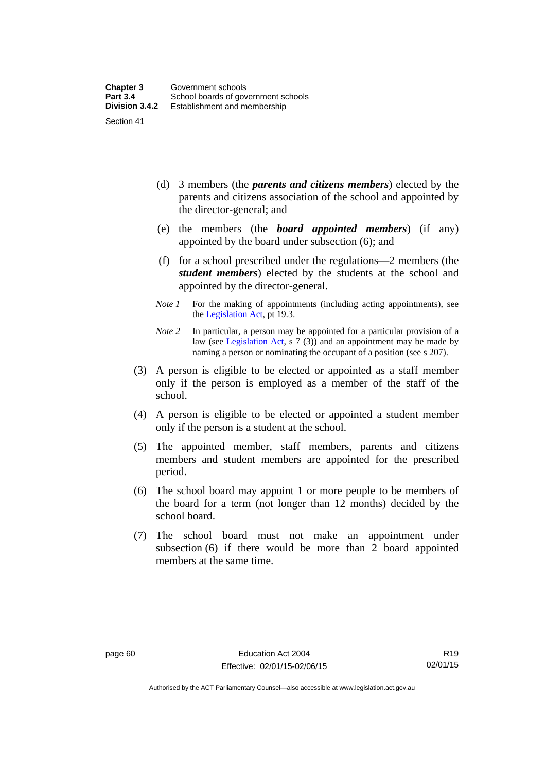(d) 3 members (the ***parents and citizens members***) elected by the parents and citizens association of the school and appointed by the director-general; and

(e) the members (the ***board appointed members***) (if any) appointed by the board under subsection (6); and

(f) for a school prescribed under the regulations—2 members (the ***student members***) elected by the students at the school and appointed by the director-general.

*Note 1* For the making of appointments (including acting appointments), see the Legislation Act, pt 19.3.

*Note 2* In particular, a person may be appointed for a particular provision of a law (see Legislation Act, s 7 (3)) and an appointment may be made by naming a person or nominating the occupant of a position (see s 207).

(3) A person is eligible to be elected or appointed as a staff member only if the person is employed as a member of the staff of the school.

(4) A person is eligible to be elected or appointed a student member only if the person is a student at the school.

(5) The appointed member, staff members, parents and citizens members and student members are appointed for the prescribed period.

(6) The school board may appoint 1 or more people to be members of the board for a term (not longer than 12 months) decided by the school board.

(7) The school board must not make an appointment under subsection (6) if there would be more than 2 board appointed members at the same time.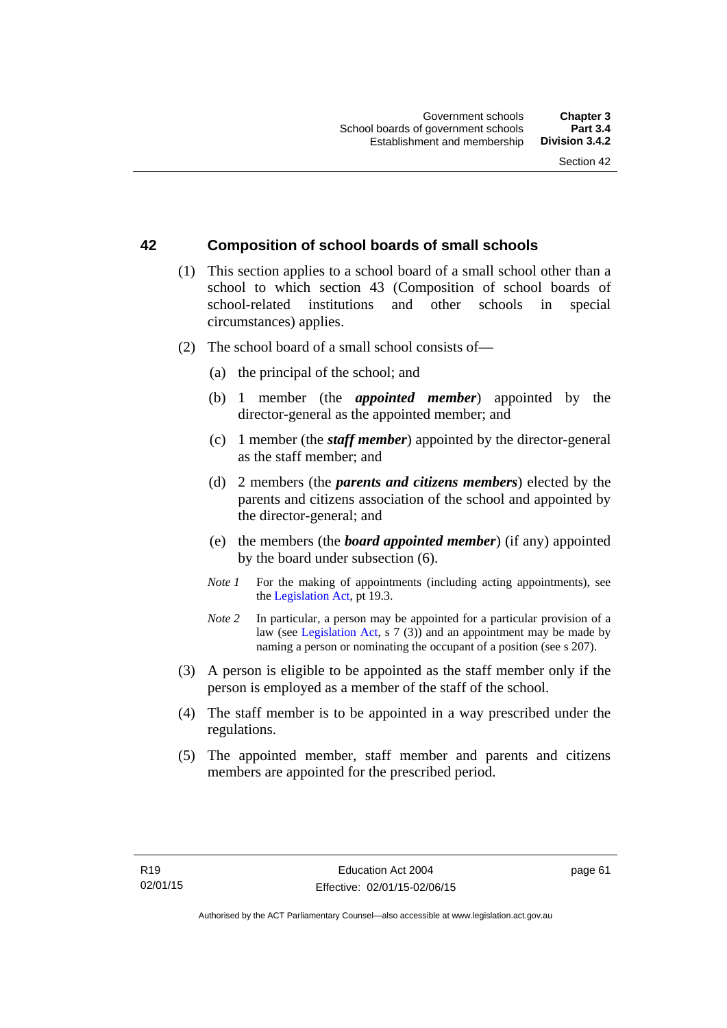## 42 Composition of school boards of small schools

(1) This section applies to a school board of a small school other than a school to which section 43 (Composition of school boards of school-related institutions and other schools in special circumstances) applies.

(2) The school board of a small school consists of—

(a) the principal of the school; and

(b) 1 member (the ***appointed member***) appointed by the director-general as the appointed member; and

(c) 1 member (the ***staff member***) appointed by the director-general as the staff member; and

(d) 2 members (the ***parents and citizens members***) elected by the parents and citizens association of the school and appointed by the director-general; and

(e) the members (the ***board appointed member***) (if any) appointed by the board under subsection (6).

*Note 1* For the making of appointments (including acting appointments), see the Legislation Act, pt 19.3.

*Note 2* In particular, a person may be appointed for a particular provision of a law (see Legislation Act, s 7 (3)) and an appointment may be made by naming a person or nominating the occupant of a position (see s 207).

(3) A person is eligible to be appointed as the staff member only if the person is employed as a member of the staff of the school.

(4) The staff member is to be appointed in a way prescribed under the regulations.

(5) The appointed member, staff member and parents and citizens members are appointed for the prescribed period.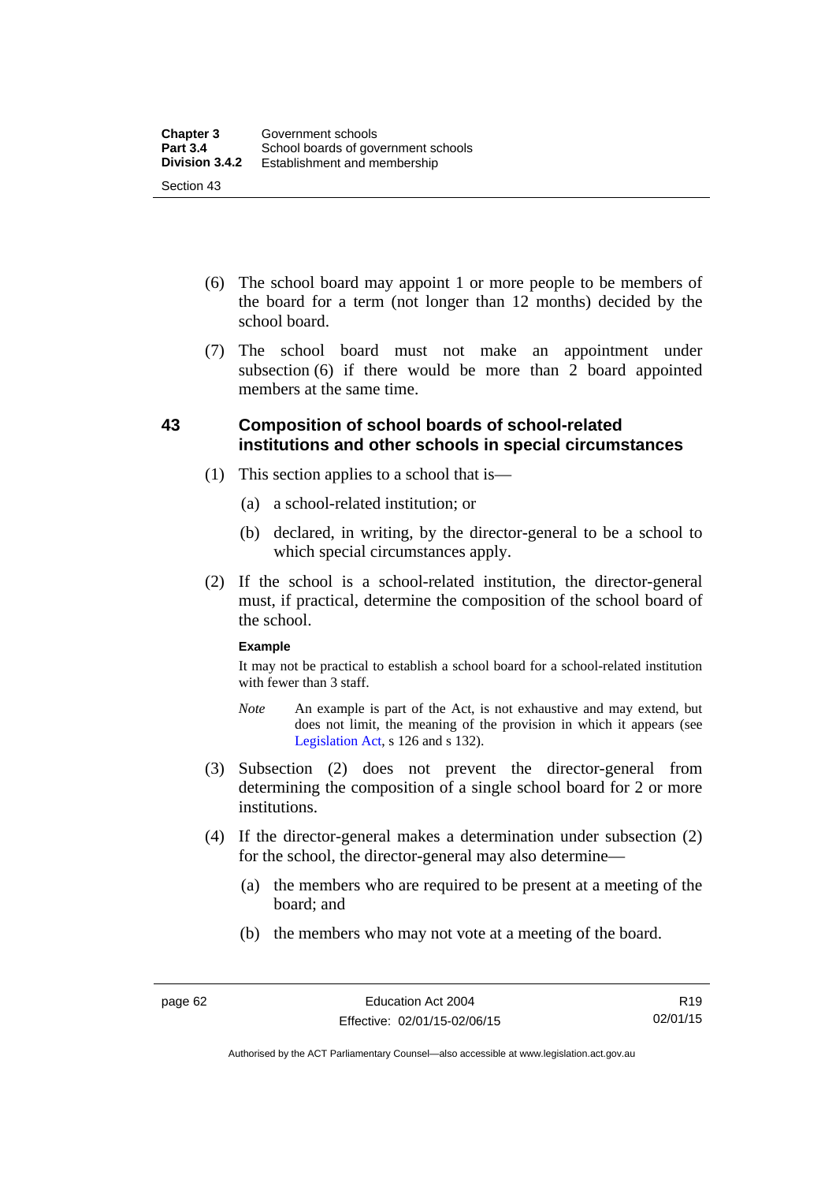(6) The school board may appoint 1 or more people to be members of the board for a term (not longer than 12 months) decided by the school board.

(7) The school board must not make an appointment under subsection (6) if there would be more than 2 board appointed members at the same time.

## 43 Composition of school boards of school-related institutions and other schools in special circumstances

(1) This section applies to a school that is—

(a) a school-related institution; or

(b) declared, in writing, by the director-general to be a school to which special circumstances apply.

(2) If the school is a school-related institution, the director-general must, if practical, determine the composition of the school board of the school.

**Example**

It may not be practical to establish a school board for a school-related institution with fewer than 3 staff.

*Note* An example is part of the Act, is not exhaustive and may extend, but does not limit, the meaning of the provision in which it appears (see Legislation Act, s 126 and s 132).

(3) Subsection (2) does not prevent the director-general from determining the composition of a single school board for 2 or more institutions.

(4) If the director-general makes a determination under subsection (2) for the school, the director-general may also determine—

(a) the members who are required to be present at a meeting of the board; and

(b) the members who may not vote at a meeting of the board.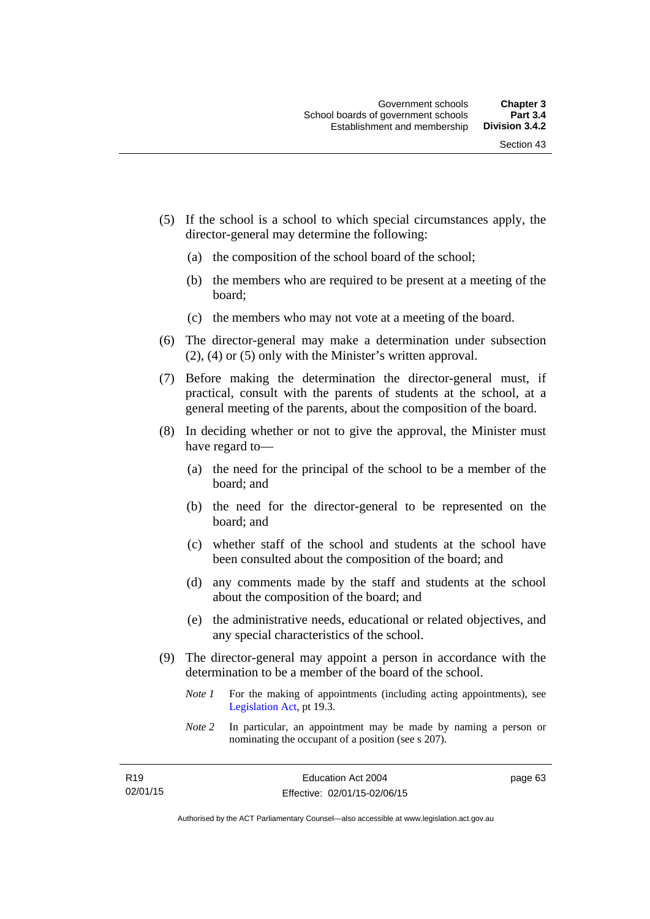(5) If the school is a school to which special circumstances apply, the director-general may determine the following:

(a) the composition of the school board of the school;

(b) the members who are required to be present at a meeting of the board;

(c) the members who may not vote at a meeting of the board.

(6) The director-general may make a determination under subsection (2), (4) or (5) only with the Minister's written approval.

(7) Before making the determination the director-general must, if practical, consult with the parents of students at the school, at a general meeting of the parents, about the composition of the board.

(8) In deciding whether or not to give the approval, the Minister must have regard to—

(a) the need for the principal of the school to be a member of the board; and

(b) the need for the director-general to be represented on the board; and

(c) whether staff of the school and students at the school have been consulted about the composition of the board; and

(d) any comments made by the staff and students at the school about the composition of the board; and

(e) the administrative needs, educational or related objectives, and any special characteristics of the school.

(9) The director-general may appoint a person in accordance with the determination to be a member of the board of the school.

*Note 1* For the making of appointments (including acting appointments), see Legislation Act, pt 19.3.

*Note 2* In particular, an appointment may be made by naming a person or nominating the occupant of a position (see s 207).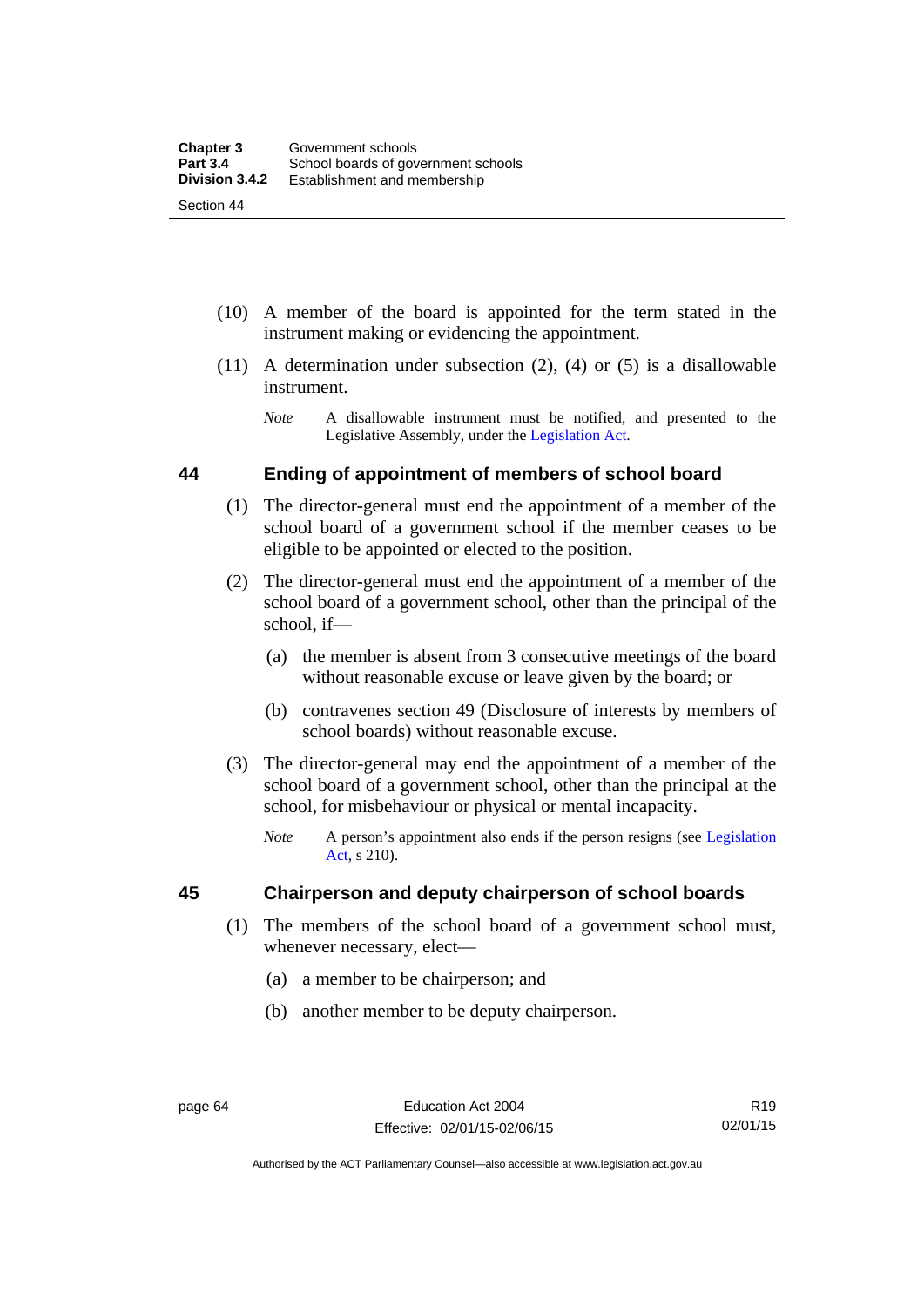(10) A member of the board is appointed for the term stated in the instrument making or evidencing the appointment.

(11) A determination under subsection (2), (4) or (5) is a disallowable instrument.

*Note* A disallowable instrument must be notified, and presented to the Legislative Assembly, under the Legislation Act.

## 44 Ending of appointment of members of school board

(1) The director-general must end the appointment of a member of the school board of a government school if the member ceases to be eligible to be appointed or elected to the position.

(2) The director-general must end the appointment of a member of the school board of a government school, other than the principal of the school, if—

(a) the member is absent from 3 consecutive meetings of the board without reasonable excuse or leave given by the board; or

(b) contravenes section 49 (Disclosure of interests by members of school boards) without reasonable excuse.

(3) The director-general may end the appointment of a member of the school board of a government school, other than the principal at the school, for misbehaviour or physical or mental incapacity.

*Note* A person's appointment also ends if the person resigns (see Legislation Act, s 210).

## 45 Chairperson and deputy chairperson of school boards

(1) The members of the school board of a government school must, whenever necessary, elect—

(a) a member to be chairperson; and

(b) another member to be deputy chairperson.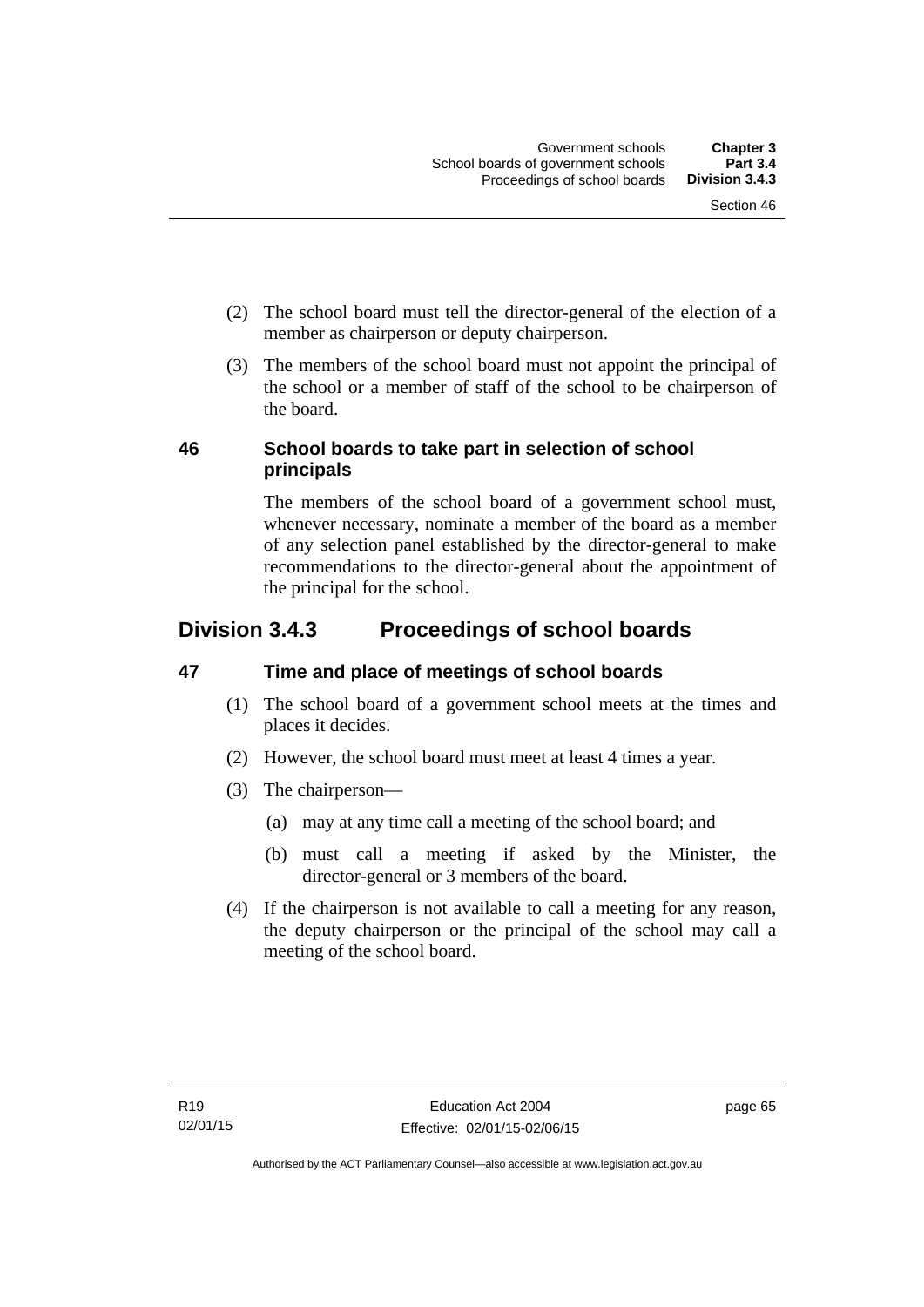(2) The school board must tell the director-general of the election of a member as chairperson or deputy chairperson.

(3) The members of the school board must not appoint the principal of the school or a member of staff of the school to be chairperson of the board.

### 46 School boards to take part in selection of school principals

The members of the school board of a government school must, whenever necessary, nominate a member of the board as a member of any selection panel established by the director-general to make recommendations to the director-general about the appointment of the principal for the school.

## Division 3.4.3 Proceedings of school boards

### 47 Time and place of meetings of school boards

(1) The school board of a government school meets at the times and places it decides.

(2) However, the school board must meet at least 4 times a year.

(3) The chairperson—

(a) may at any time call a meeting of the school board; and

(b) must call a meeting if asked by the Minister, the director-general or 3 members of the board.

(4) If the chairperson is not available to call a meeting for any reason, the deputy chairperson or the principal of the school may call a meeting of the school board.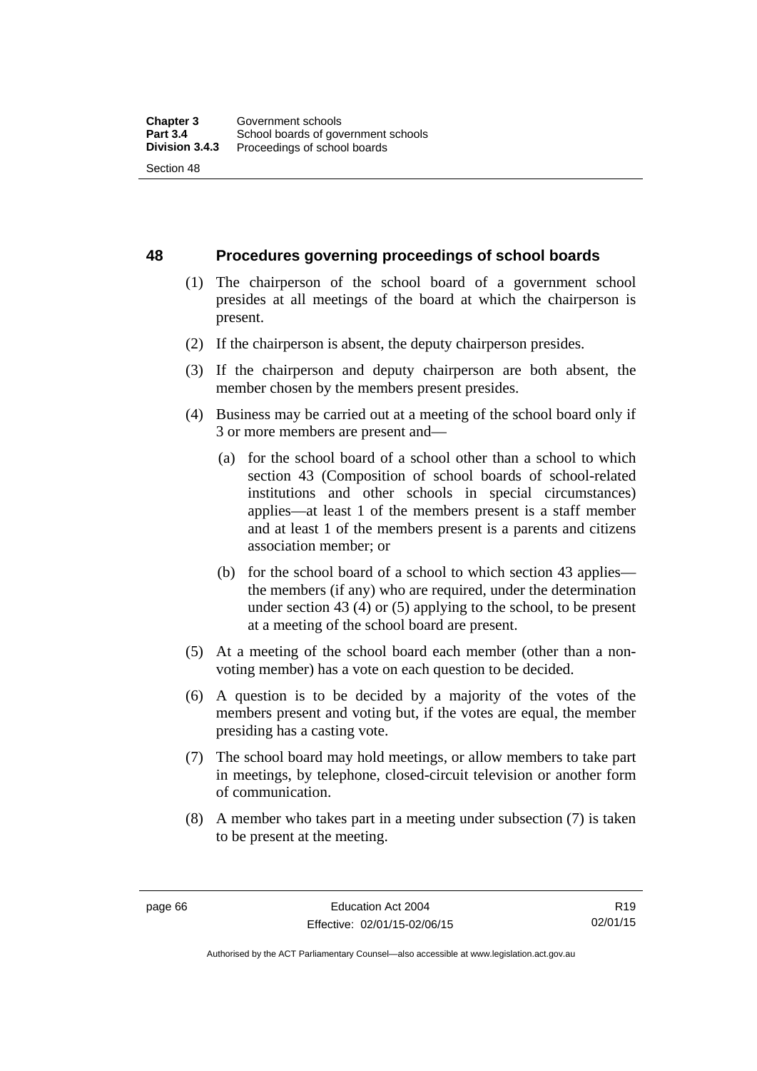## 48 Procedures governing proceedings of school boards

(1) The chairperson of the school board of a government school presides at all meetings of the board at which the chairperson is present.

(2) If the chairperson is absent, the deputy chairperson presides.

(3) If the chairperson and deputy chairperson are both absent, the member chosen by the members present presides.

(4) Business may be carried out at a meeting of the school board only if 3 or more members are present and—

(a) for the school board of a school other than a school to which section 43 (Composition of school boards of school-related institutions and other schools in special circumstances) applies—at least 1 of the members present is a staff member and at least 1 of the members present is a parents and citizens association member; or

(b) for the school board of a school to which section 43 applies—the members (if any) who are required, under the determination under section 43 (4) or (5) applying to the school, to be present at a meeting of the school board are present.

(5) At a meeting of the school board each member (other than a non-voting member) has a vote on each question to be decided.

(6) A question is to be decided by a majority of the votes of the members present and voting but, if the votes are equal, the member presiding has a casting vote.

(7) The school board may hold meetings, or allow members to take part in meetings, by telephone, closed-circuit television or another form of communication.

(8) A member who takes part in a meeting under subsection (7) is taken to be present at the meeting.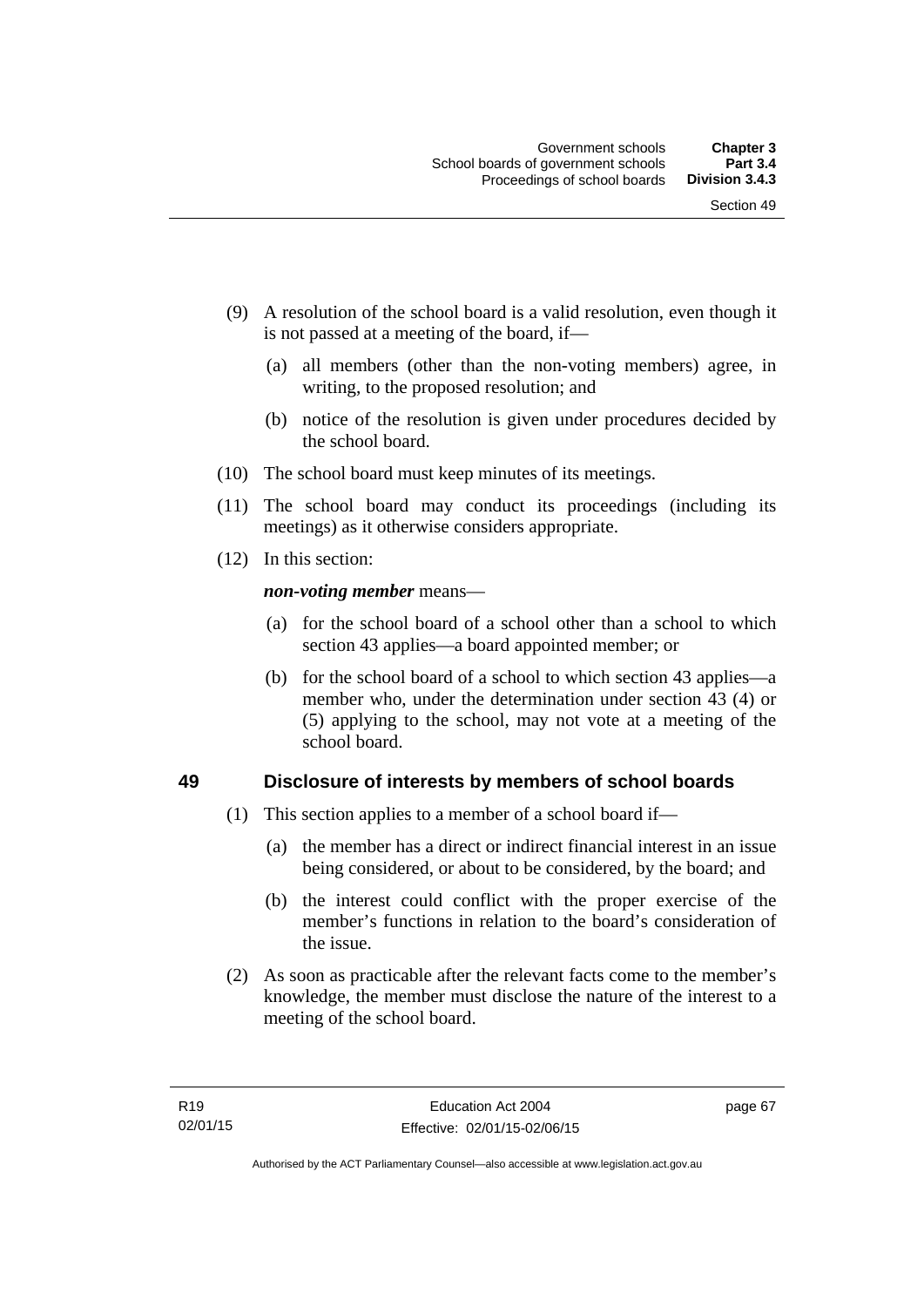(9) A resolution of the school board is a valid resolution, even though it is not passed at a meeting of the board, if—

   (a) all members (other than the non-voting members) agree, in writing, to the proposed resolution; and

   (b) notice of the resolution is given under procedures decided by the school board.

(10) The school board must keep minutes of its meetings.

(11) The school board may conduct its proceedings (including its meetings) as it otherwise considers appropriate.

(12) In this section:

***non-voting member*** means—

   (a) for the school board of a school other than a school to which section 43 applies—a board appointed member; or

   (b) for the school board of a school to which section 43 applies—a member who, under the determination under section 43 (4) or (5) applying to the school, may not vote at a meeting of the school board.

### 49 Disclosure of interests by members of school boards

(1) This section applies to a member of a school board if—

   (a) the member has a direct or indirect financial interest in an issue being considered, or about to be considered, by the board; and

   (b) the interest could conflict with the proper exercise of the member's functions in relation to the board's consideration of the issue.

(2) As soon as practicable after the relevant facts come to the member's knowledge, the member must disclose the nature of the interest to a meeting of the school board.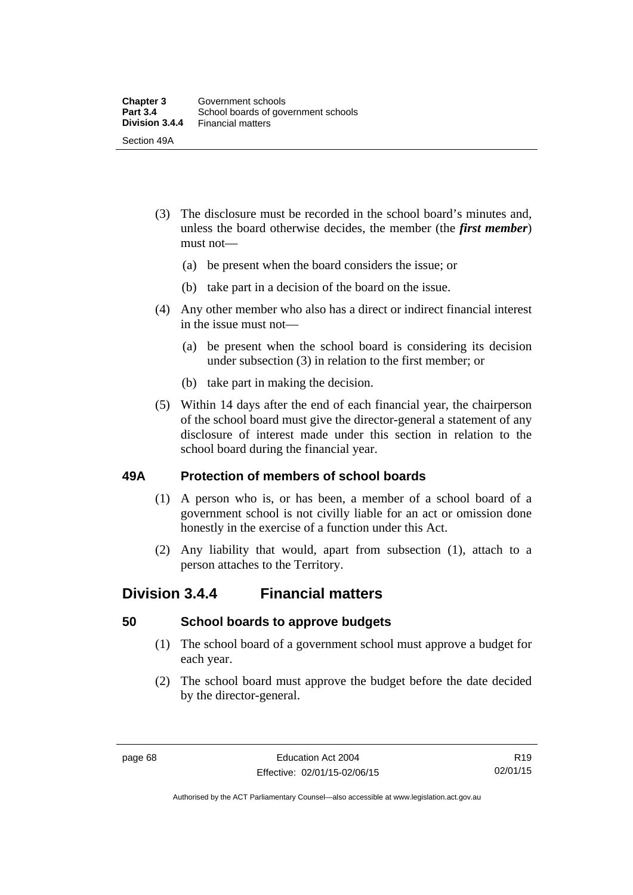(3) The disclosure must be recorded in the school board's minutes and, unless the board otherwise decides, the member (the ***first member***) must not—

(a) be present when the board considers the issue; or

(b) take part in a decision of the board on the issue.

(4) Any other member who also has a direct or indirect financial interest in the issue must not—

(a) be present when the school board is considering its decision under subsection (3) in relation to the first member; or

(b) take part in making the decision.

(5) Within 14 days after the end of each financial year, the chairperson of the school board must give the director-general a statement of any disclosure of interest made under this section in relation to the school board during the financial year.

### 49A Protection of members of school boards

(1) A person who is, or has been, a member of a school board of a government school is not civilly liable for an act or omission done honestly in the exercise of a function under this Act.

(2) Any liability that would, apart from subsection (1), attach to a person attaches to the Territory.

## Division 3.4.4 Financial matters

### 50 School boards to approve budgets

(1) The school board of a government school must approve a budget for each year.

(2) The school board must approve the budget before the date decided by the director-general.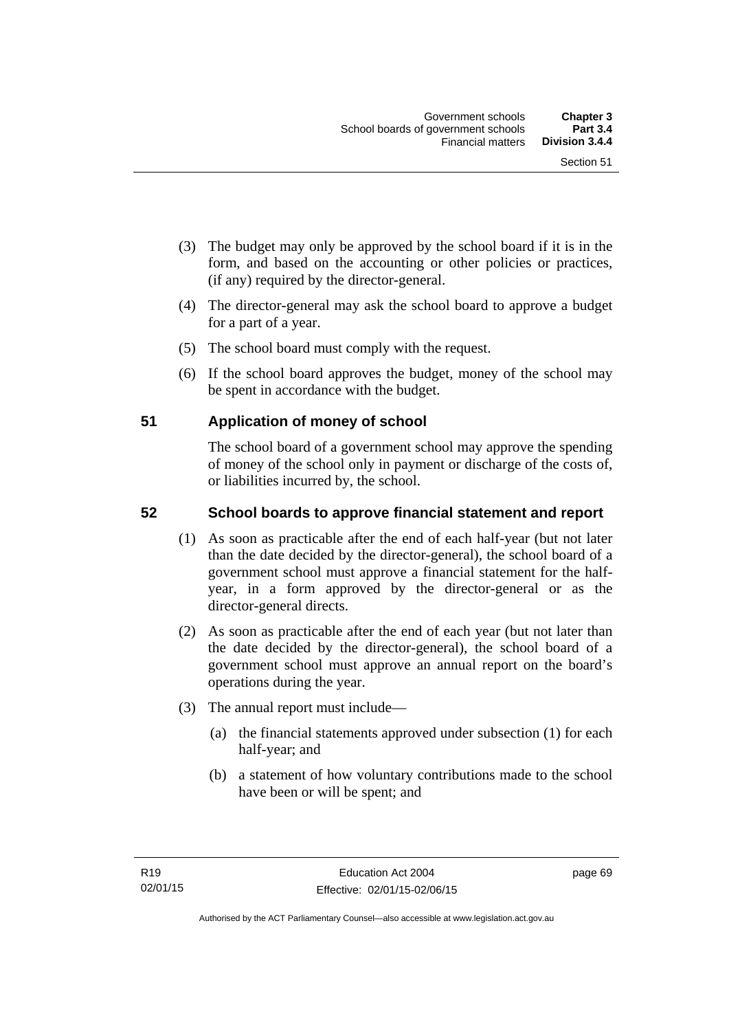(3) The budget may only be approved by the school board if it is in the form, and based on the accounting or other policies or practices, (if any) required by the director-general.

(4) The director-general may ask the school board to approve a budget for a part of a year.

(5) The school board must comply with the request.

(6) If the school board approves the budget, money of the school may be spent in accordance with the budget.

## 51 Application of money of school

The school board of a government school may approve the spending of money of the school only in payment or discharge of the costs of, or liabilities incurred by, the school.

## 52 School boards to approve financial statement and report

(1) As soon as practicable after the end of each half-year (but not later than the date decided by the director-general), the school board of a government school must approve a financial statement for the half-year, in a form approved by the director-general or as the director-general directs.

(2) As soon as practicable after the end of each year (but not later than the date decided by the director-general), the school board of a government school must approve an annual report on the board's operations during the year.

(3) The annual report must include—

(a) the financial statements approved under subsection (1) for each half-year; and

(b) a statement of how voluntary contributions made to the school have been or will be spent; and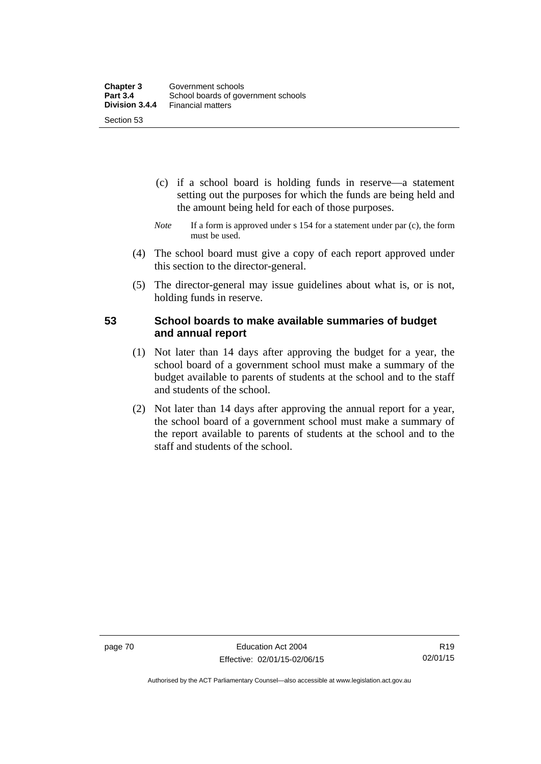(c) if a school board is holding funds in reserve—a statement setting out the purposes for which the funds are being held and the amount being held for each of those purposes.

*Note* If a form is approved under s 154 for a statement under par (c), the form must be used.

(4) The school board must give a copy of each report approved under this section to the director-general.

(5) The director-general may issue guidelines about what is, or is not, holding funds in reserve.

## 53 School boards to make available summaries of budget and annual report

(1) Not later than 14 days after approving the budget for a year, the school board of a government school must make a summary of the budget available to parents of students at the school and to the staff and students of the school.

(2) Not later than 14 days after approving the annual report for a year, the school board of a government school must make a summary of the report available to parents of students at the school and to the staff and students of the school.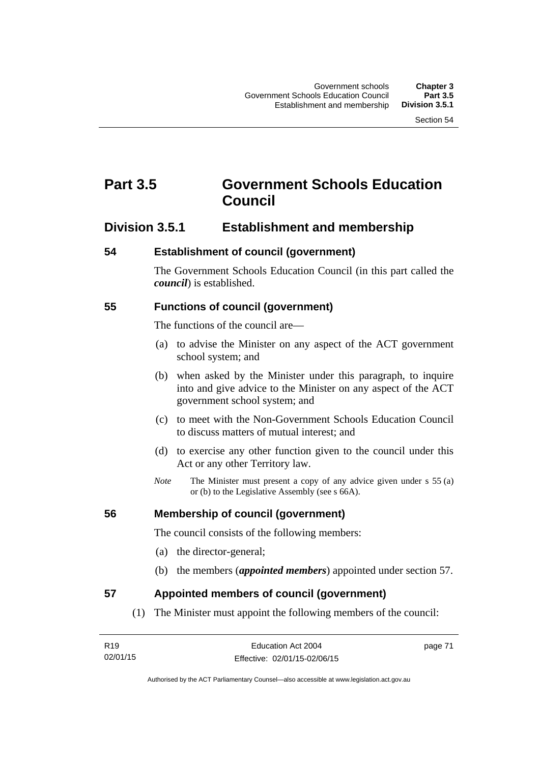# Part 3.5 Government Schools Education Council

## Division 3.5.1 Establishment and membership

### 54 Establishment of council (government)

The Government Schools Education Council (in this part called the ***council***) is established.

### 55 Functions of council (government)

The functions of the council are—

(a) to advise the Minister on any aspect of the ACT government school system; and

(b) when asked by the Minister under this paragraph, to inquire into and give advice to the Minister on any aspect of the ACT government school system; and

(c) to meet with the Non-Government Schools Education Council to discuss matters of mutual interest; and

(d) to exercise any other function given to the council under this Act or any other Territory law.

*Note* The Minister must present a copy of any advice given under s 55 (a) or (b) to the Legislative Assembly (see s 66A).

### 56 Membership of council (government)

The council consists of the following members:

(a) the director-general;

(b) the members (***appointed members***) appointed under section 57.

### 57 Appointed members of council (government)

(1) The Minister must appoint the following members of the council: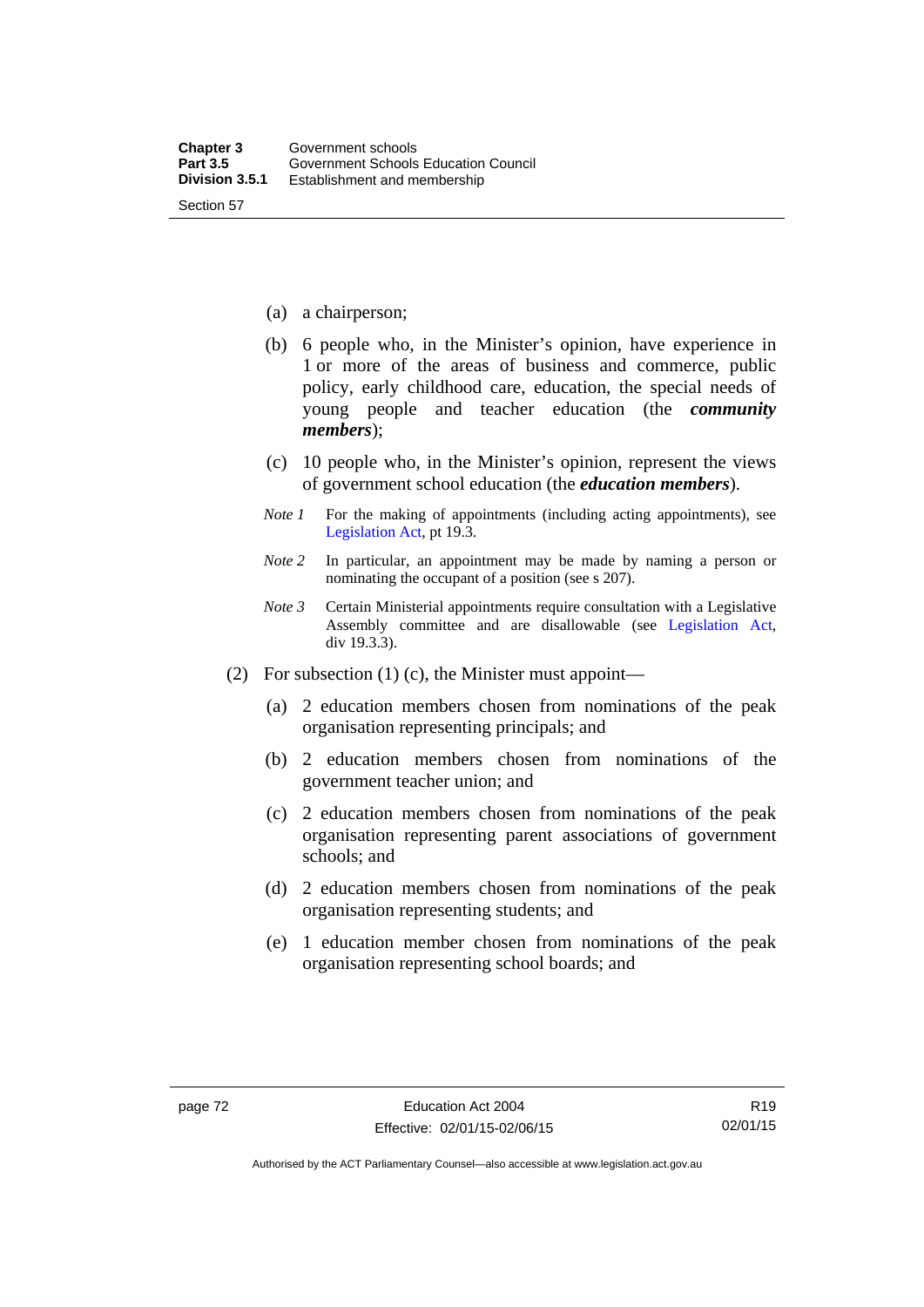(a) a chairperson;

(b) 6 people who, in the Minister's opinion, have experience in 1 or more of the areas of business and commerce, public policy, early childhood care, education, the special needs of young people and teacher education (the ***community members***);

(c) 10 people who, in the Minister's opinion, represent the views of government school education (the ***education members***).

*Note 1* For the making of appointments (including acting appointments), see Legislation Act, pt 19.3.

*Note 2* In particular, an appointment may be made by naming a person or nominating the occupant of a position (see s 207).

*Note 3* Certain Ministerial appointments require consultation with a Legislative Assembly committee and are disallowable (see Legislation Act, div 19.3.3).

(2) For subsection (1) (c), the Minister must appoint—

(a) 2 education members chosen from nominations of the peak organisation representing principals; and

(b) 2 education members chosen from nominations of the government teacher union; and

(c) 2 education members chosen from nominations of the peak organisation representing parent associations of government schools; and

(d) 2 education members chosen from nominations of the peak organisation representing students; and

(e) 1 education member chosen from nominations of the peak organisation representing school boards; and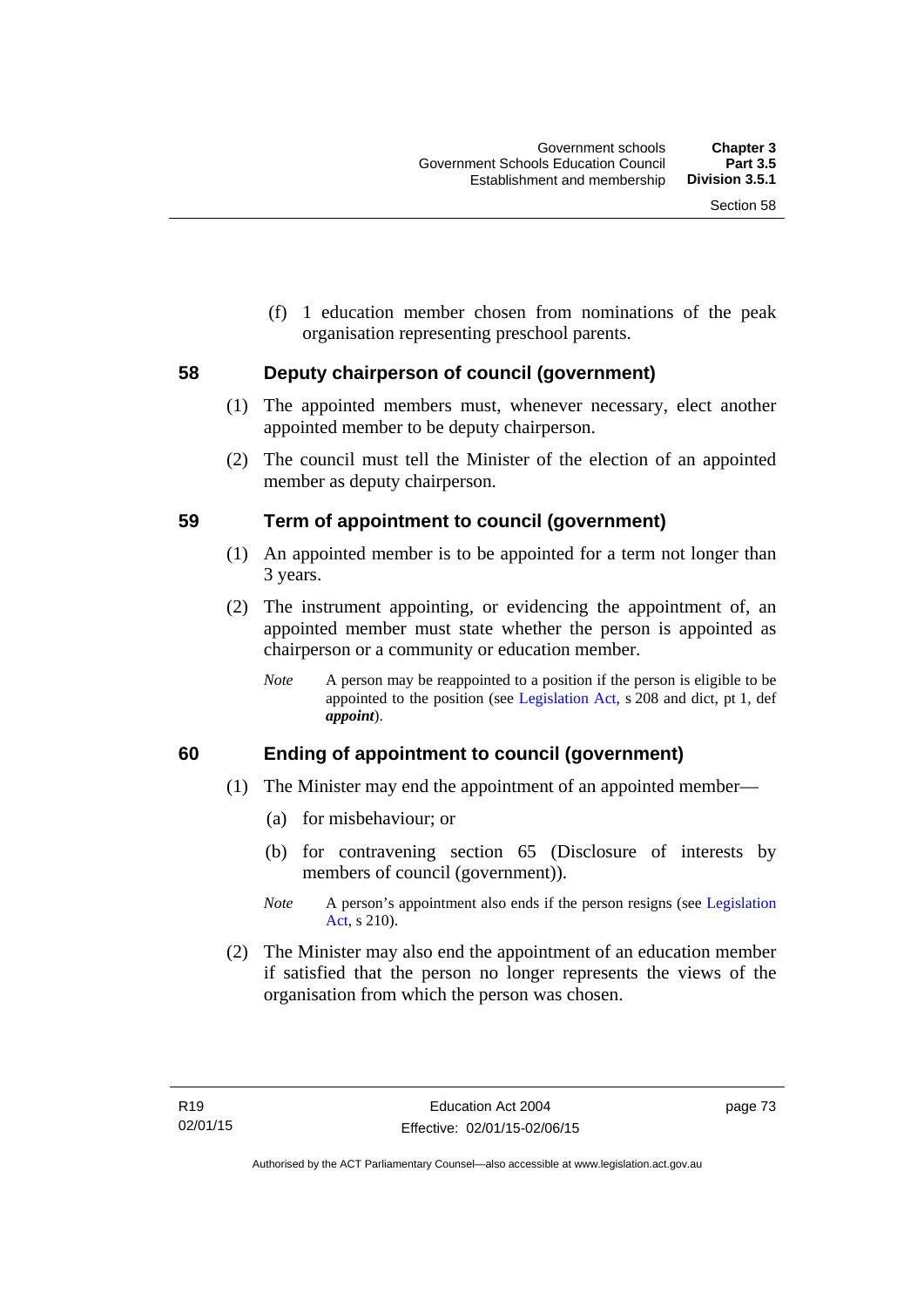(f) 1 education member chosen from nominations of the peak organisation representing preschool parents.

## 58 Deputy chairperson of council (government)

(1) The appointed members must, whenever necessary, elect another appointed member to be deputy chairperson.

(2) The council must tell the Minister of the election of an appointed member as deputy chairperson.

## 59 Term of appointment to council (government)

(1) An appointed member is to be appointed for a term not longer than 3 years.

(2) The instrument appointing, or evidencing the appointment of, an appointed member must state whether the person is appointed as chairperson or a community or education member.

*Note* A person may be reappointed to a position if the person is eligible to be appointed to the position (see Legislation Act, s 208 and dict, pt 1, def ***appoint***).

## 60 Ending of appointment to council (government)

(1) The Minister may end the appointment of an appointed member—

(a) for misbehaviour; or

(b) for contravening section 65 (Disclosure of interests by members of council (government)).

*Note* A person's appointment also ends if the person resigns (see Legislation Act, s 210).

(2) The Minister may also end the appointment of an education member if satisfied that the person no longer represents the views of the organisation from which the person was chosen.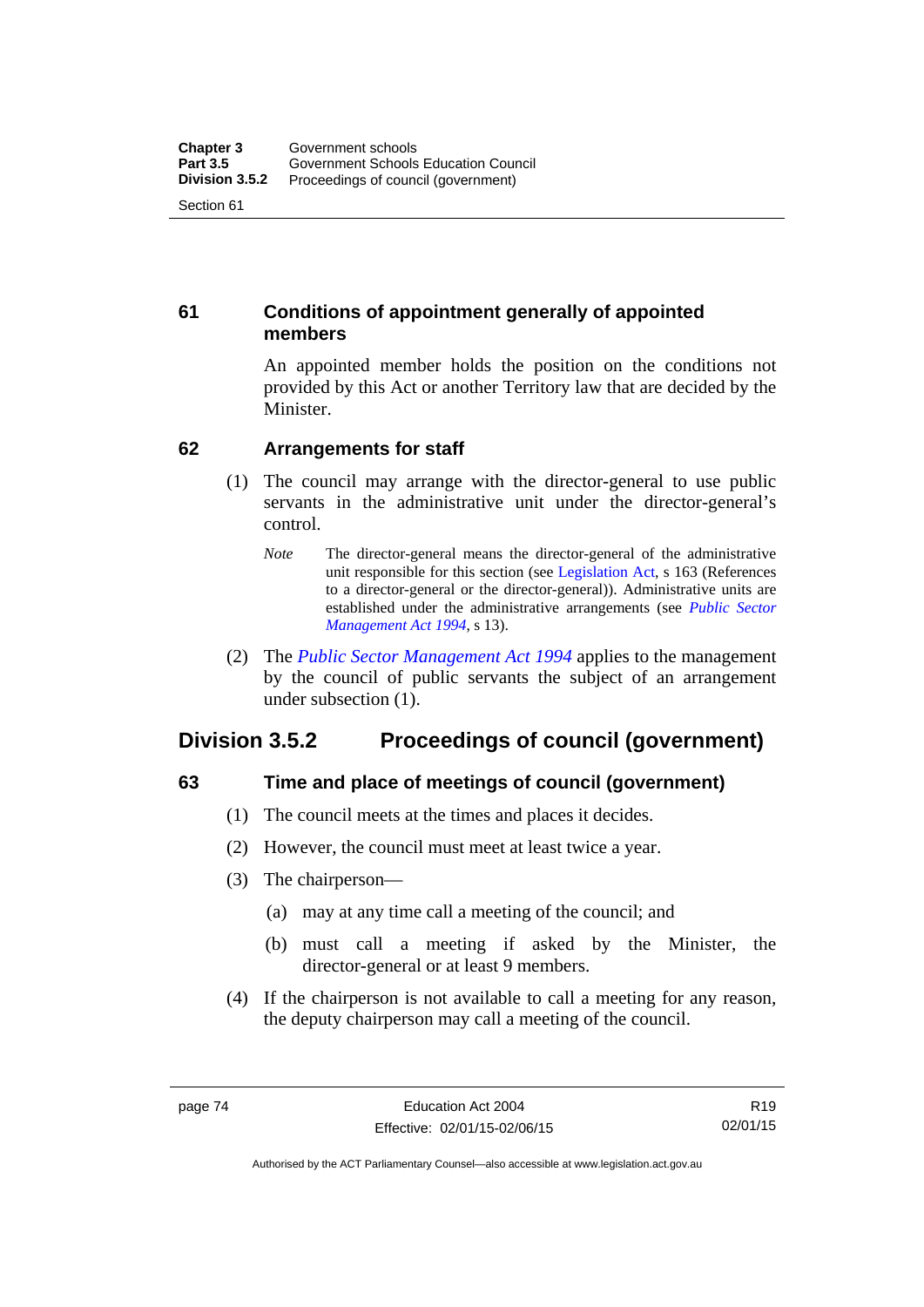### 61 Conditions of appointment generally of appointed members

An appointed member holds the position on the conditions not provided by this Act or another Territory law that are decided by the Minister.

### 62 Arrangements for staff

(1) The council may arrange with the director-general to use public servants in the administrative unit under the director-general's control.

*Note* The director-general means the director-general of the administrative unit responsible for this section (see Legislation Act, s 163 (References to a director-general or the director-general)). Administrative units are established under the administrative arrangements (see *Public Sector Management Act 1994*, s 13).

(2) The *Public Sector Management Act 1994* applies to the management by the council of public servants the subject of an arrangement under subsection (1).

## Division 3.5.2 Proceedings of council (government)

### 63 Time and place of meetings of council (government)

(1) The council meets at the times and places it decides.

(2) However, the council must meet at least twice a year.

(3) The chairperson—

(a) may at any time call a meeting of the council; and

(b) must call a meeting if asked by the Minister, the director-general or at least 9 members.

(4) If the chairperson is not available to call a meeting for any reason, the deputy chairperson may call a meeting of the council.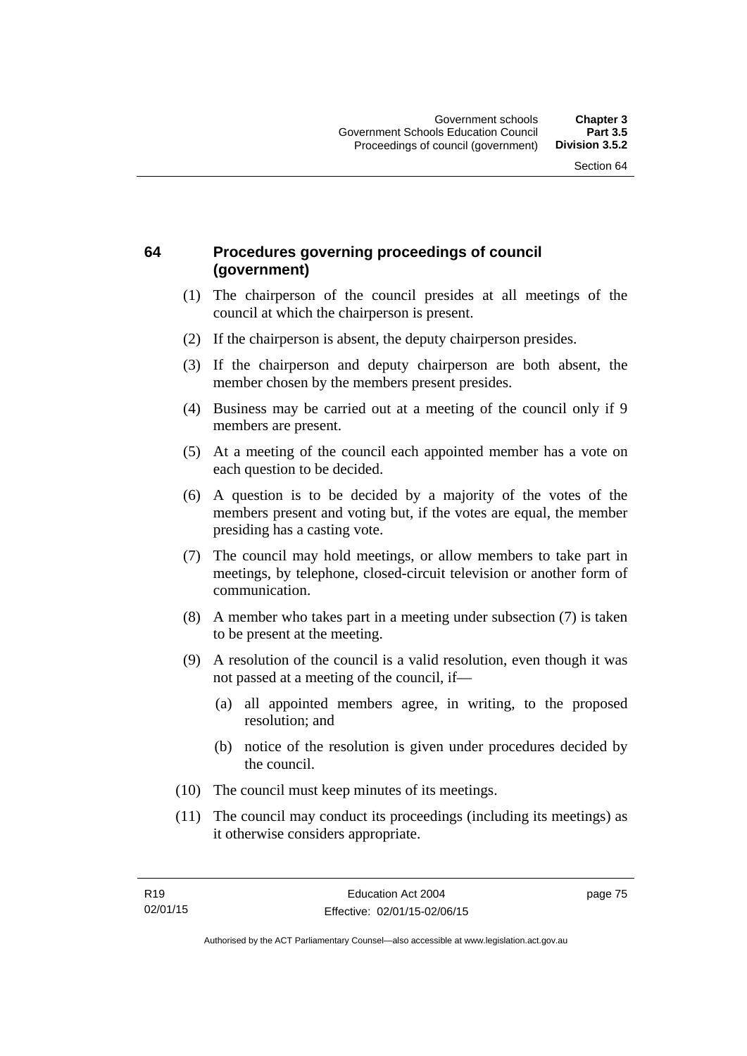## 64 Procedures governing proceedings of council (government)

(1) The chairperson of the council presides at all meetings of the council at which the chairperson is present.

(2) If the chairperson is absent, the deputy chairperson presides.

(3) If the chairperson and deputy chairperson are both absent, the member chosen by the members present presides.

(4) Business may be carried out at a meeting of the council only if 9 members are present.

(5) At a meeting of the council each appointed member has a vote on each question to be decided.

(6) A question is to be decided by a majority of the votes of the members present and voting but, if the votes are equal, the member presiding has a casting vote.

(7) The council may hold meetings, or allow members to take part in meetings, by telephone, closed-circuit television or another form of communication.

(8) A member who takes part in a meeting under subsection (7) is taken to be present at the meeting.

(9) A resolution of the council is a valid resolution, even though it was not passed at a meeting of the council, if—

(a) all appointed members agree, in writing, to the proposed resolution; and

(b) notice of the resolution is given under procedures decided by the council.

(10) The council must keep minutes of its meetings.

(11) The council may conduct its proceedings (including its meetings) as it otherwise considers appropriate.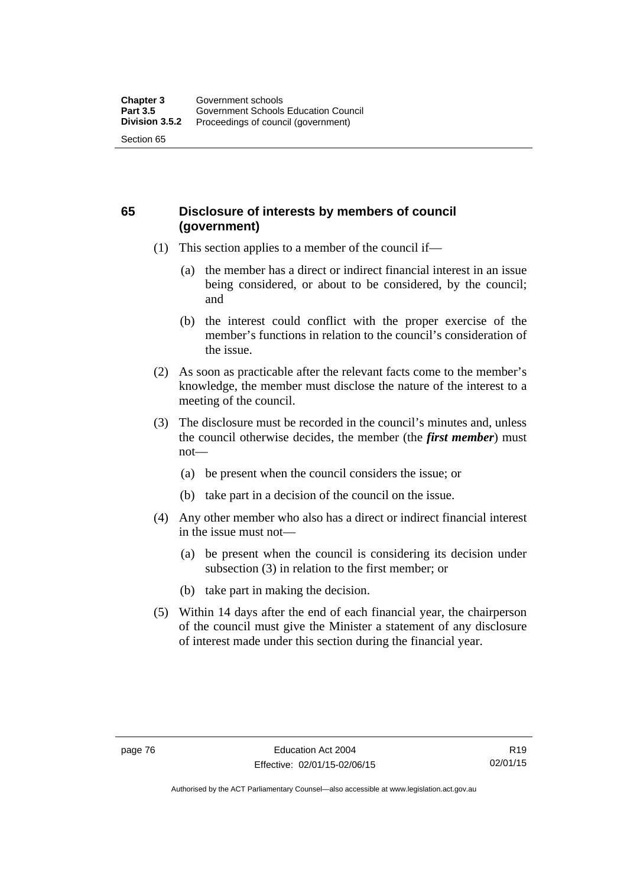## 65 Disclosure of interests by members of council (government)

(1) This section applies to a member of the council if—

(a) the member has a direct or indirect financial interest in an issue being considered, or about to be considered, by the council; and

(b) the interest could conflict with the proper exercise of the member's functions in relation to the council's consideration of the issue.

(2) As soon as practicable after the relevant facts come to the member's knowledge, the member must disclose the nature of the interest to a meeting of the council.

(3) The disclosure must be recorded in the council's minutes and, unless the council otherwise decides, the member (the ***first member***) must not—

(a) be present when the council considers the issue; or

(b) take part in a decision of the council on the issue.

(4) Any other member who also has a direct or indirect financial interest in the issue must not—

(a) be present when the council is considering its decision under subsection (3) in relation to the first member; or

(b) take part in making the decision.

(5) Within 14 days after the end of each financial year, the chairperson of the council must give the Minister a statement of any disclosure of interest made under this section during the financial year.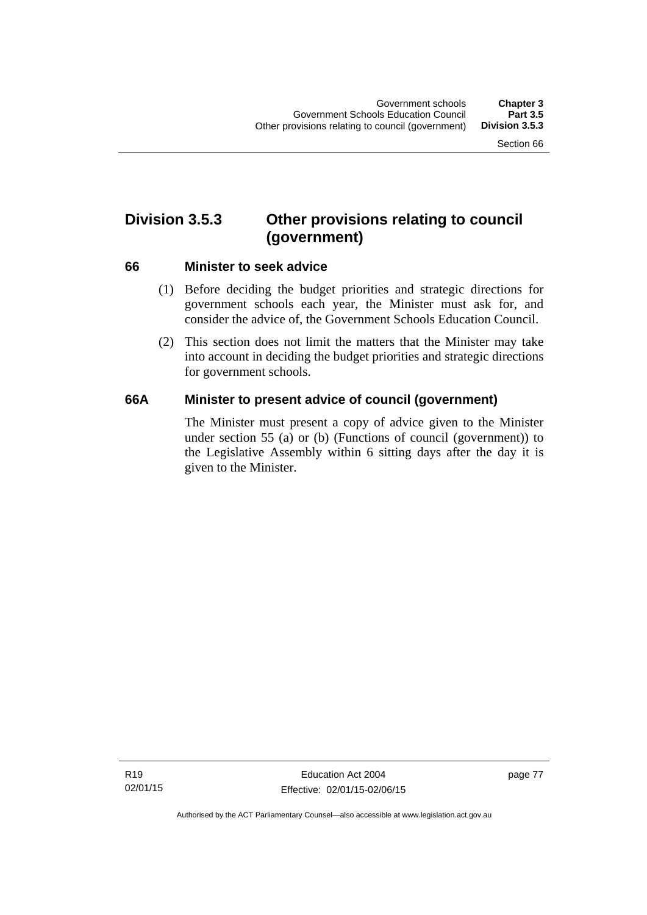## Division 3.5.3 Other provisions relating to council (government)

### 66 Minister to seek advice

(1) Before deciding the budget priorities and strategic directions for government schools each year, the Minister must ask for, and consider the advice of, the Government Schools Education Council.

(2) This section does not limit the matters that the Minister may take into account in deciding the budget priorities and strategic directions for government schools.

### 66A Minister to present advice of council (government)

The Minister must present a copy of advice given to the Minister under section 55 (a) or (b) (Functions of council (government)) to the Legislative Assembly within 6 sitting days after the day it is given to the Minister.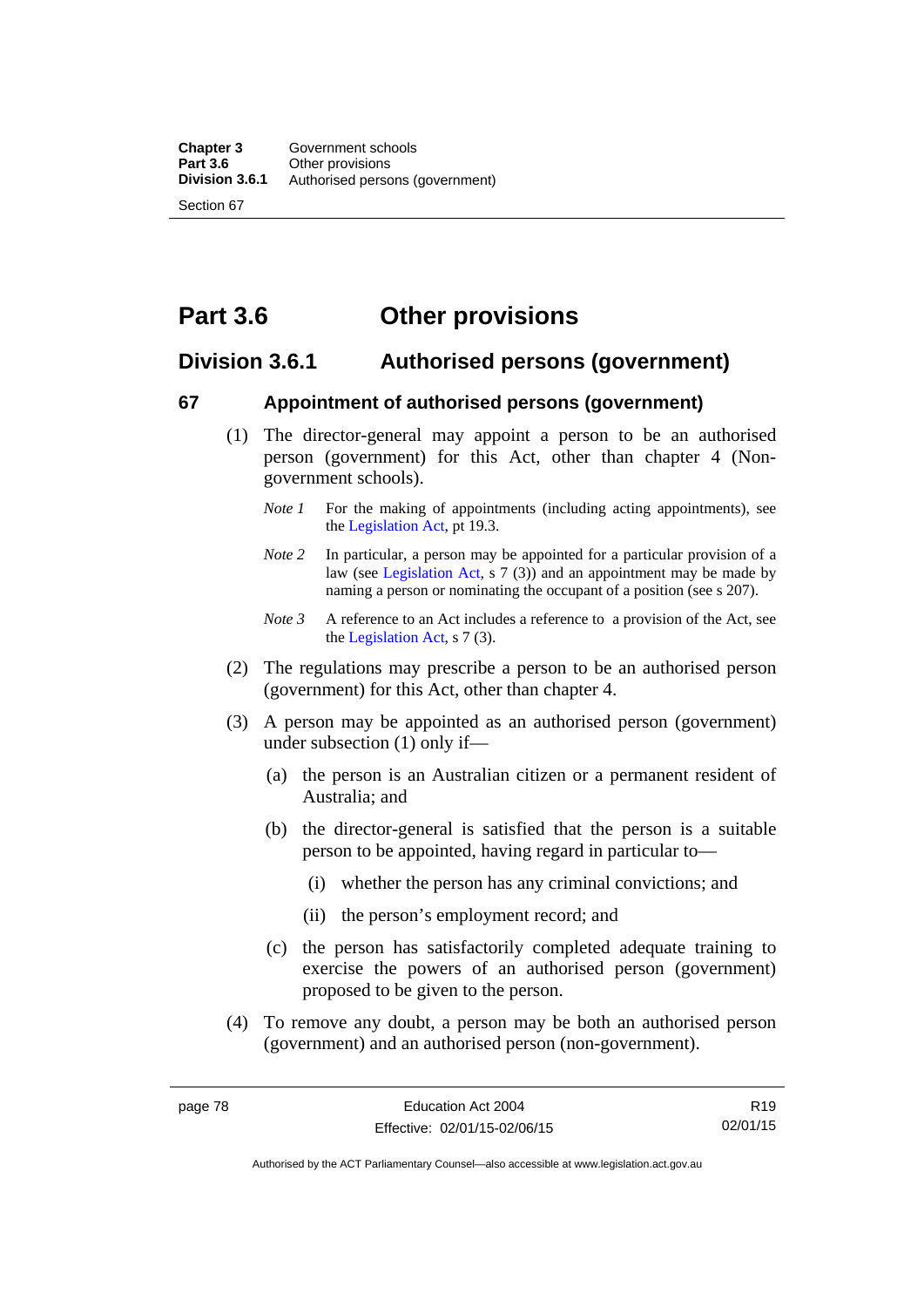# Part 3.6 Other provisions

## Division 3.6.1 Authorised persons (government)

### 67 Appointment of authorised persons (government)

(1) The director-general may appoint a person to be an authorised person (government) for this Act, other than chapter 4 (Non-government schools).

*Note 1* For the making of appointments (including acting appointments), see the Legislation Act, pt 19.3.

*Note 2* In particular, a person may be appointed for a particular provision of a law (see Legislation Act, s 7 (3)) and an appointment may be made by naming a person or nominating the occupant of a position (see s 207).

*Note 3* A reference to an Act includes a reference to a provision of the Act, see the Legislation Act, s 7 (3).

(2) The regulations may prescribe a person to be an authorised person (government) for this Act, other than chapter 4.

(3) A person may be appointed as an authorised person (government) under subsection (1) only if—

(a) the person is an Australian citizen or a permanent resident of Australia; and

(b) the director-general is satisfied that the person is a suitable person to be appointed, having regard in particular to—

(i) whether the person has any criminal convictions; and

(ii) the person's employment record; and

(c) the person has satisfactorily completed adequate training to exercise the powers of an authorised person (government) proposed to be given to the person.

(4) To remove any doubt, a person may be both an authorised person (government) and an authorised person (non-government).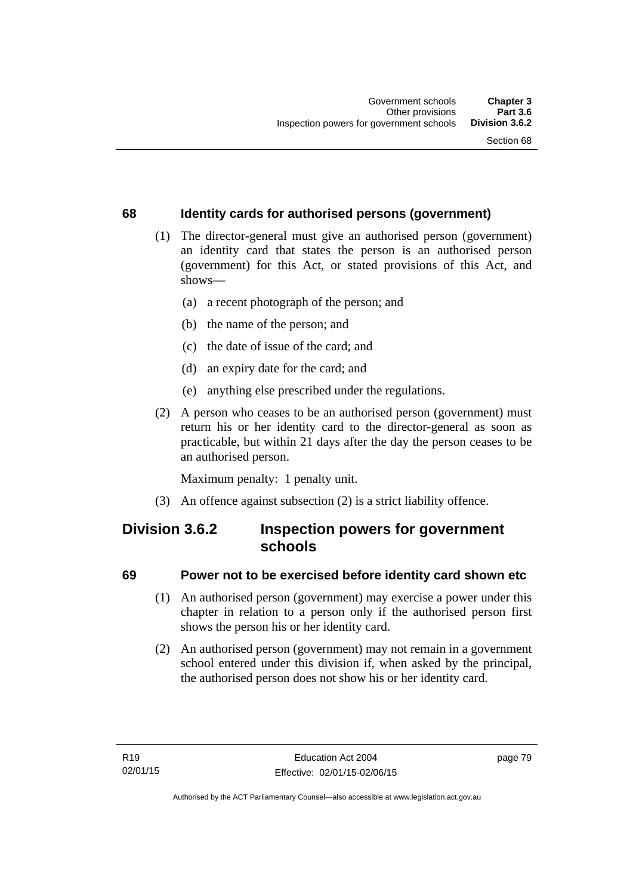### 68 Identity cards for authorised persons (government)

(1) The director-general must give an authorised person (government) an identity card that states the person is an authorised person (government) for this Act, or stated provisions of this Act, and shows—

  (a) a recent photograph of the person; and

  (b) the name of the person; and

  (c) the date of issue of the card; and

  (d) an expiry date for the card; and

  (e) anything else prescribed under the regulations.

(2) A person who ceases to be an authorised person (government) must return his or her identity card to the director-general as soon as practicable, but within 21 days after the day the person ceases to be an authorised person.

Maximum penalty: 1 penalty unit.

(3) An offence against subsection (2) is a strict liability offence.

## Division 3.6.2 Inspection powers for government schools

### 69 Power not to be exercised before identity card shown etc

(1) An authorised person (government) may exercise a power under this chapter in relation to a person only if the authorised person first shows the person his or her identity card.

(2) An authorised person (government) may not remain in a government school entered under this division if, when asked by the principal, the authorised person does not show his or her identity card.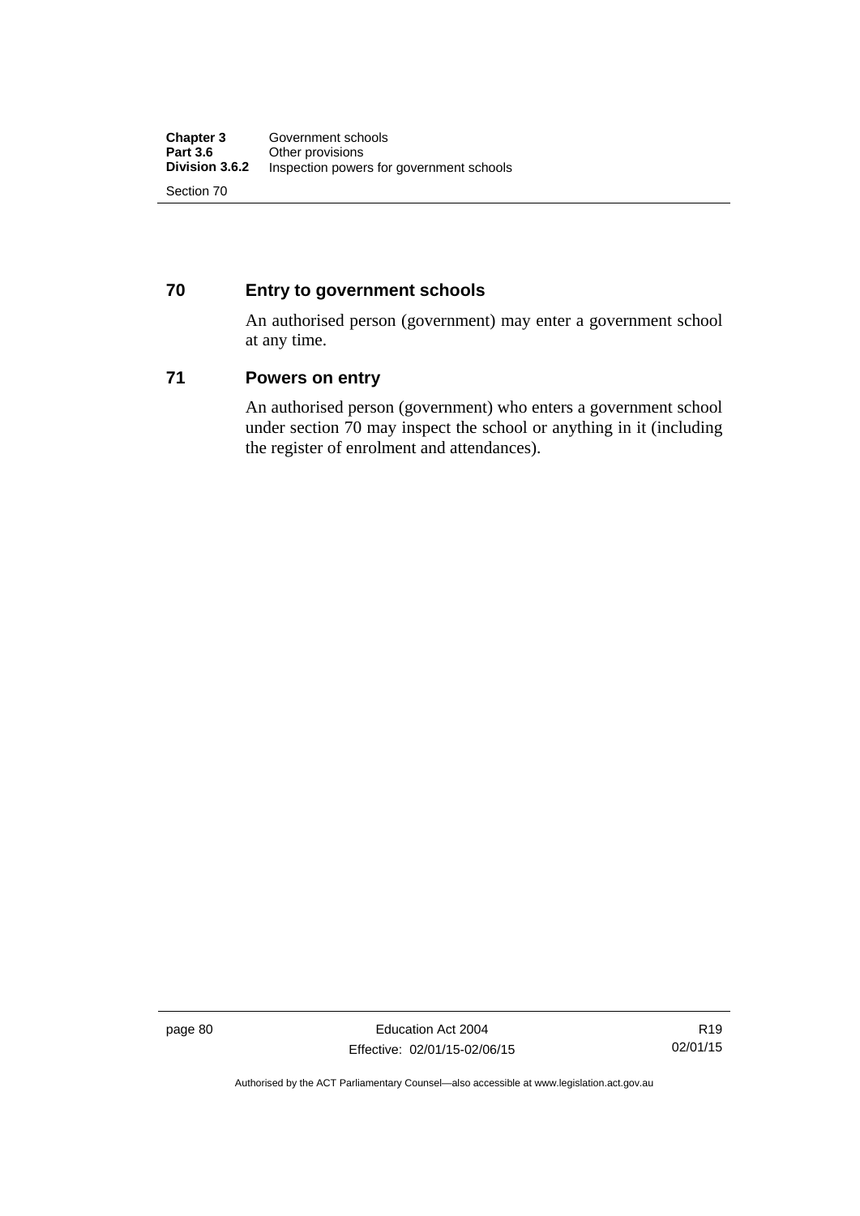## 70 Entry to government schools

An authorised person (government) may enter a government school at any time.

## 71 Powers on entry

An authorised person (government) who enters a government school under section 70 may inspect the school or anything in it (including the register of enrolment and attendances).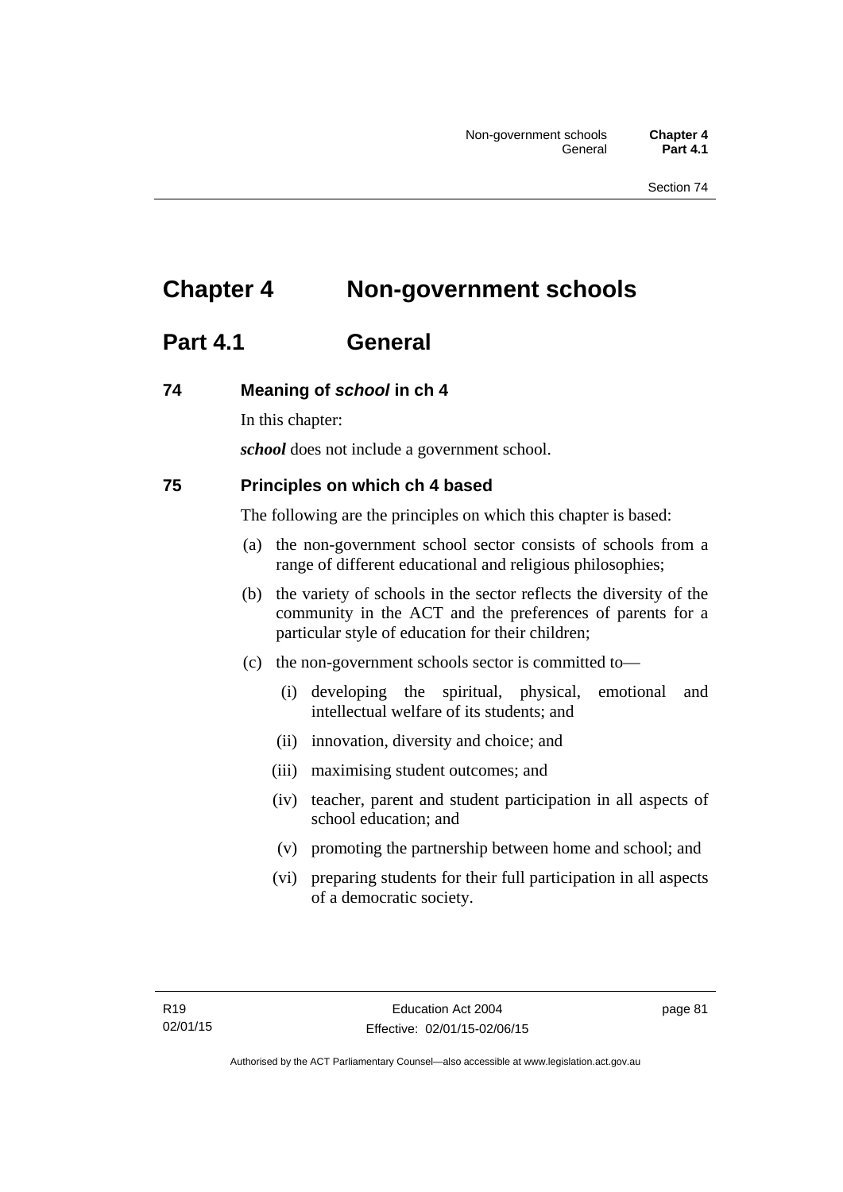# Chapter 4 Non-government schools

## Part 4.1 General

### 74 Meaning of *school* in ch 4

In this chapter:

***school*** does not include a government school.

### 75 Principles on which ch 4 based

The following are the principles on which this chapter is based:

(a) the non-government school sector consists of schools from a range of different educational and religious philosophies;

(b) the variety of schools in the sector reflects the diversity of the community in the ACT and the preferences of parents for a particular style of education for their children;

(c) the non-government schools sector is committed to—

(i) developing the spiritual, physical, emotional and intellectual welfare of its students; and

(ii) innovation, diversity and choice; and

(iii) maximising student outcomes; and

(iv) teacher, parent and student participation in all aspects of school education; and

(v) promoting the partnership between home and school; and

(vi) preparing students for their full participation in all aspects of a democratic society.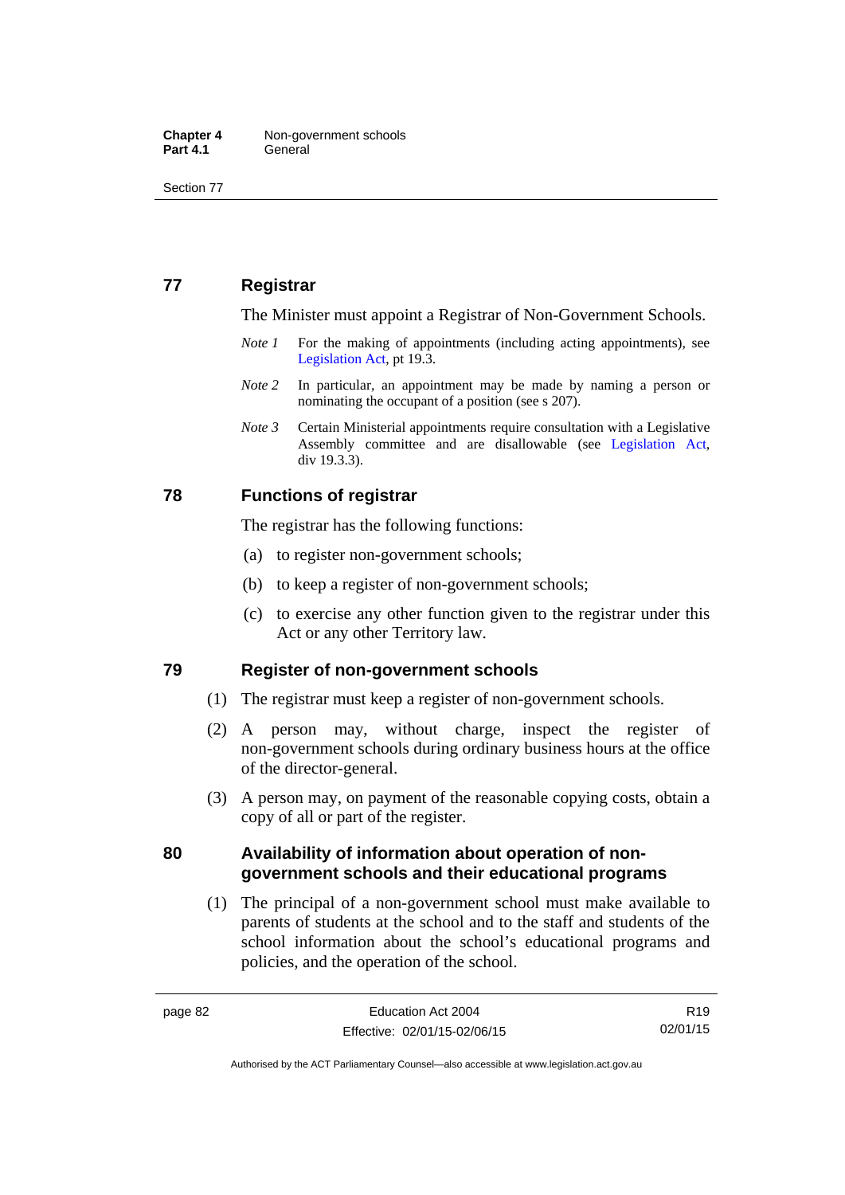## 77 Registrar

The Minister must appoint a Registrar of Non-Government Schools.

*Note 1* For the making of appointments (including acting appointments), see Legislation Act, pt 19.3.

*Note 2* In particular, an appointment may be made by naming a person or nominating the occupant of a position (see s 207).

*Note 3* Certain Ministerial appointments require consultation with a Legislative Assembly committee and are disallowable (see Legislation Act, div 19.3.3).

## 78 Functions of registrar

The registrar has the following functions:

(a) to register non-government schools;

(b) to keep a register of non-government schools;

(c) to exercise any other function given to the registrar under this Act or any other Territory law.

## 79 Register of non-government schools

(1) The registrar must keep a register of non-government schools.

(2) A person may, without charge, inspect the register of non-government schools during ordinary business hours at the office of the director-general.

(3) A person may, on payment of the reasonable copying costs, obtain a copy of all or part of the register.

## 80 Availability of information about operation of non-government schools and their educational programs

(1) The principal of a non-government school must make available to parents of students at the school and to the staff and students of the school information about the school's educational programs and policies, and the operation of the school.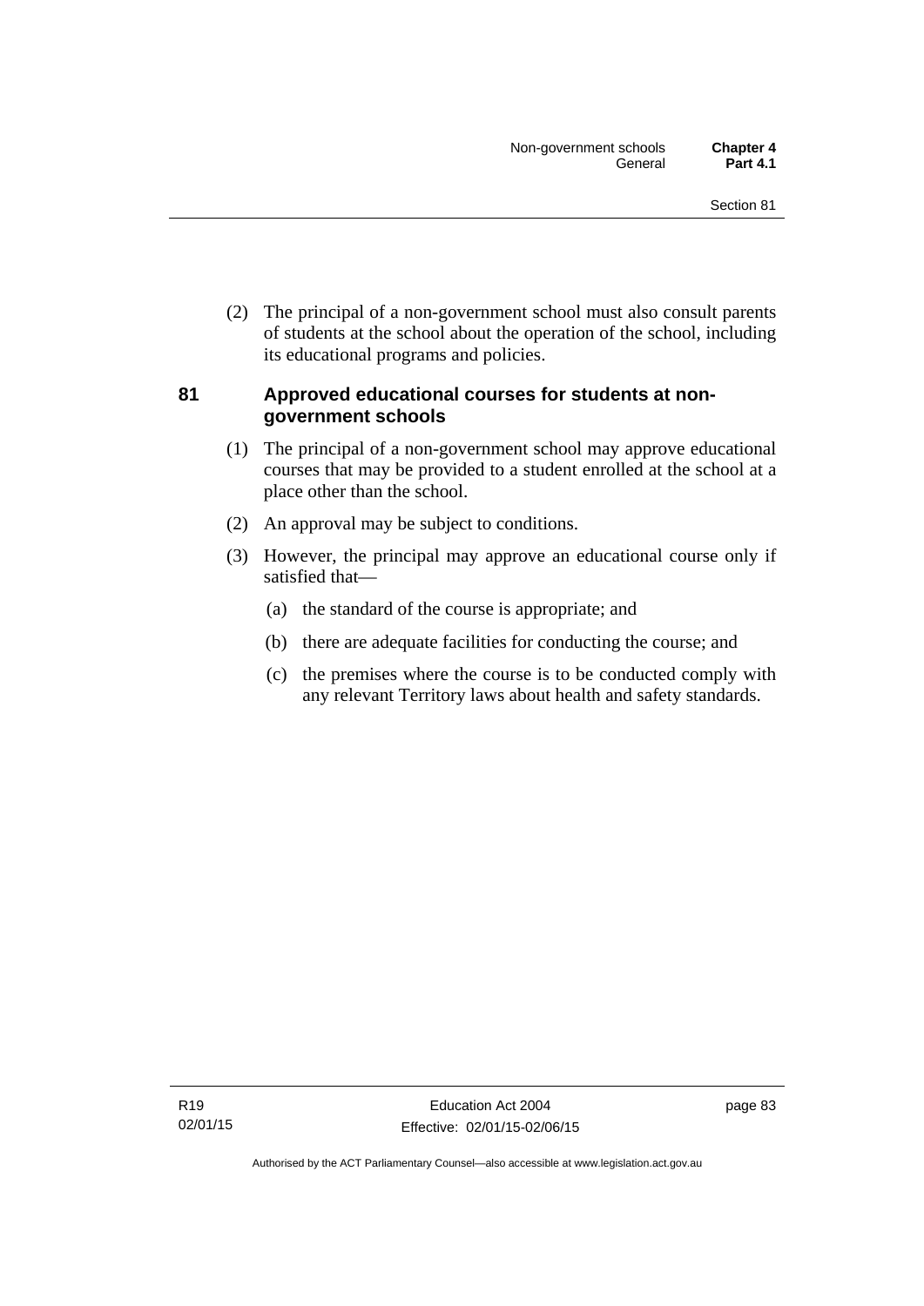(2) The principal of a non-government school must also consult parents of students at the school about the operation of the school, including its educational programs and policies.

### 81 Approved educational courses for students at non-government schools

(1) The principal of a non-government school may approve educational courses that may be provided to a student enrolled at the school at a place other than the school.

(2) An approval may be subject to conditions.

(3) However, the principal may approve an educational course only if satisfied that—

(a) the standard of the course is appropriate; and

(b) there are adequate facilities for conducting the course; and

(c) the premises where the course is to be conducted comply with any relevant Territory laws about health and safety standards.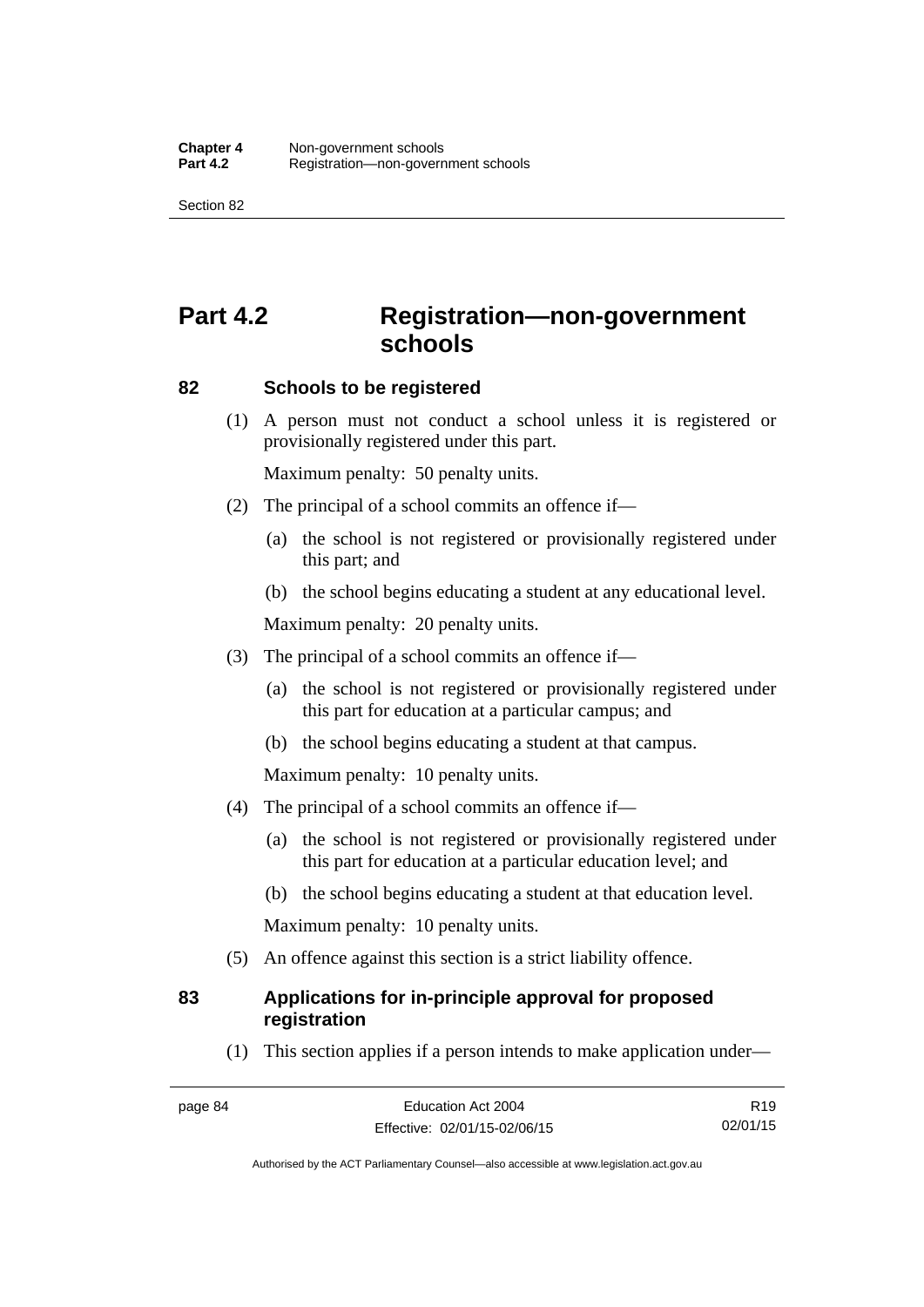# Part 4.2 Registration—non-government schools

### 82 Schools to be registered

(1) A person must not conduct a school unless it is registered or provisionally registered under this part.

Maximum penalty: 50 penalty units.

(2) The principal of a school commits an offence if—

(a) the school is not registered or provisionally registered under this part; and

(b) the school begins educating a student at any educational level.

Maximum penalty: 20 penalty units.

(3) The principal of a school commits an offence if—

(a) the school is not registered or provisionally registered under this part for education at a particular campus; and

(b) the school begins educating a student at that campus.

Maximum penalty: 10 penalty units.

(4) The principal of a school commits an offence if—

(a) the school is not registered or provisionally registered under this part for education at a particular education level; and

(b) the school begins educating a student at that education level.

Maximum penalty: 10 penalty units.

(5) An offence against this section is a strict liability offence.

### 83 Applications for in-principle approval for proposed registration

(1) This section applies if a person intends to make application under—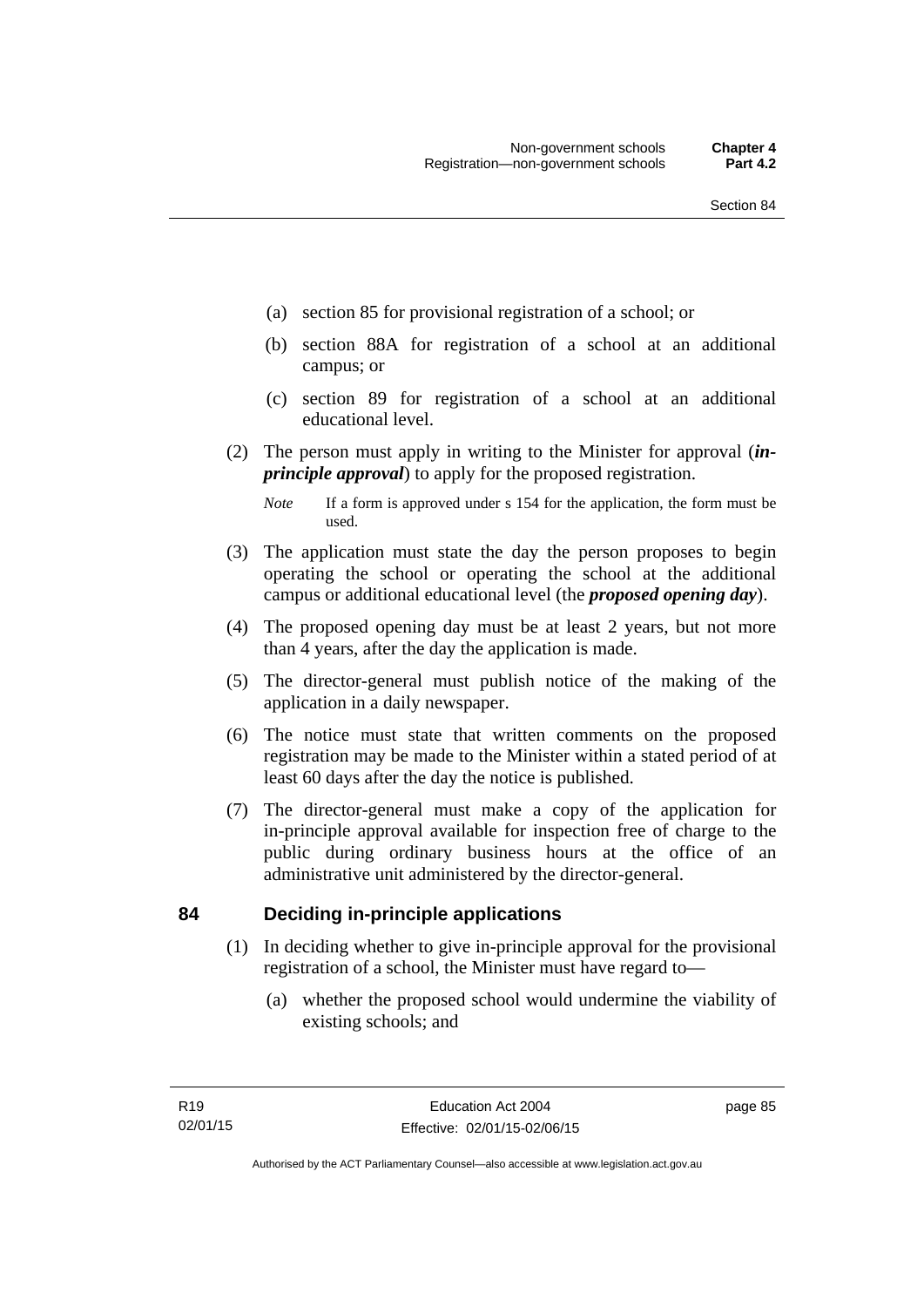(a) section 85 for provisional registration of a school; or

(b) section 88A for registration of a school at an additional campus; or

(c) section 89 for registration of a school at an additional educational level.

(2) The person must apply in writing to the Minister for approval (***in-principle approval***) to apply for the proposed registration.

*Note* If a form is approved under s 154 for the application, the form must be used.

(3) The application must state the day the person proposes to begin operating the school or operating the school at the additional campus or additional educational level (the ***proposed opening day***).

(4) The proposed opening day must be at least 2 years, but not more than 4 years, after the day the application is made.

(5) The director-general must publish notice of the making of the application in a daily newspaper.

(6) The notice must state that written comments on the proposed registration may be made to the Minister within a stated period of at least 60 days after the day the notice is published.

(7) The director-general must make a copy of the application for in-principle approval available for inspection free of charge to the public during ordinary business hours at the office of an administrative unit administered by the director-general.

## 84 Deciding in-principle applications

(1) In deciding whether to give in-principle approval for the provisional registration of a school, the Minister must have regard to—

(a) whether the proposed school would undermine the viability of existing schools; and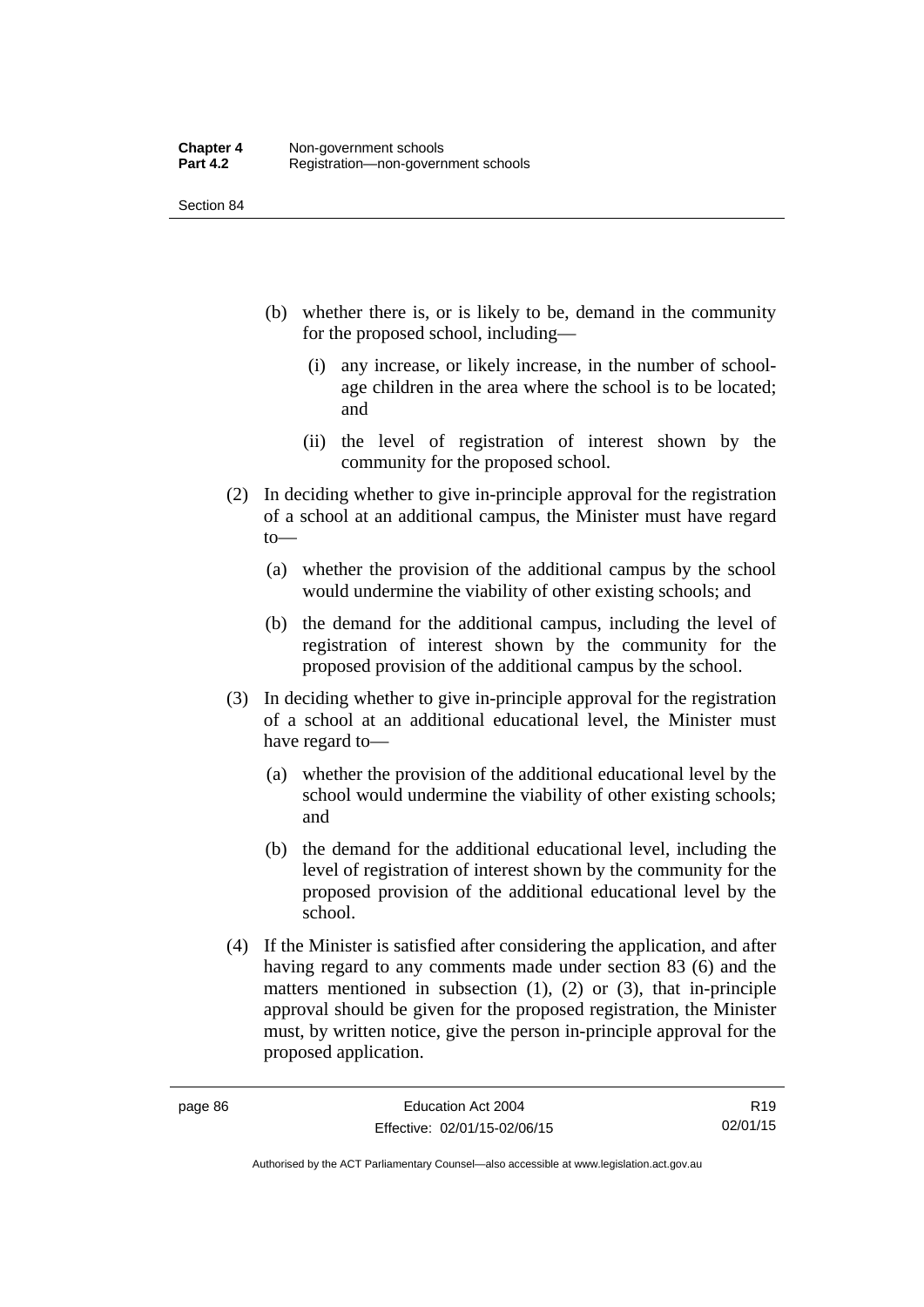(b) whether there is, or is likely to be, demand in the community for the proposed school, including—

  (i) any increase, or likely increase, in the number of school-age children in the area where the school is to be located; and

  (ii) the level of registration of interest shown by the community for the proposed school.

(2) In deciding whether to give in-principle approval for the registration of a school at an additional campus, the Minister must have regard to—

  (a) whether the provision of the additional campus by the school would undermine the viability of other existing schools; and

  (b) the demand for the additional campus, including the level of registration of interest shown by the community for the proposed provision of the additional campus by the school.

(3) In deciding whether to give in-principle approval for the registration of a school at an additional educational level, the Minister must have regard to—

  (a) whether the provision of the additional educational level by the school would undermine the viability of other existing schools; and

  (b) the demand for the additional educational level, including the level of registration of interest shown by the community for the proposed provision of the additional educational level by the school.

(4) If the Minister is satisfied after considering the application, and after having regard to any comments made under section 83 (6) and the matters mentioned in subsection (1), (2) or (3), that in-principle approval should be given for the proposed registration, the Minister must, by written notice, give the person in-principle approval for the proposed application.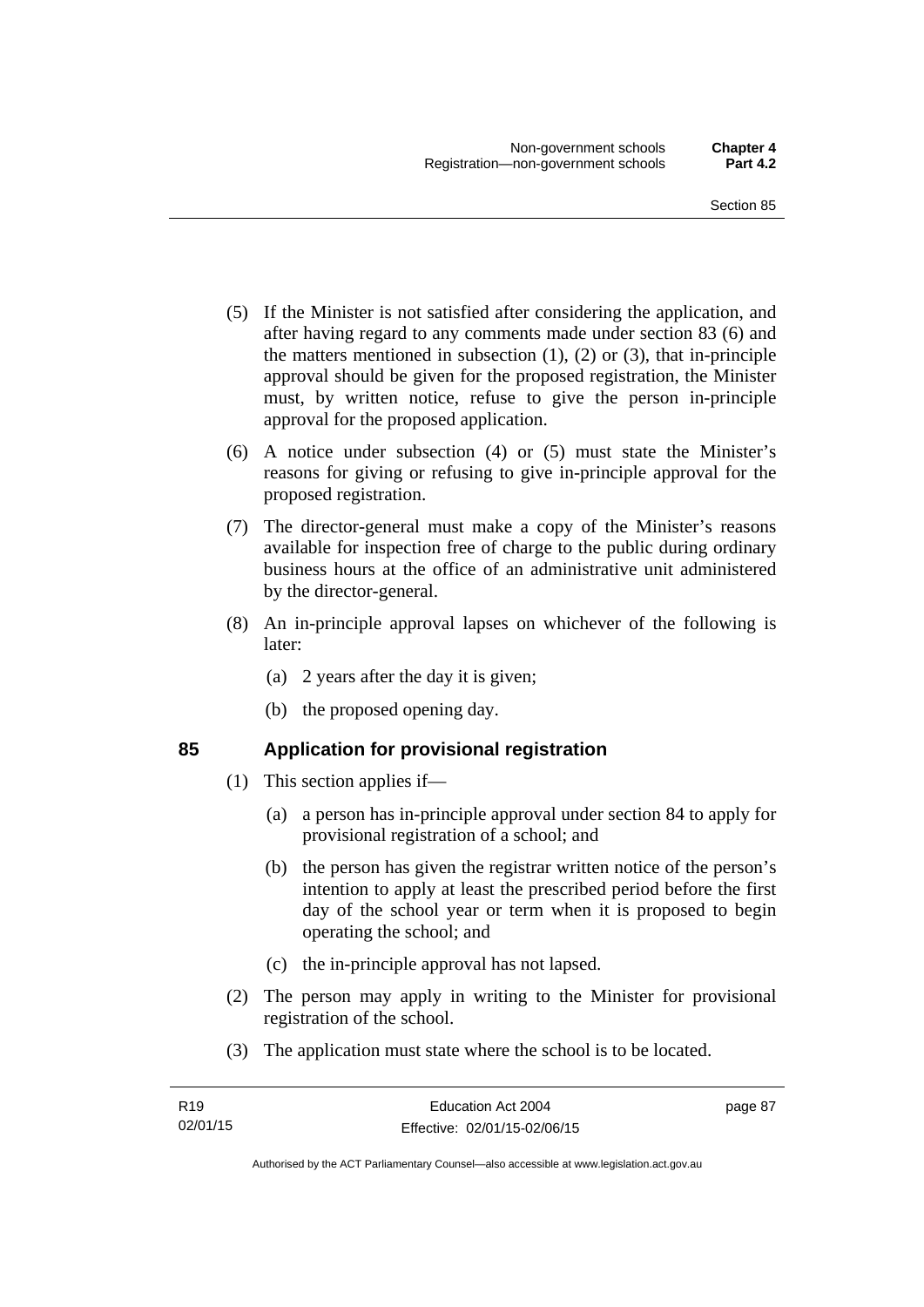(5) If the Minister is not satisfied after considering the application, and after having regard to any comments made under section 83 (6) and the matters mentioned in subsection (1), (2) or (3), that in-principle approval should be given for the proposed registration, the Minister must, by written notice, refuse to give the person in-principle approval for the proposed application.

(6) A notice under subsection (4) or (5) must state the Minister's reasons for giving or refusing to give in-principle approval for the proposed registration.

(7) The director-general must make a copy of the Minister's reasons available for inspection free of charge to the public during ordinary business hours at the office of an administrative unit administered by the director-general.

(8) An in-principle approval lapses on whichever of the following is later:

(a) 2 years after the day it is given;

(b) the proposed opening day.

### 85 Application for provisional registration

(1) This section applies if—

(a) a person has in-principle approval under section 84 to apply for provisional registration of a school; and

(b) the person has given the registrar written notice of the person's intention to apply at least the prescribed period before the first day of the school year or term when it is proposed to begin operating the school; and

(c) the in-principle approval has not lapsed.

(2) The person may apply in writing to the Minister for provisional registration of the school.

(3) The application must state where the school is to be located.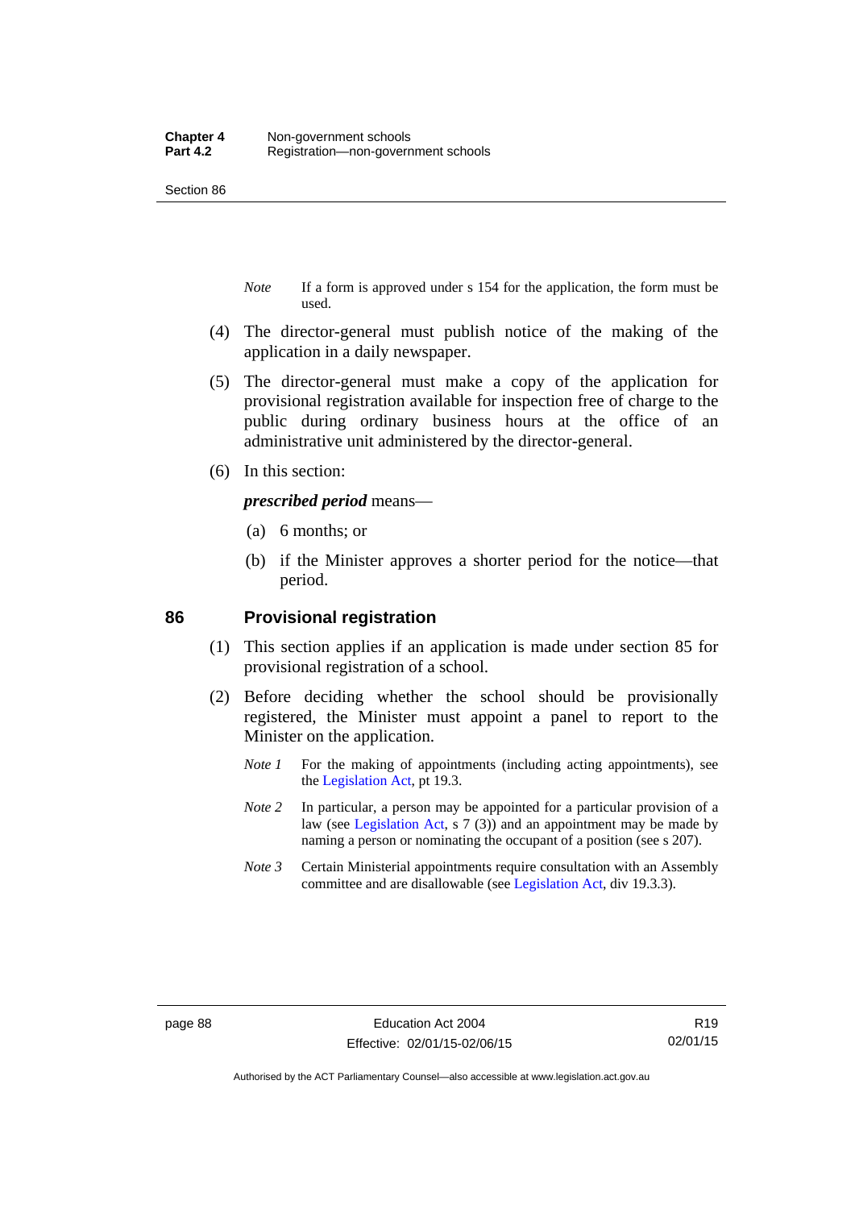*Note* If a form is approved under s 154 for the application, the form must be used.

(4) The director-general must publish notice of the making of the application in a daily newspaper.

(5) The director-general must make a copy of the application for provisional registration available for inspection free of charge to the public during ordinary business hours at the office of an administrative unit administered by the director-general.

(6) In this section:

***prescribed period*** means—

(a) 6 months; or

(b) if the Minister approves a shorter period for the notice—that period.

## 86 Provisional registration

(1) This section applies if an application is made under section 85 for provisional registration of a school.

(2) Before deciding whether the school should be provisionally registered, the Minister must appoint a panel to report to the Minister on the application.

*Note 1* For the making of appointments (including acting appointments), see the Legislation Act, pt 19.3.

*Note 2* In particular, a person may be appointed for a particular provision of a law (see Legislation Act, s 7 (3)) and an appointment may be made by naming a person or nominating the occupant of a position (see s 207).

*Note 3* Certain Ministerial appointments require consultation with an Assembly committee and are disallowable (see Legislation Act, div 19.3.3).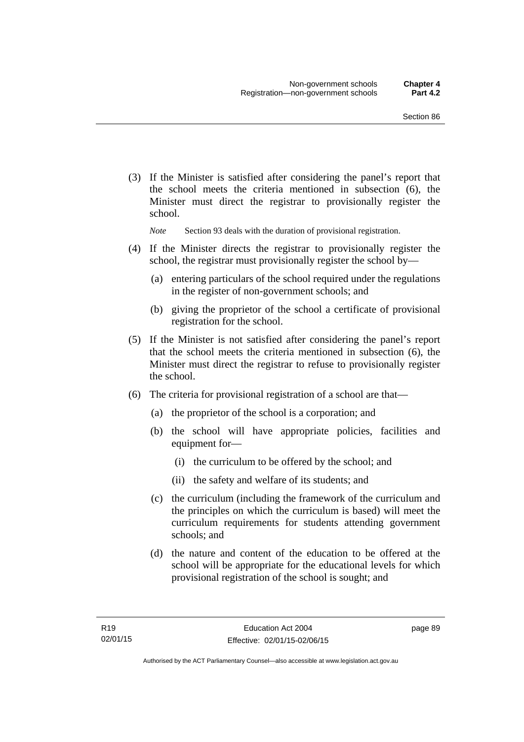(3) If the Minister is satisfied after considering the panel's report that the school meets the criteria mentioned in subsection (6), the Minister must direct the registrar to provisionally register the school.

*Note* Section 93 deals with the duration of provisional registration.

(4) If the Minister directs the registrar to provisionally register the school, the registrar must provisionally register the school by—

(a) entering particulars of the school required under the regulations in the register of non-government schools; and

(b) giving the proprietor of the school a certificate of provisional registration for the school.

(5) If the Minister is not satisfied after considering the panel's report that the school meets the criteria mentioned in subsection (6), the Minister must direct the registrar to refuse to provisionally register the school.

(6) The criteria for provisional registration of a school are that—

(a) the proprietor of the school is a corporation; and

(b) the school will have appropriate policies, facilities and equipment for—

(i) the curriculum to be offered by the school; and

(ii) the safety and welfare of its students; and

(c) the curriculum (including the framework of the curriculum and the principles on which the curriculum is based) will meet the curriculum requirements for students attending government schools; and

(d) the nature and content of the education to be offered at the school will be appropriate for the educational levels for which provisional registration of the school is sought; and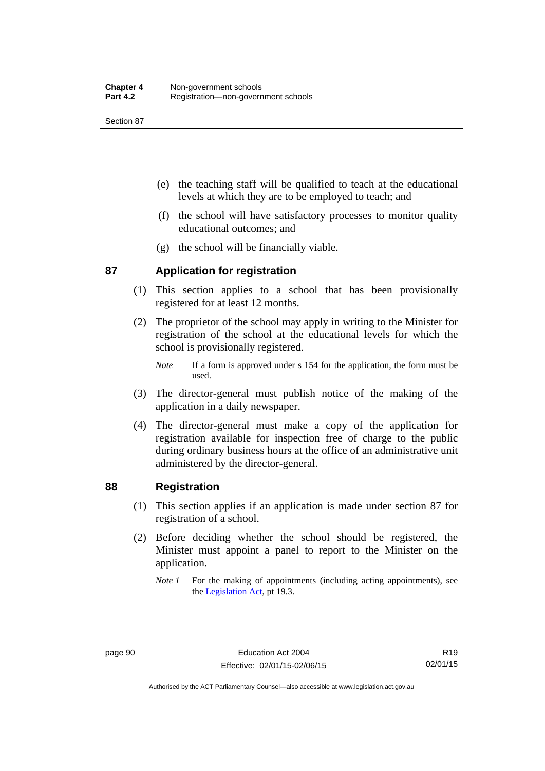(e) the teaching staff will be qualified to teach at the educational levels at which they are to be employed to teach; and

(f) the school will have satisfactory processes to monitor quality educational outcomes; and

(g) the school will be financially viable.

## 87 Application for registration

(1) This section applies to a school that has been provisionally registered for at least 12 months.

(2) The proprietor of the school may apply in writing to the Minister for registration of the school at the educational levels for which the school is provisionally registered.

*Note* If a form is approved under s 154 for the application, the form must be used.

(3) The director-general must publish notice of the making of the application in a daily newspaper.

(4) The director-general must make a copy of the application for registration available for inspection free of charge to the public during ordinary business hours at the office of an administrative unit administered by the director-general.

## 88 Registration

(1) This section applies if an application is made under section 87 for registration of a school.

(2) Before deciding whether the school should be registered, the Minister must appoint a panel to report to the Minister on the application.

*Note 1* For the making of appointments (including acting appointments), see the Legislation Act, pt 19.3.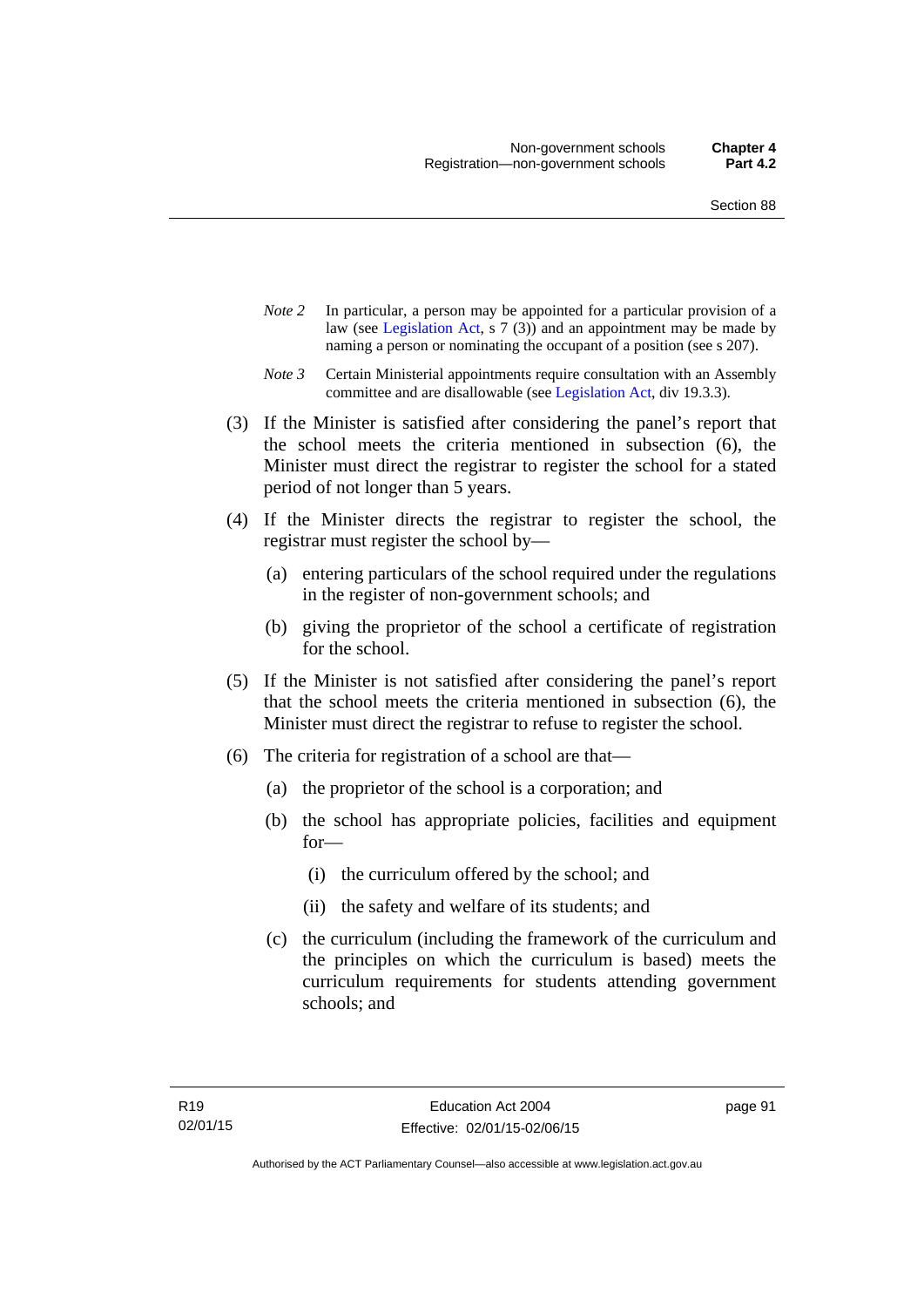*Note 2* In particular, a person may be appointed for a particular provision of a law (see Legislation Act, s 7 (3)) and an appointment may be made by naming a person or nominating the occupant of a position (see s 207).

*Note 3* Certain Ministerial appointments require consultation with an Assembly committee and are disallowable (see Legislation Act, div 19.3.3).

(3) If the Minister is satisfied after considering the panel's report that the school meets the criteria mentioned in subsection (6), the Minister must direct the registrar to register the school for a stated period of not longer than 5 years.

(4) If the Minister directs the registrar to register the school, the registrar must register the school by—

(a) entering particulars of the school required under the regulations in the register of non-government schools; and

(b) giving the proprietor of the school a certificate of registration for the school.

(5) If the Minister is not satisfied after considering the panel's report that the school meets the criteria mentioned in subsection (6), the Minister must direct the registrar to refuse to register the school.

(6) The criteria for registration of a school are that—

(a) the proprietor of the school is a corporation; and

(b) the school has appropriate policies, facilities and equipment for—

(i) the curriculum offered by the school; and

(ii) the safety and welfare of its students; and

(c) the curriculum (including the framework of the curriculum and the principles on which the curriculum is based) meets the curriculum requirements for students attending government schools; and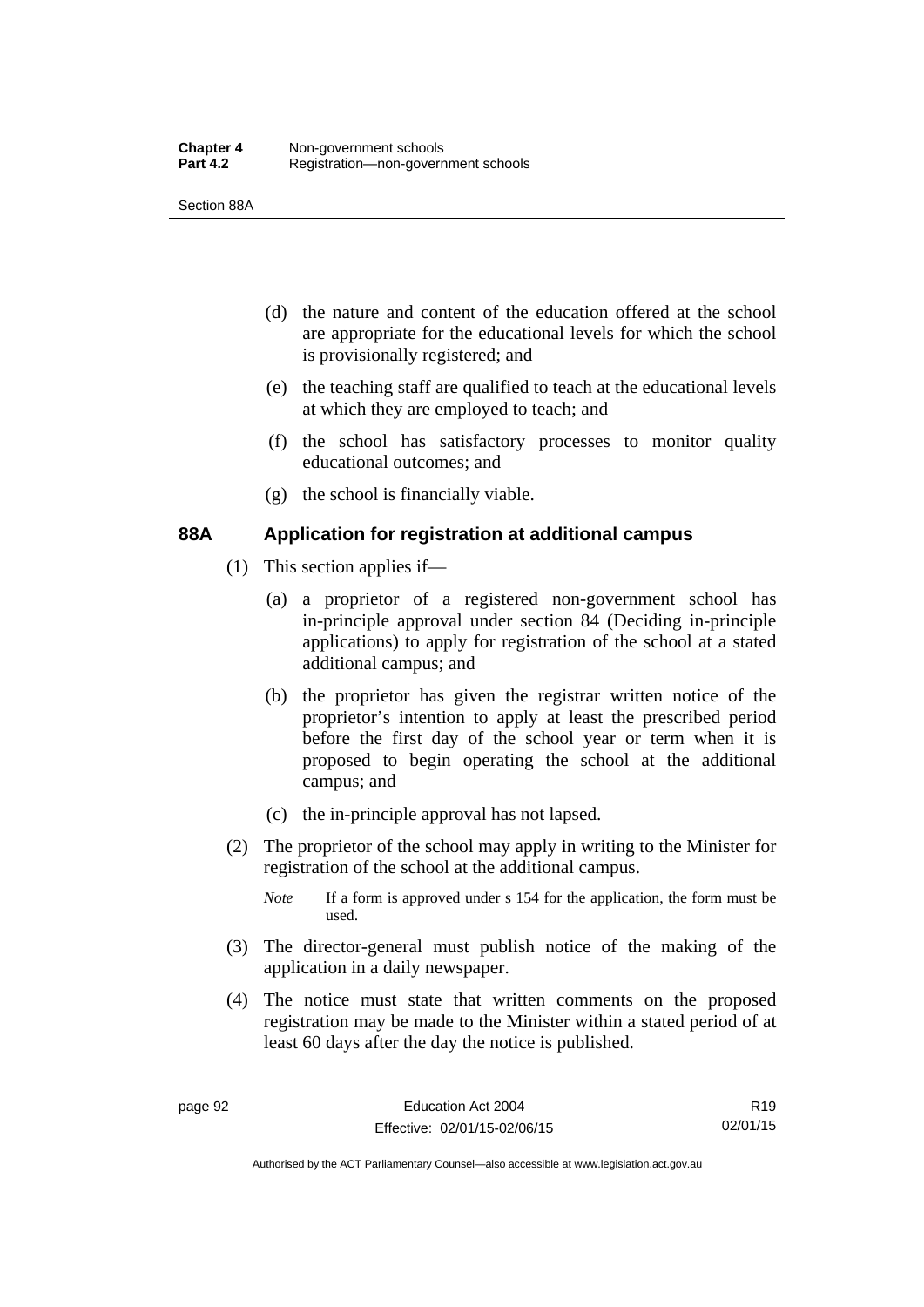(d) the nature and content of the education offered at the school are appropriate for the educational levels for which the school is provisionally registered; and

(e) the teaching staff are qualified to teach at the educational levels at which they are employed to teach; and

(f) the school has satisfactory processes to monitor quality educational outcomes; and

(g) the school is financially viable.

### 88A Application for registration at additional campus

(1) This section applies if—

(a) a proprietor of a registered non-government school has in-principle approval under section 84 (Deciding in-principle applications) to apply for registration of the school at a stated additional campus; and

(b) the proprietor has given the registrar written notice of the proprietor's intention to apply at least the prescribed period before the first day of the school year or term when it is proposed to begin operating the school at the additional campus; and

(c) the in-principle approval has not lapsed.

(2) The proprietor of the school may apply in writing to the Minister for registration of the school at the additional campus.

*Note* If a form is approved under s 154 for the application, the form must be used.

(3) The director-general must publish notice of the making of the application in a daily newspaper.

(4) The notice must state that written comments on the proposed registration may be made to the Minister within a stated period of at least 60 days after the day the notice is published.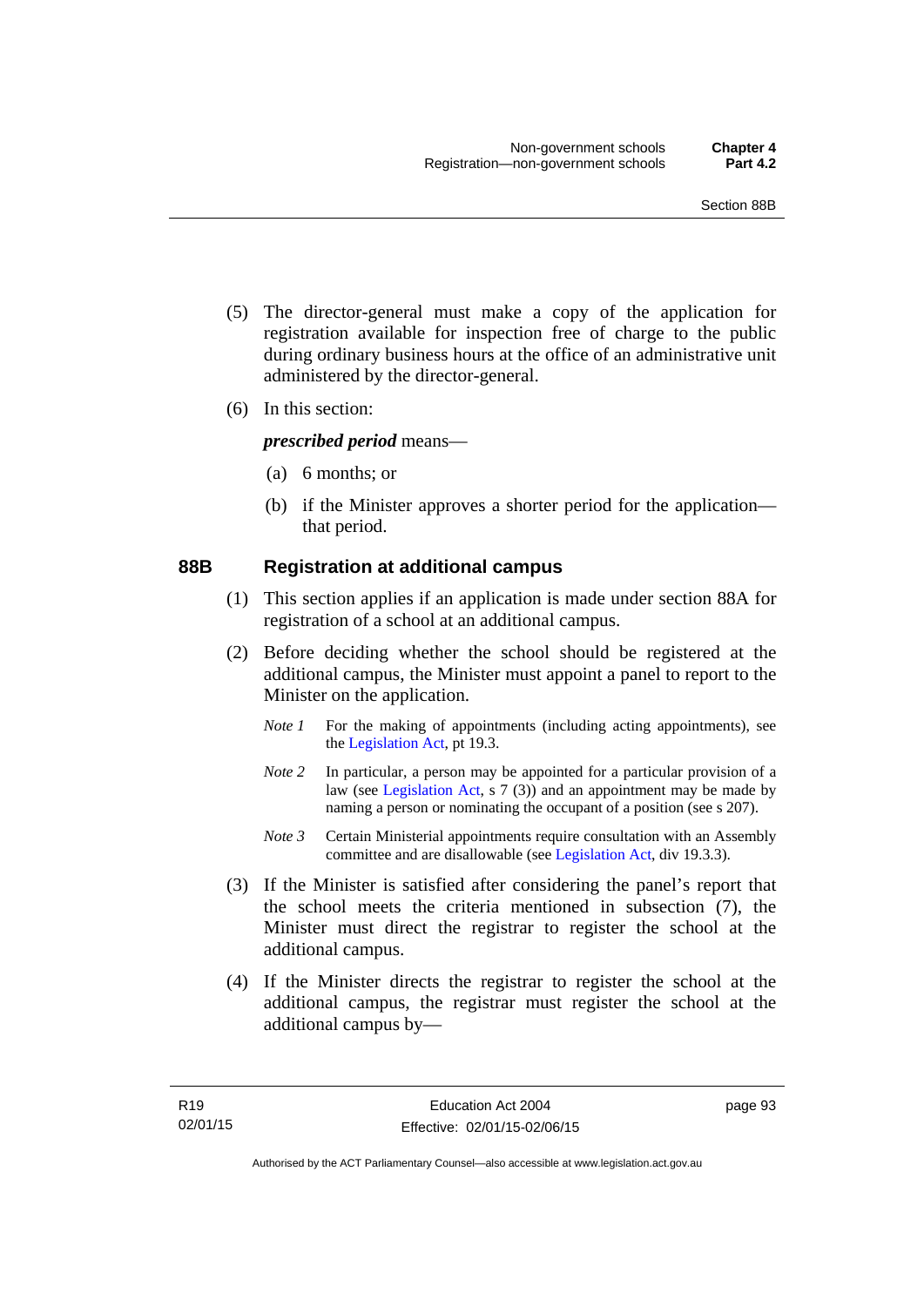(5) The director-general must make a copy of the application for registration available for inspection free of charge to the public during ordinary business hours at the office of an administrative unit administered by the director-general.

(6) In this section:

***prescribed period*** means—

(a) 6 months; or

(b) if the Minister approves a shorter period for the application—that period.

### 88B Registration at additional campus

(1) This section applies if an application is made under section 88A for registration of a school at an additional campus.

(2) Before deciding whether the school should be registered at the additional campus, the Minister must appoint a panel to report to the Minister on the application.

*Note 1* For the making of appointments (including acting appointments), see the Legislation Act, pt 19.3.

*Note 2* In particular, a person may be appointed for a particular provision of a law (see Legislation Act, s 7 (3)) and an appointment may be made by naming a person or nominating the occupant of a position (see s 207).

*Note 3* Certain Ministerial appointments require consultation with an Assembly committee and are disallowable (see Legislation Act, div 19.3.3).

(3) If the Minister is satisfied after considering the panel's report that the school meets the criteria mentioned in subsection (7), the Minister must direct the registrar to register the school at the additional campus.

(4) If the Minister directs the registrar to register the school at the additional campus, the registrar must register the school at the additional campus by—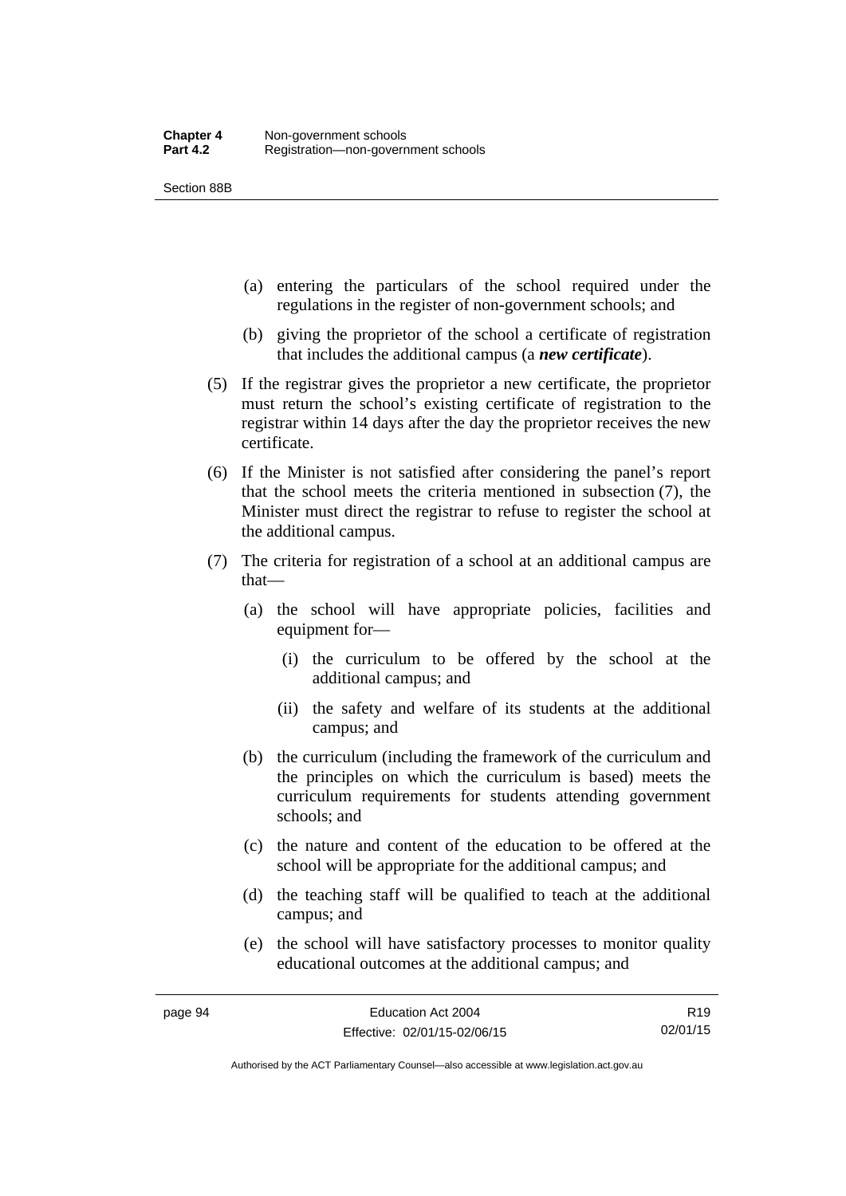(a) entering the particulars of the school required under the regulations in the register of non-government schools; and

(b) giving the proprietor of the school a certificate of registration that includes the additional campus (a ***new certificate***).

(5) If the registrar gives the proprietor a new certificate, the proprietor must return the school's existing certificate of registration to the registrar within 14 days after the day the proprietor receives the new certificate.

(6) If the Minister is not satisfied after considering the panel's report that the school meets the criteria mentioned in subsection (7), the Minister must direct the registrar to refuse to register the school at the additional campus.

(7) The criteria for registration of a school at an additional campus are that—

(a) the school will have appropriate policies, facilities and equipment for—

(i) the curriculum to be offered by the school at the additional campus; and

(ii) the safety and welfare of its students at the additional campus; and

(b) the curriculum (including the framework of the curriculum and the principles on which the curriculum is based) meets the curriculum requirements for students attending government schools; and

(c) the nature and content of the education to be offered at the school will be appropriate for the additional campus; and

(d) the teaching staff will be qualified to teach at the additional campus; and

(e) the school will have satisfactory processes to monitor quality educational outcomes at the additional campus; and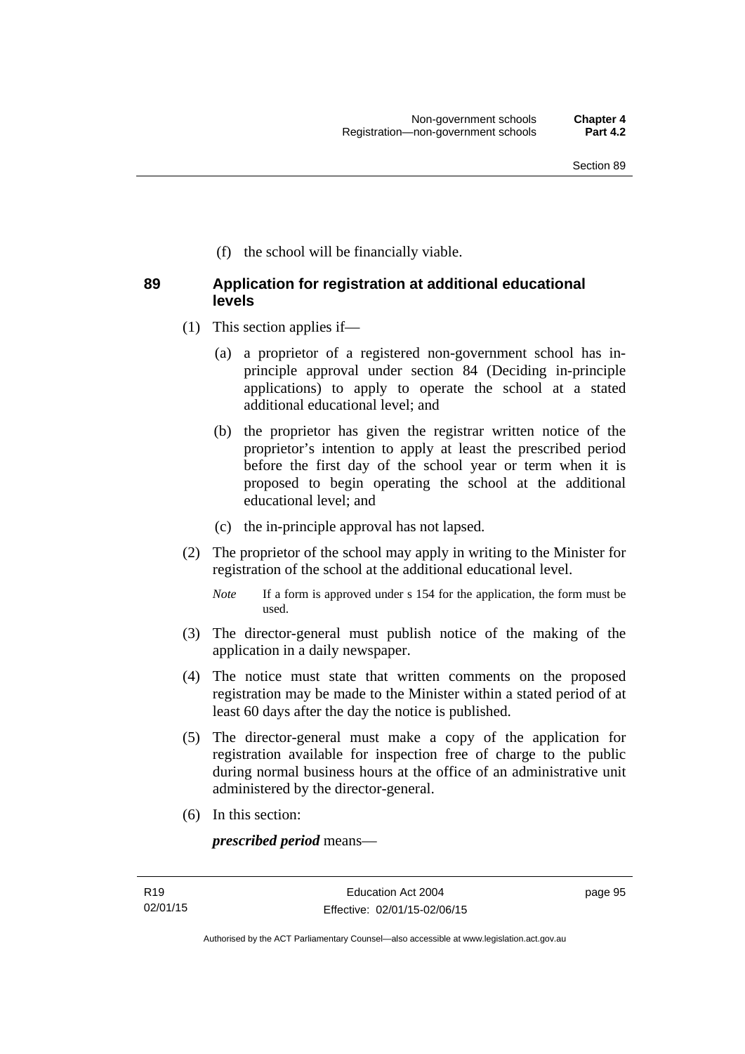(f) the school will be financially viable.

## 89 Application for registration at additional educational levels

(1) This section applies if—

(a) a proprietor of a registered non-government school has in-principle approval under section 84 (Deciding in-principle applications) to apply to operate the school at a stated additional educational level; and

(b) the proprietor has given the registrar written notice of the proprietor's intention to apply at least the prescribed period before the first day of the school year or term when it is proposed to begin operating the school at the additional educational level; and

(c) the in-principle approval has not lapsed.

(2) The proprietor of the school may apply in writing to the Minister for registration of the school at the additional educational level.

*Note* If a form is approved under s 154 for the application, the form must be used.

(3) The director-general must publish notice of the making of the application in a daily newspaper.

(4) The notice must state that written comments on the proposed registration may be made to the Minister within a stated period of at least 60 days after the day the notice is published.

(5) The director-general must make a copy of the application for registration available for inspection free of charge to the public during normal business hours at the office of an administrative unit administered by the director-general.

(6) In this section:

***prescribed period*** means—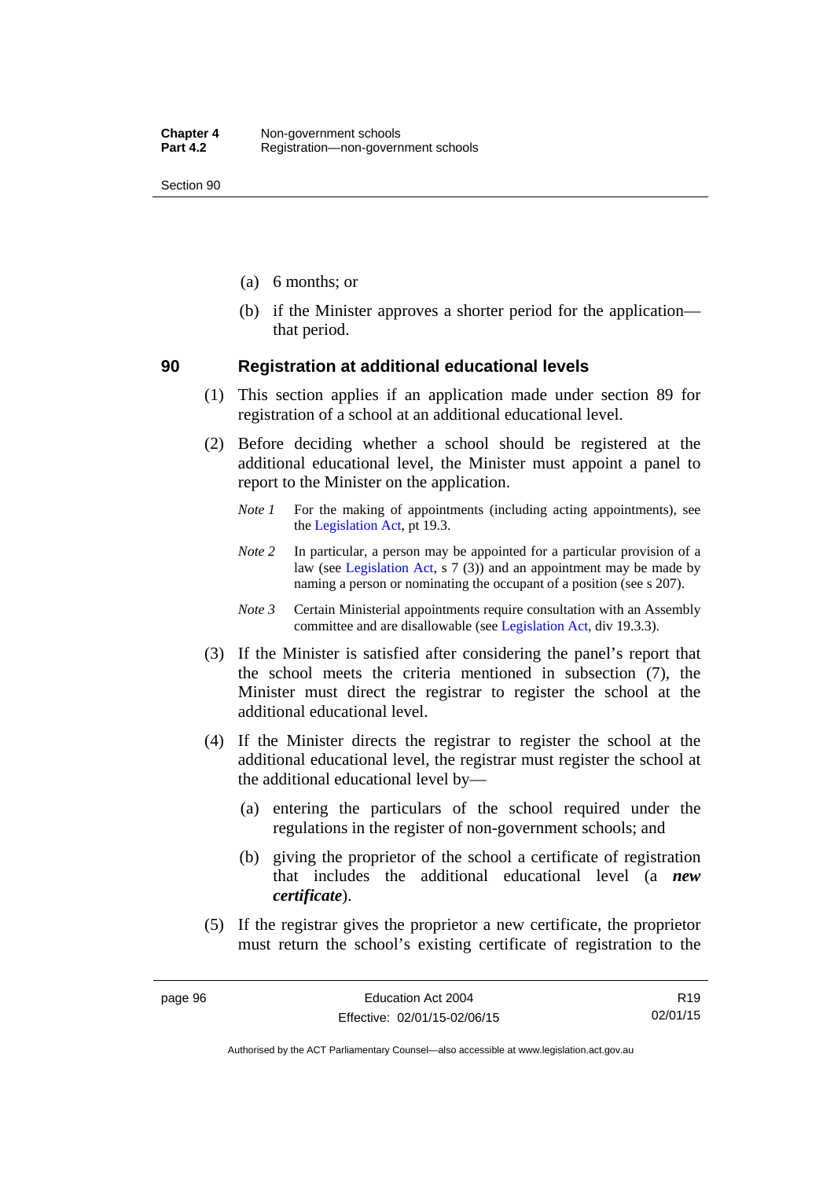(a) 6 months; or

(b) if the Minister approves a shorter period for the application—that period.

## 90 Registration at additional educational levels

(1) This section applies if an application made under section 89 for registration of a school at an additional educational level.

(2) Before deciding whether a school should be registered at the additional educational level, the Minister must appoint a panel to report to the Minister on the application.

*Note 1* For the making of appointments (including acting appointments), see the Legislation Act, pt 19.3.

*Note 2* In particular, a person may be appointed for a particular provision of a law (see Legislation Act, s 7 (3)) and an appointment may be made by naming a person or nominating the occupant of a position (see s 207).

*Note 3* Certain Ministerial appointments require consultation with an Assembly committee and are disallowable (see Legislation Act, div 19.3.3).

(3) If the Minister is satisfied after considering the panel's report that the school meets the criteria mentioned in subsection (7), the Minister must direct the registrar to register the school at the additional educational level.

(4) If the Minister directs the registrar to register the school at the additional educational level, the registrar must register the school at the additional educational level by—

(a) entering the particulars of the school required under the regulations in the register of non-government schools; and

(b) giving the proprietor of the school a certificate of registration that includes the additional educational level (a ***new certificate***).

(5) If the registrar gives the proprietor a new certificate, the proprietor must return the school's existing certificate of registration to the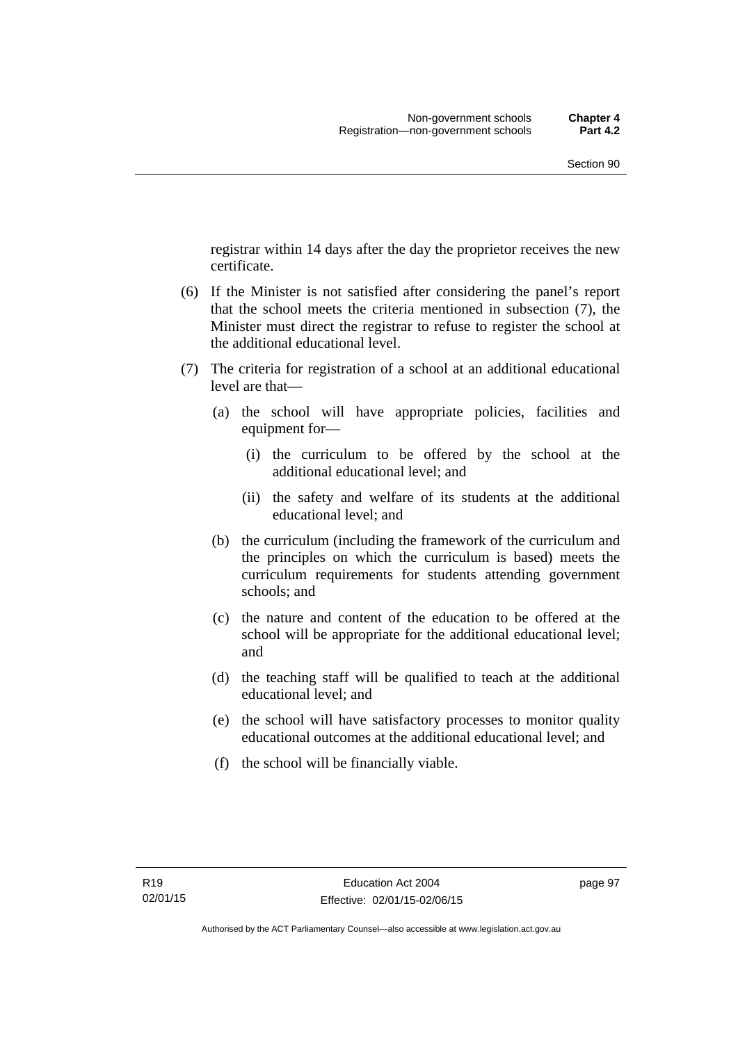registrar within 14 days after the day the proprietor receives the new certificate.

(6) If the Minister is not satisfied after considering the panel's report that the school meets the criteria mentioned in subsection (7), the Minister must direct the registrar to refuse to register the school at the additional educational level.

(7) The criteria for registration of a school at an additional educational level are that—

(a) the school will have appropriate policies, facilities and equipment for—

(i) the curriculum to be offered by the school at the additional educational level; and

(ii) the safety and welfare of its students at the additional educational level; and

(b) the curriculum (including the framework of the curriculum and the principles on which the curriculum is based) meets the curriculum requirements for students attending government schools; and

(c) the nature and content of the education to be offered at the school will be appropriate for the additional educational level; and

(d) the teaching staff will be qualified to teach at the additional educational level; and

(e) the school will have satisfactory processes to monitor quality educational outcomes at the additional educational level; and

(f) the school will be financially viable.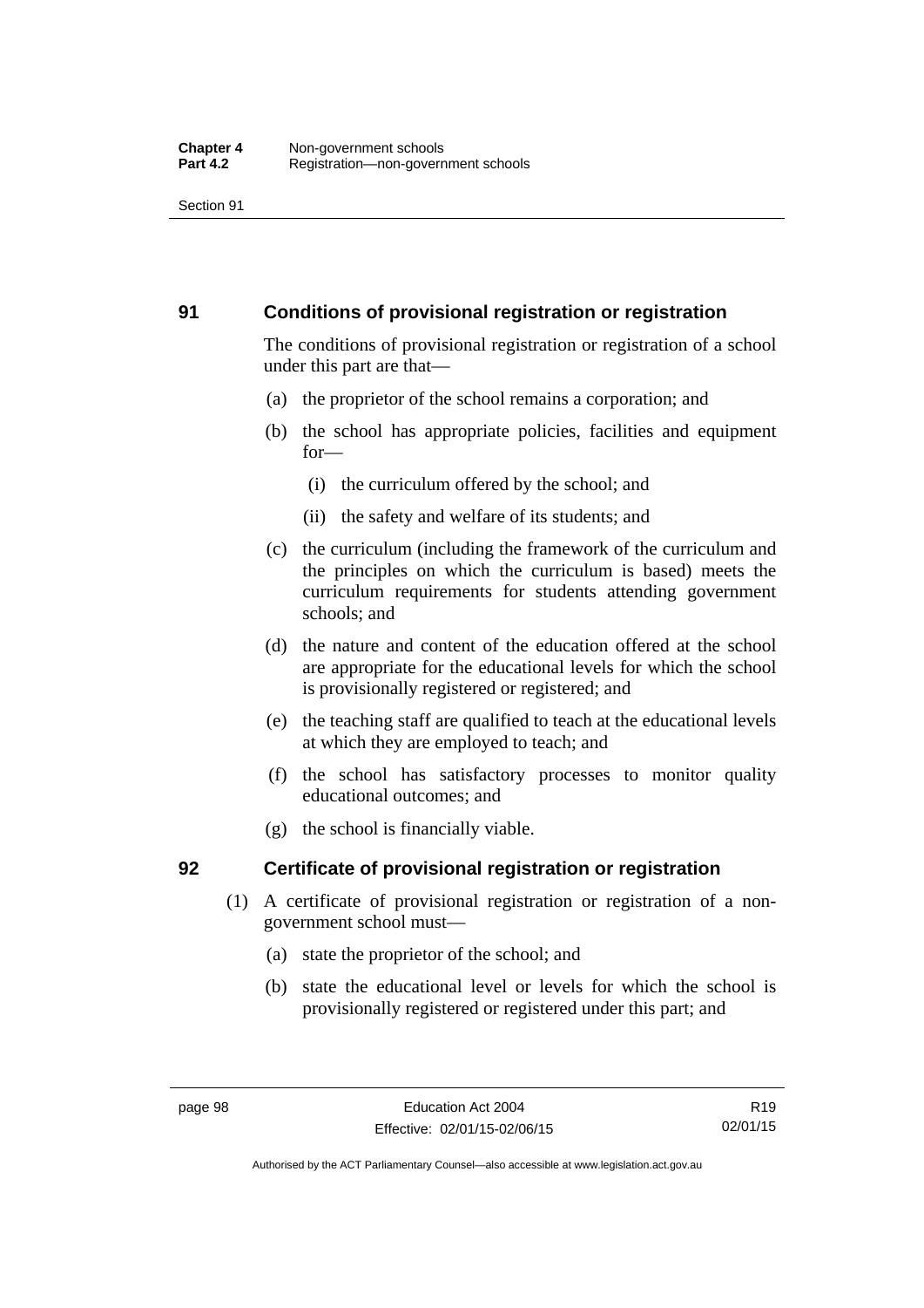## 91 Conditions of provisional registration or registration

The conditions of provisional registration or registration of a school under this part are that—

(a) the proprietor of the school remains a corporation; and

(b) the school has appropriate policies, facilities and equipment for—

  (i) the curriculum offered by the school; and

  (ii) the safety and welfare of its students; and

(c) the curriculum (including the framework of the curriculum and the principles on which the curriculum is based) meets the curriculum requirements for students attending government schools; and

(d) the nature and content of the education offered at the school are appropriate for the educational levels for which the school is provisionally registered or registered; and

(e) the teaching staff are qualified to teach at the educational levels at which they are employed to teach; and

(f) the school has satisfactory processes to monitor quality educational outcomes; and

(g) the school is financially viable.

## 92 Certificate of provisional registration or registration

(1) A certificate of provisional registration or registration of a non-government school must—

  (a) state the proprietor of the school; and

  (b) state the educational level or levels for which the school is provisionally registered or registered under this part; and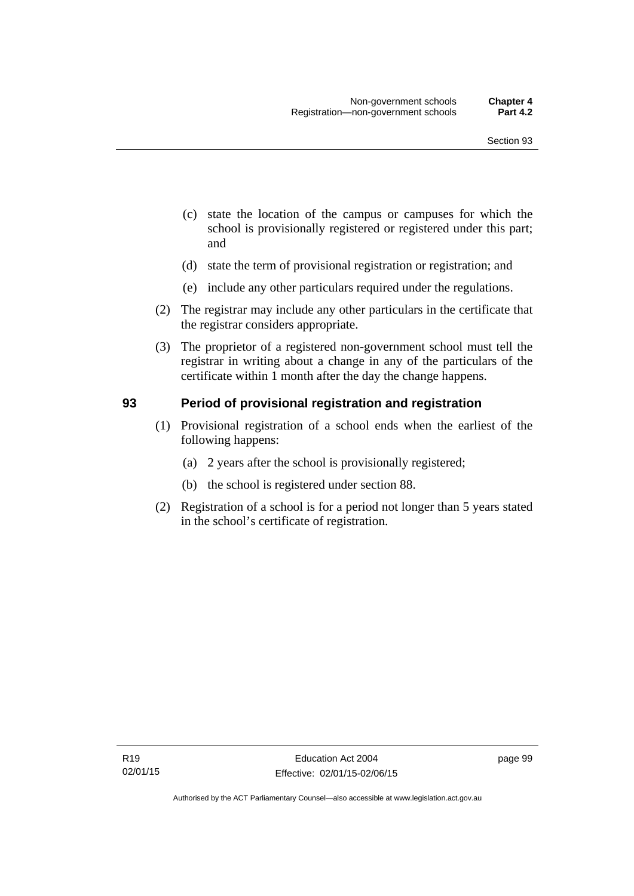(c) state the location of the campus or campuses for which the school is provisionally registered or registered under this part; and

(d) state the term of provisional registration or registration; and

(e) include any other particulars required under the regulations.

(2) The registrar may include any other particulars in the certificate that the registrar considers appropriate.

(3) The proprietor of a registered non-government school must tell the registrar in writing about a change in any of the particulars of the certificate within 1 month after the day the change happens.

## 93 Period of provisional registration and registration

(1) Provisional registration of a school ends when the earliest of the following happens:

(a) 2 years after the school is provisionally registered;

(b) the school is registered under section 88.

(2) Registration of a school is for a period not longer than 5 years stated in the school's certificate of registration.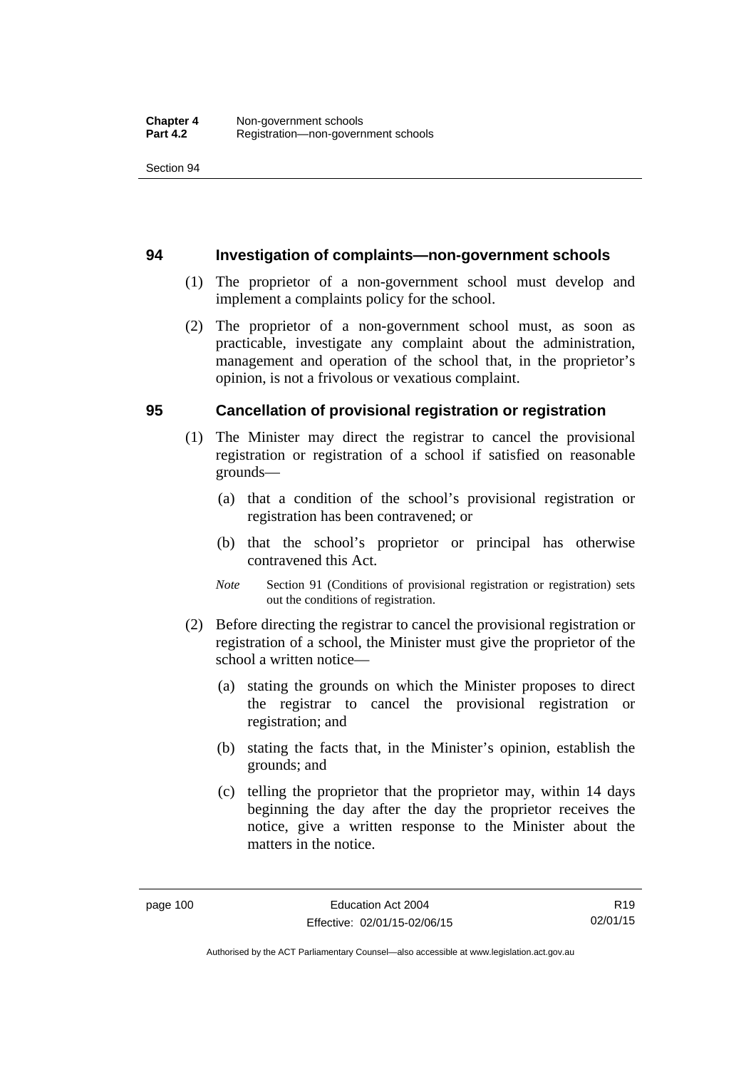## 94 Investigation of complaints—non-government schools

(1) The proprietor of a non-government school must develop and implement a complaints policy for the school.

(2) The proprietor of a non-government school must, as soon as practicable, investigate any complaint about the administration, management and operation of the school that, in the proprietor's opinion, is not a frivolous or vexatious complaint.

## 95 Cancellation of provisional registration or registration

(1) The Minister may direct the registrar to cancel the provisional registration or registration of a school if satisfied on reasonable grounds—

(a) that a condition of the school's provisional registration or registration has been contravened; or

(b) that the school's proprietor or principal has otherwise contravened this Act.

*Note* Section 91 (Conditions of provisional registration or registration) sets out the conditions of registration.

(2) Before directing the registrar to cancel the provisional registration or registration of a school, the Minister must give the proprietor of the school a written notice—

(a) stating the grounds on which the Minister proposes to direct the registrar to cancel the provisional registration or registration; and

(b) stating the facts that, in the Minister's opinion, establish the grounds; and

(c) telling the proprietor that the proprietor may, within 14 days beginning the day after the day the proprietor receives the notice, give a written response to the Minister about the matters in the notice.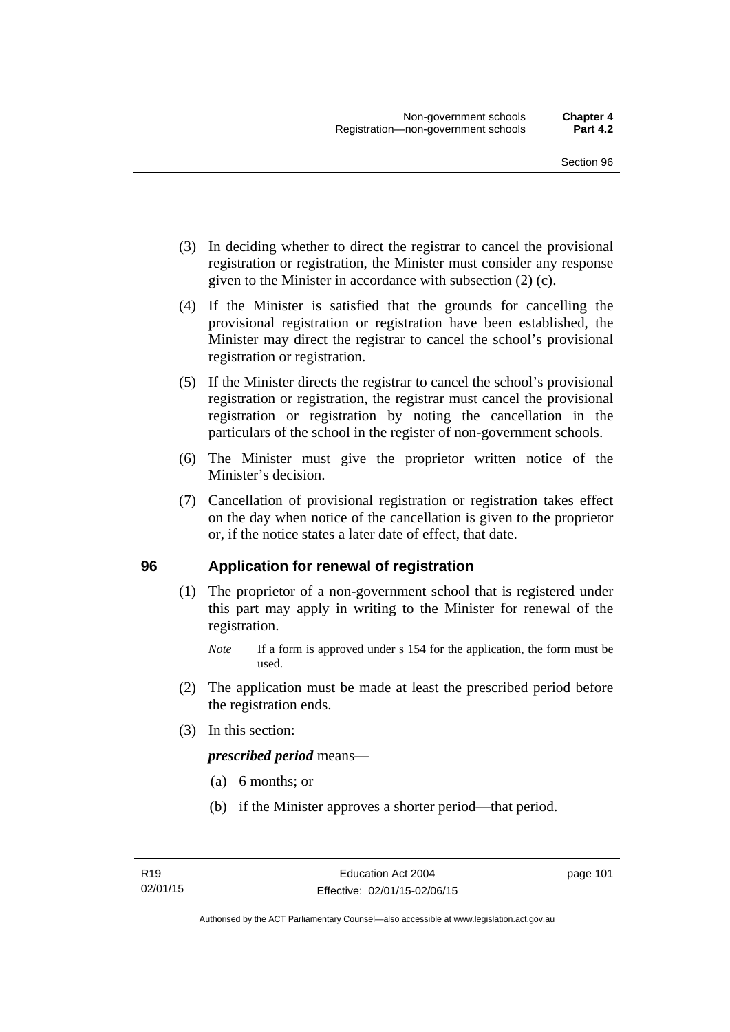(3) In deciding whether to direct the registrar to cancel the provisional registration or registration, the Minister must consider any response given to the Minister in accordance with subsection (2) (c).

(4) If the Minister is satisfied that the grounds for cancelling the provisional registration or registration have been established, the Minister may direct the registrar to cancel the school's provisional registration or registration.

(5) If the Minister directs the registrar to cancel the school's provisional registration or registration, the registrar must cancel the provisional registration or registration by noting the cancellation in the particulars of the school in the register of non-government schools.

(6) The Minister must give the proprietor written notice of the Minister's decision.

(7) Cancellation of provisional registration or registration takes effect on the day when notice of the cancellation is given to the proprietor or, if the notice states a later date of effect, that date.

## 96 Application for renewal of registration

(1) The proprietor of a non-government school that is registered under this part may apply in writing to the Minister for renewal of the registration.

*Note* If a form is approved under s 154 for the application, the form must be used.

(2) The application must be made at least the prescribed period before the registration ends.

(3) In this section:

***prescribed period*** means—

(a) 6 months; or

(b) if the Minister approves a shorter period—that period.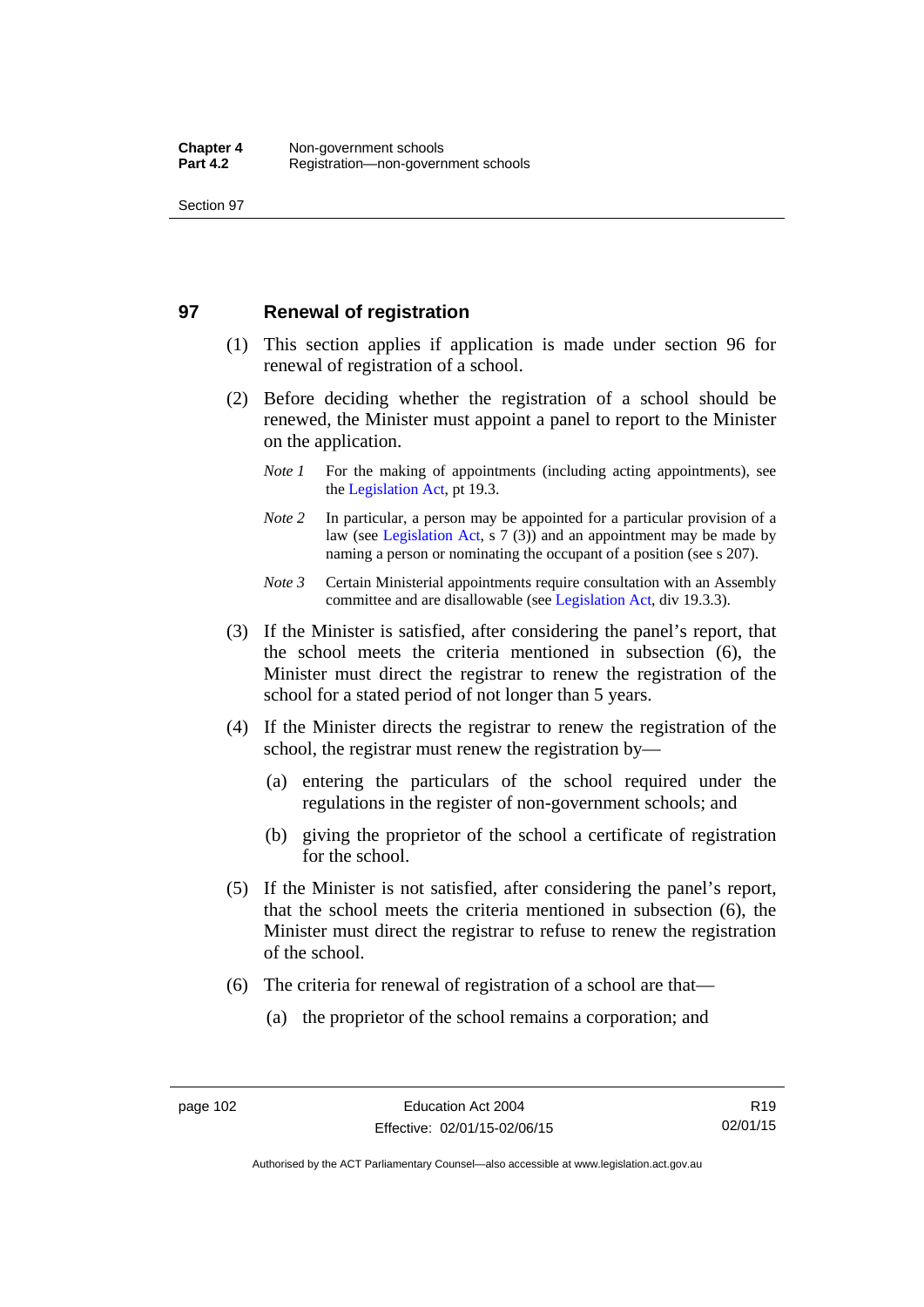## 97 Renewal of registration

(1) This section applies if application is made under section 96 for renewal of registration of a school.

(2) Before deciding whether the registration of a school should be renewed, the Minister must appoint a panel to report to the Minister on the application.

*Note 1* For the making of appointments (including acting appointments), see the Legislation Act, pt 19.3.

*Note 2* In particular, a person may be appointed for a particular provision of a law (see Legislation Act, s 7 (3)) and an appointment may be made by naming a person or nominating the occupant of a position (see s 207).

*Note 3* Certain Ministerial appointments require consultation with an Assembly committee and are disallowable (see Legislation Act, div 19.3.3).

(3) If the Minister is satisfied, after considering the panel's report, that the school meets the criteria mentioned in subsection (6), the Minister must direct the registrar to renew the registration of the school for a stated period of not longer than 5 years.

(4) If the Minister directs the registrar to renew the registration of the school, the registrar must renew the registration by—

(a) entering the particulars of the school required under the regulations in the register of non-government schools; and

(b) giving the proprietor of the school a certificate of registration for the school.

(5) If the Minister is not satisfied, after considering the panel's report, that the school meets the criteria mentioned in subsection (6), the Minister must direct the registrar to refuse to renew the registration of the school.

(6) The criteria for renewal of registration of a school are that—

(a) the proprietor of the school remains a corporation; and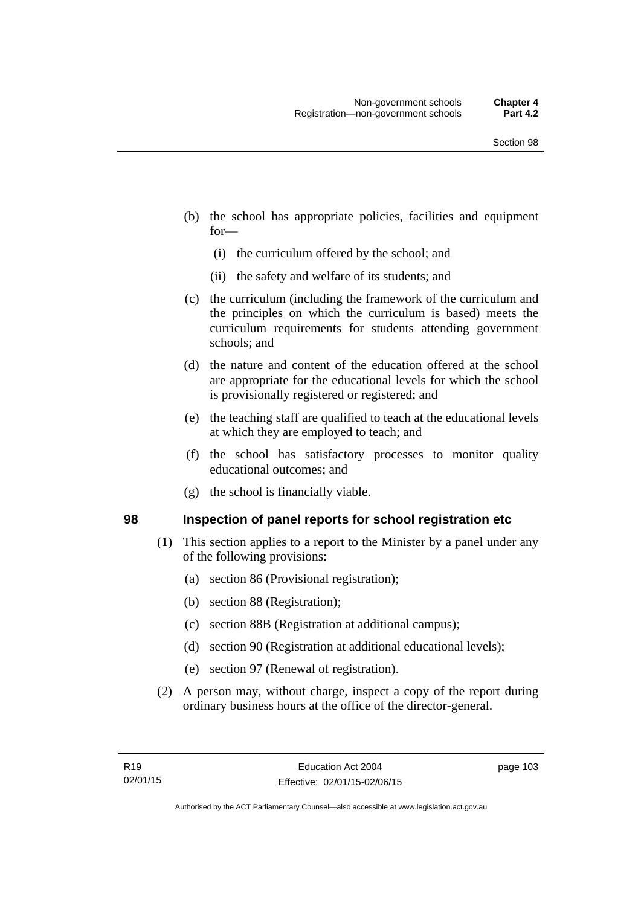(b) the school has appropriate policies, facilities and equipment for—

  (i) the curriculum offered by the school; and

  (ii) the safety and welfare of its students; and

(c) the curriculum (including the framework of the curriculum and the principles on which the curriculum is based) meets the curriculum requirements for students attending government schools; and

(d) the nature and content of the education offered at the school are appropriate for the educational levels for which the school is provisionally registered or registered; and

(e) the teaching staff are qualified to teach at the educational levels at which they are employed to teach; and

(f) the school has satisfactory processes to monitor quality educational outcomes; and

(g) the school is financially viable.

## 98 Inspection of panel reports for school registration etc

(1) This section applies to a report to the Minister by a panel under any of the following provisions:

  (a) section 86 (Provisional registration);

  (b) section 88 (Registration);

  (c) section 88B (Registration at additional campus);

  (d) section 90 (Registration at additional educational levels);

  (e) section 97 (Renewal of registration).

(2) A person may, without charge, inspect a copy of the report during ordinary business hours at the office of the director-general.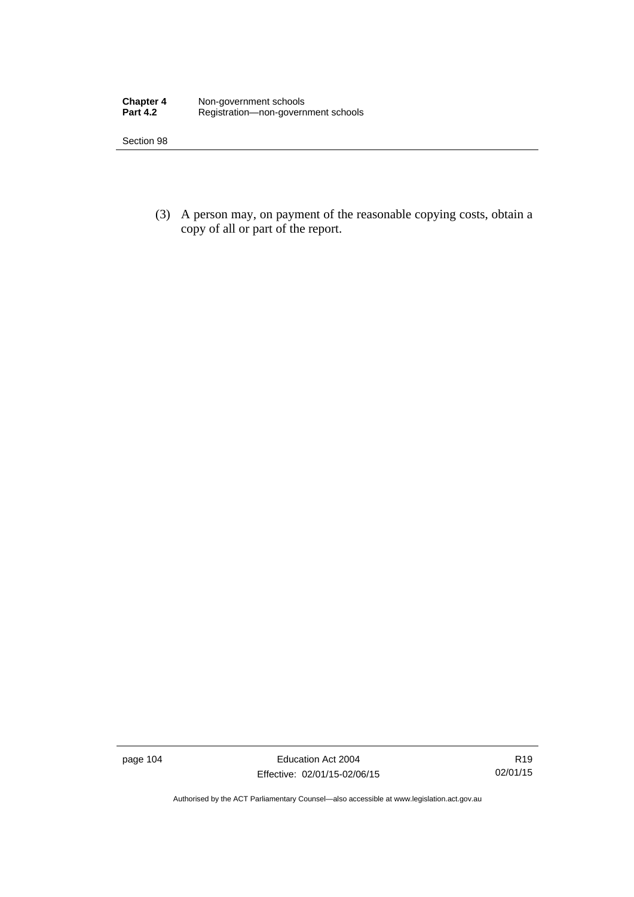(3) A person may, on payment of the reasonable copying costs, obtain a copy of all or part of the report.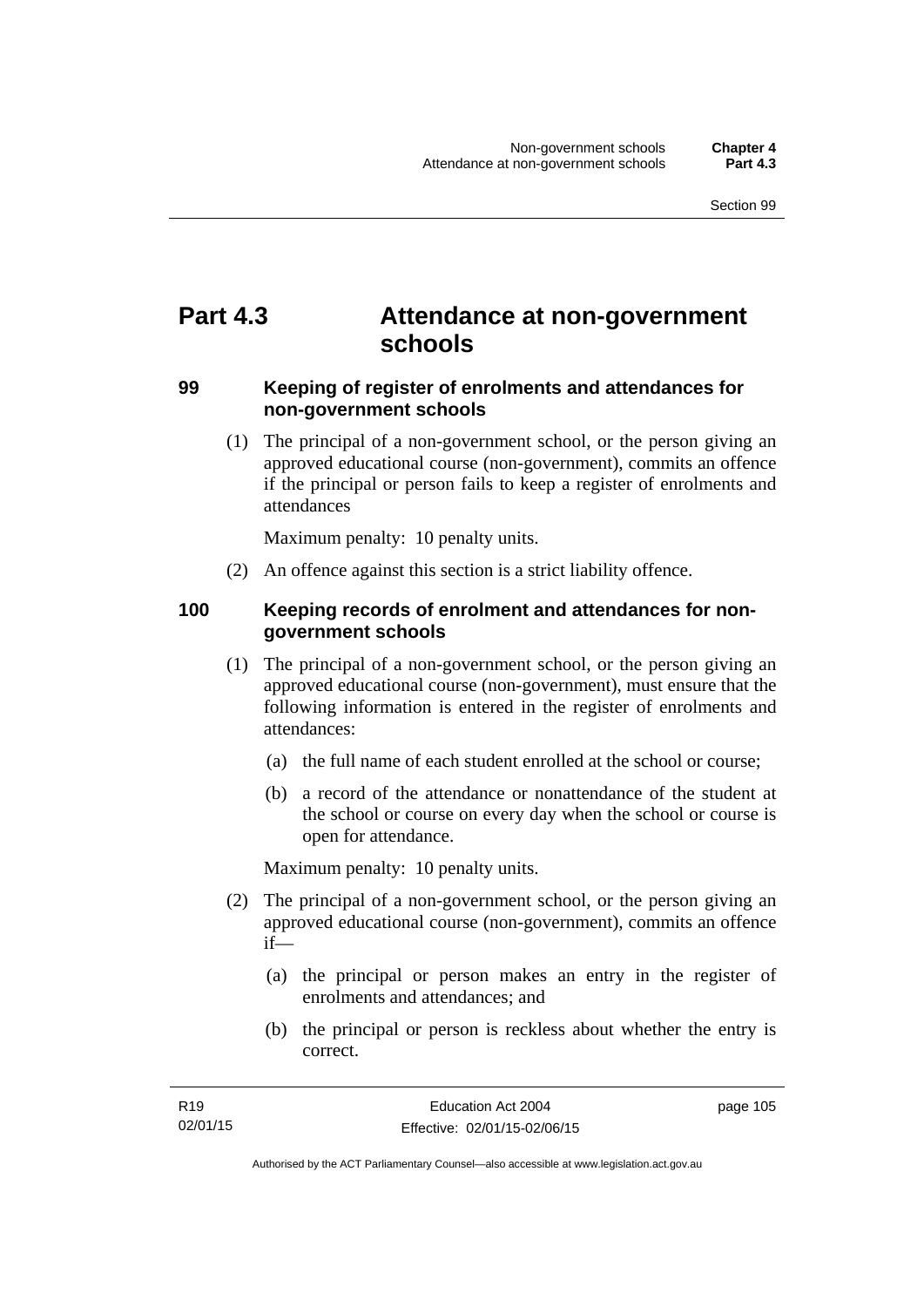# Part 4.3 Attendance at non-government schools

### 99 Keeping of register of enrolments and attendances for non-government schools

(1) The principal of a non-government school, or the person giving an approved educational course (non-government), commits an offence if the principal or person fails to keep a register of enrolments and attendances

Maximum penalty: 10 penalty units.

(2) An offence against this section is a strict liability offence.

### 100 Keeping records of enrolment and attendances for non-government schools

(1) The principal of a non-government school, or the person giving an approved educational course (non-government), must ensure that the following information is entered in the register of enrolments and attendances:

(a) the full name of each student enrolled at the school or course;

(b) a record of the attendance or nonattendance of the student at the school or course on every day when the school or course is open for attendance.

Maximum penalty: 10 penalty units.

(2) The principal of a non-government school, or the person giving an approved educational course (non-government), commits an offence if—

(a) the principal or person makes an entry in the register of enrolments and attendances; and

(b) the principal or person is reckless about whether the entry is correct.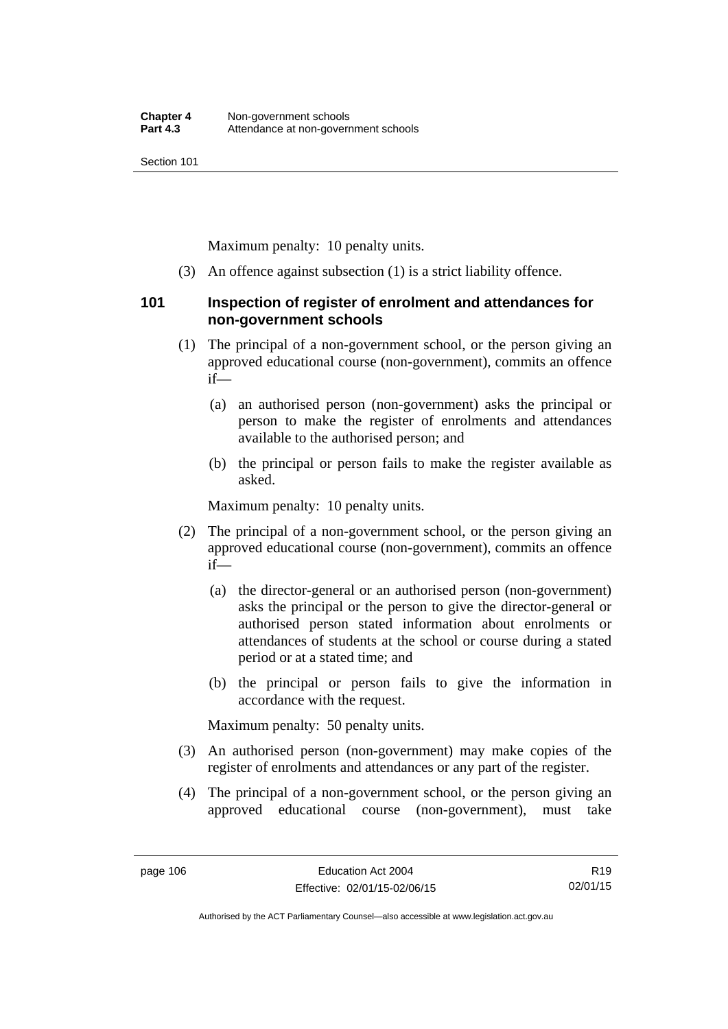Maximum penalty: 10 penalty units.

(3) An offence against subsection (1) is a strict liability offence.

### 101 Inspection of register of enrolment and attendances for non-government schools

(1) The principal of a non-government school, or the person giving an approved educational course (non-government), commits an offence if—

(a) an authorised person (non-government) asks the principal or person to make the register of enrolments and attendances available to the authorised person; and

(b) the principal or person fails to make the register available as asked.

Maximum penalty: 10 penalty units.

(2) The principal of a non-government school, or the person giving an approved educational course (non-government), commits an offence if—

(a) the director-general or an authorised person (non-government) asks the principal or the person to give the director-general or authorised person stated information about enrolments or attendances of students at the school or course during a stated period or at a stated time; and

(b) the principal or person fails to give the information in accordance with the request.

Maximum penalty: 50 penalty units.

(3) An authorised person (non-government) may make copies of the register of enrolments and attendances or any part of the register.

(4) The principal of a non-government school, or the person giving an approved educational course (non-government), must take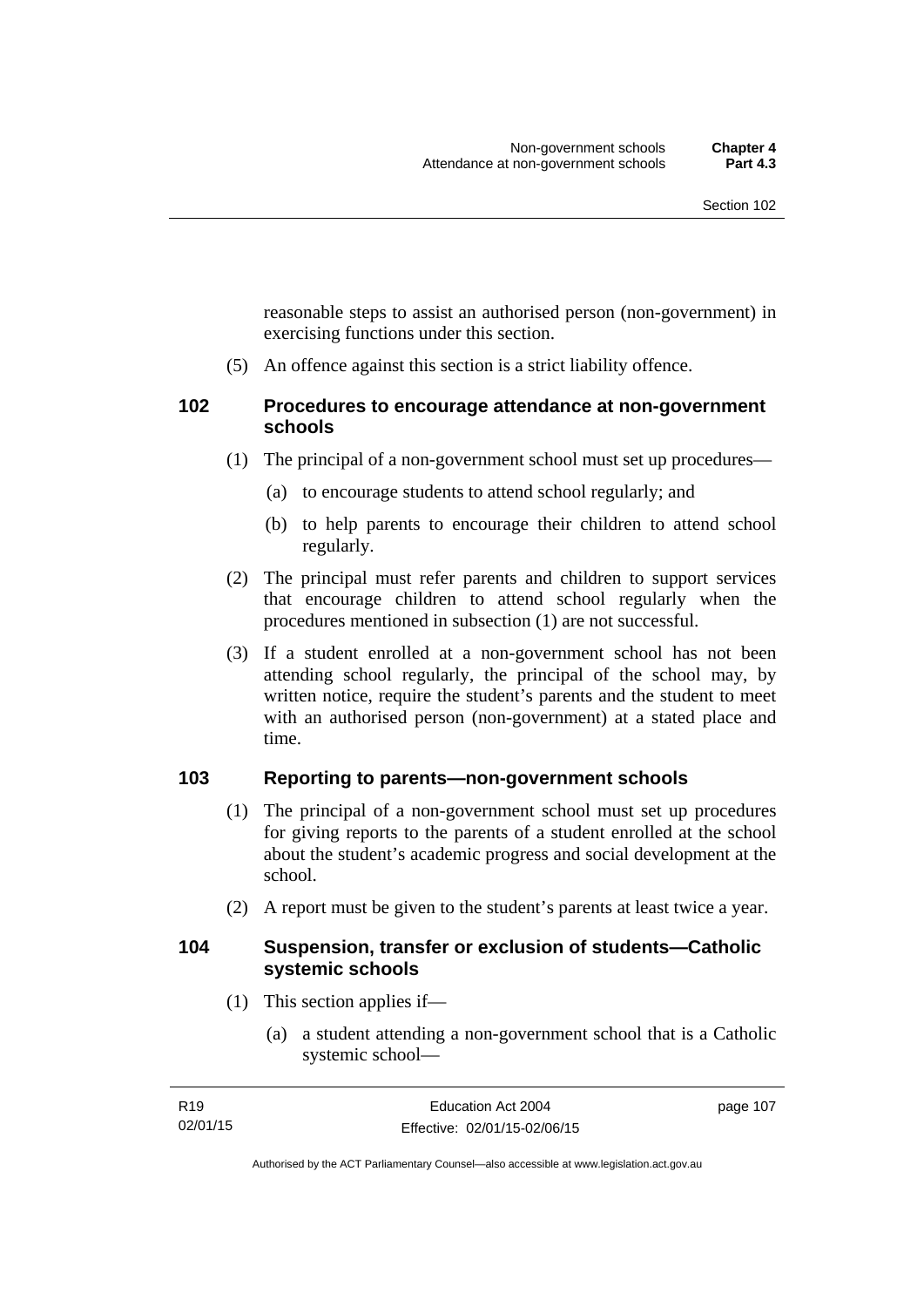reasonable steps to assist an authorised person (non-government) in exercising functions under this section.

(5) An offence against this section is a strict liability offence.

### 102 Procedures to encourage attendance at non-government schools

(1) The principal of a non-government school must set up procedures—

(a) to encourage students to attend school regularly; and

(b) to help parents to encourage their children to attend school regularly.

(2) The principal must refer parents and children to support services that encourage children to attend school regularly when the procedures mentioned in subsection (1) are not successful.

(3) If a student enrolled at a non-government school has not been attending school regularly, the principal of the school may, by written notice, require the student's parents and the student to meet with an authorised person (non-government) at a stated place and time.

### 103 Reporting to parents—non-government schools

(1) The principal of a non-government school must set up procedures for giving reports to the parents of a student enrolled at the school about the student's academic progress and social development at the school.

(2) A report must be given to the student's parents at least twice a year.

### 104 Suspension, transfer or exclusion of students—Catholic systemic schools

(1) This section applies if—

(a) a student attending a non-government school that is a Catholic systemic school—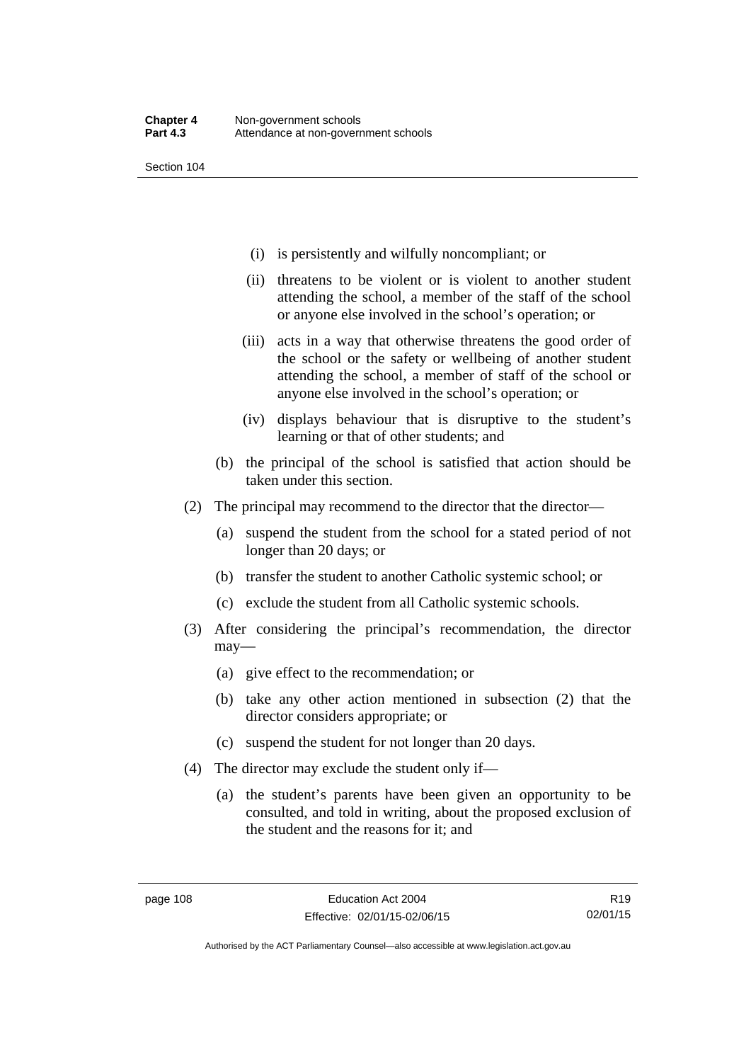(i) is persistently and wilfully noncompliant; or

(ii) threatens to be violent or is violent to another student attending the school, a member of the staff of the school or anyone else involved in the school's operation; or

(iii) acts in a way that otherwise threatens the good order of the school or the safety or wellbeing of another student attending the school, a member of staff of the school or anyone else involved in the school's operation; or

(iv) displays behaviour that is disruptive to the student's learning or that of other students; and

(b) the principal of the school is satisfied that action should be taken under this section.

(2) The principal may recommend to the director that the director—

(a) suspend the student from the school for a stated period of not longer than 20 days; or

(b) transfer the student to another Catholic systemic school; or

(c) exclude the student from all Catholic systemic schools.

(3) After considering the principal's recommendation, the director may—

(a) give effect to the recommendation; or

(b) take any other action mentioned in subsection (2) that the director considers appropriate; or

(c) suspend the student for not longer than 20 days.

(4) The director may exclude the student only if—

(a) the student's parents have been given an opportunity to be consulted, and told in writing, about the proposed exclusion of the student and the reasons for it; and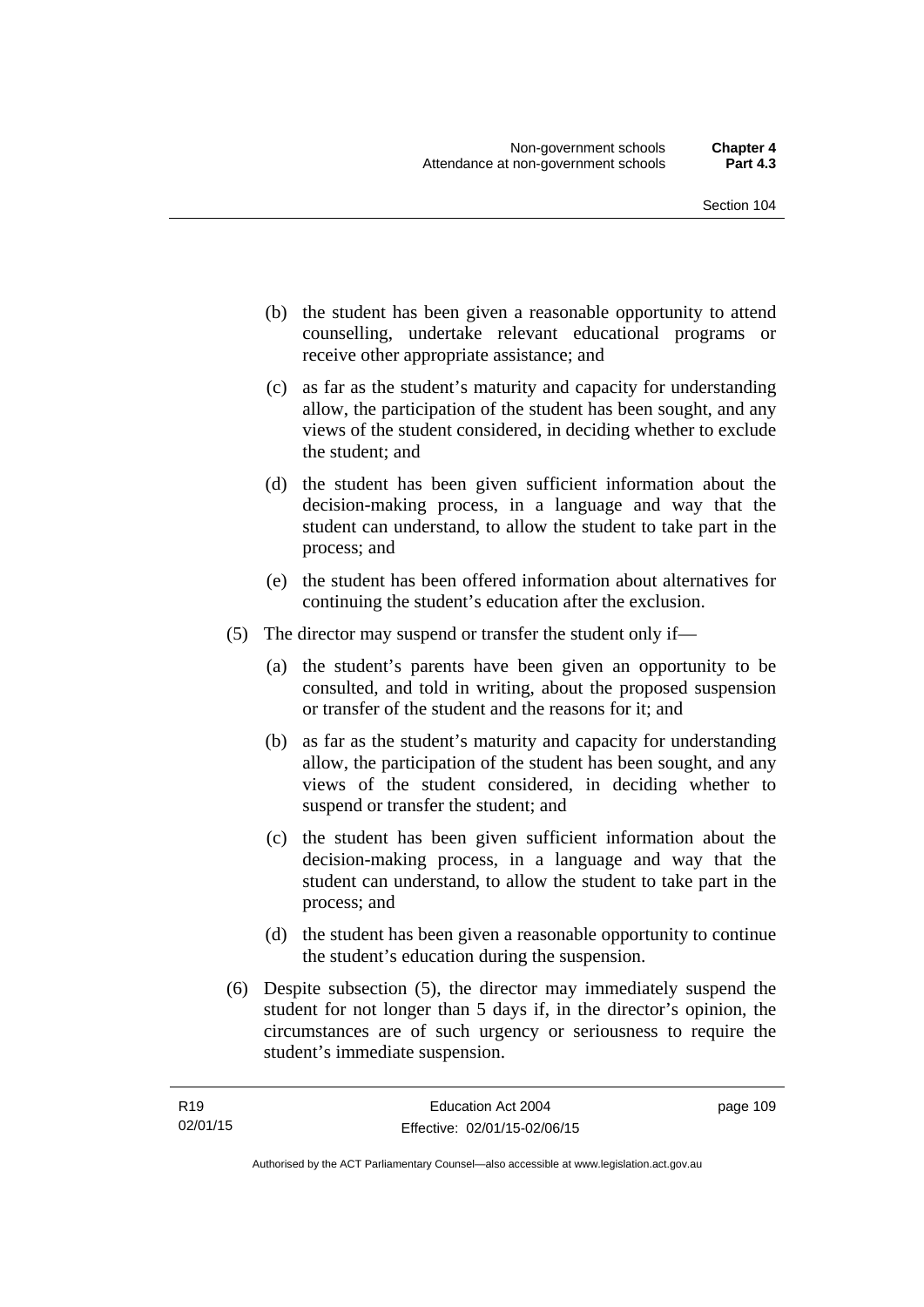(b) the student has been given a reasonable opportunity to attend counselling, undertake relevant educational programs or receive other appropriate assistance; and

(c) as far as the student's maturity and capacity for understanding allow, the participation of the student has been sought, and any views of the student considered, in deciding whether to exclude the student; and

(d) the student has been given sufficient information about the decision-making process, in a language and way that the student can understand, to allow the student to take part in the process; and

(e) the student has been offered information about alternatives for continuing the student's education after the exclusion.

(5) The director may suspend or transfer the student only if—

(a) the student's parents have been given an opportunity to be consulted, and told in writing, about the proposed suspension or transfer of the student and the reasons for it; and

(b) as far as the student's maturity and capacity for understanding allow, the participation of the student has been sought, and any views of the student considered, in deciding whether to suspend or transfer the student; and

(c) the student has been given sufficient information about the decision-making process, in a language and way that the student can understand, to allow the student to take part in the process; and

(d) the student has been given a reasonable opportunity to continue the student's education during the suspension.

(6) Despite subsection (5), the director may immediately suspend the student for not longer than 5 days if, in the director's opinion, the circumstances are of such urgency or seriousness to require the student's immediate suspension.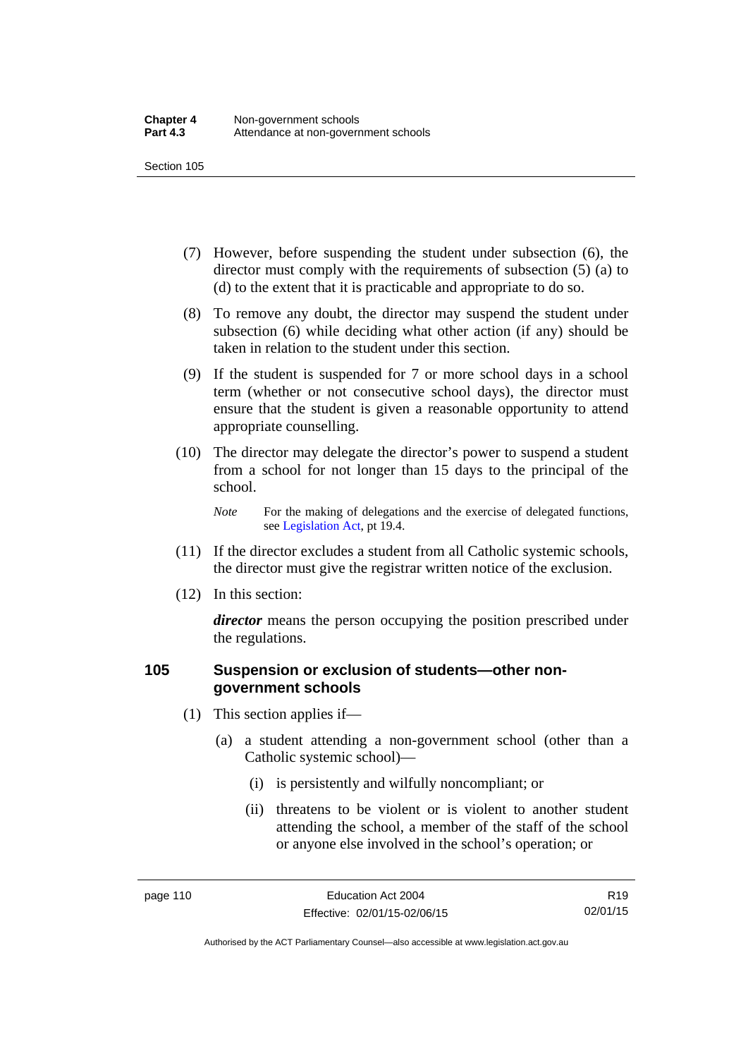(7) However, before suspending the student under subsection (6), the director must comply with the requirements of subsection (5) (a) to (d) to the extent that it is practicable and appropriate to do so.

(8) To remove any doubt, the director may suspend the student under subsection (6) while deciding what other action (if any) should be taken in relation to the student under this section.

(9) If the student is suspended for 7 or more school days in a school term (whether or not consecutive school days), the director must ensure that the student is given a reasonable opportunity to attend appropriate counselling.

(10) The director may delegate the director's power to suspend a student from a school for not longer than 15 days to the principal of the school.

*Note* For the making of delegations and the exercise of delegated functions, see Legislation Act, pt 19.4.

(11) If the director excludes a student from all Catholic systemic schools, the director must give the registrar written notice of the exclusion.

(12) In this section:

***director*** means the person occupying the position prescribed under the regulations.

## 105 Suspension or exclusion of students—other non-government schools

(1) This section applies if—

(a) a student attending a non-government school (other than a Catholic systemic school)—

(i) is persistently and wilfully noncompliant; or

(ii) threatens to be violent or is violent to another student attending the school, a member of the staff of the school or anyone else involved in the school's operation; or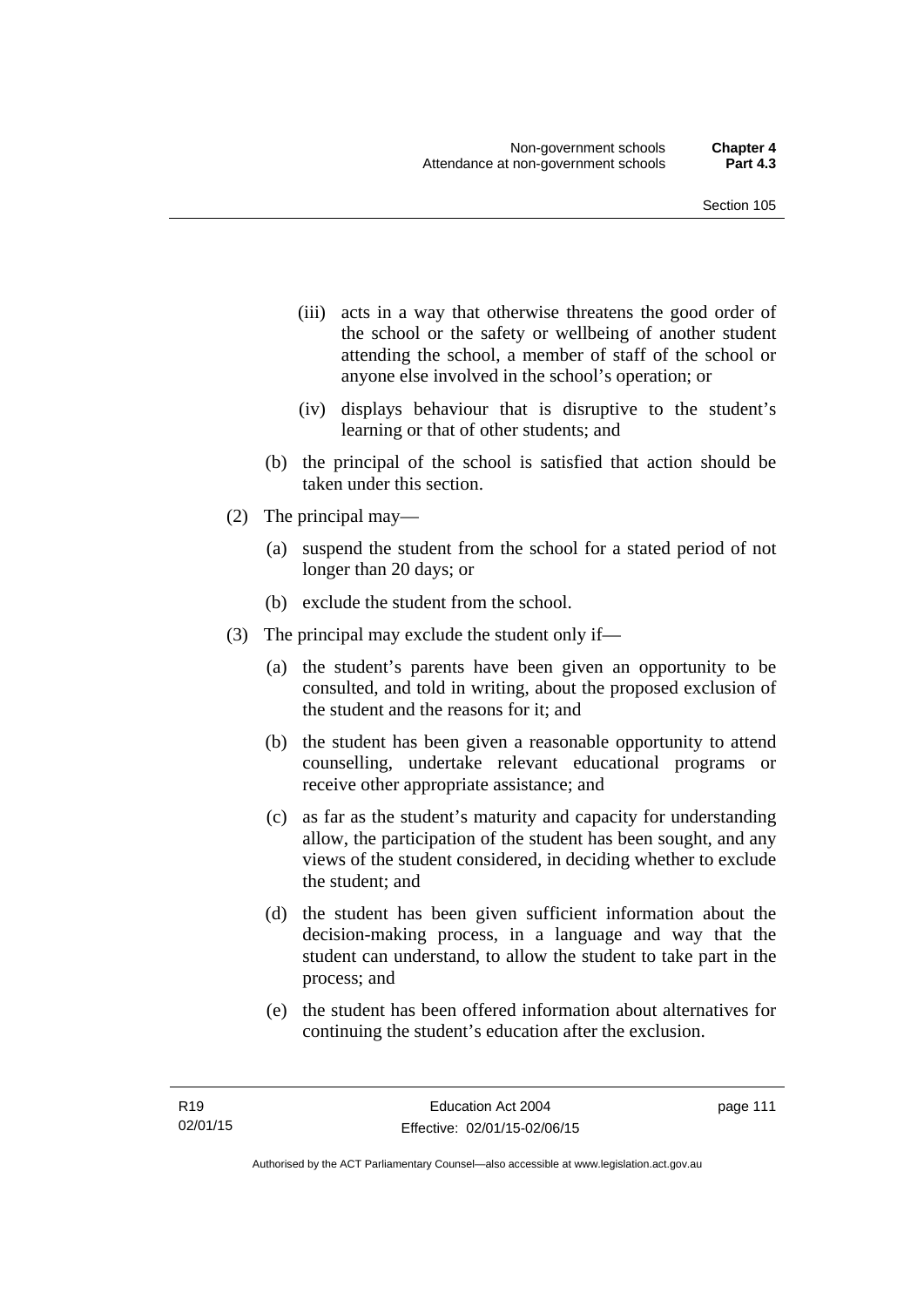(iii) acts in a way that otherwise threatens the good order of the school or the safety or wellbeing of another student attending the school, a member of staff of the school or anyone else involved in the school's operation; or

(iv) displays behaviour that is disruptive to the student's learning or that of other students; and

(b) the principal of the school is satisfied that action should be taken under this section.

(2) The principal may—

(a) suspend the student from the school for a stated period of not longer than 20 days; or

(b) exclude the student from the school.

(3) The principal may exclude the student only if—

(a) the student's parents have been given an opportunity to be consulted, and told in writing, about the proposed exclusion of the student and the reasons for it; and

(b) the student has been given a reasonable opportunity to attend counselling, undertake relevant educational programs or receive other appropriate assistance; and

(c) as far as the student's maturity and capacity for understanding allow, the participation of the student has been sought, and any views of the student considered, in deciding whether to exclude the student; and

(d) the student has been given sufficient information about the decision-making process, in a language and way that the student can understand, to allow the student to take part in the process; and

(e) the student has been offered information about alternatives for continuing the student's education after the exclusion.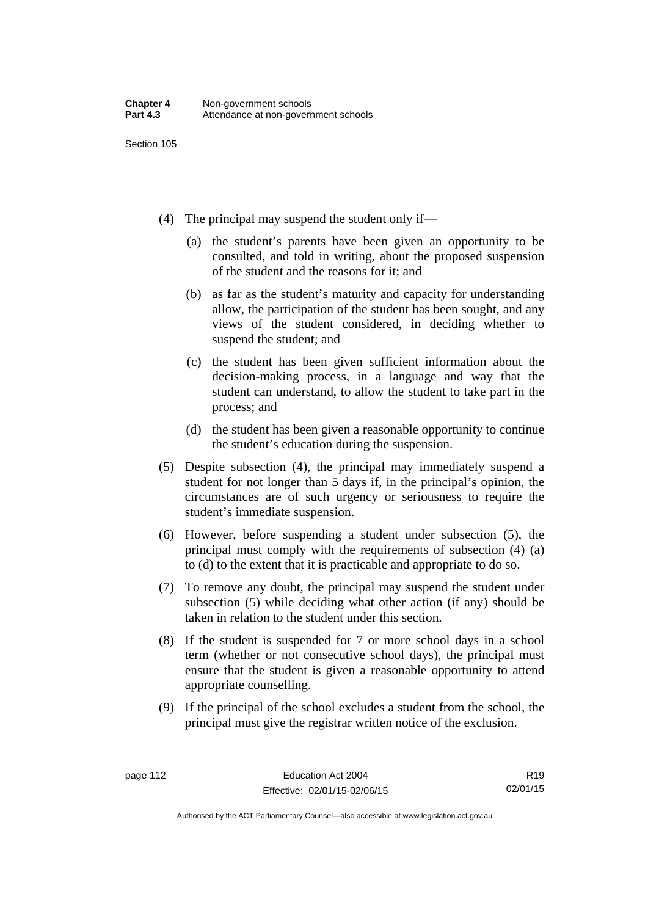(4) The principal may suspend the student only if—

(a) the student's parents have been given an opportunity to be consulted, and told in writing, about the proposed suspension of the student and the reasons for it; and

(b) as far as the student's maturity and capacity for understanding allow, the participation of the student has been sought, and any views of the student considered, in deciding whether to suspend the student; and

(c) the student has been given sufficient information about the decision-making process, in a language and way that the student can understand, to allow the student to take part in the process; and

(d) the student has been given a reasonable opportunity to continue the student's education during the suspension.

(5) Despite subsection (4), the principal may immediately suspend a student for not longer than 5 days if, in the principal's opinion, the circumstances are of such urgency or seriousness to require the student's immediate suspension.

(6) However, before suspending a student under subsection (5), the principal must comply with the requirements of subsection (4) (a) to (d) to the extent that it is practicable and appropriate to do so.

(7) To remove any doubt, the principal may suspend the student under subsection (5) while deciding what other action (if any) should be taken in relation to the student under this section.

(8) If the student is suspended for 7 or more school days in a school term (whether or not consecutive school days), the principal must ensure that the student is given a reasonable opportunity to attend appropriate counselling.

(9) If the principal of the school excludes a student from the school, the principal must give the registrar written notice of the exclusion.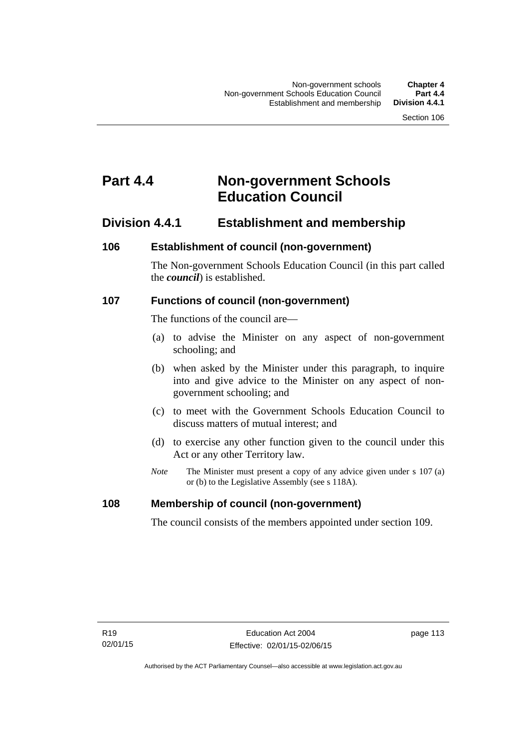# Part 4.4 Non-government Schools Education Council

## Division 4.4.1 Establishment and membership

### 106 Establishment of council (non-government)

The Non-government Schools Education Council (in this part called the ***council***) is established.

### 107 Functions of council (non-government)

The functions of the council are—

(a) to advise the Minister on any aspect of non-government schooling; and

(b) when asked by the Minister under this paragraph, to inquire into and give advice to the Minister on any aspect of non-government schooling; and

(c) to meet with the Government Schools Education Council to discuss matters of mutual interest; and

(d) to exercise any other function given to the council under this Act or any other Territory law.

*Note* The Minister must present a copy of any advice given under s 107 (a) or (b) to the Legislative Assembly (see s 118A).

### 108 Membership of council (non-government)

The council consists of the members appointed under section 109.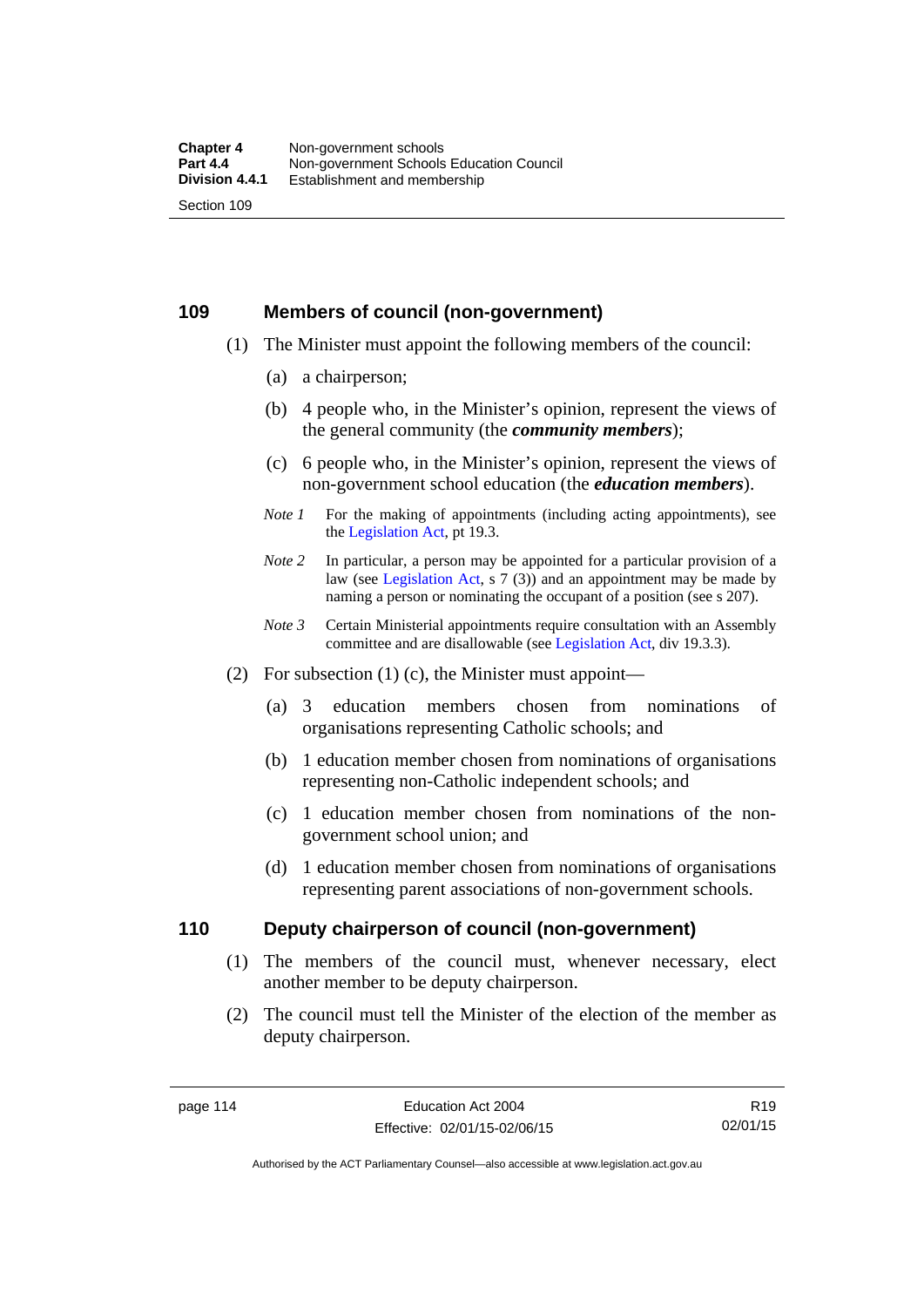## 109 Members of council (non-government)

(1) The Minister must appoint the following members of the council:

(a) a chairperson;

(b) 4 people who, in the Minister's opinion, represent the views of the general community (the ***community members***);

(c) 6 people who, in the Minister's opinion, represent the views of non-government school education (the ***education members***).

*Note 1* For the making of appointments (including acting appointments), see the Legislation Act, pt 19.3.

*Note 2* In particular, a person may be appointed for a particular provision of a law (see Legislation Act, s 7 (3)) and an appointment may be made by naming a person or nominating the occupant of a position (see s 207).

*Note 3* Certain Ministerial appointments require consultation with an Assembly committee and are disallowable (see Legislation Act, div 19.3.3).

(2) For subsection (1) (c), the Minister must appoint—

(a) 3 education members chosen from nominations of organisations representing Catholic schools; and

(b) 1 education member chosen from nominations of organisations representing non-Catholic independent schools; and

(c) 1 education member chosen from nominations of the non-government school union; and

(d) 1 education member chosen from nominations of organisations representing parent associations of non-government schools.

## 110 Deputy chairperson of council (non-government)

(1) The members of the council must, whenever necessary, elect another member to be deputy chairperson.

(2) The council must tell the Minister of the election of the member as deputy chairperson.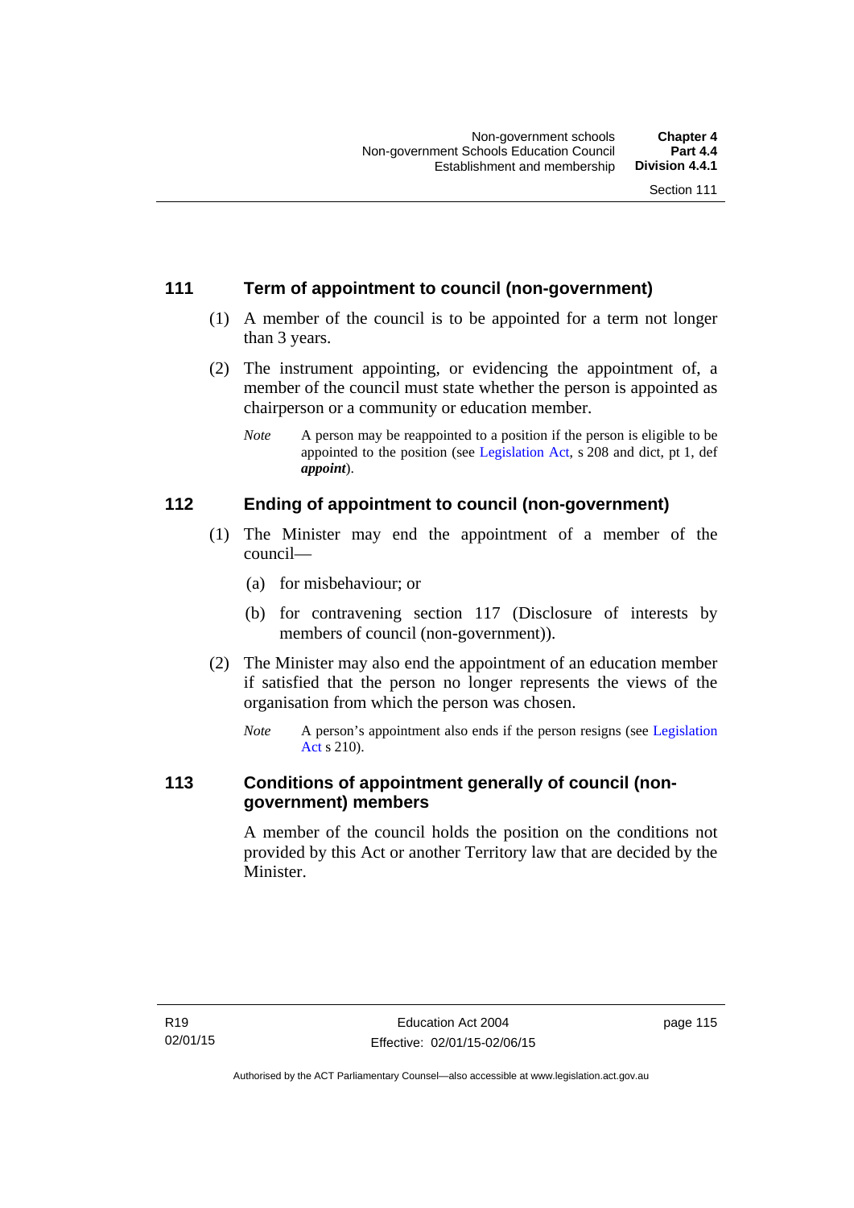## 111 Term of appointment to council (non-government)

(1) A member of the council is to be appointed for a term not longer than 3 years.

(2) The instrument appointing, or evidencing the appointment of, a member of the council must state whether the person is appointed as chairperson or a community or education member.

*Note* A person may be reappointed to a position if the person is eligible to be appointed to the position (see Legislation Act, s 208 and dict, pt 1, def ***appoint***).

## 112 Ending of appointment to council (non-government)

(1) The Minister may end the appointment of a member of the council—

(a) for misbehaviour; or

(b) for contravening section 117 (Disclosure of interests by members of council (non-government)).

(2) The Minister may also end the appointment of an education member if satisfied that the person no longer represents the views of the organisation from which the person was chosen.

*Note* A person's appointment also ends if the person resigns (see Legislation Act s 210).

## 113 Conditions of appointment generally of council (non-government) members

A member of the council holds the position on the conditions not provided by this Act or another Territory law that are decided by the Minister.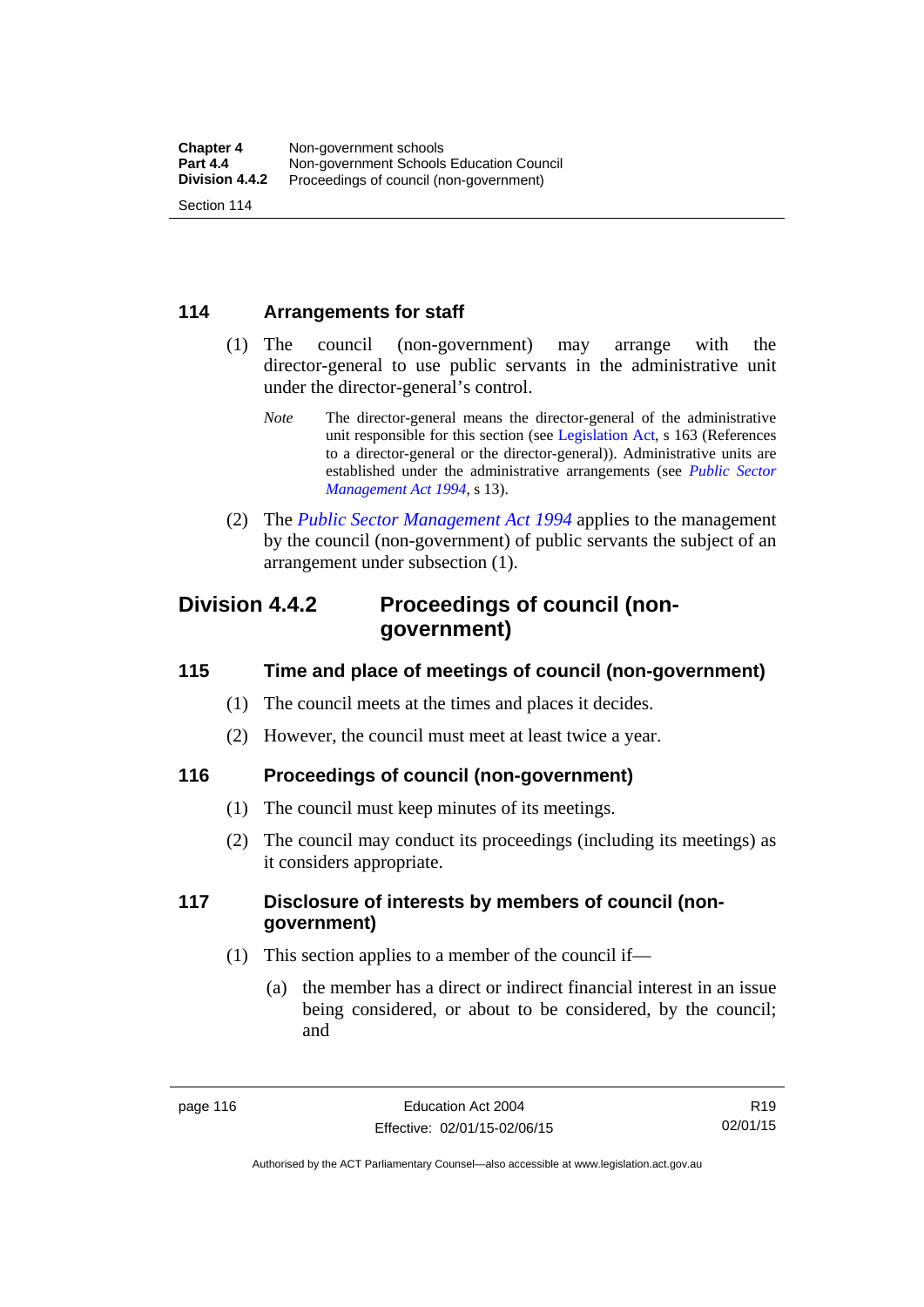## 114 Arrangements for staff

(1) The council (non-government) may arrange with the director-general to use public servants in the administrative unit under the director-general's control.

*Note* The director-general means the director-general of the administrative unit responsible for this section (see Legislation Act, s 163 (References to a director-general or the director-general)). Administrative units are established under the administrative arrangements (see *Public Sector Management Act 1994*, s 13).

(2) The *Public Sector Management Act 1994* applies to the management by the council (non-government) of public servants the subject of an arrangement under subsection (1).

# Division 4.4.2 Proceedings of council (non-government)

## 115 Time and place of meetings of council (non-government)

(1) The council meets at the times and places it decides.

(2) However, the council must meet at least twice a year.

## 116 Proceedings of council (non-government)

(1) The council must keep minutes of its meetings.

(2) The council may conduct its proceedings (including its meetings) as it considers appropriate.

## 117 Disclosure of interests by members of council (non-government)

(1) This section applies to a member of the council if—

(a) the member has a direct or indirect financial interest in an issue being considered, or about to be considered, by the council; and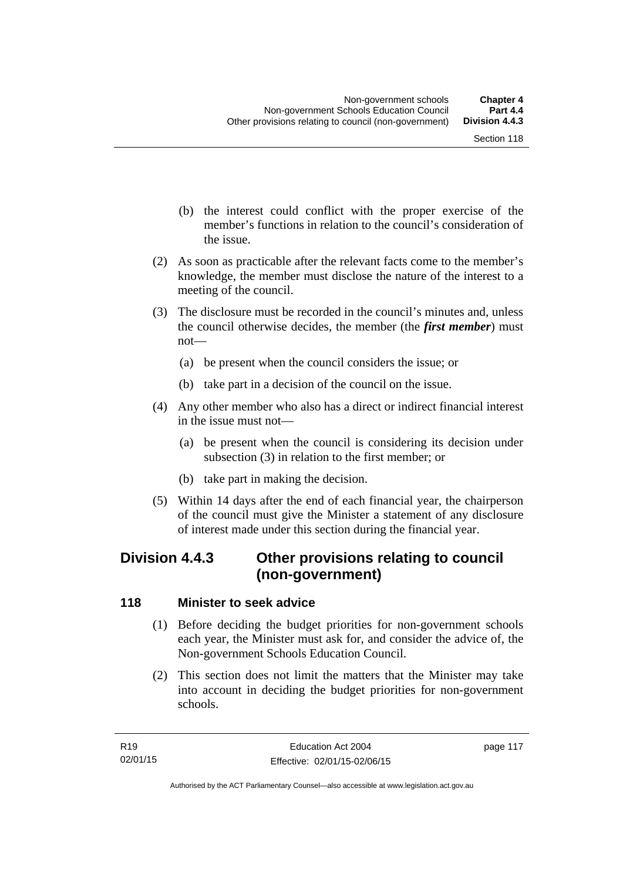(b) the interest could conflict with the proper exercise of the member's functions in relation to the council's consideration of the issue.

(2) As soon as practicable after the relevant facts come to the member's knowledge, the member must disclose the nature of the interest to a meeting of the council.

(3) The disclosure must be recorded in the council's minutes and, unless the council otherwise decides, the member (the ***first member***) must not—

(a) be present when the council considers the issue; or

(b) take part in a decision of the council on the issue.

(4) Any other member who also has a direct or indirect financial interest in the issue must not—

(a) be present when the council is considering its decision under subsection (3) in relation to the first member; or

(b) take part in making the decision.

(5) Within 14 days after the end of each financial year, the chairperson of the council must give the Minister a statement of any disclosure of interest made under this section during the financial year.

## Division 4.4.3 Other provisions relating to council (non-government)

### 118 Minister to seek advice

(1) Before deciding the budget priorities for non-government schools each year, the Minister must ask for, and consider the advice of, the Non-government Schools Education Council.

(2) This section does not limit the matters that the Minister may take into account in deciding the budget priorities for non-government schools.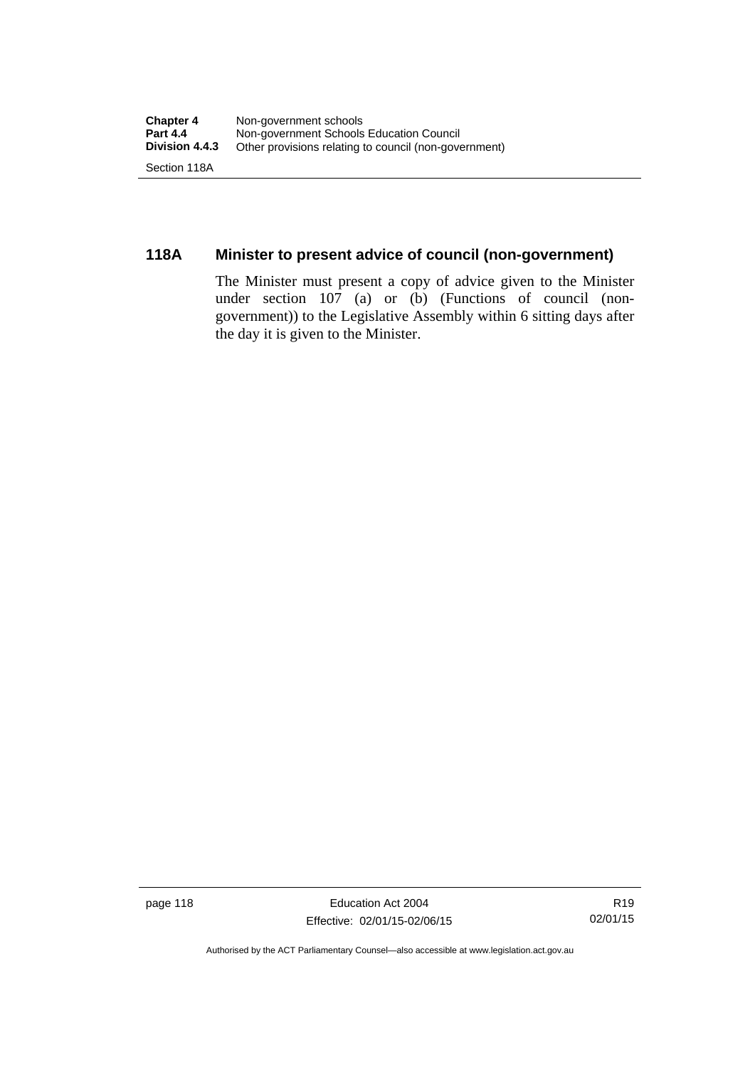## 118A Minister to present advice of council (non-government)

The Minister must present a copy of advice given to the Minister under section 107 (a) or (b) (Functions of council (non-government)) to the Legislative Assembly within 6 sitting days after the day it is given to the Minister.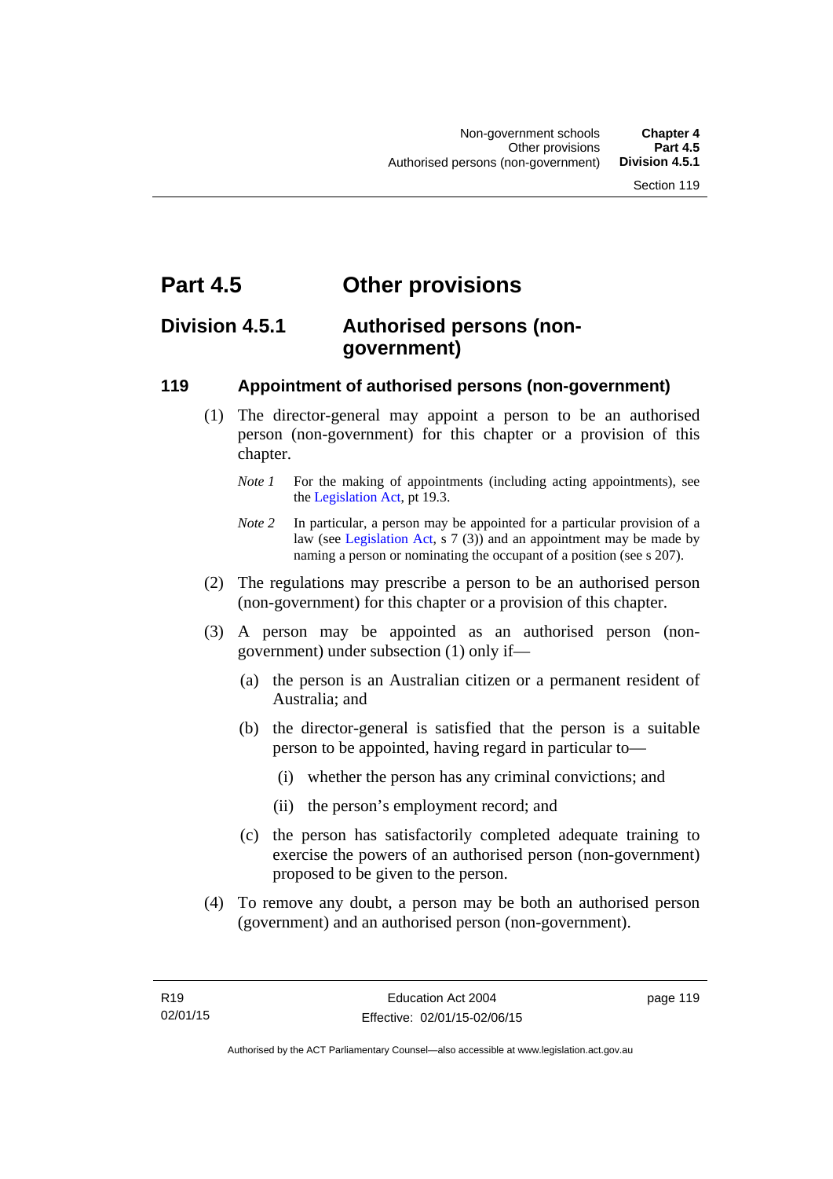# Part 4.5 Other provisions

## Division 4.5.1 Authorised persons (non-government)

### 119 Appointment of authorised persons (non-government)

(1) The director-general may appoint a person to be an authorised person (non-government) for this chapter or a provision of this chapter.

*Note 1* For the making of appointments (including acting appointments), see the Legislation Act, pt 19.3.

*Note 2* In particular, a person may be appointed for a particular provision of a law (see Legislation Act, s 7 (3)) and an appointment may be made by naming a person or nominating the occupant of a position (see s 207).

(2) The regulations may prescribe a person to be an authorised person (non-government) for this chapter or a provision of this chapter.

(3) A person may be appointed as an authorised person (non-government) under subsection (1) only if—

(a) the person is an Australian citizen or a permanent resident of Australia; and

(b) the director-general is satisfied that the person is a suitable person to be appointed, having regard in particular to—

(i) whether the person has any criminal convictions; and

(ii) the person's employment record; and

(c) the person has satisfactorily completed adequate training to exercise the powers of an authorised person (non-government) proposed to be given to the person.

(4) To remove any doubt, a person may be both an authorised person (government) and an authorised person (non-government).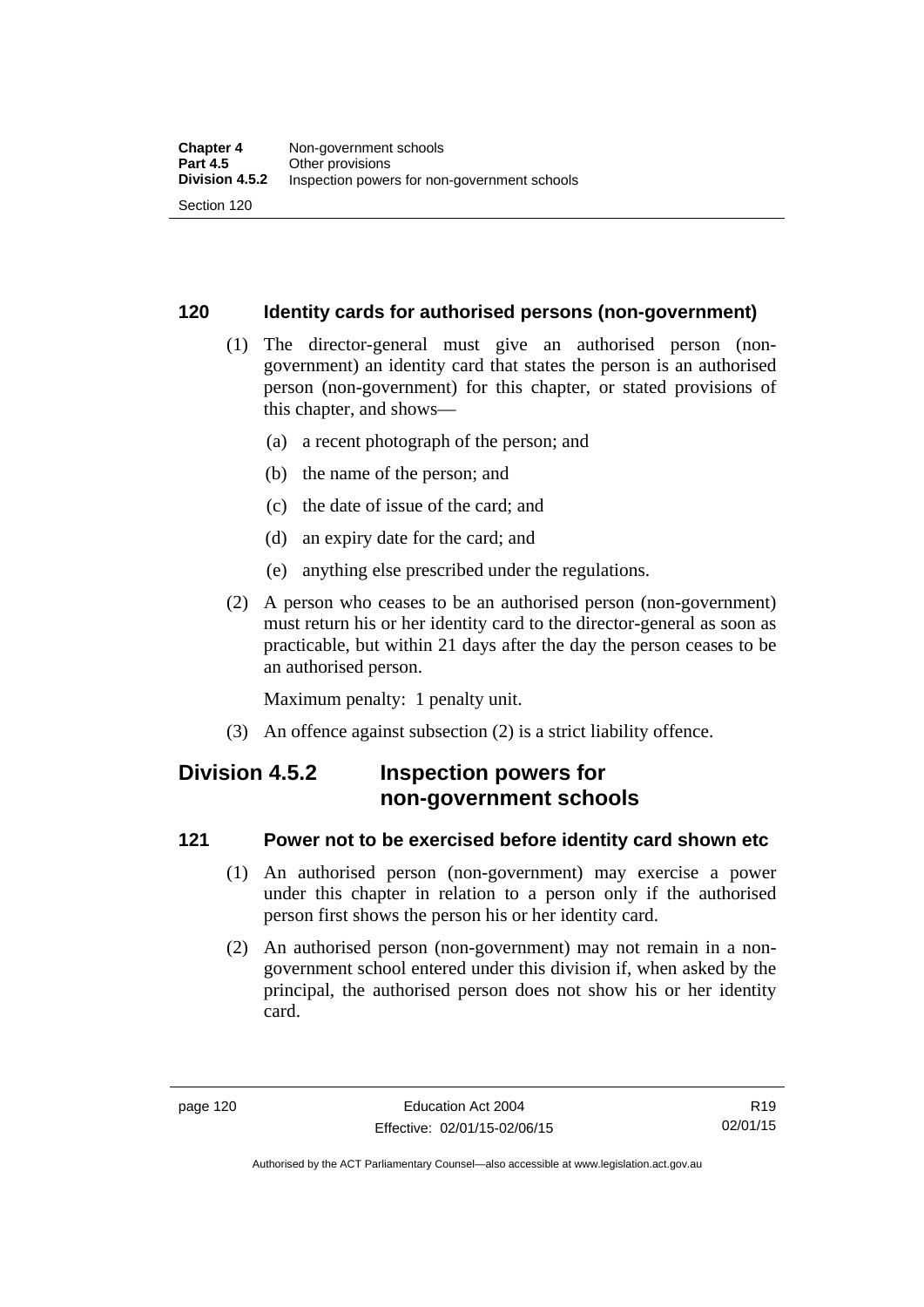## 120 Identity cards for authorised persons (non-government)

(1) The director-general must give an authorised person (non-government) an identity card that states the person is an authorised person (non-government) for this chapter, or stated provisions of this chapter, and shows—

(a) a recent photograph of the person; and

(b) the name of the person; and

(c) the date of issue of the card; and

(d) an expiry date for the card; and

(e) anything else prescribed under the regulations.

(2) A person who ceases to be an authorised person (non-government) must return his or her identity card to the director-general as soon as practicable, but within 21 days after the day the person ceases to be an authorised person.

Maximum penalty: 1 penalty unit.

(3) An offence against subsection (2) is a strict liability offence.

# Division 4.5.2 Inspection powers for non-government schools

## 121 Power not to be exercised before identity card shown etc

(1) An authorised person (non-government) may exercise a power under this chapter in relation to a person only if the authorised person first shows the person his or her identity card.

(2) An authorised person (non-government) may not remain in a non-government school entered under this division if, when asked by the principal, the authorised person does not show his or her identity card.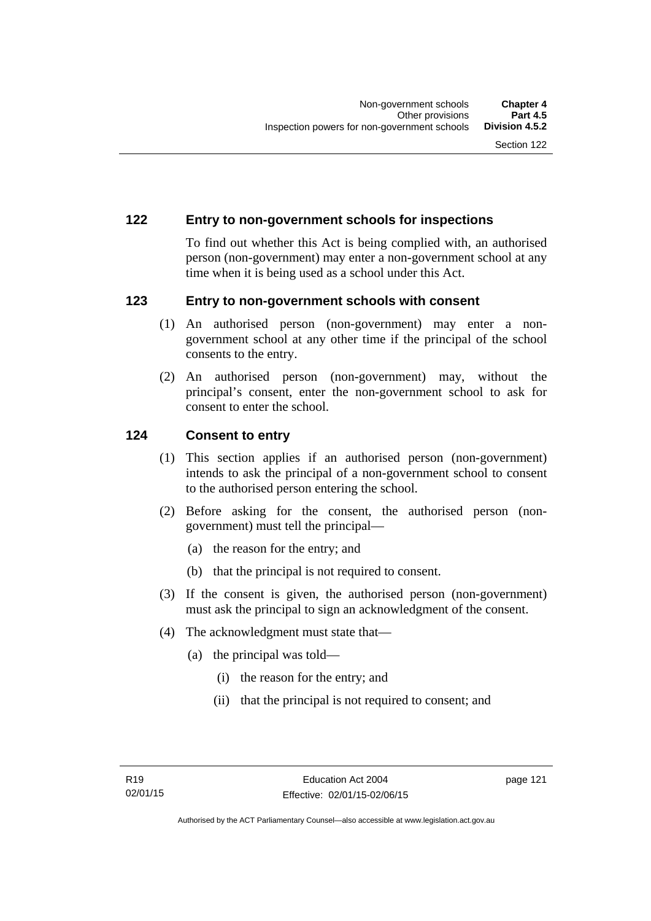## 122 Entry to non-government schools for inspections

To find out whether this Act is being complied with, an authorised person (non-government) may enter a non-government school at any time when it is being used as a school under this Act.

## 123 Entry to non-government schools with consent

(1) An authorised person (non-government) may enter a non-government school at any other time if the principal of the school consents to the entry.

(2) An authorised person (non-government) may, without the principal's consent, enter the non-government school to ask for consent to enter the school.

## 124 Consent to entry

(1) This section applies if an authorised person (non-government) intends to ask the principal of a non-government school to consent to the authorised person entering the school.

(2) Before asking for the consent, the authorised person (non-government) must tell the principal—

(a) the reason for the entry; and

(b) that the principal is not required to consent.

(3) If the consent is given, the authorised person (non-government) must ask the principal to sign an acknowledgment of the consent.

(4) The acknowledgment must state that—

(a) the principal was told—

(i) the reason for the entry; and

(ii) that the principal is not required to consent; and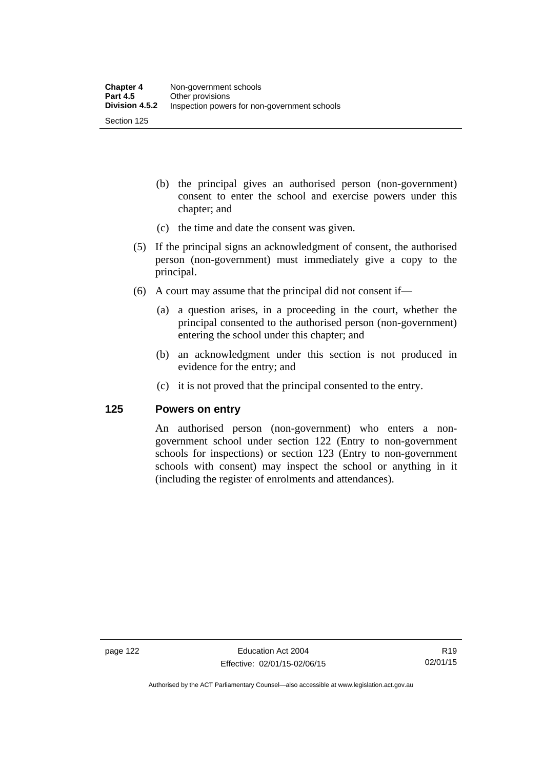(b) the principal gives an authorised person (non-government) consent to enter the school and exercise powers under this chapter; and

(c) the time and date the consent was given.

(5) If the principal signs an acknowledgment of consent, the authorised person (non-government) must immediately give a copy to the principal.

(6) A court may assume that the principal did not consent if—

(a) a question arises, in a proceeding in the court, whether the principal consented to the authorised person (non-government) entering the school under this chapter; and

(b) an acknowledgment under this section is not produced in evidence for the entry; and

(c) it is not proved that the principal consented to the entry.

### 125 Powers on entry

An authorised person (non-government) who enters a non-government school under section 122 (Entry to non-government schools for inspections) or section 123 (Entry to non-government schools with consent) may inspect the school or anything in it (including the register of enrolments and attendances).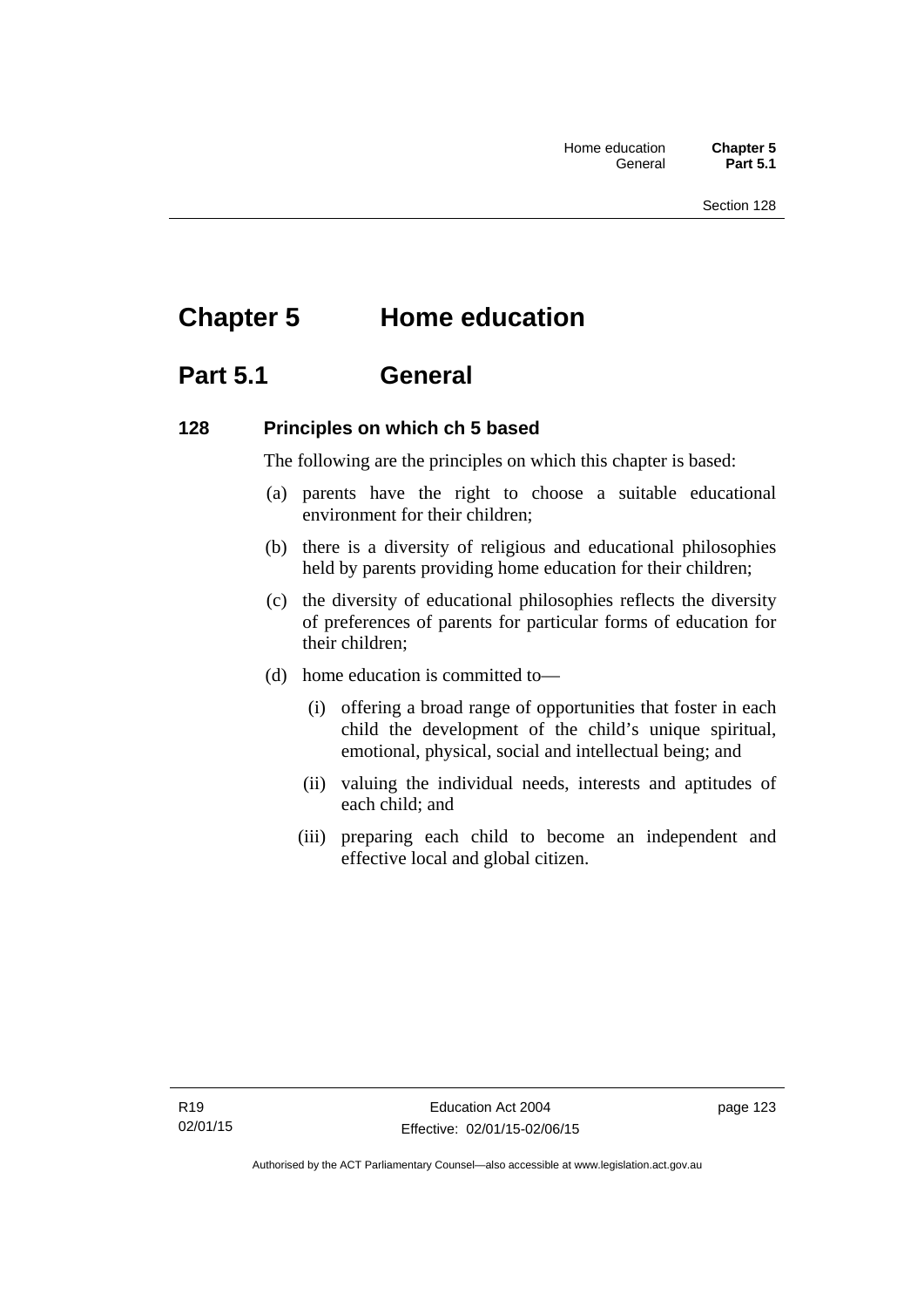# Chapter 5 Home education

## Part 5.1 General

### 128 Principles on which ch 5 based

The following are the principles on which this chapter is based:

(a) parents have the right to choose a suitable educational environment for their children;

(b) there is a diversity of religious and educational philosophies held by parents providing home education for their children;

(c) the diversity of educational philosophies reflects the diversity of preferences of parents for particular forms of education for their children;

(d) home education is committed to—

  (i) offering a broad range of opportunities that foster in each child the development of the child's unique spiritual, emotional, physical, social and intellectual being; and

  (ii) valuing the individual needs, interests and aptitudes of each child; and

  (iii) preparing each child to become an independent and effective local and global citizen.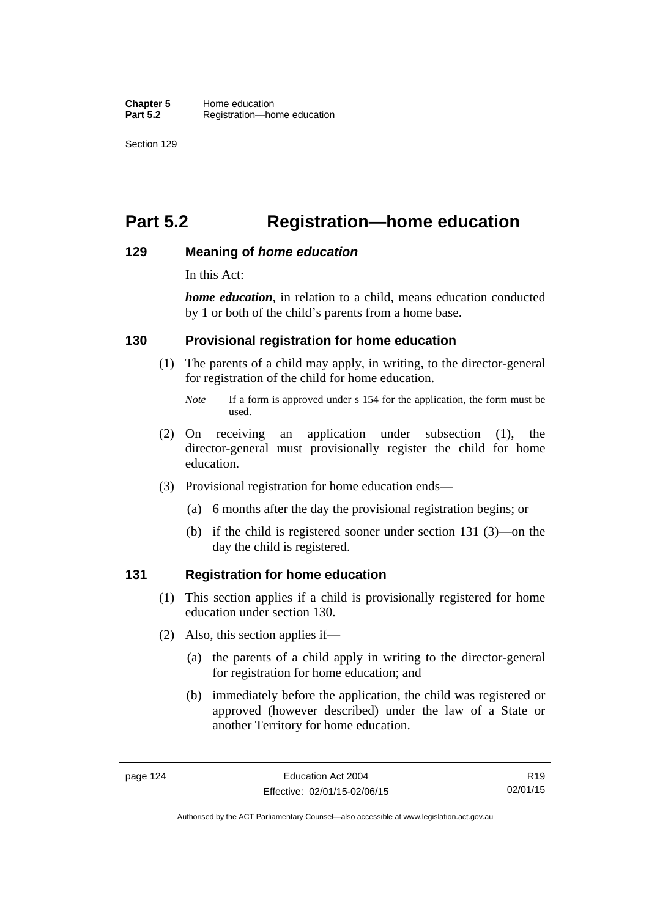# Part 5.2 Registration—home education

### 129 Meaning of *home education*

In this Act:

***home education***, in relation to a child, means education conducted by 1 or both of the child's parents from a home base.

### 130 Provisional registration for home education

(1) The parents of a child may apply, in writing, to the director-general for registration of the child for home education.

*Note* If a form is approved under s 154 for the application, the form must be used.

(2) On receiving an application under subsection (1), the director-general must provisionally register the child for home education.

(3) Provisional registration for home education ends—

(a) 6 months after the day the provisional registration begins; or

(b) if the child is registered sooner under section 131 (3)—on the day the child is registered.

### 131 Registration for home education

(1) This section applies if a child is provisionally registered for home education under section 130.

(2) Also, this section applies if—

(a) the parents of a child apply in writing to the director-general for registration for home education; and

(b) immediately before the application, the child was registered or approved (however described) under the law of a State or another Territory for home education.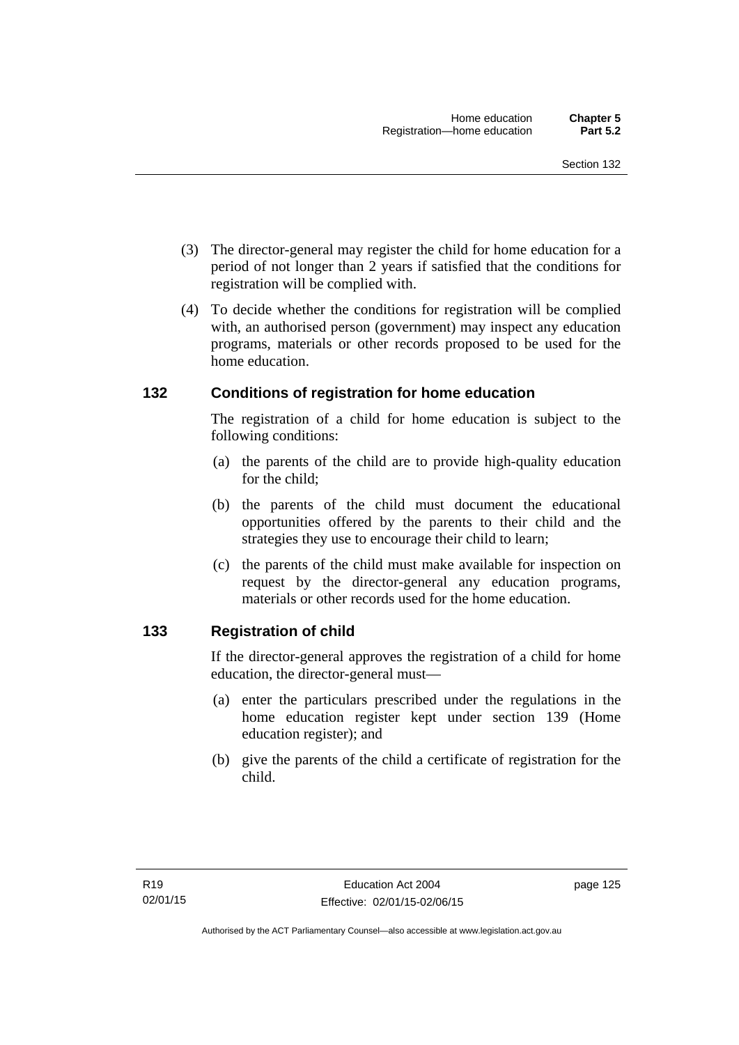(3) The director-general may register the child for home education for a period of not longer than 2 years if satisfied that the conditions for registration will be complied with.

(4) To decide whether the conditions for registration will be complied with, an authorised person (government) may inspect any education programs, materials or other records proposed to be used for the home education.

## 132 Conditions of registration for home education

The registration of a child for home education is subject to the following conditions:

(a) the parents of the child are to provide high-quality education for the child;

(b) the parents of the child must document the educational opportunities offered by the parents to their child and the strategies they use to encourage their child to learn;

(c) the parents of the child must make available for inspection on request by the director-general any education programs, materials or other records used for the home education.

## 133 Registration of child

If the director-general approves the registration of a child for home education, the director-general must—

(a) enter the particulars prescribed under the regulations in the home education register kept under section 139 (Home education register); and

(b) give the parents of the child a certificate of registration for the child.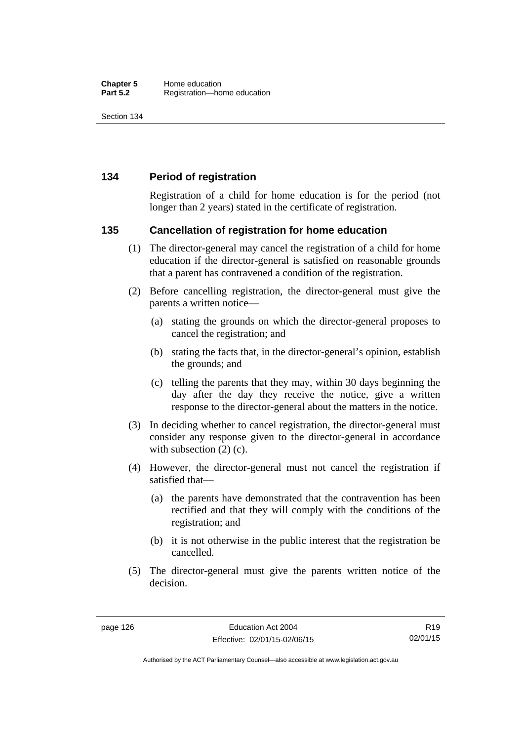### 134 Period of registration

Registration of a child for home education is for the period (not longer than 2 years) stated in the certificate of registration.

### 135 Cancellation of registration for home education

(1) The director-general may cancel the registration of a child for home education if the director-general is satisfied on reasonable grounds that a parent has contravened a condition of the registration.

(2) Before cancelling registration, the director-general must give the parents a written notice—

(a) stating the grounds on which the director-general proposes to cancel the registration; and

(b) stating the facts that, in the director-general's opinion, establish the grounds; and

(c) telling the parents that they may, within 30 days beginning the day after the day they receive the notice, give a written response to the director-general about the matters in the notice.

(3) In deciding whether to cancel registration, the director-general must consider any response given to the director-general in accordance with subsection (2) (c).

(4) However, the director-general must not cancel the registration if satisfied that—

(a) the parents have demonstrated that the contravention has been rectified and that they will comply with the conditions of the registration; and

(b) it is not otherwise in the public interest that the registration be cancelled.

(5) The director-general must give the parents written notice of the decision.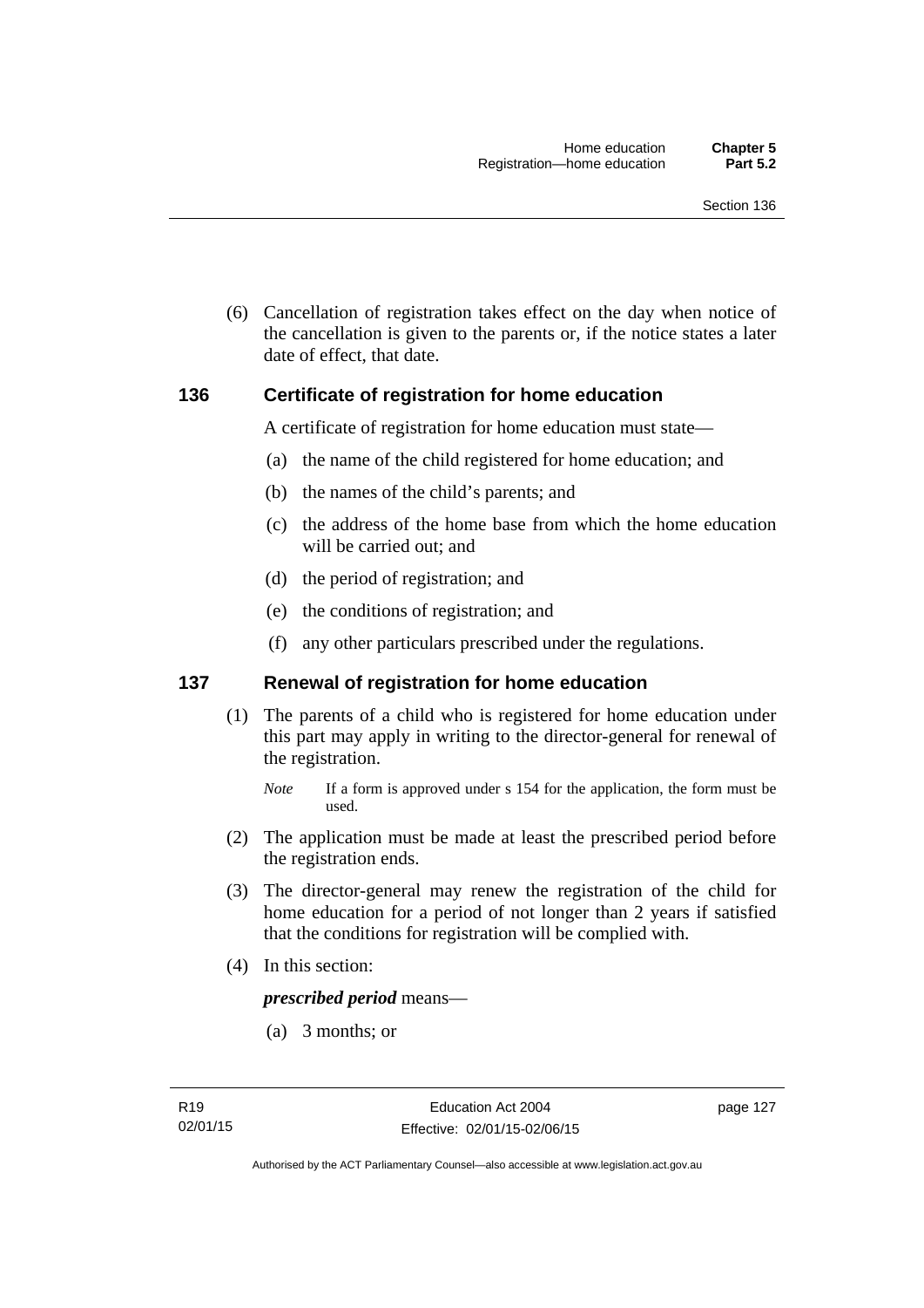(6) Cancellation of registration takes effect on the day when notice of the cancellation is given to the parents or, if the notice states a later date of effect, that date.

## 136 Certificate of registration for home education

A certificate of registration for home education must state—

(a) the name of the child registered for home education; and

(b) the names of the child's parents; and

(c) the address of the home base from which the home education will be carried out; and

(d) the period of registration; and

(e) the conditions of registration; and

(f) any other particulars prescribed under the regulations.

## 137 Renewal of registration for home education

(1) The parents of a child who is registered for home education under this part may apply in writing to the director-general for renewal of the registration.

*Note* If a form is approved under s 154 for the application, the form must be used.

(2) The application must be made at least the prescribed period before the registration ends.

(3) The director-general may renew the registration of the child for home education for a period of not longer than 2 years if satisfied that the conditions for registration will be complied with.

(4) In this section:

***prescribed period*** means—

(a) 3 months; or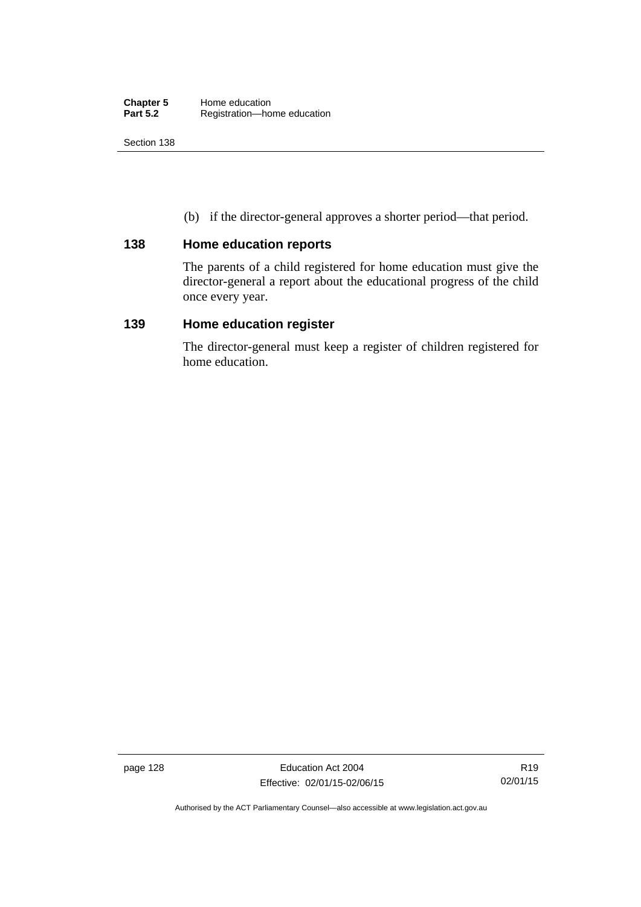(b) if the director-general approves a shorter period—that period.

## 138 Home education reports

The parents of a child registered for home education must give the director-general a report about the educational progress of the child once every year.

## 139 Home education register

The director-general must keep a register of children registered for home education.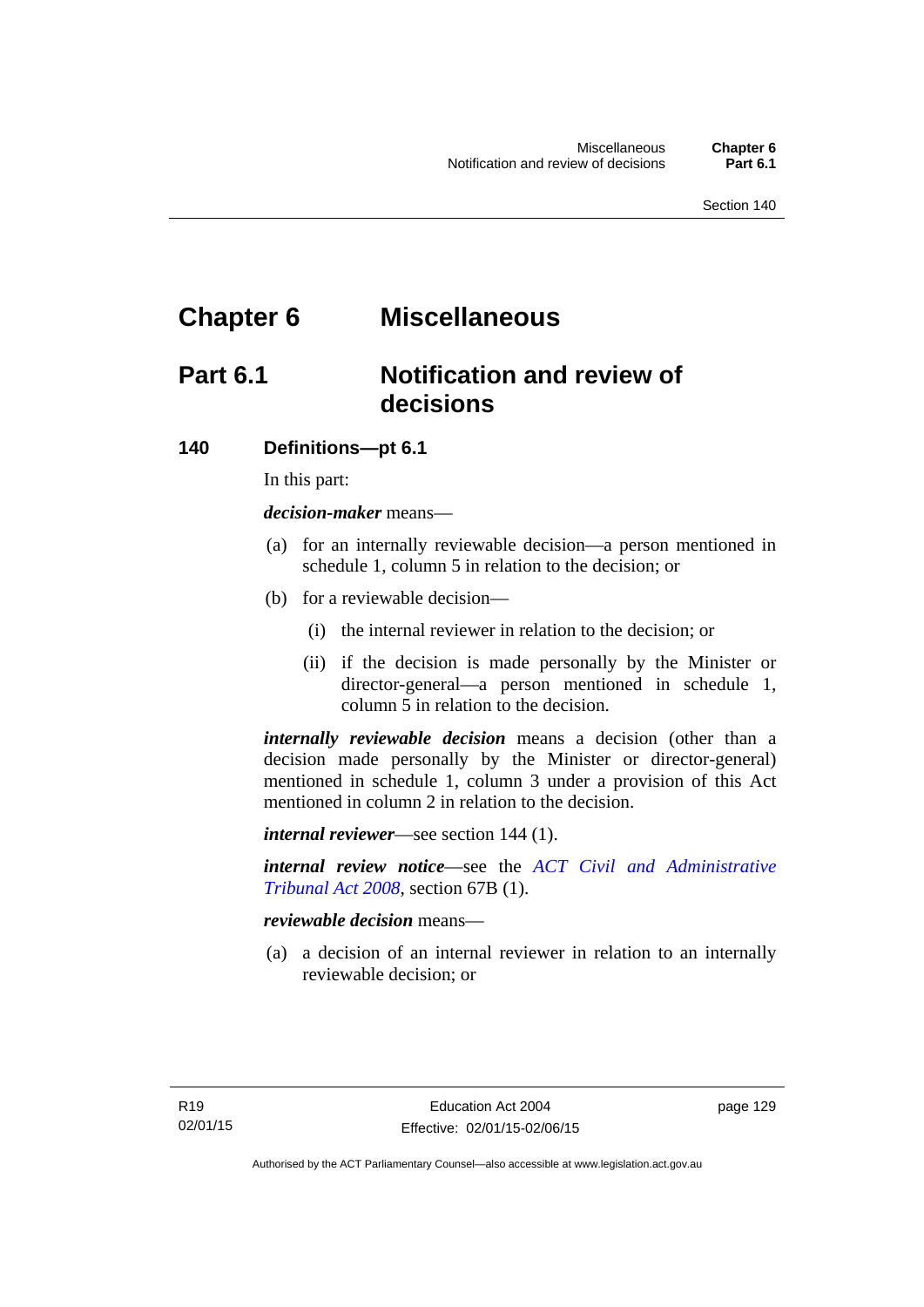# Chapter 6 Miscellaneous

## Part 6.1 Notification and review of decisions

### 140 Definitions—pt 6.1

In this part:

***decision-maker*** means—

(a) for an internally reviewable decision—a person mentioned in schedule 1, column 5 in relation to the decision; or

(b) for a reviewable decision—

(i) the internal reviewer in relation to the decision; or

(ii) if the decision is made personally by the Minister or director-general—a person mentioned in schedule 1, column 5 in relation to the decision.

***internally reviewable decision*** means a decision (other than a decision made personally by the Minister or director-general) mentioned in schedule 1, column 3 under a provision of this Act mentioned in column 2 in relation to the decision.

***internal reviewer***—see section 144 (1).

***internal review notice***—see the *ACT Civil and Administrative Tribunal Act 2008*, section 67B (1).

***reviewable decision*** means—

(a) a decision of an internal reviewer in relation to an internally reviewable decision; or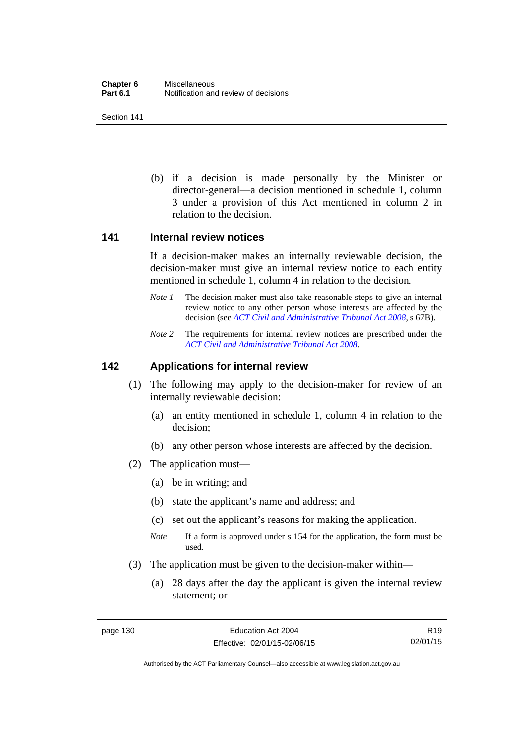(b) if a decision is made personally by the Minister or director-general—a decision mentioned in schedule 1, column 3 under a provision of this Act mentioned in column 2 in relation to the decision.

## 141 Internal review notices

If a decision-maker makes an internally reviewable decision, the decision-maker must give an internal review notice to each entity mentioned in schedule 1, column 4 in relation to the decision.

*Note 1* The decision-maker must also take reasonable steps to give an internal review notice to any other person whose interests are affected by the decision (see *ACT Civil and Administrative Tribunal Act 2008*, s 67B).

*Note 2* The requirements for internal review notices are prescribed under the *ACT Civil and Administrative Tribunal Act 2008*.

## 142 Applications for internal review

(1) The following may apply to the decision-maker for review of an internally reviewable decision:

(a) an entity mentioned in schedule 1, column 4 in relation to the decision;

(b) any other person whose interests are affected by the decision.

(2) The application must—

(a) be in writing; and

(b) state the applicant's name and address; and

(c) set out the applicant's reasons for making the application.

*Note* If a form is approved under s 154 for the application, the form must be used.

(3) The application must be given to the decision-maker within—

(a) 28 days after the day the applicant is given the internal review statement; or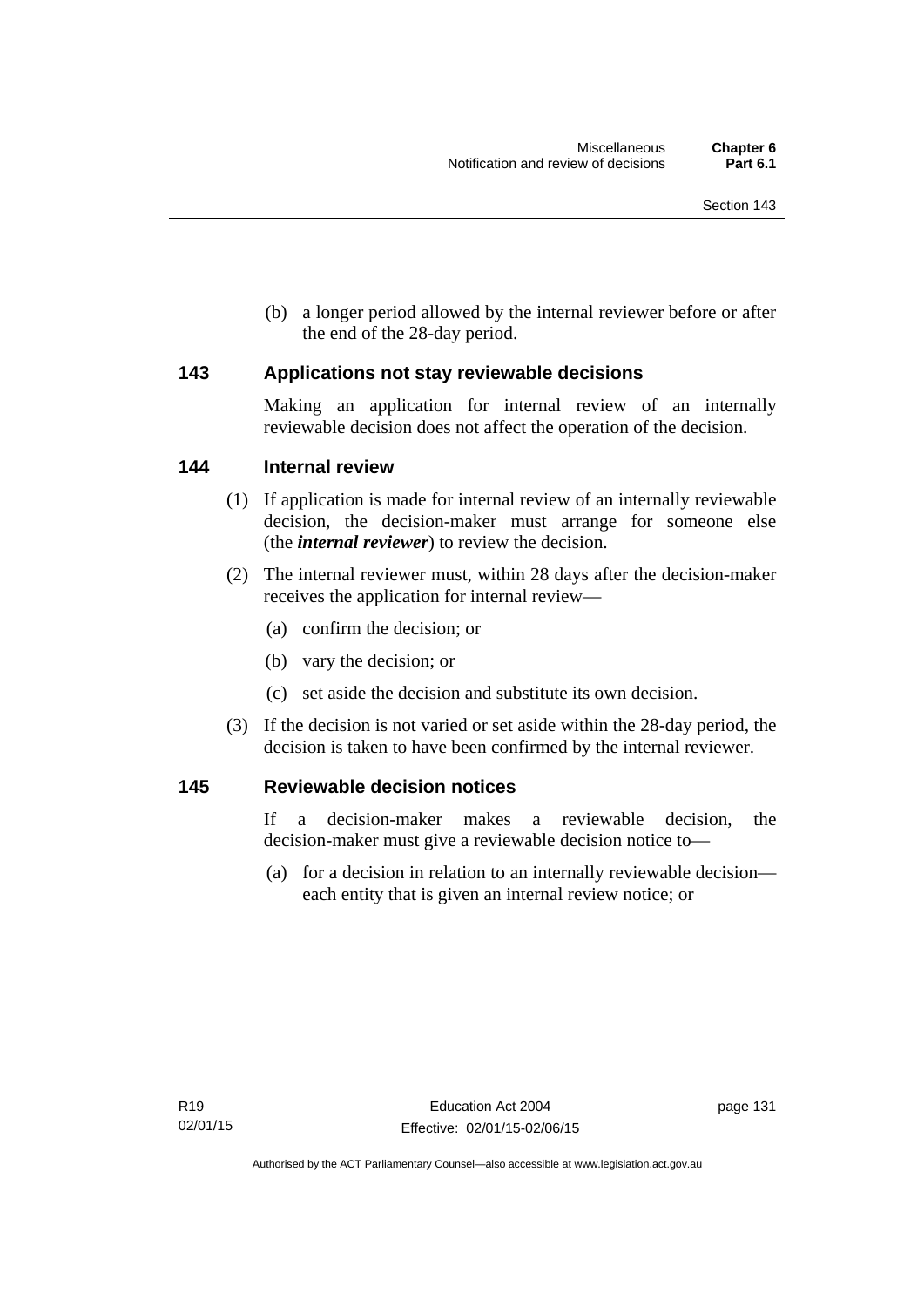(b) a longer period allowed by the internal reviewer before or after the end of the 28-day period.

## 143 Applications not stay reviewable decisions

Making an application for internal review of an internally reviewable decision does not affect the operation of the decision.

## 144 Internal review

(1) If application is made for internal review of an internally reviewable decision, the decision-maker must arrange for someone else (the ***internal reviewer***) to review the decision.

(2) The internal reviewer must, within 28 days after the decision-maker receives the application for internal review—

(a) confirm the decision; or

(b) vary the decision; or

(c) set aside the decision and substitute its own decision.

(3) If the decision is not varied or set aside within the 28-day period, the decision is taken to have been confirmed by the internal reviewer.

## 145 Reviewable decision notices

If a decision-maker makes a reviewable decision, the decision-maker must give a reviewable decision notice to—

(a) for a decision in relation to an internally reviewable decision—each entity that is given an internal review notice; or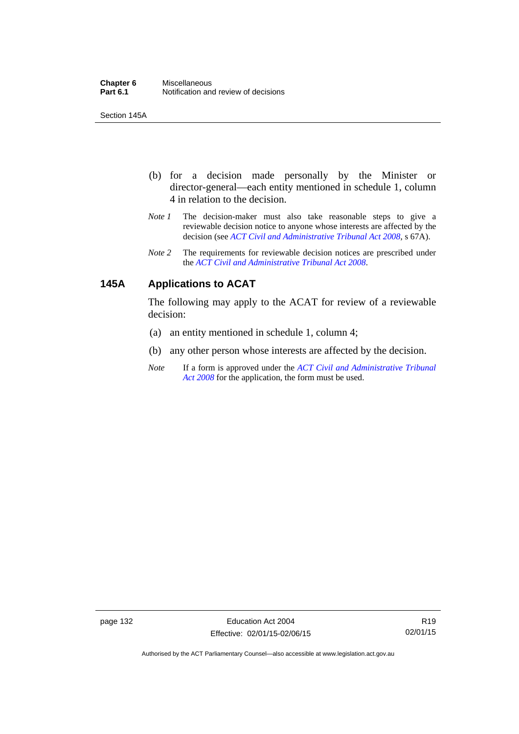(b) for a decision made personally by the Minister or director-general—each entity mentioned in schedule 1, column 4 in relation to the decision.

*Note 1* The decision-maker must also take reasonable steps to give a reviewable decision notice to anyone whose interests are affected by the decision (see *ACT Civil and Administrative Tribunal Act 2008*, s 67A).

*Note 2* The requirements for reviewable decision notices are prescribed under the *ACT Civil and Administrative Tribunal Act 2008*.

## 145A Applications to ACAT

The following may apply to the ACAT for review of a reviewable decision:

(a) an entity mentioned in schedule 1, column 4;

(b) any other person whose interests are affected by the decision.

*Note* If a form is approved under the *ACT Civil and Administrative Tribunal Act 2008* for the application, the form must be used.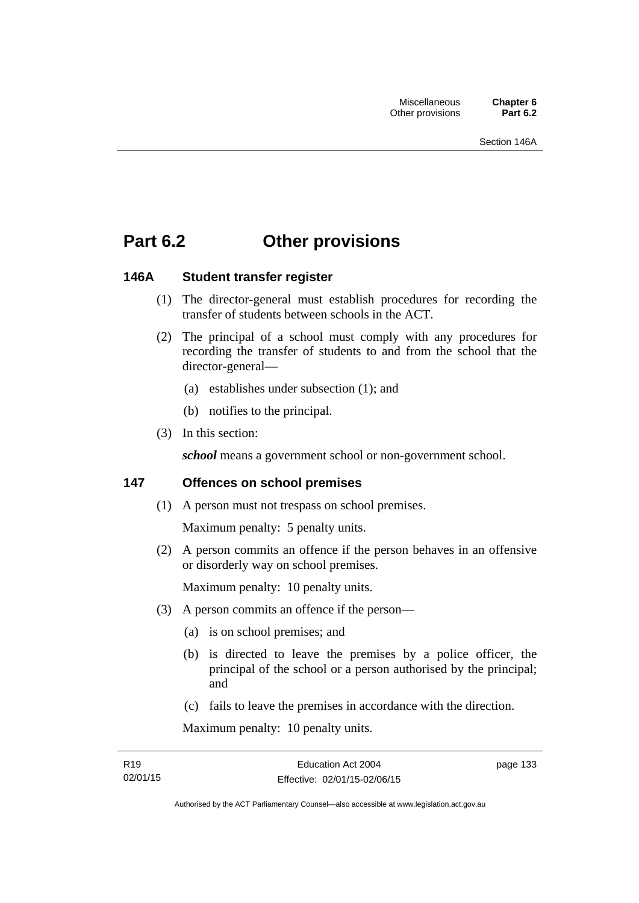# Part 6.2 Other provisions

### 146A Student transfer register

(1) The director-general must establish procedures for recording the transfer of students between schools in the ACT.

(2) The principal of a school must comply with any procedures for recording the transfer of students to and from the school that the director-general—

   (a) establishes under subsection (1); and

   (b) notifies to the principal.

(3) In this section:

***school*** means a government school or non-government school.

### 147 Offences on school premises

(1) A person must not trespass on school premises.

Maximum penalty: 5 penalty units.

(2) A person commits an offence if the person behaves in an offensive or disorderly way on school premises.

Maximum penalty: 10 penalty units.

(3) A person commits an offence if the person—

   (a) is on school premises; and

   (b) is directed to leave the premises by a police officer, the principal of the school or a person authorised by the principal; and

   (c) fails to leave the premises in accordance with the direction.

Maximum penalty: 10 penalty units.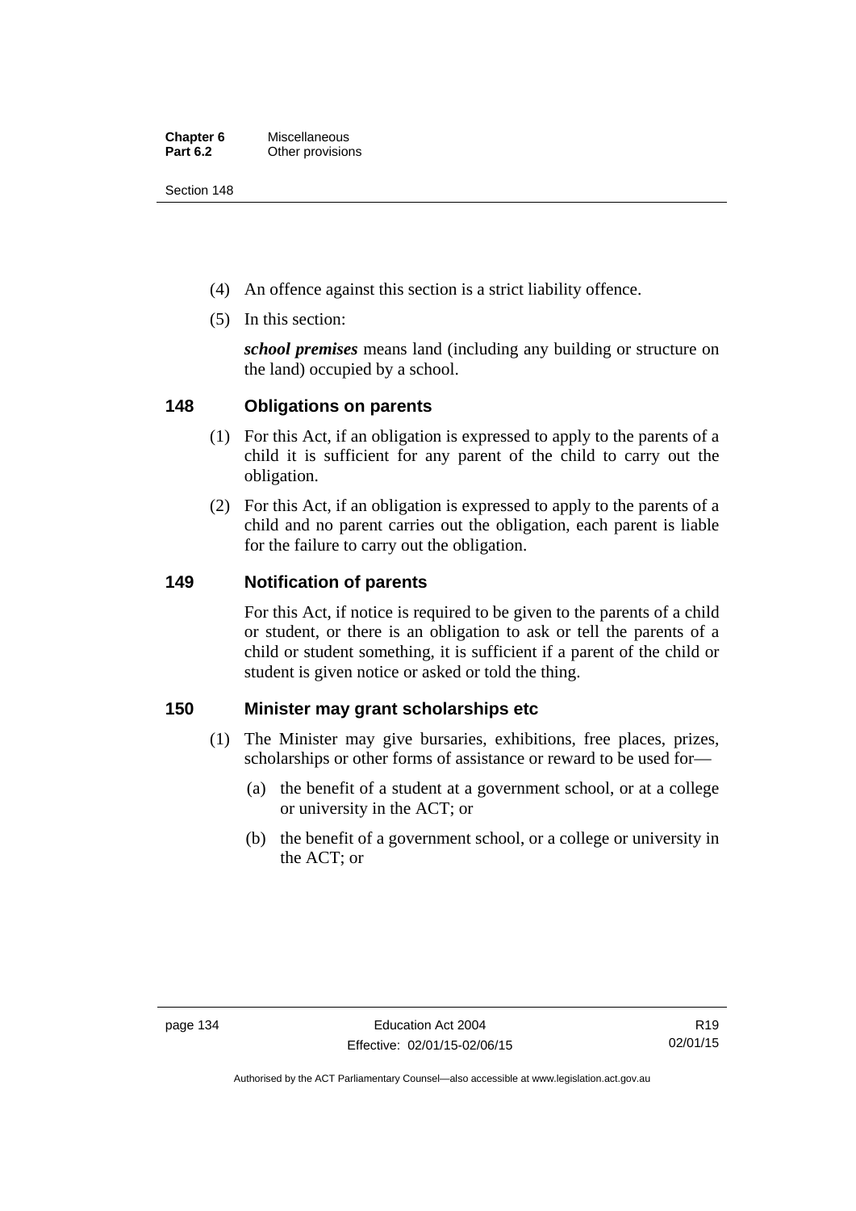(4) An offence against this section is a strict liability offence.

(5) In this section:

***school premises*** means land (including any building or structure on the land) occupied by a school.

## 148 Obligations on parents

(1) For this Act, if an obligation is expressed to apply to the parents of a child it is sufficient for any parent of the child to carry out the obligation.

(2) For this Act, if an obligation is expressed to apply to the parents of a child and no parent carries out the obligation, each parent is liable for the failure to carry out the obligation.

## 149 Notification of parents

For this Act, if notice is required to be given to the parents of a child or student, or there is an obligation to ask or tell the parents of a child or student something, it is sufficient if a parent of the child or student is given notice or asked or told the thing.

## 150 Minister may grant scholarships etc

(1) The Minister may give bursaries, exhibitions, free places, prizes, scholarships or other forms of assistance or reward to be used for—

(a) the benefit of a student at a government school, or at a college or university in the ACT; or

(b) the benefit of a government school, or a college or university in the ACT; or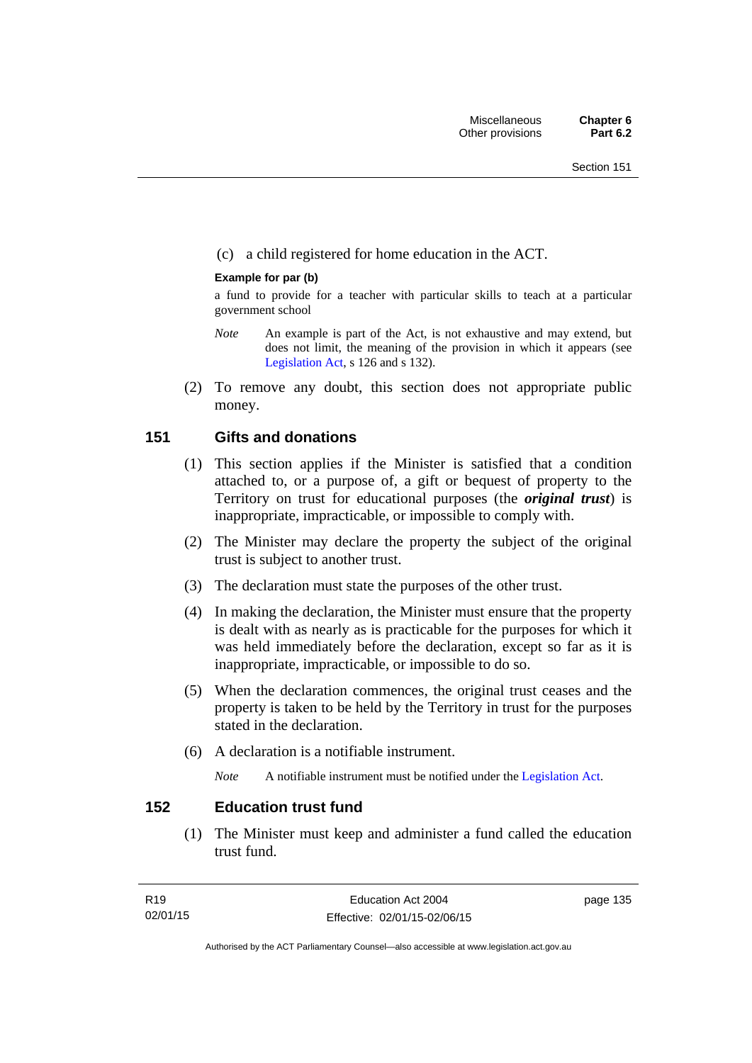(c) a child registered for home education in the ACT.

**Example for par (b)**

a fund to provide for a teacher with particular skills to teach at a particular government school

*Note* An example is part of the Act, is not exhaustive and may extend, but does not limit, the meaning of the provision in which it appears (see Legislation Act, s 126 and s 132).

(2) To remove any doubt, this section does not appropriate public money.

## 151 Gifts and donations

(1) This section applies if the Minister is satisfied that a condition attached to, or a purpose of, a gift or bequest of property to the Territory on trust for educational purposes (the ***original trust***) is inappropriate, impracticable, or impossible to comply with.

(2) The Minister may declare the property the subject of the original trust is subject to another trust.

(3) The declaration must state the purposes of the other trust.

(4) In making the declaration, the Minister must ensure that the property is dealt with as nearly as is practicable for the purposes for which it was held immediately before the declaration, except so far as it is inappropriate, impracticable, or impossible to do so.

(5) When the declaration commences, the original trust ceases and the property is taken to be held by the Territory in trust for the purposes stated in the declaration.

(6) A declaration is a notifiable instrument.

*Note* A notifiable instrument must be notified under the Legislation Act.

## 152 Education trust fund

(1) The Minister must keep and administer a fund called the education trust fund.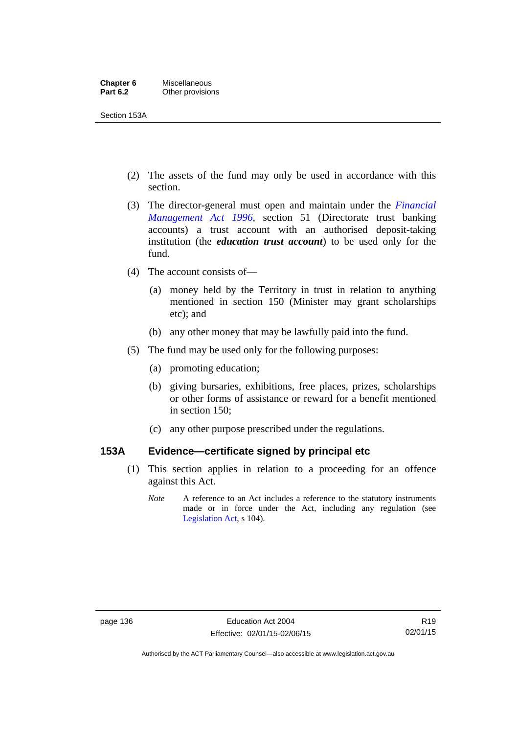(2) The assets of the fund may only be used in accordance with this section.

(3) The director-general must open and maintain under the *Financial Management Act 1996*, section 51 (Directorate trust banking accounts) a trust account with an authorised deposit-taking institution (the ***education trust account***) to be used only for the fund.

(4) The account consists of—

(a) money held by the Territory in trust in relation to anything mentioned in section 150 (Minister may grant scholarships etc); and

(b) any other money that may be lawfully paid into the fund.

(5) The fund may be used only for the following purposes:

(a) promoting education;

(b) giving bursaries, exhibitions, free places, prizes, scholarships or other forms of assistance or reward for a benefit mentioned in section 150;

(c) any other purpose prescribed under the regulations.

### 153A Evidence—certificate signed by principal etc

(1) This section applies in relation to a proceeding for an offence against this Act.

*Note* A reference to an Act includes a reference to the statutory instruments made or in force under the Act, including any regulation (see Legislation Act, s 104).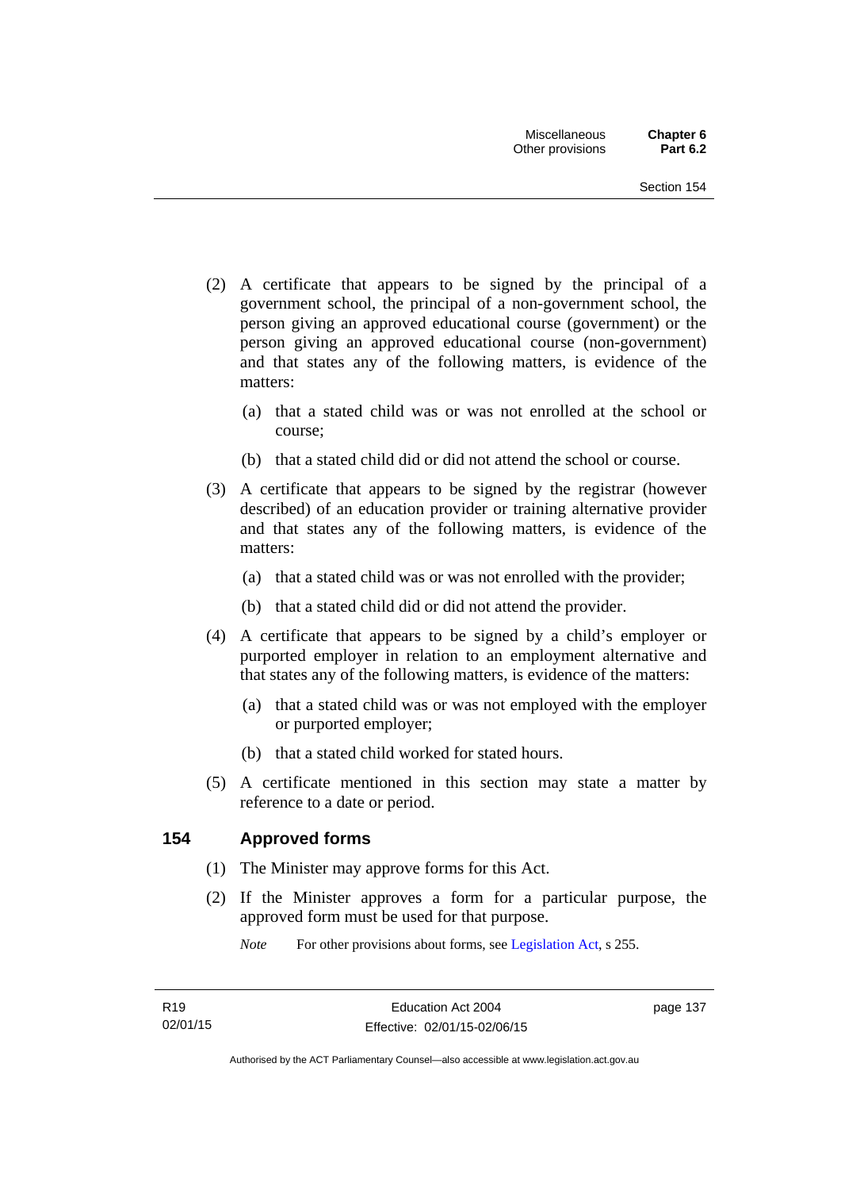(2) A certificate that appears to be signed by the principal of a government school, the principal of a non-government school, the person giving an approved educational course (government) or the person giving an approved educational course (non-government) and that states any of the following matters, is evidence of the matters:

  (a) that a stated child was or was not enrolled at the school or course;

  (b) that a stated child did or did not attend the school or course.

(3) A certificate that appears to be signed by the registrar (however described) of an education provider or training alternative provider and that states any of the following matters, is evidence of the matters:

  (a) that a stated child was or was not enrolled with the provider;

  (b) that a stated child did or did not attend the provider.

(4) A certificate that appears to be signed by a child's employer or purported employer in relation to an employment alternative and that states any of the following matters, is evidence of the matters:

  (a) that a stated child was or was not employed with the employer or purported employer;

  (b) that a stated child worked for stated hours.

(5) A certificate mentioned in this section may state a matter by reference to a date or period.

## 154 Approved forms

(1) The Minister may approve forms for this Act.

(2) If the Minister approves a form for a particular purpose, the approved form must be used for that purpose.

*Note* For other provisions about forms, see Legislation Act, s 255.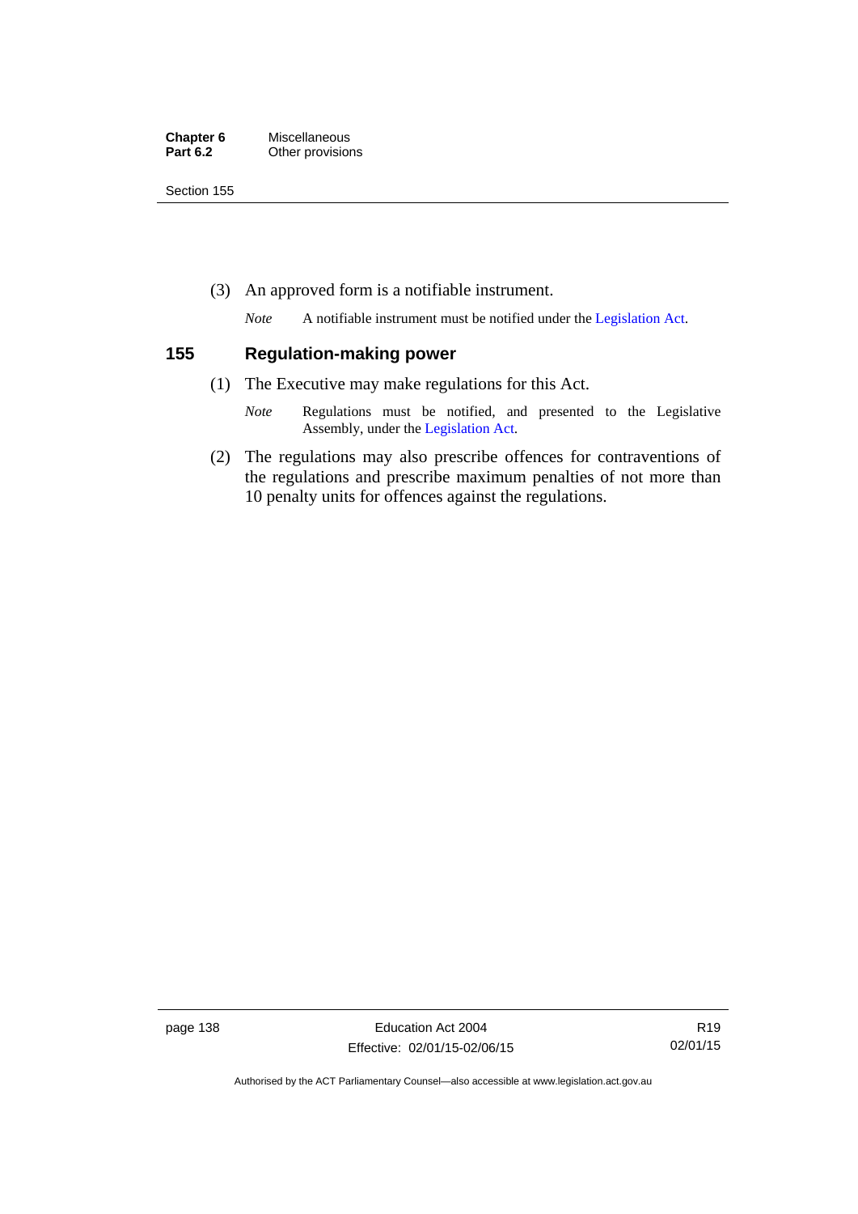(3) An approved form is a notifiable instrument.

*Note* A notifiable instrument must be notified under the Legislation Act.

## 155 Regulation-making power

(1) The Executive may make regulations for this Act.

*Note* Regulations must be notified, and presented to the Legislative Assembly, under the Legislation Act.

(2) The regulations may also prescribe offences for contraventions of the regulations and prescribe maximum penalties of not more than 10 penalty units for offences against the regulations.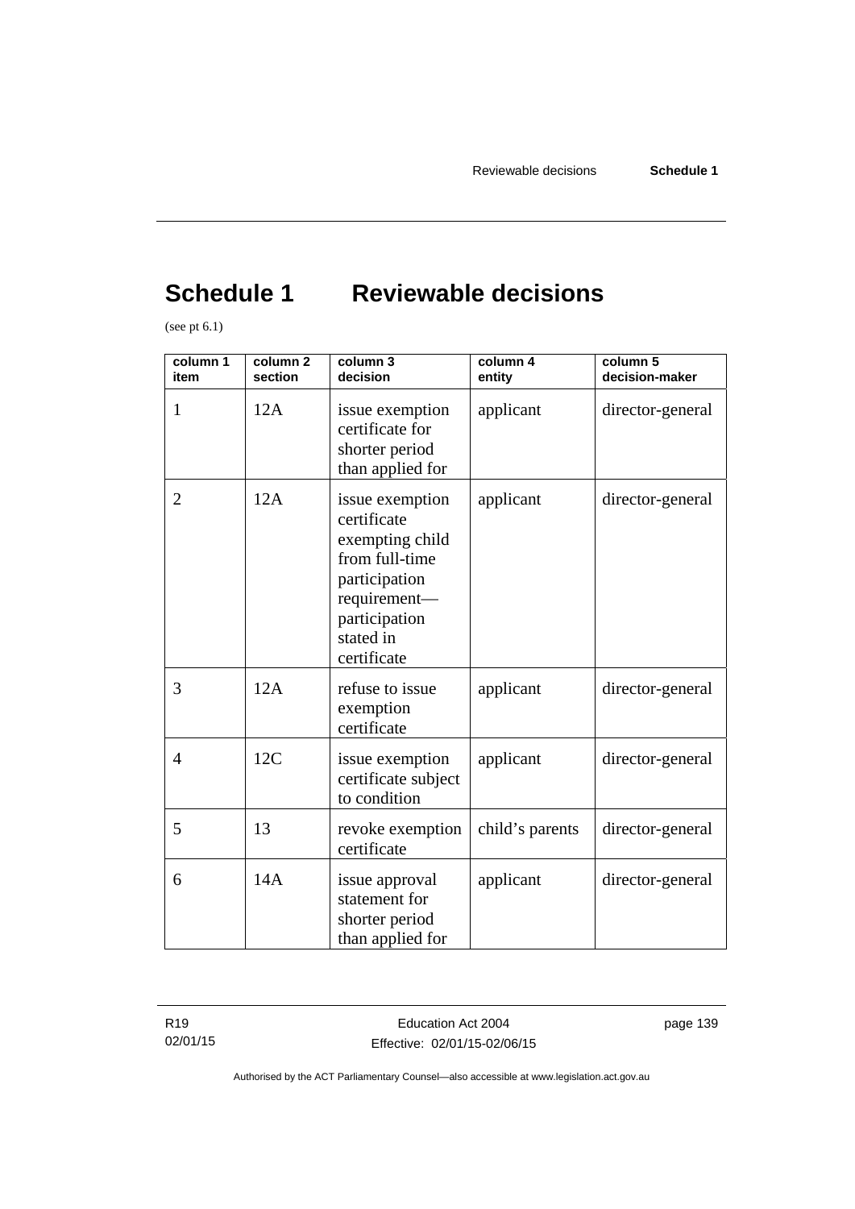# Schedule 1 Reviewable decisions

(see pt 6.1)

| column 1 item | column 2 section | column 3 decision | column 4 entity | column 5 decision-maker |
|---|---|---|---|---|
| 1 | 12A | issue exemption certificate for shorter period than applied for | applicant | director-general |
| 2 | 12A | issue exemption certificate exempting child from full-time participation requirement—participation stated in certificate | applicant | director-general |
| 3 | 12A | refuse to issue exemption certificate | applicant | director-general |
| 4 | 12C | issue exemption certificate subject to condition | applicant | director-general |
| 5 | 13 | revoke exemption certificate | child's parents | director-general |
| 6 | 14A | issue approval statement for shorter period than applied for | applicant | director-general |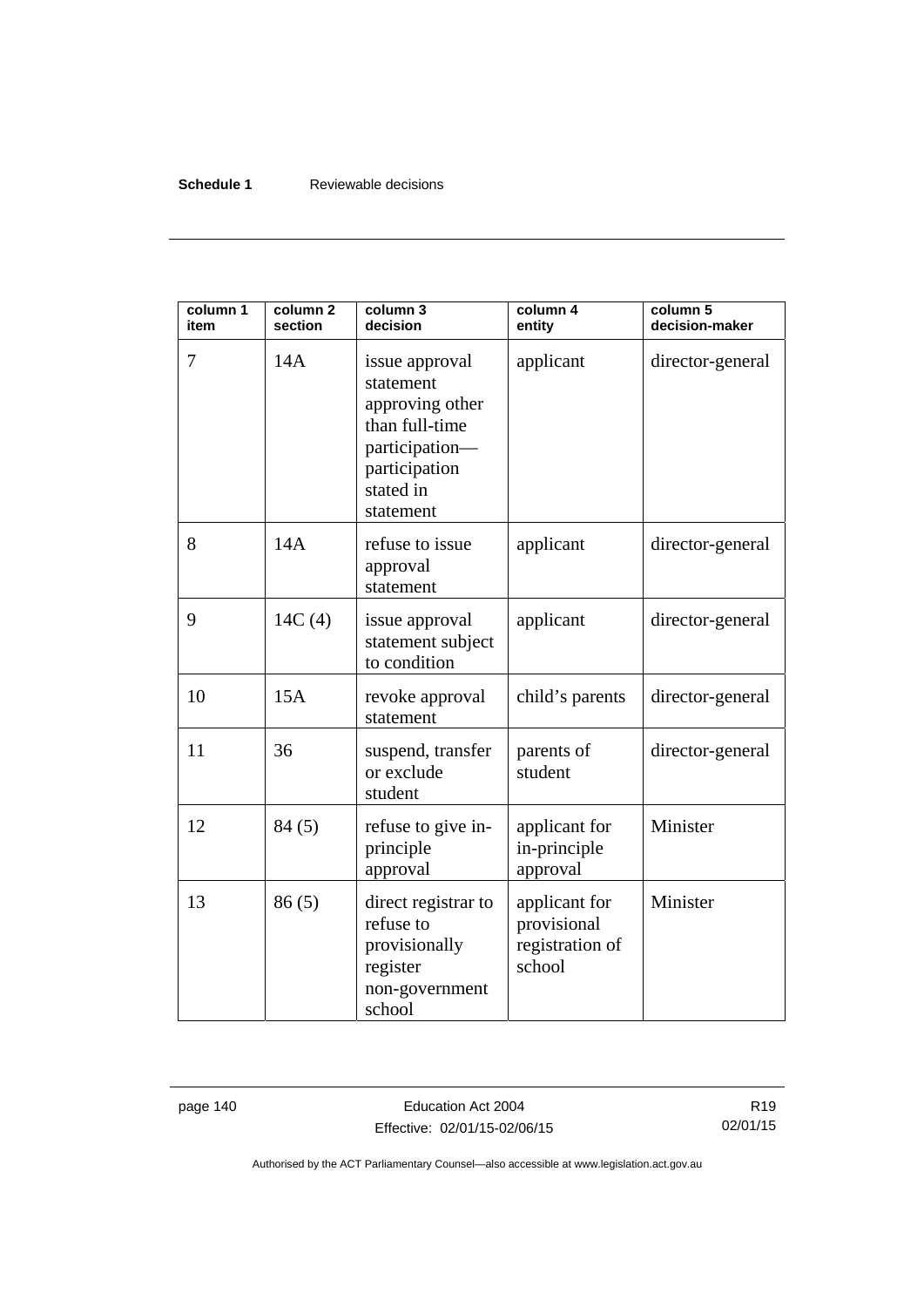| column 1 item | column 2 section | column 3 decision | column 4 entity | column 5 decision-maker |
|---|---|---|---|---|
| 7 | 14A | issue approval statement approving other than full-time participation—participation stated in statement | applicant | director-general |
| 8 | 14A | refuse to issue approval statement | applicant | director-general |
| 9 | 14C (4) | issue approval statement subject to condition | applicant | director-general |
| 10 | 15A | revoke approval statement | child's parents | director-general |
| 11 | 36 | suspend, transfer or exclude student | parents of student | director-general |
| 12 | 84 (5) | refuse to give in-principle approval | applicant for in-principle approval | Minister |
| 13 | 86 (5) | direct registrar to refuse to provisionally register non-government school | applicant for provisional registration of school | Minister |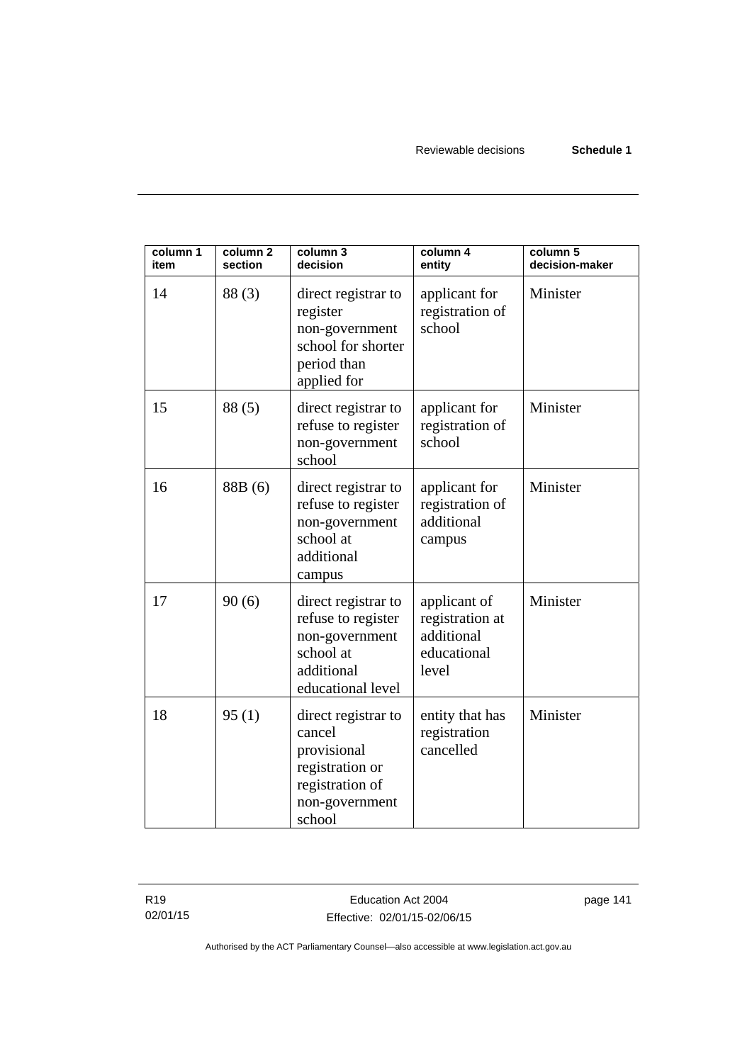| column 1 item | column 2 section | column 3 decision | column 4 entity | column 5 decision-maker |
|---|---|---|---|---|
| 14 | 88 (3) | direct registrar to register non-government school for shorter period than applied for | applicant for registration of school | Minister |
| 15 | 88 (5) | direct registrar to refuse to register non-government school | applicant for registration of school | Minister |
| 16 | 88B (6) | direct registrar to refuse to register non-government school at additional campus | applicant for registration of additional campus | Minister |
| 17 | 90 (6) | direct registrar to refuse to register non-government school at additional educational level | applicant of registration at additional educational level | Minister |
| 18 | 95 (1) | direct registrar to cancel provisional registration or registration of non-government school | entity that has registration cancelled | Minister |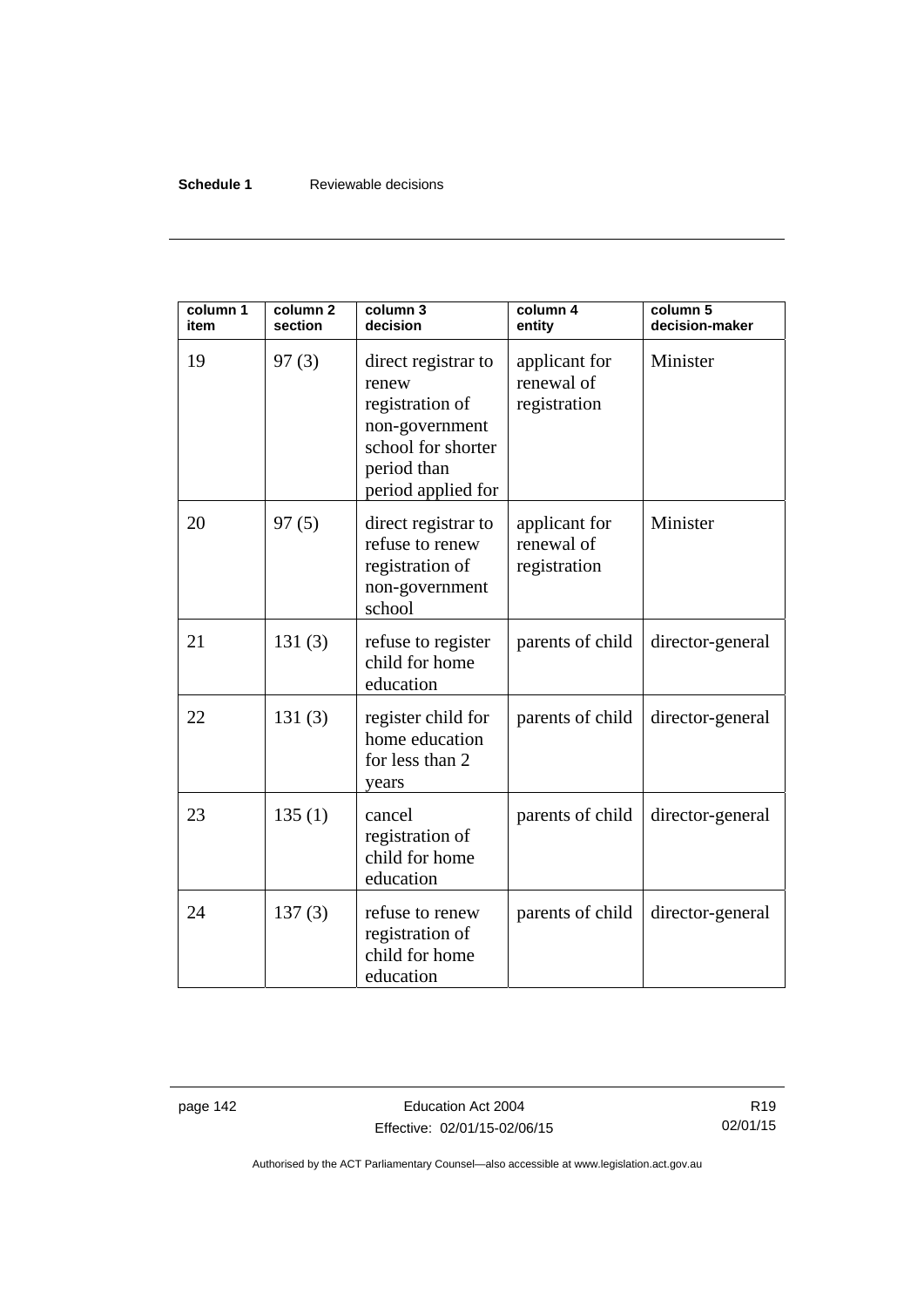| column 1 item | column 2 section | column 3 decision | column 4 entity | column 5 decision-maker |
|---|---|---|---|---|
| 19 | 97 (3) | direct registrar to renew registration of non-government school for shorter period than period applied for | applicant for renewal of registration | Minister |
| 20 | 97 (5) | direct registrar to refuse to renew registration of non-government school | applicant for renewal of registration | Minister |
| 21 | 131 (3) | refuse to register child for home education | parents of child | director-general |
| 22 | 131 (3) | register child for home education for less than 2 years | parents of child | director-general |
| 23 | 135 (1) | cancel registration of child for home education | parents of child | director-general |
| 24 | 137 (3) | refuse to renew registration of child for home education | parents of child | director-general |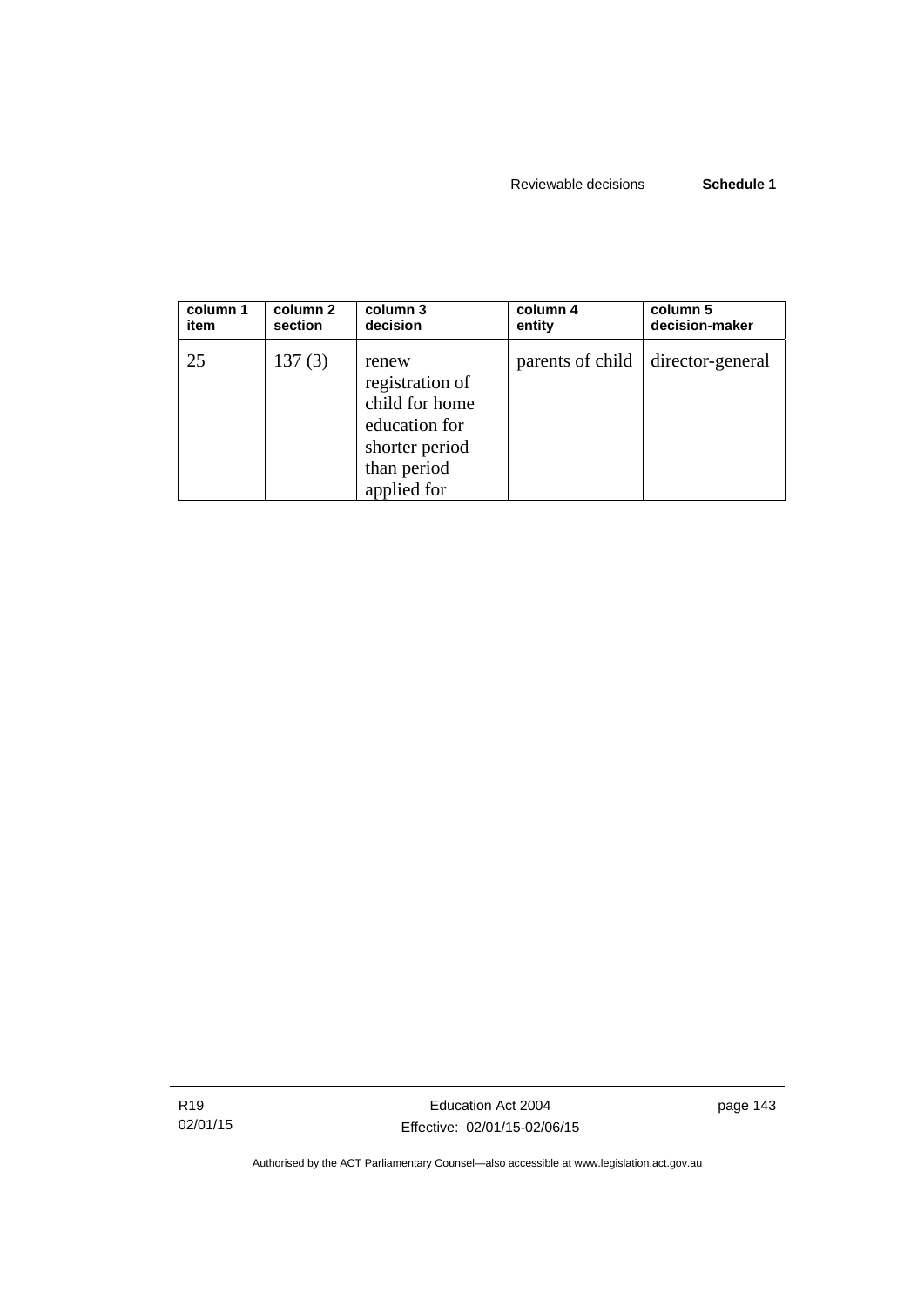| column 1 item | column 2 section | column 3 decision | column 4 entity | column 5 decision-maker |
|---|---|---|---|---|
| 25 | 137 (3) | renew registration of child for home education for shorter period than period applied for | parents of child | director-general |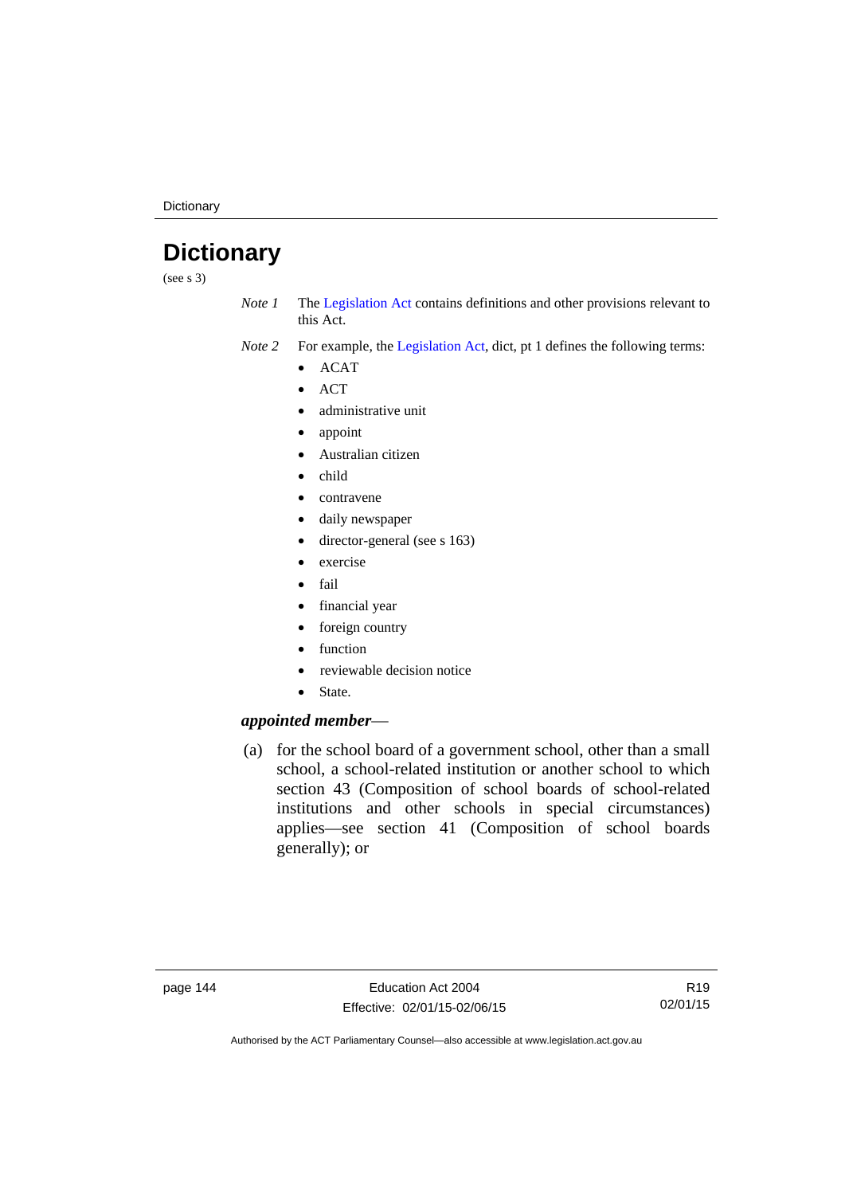# Dictionary

(see s 3)

*Note 1* The Legislation Act contains definitions and other provisions relevant to this Act.

*Note 2* For example, the Legislation Act, dict, pt 1 defines the following terms:

- ACAT
- ACT
- administrative unit
- appoint
- Australian citizen
- child
- contravene
- daily newspaper
- director-general (see s 163)
- exercise
- fail
- financial year
- foreign country
- function
- reviewable decision notice
- State.

***appointed member***—

(a) for the school board of a government school, other than a small school, a school-related institution or another school to which section 43 (Composition of school boards of school-related institutions and other schools in special circumstances) applies—see section 41 (Composition of school boards generally); or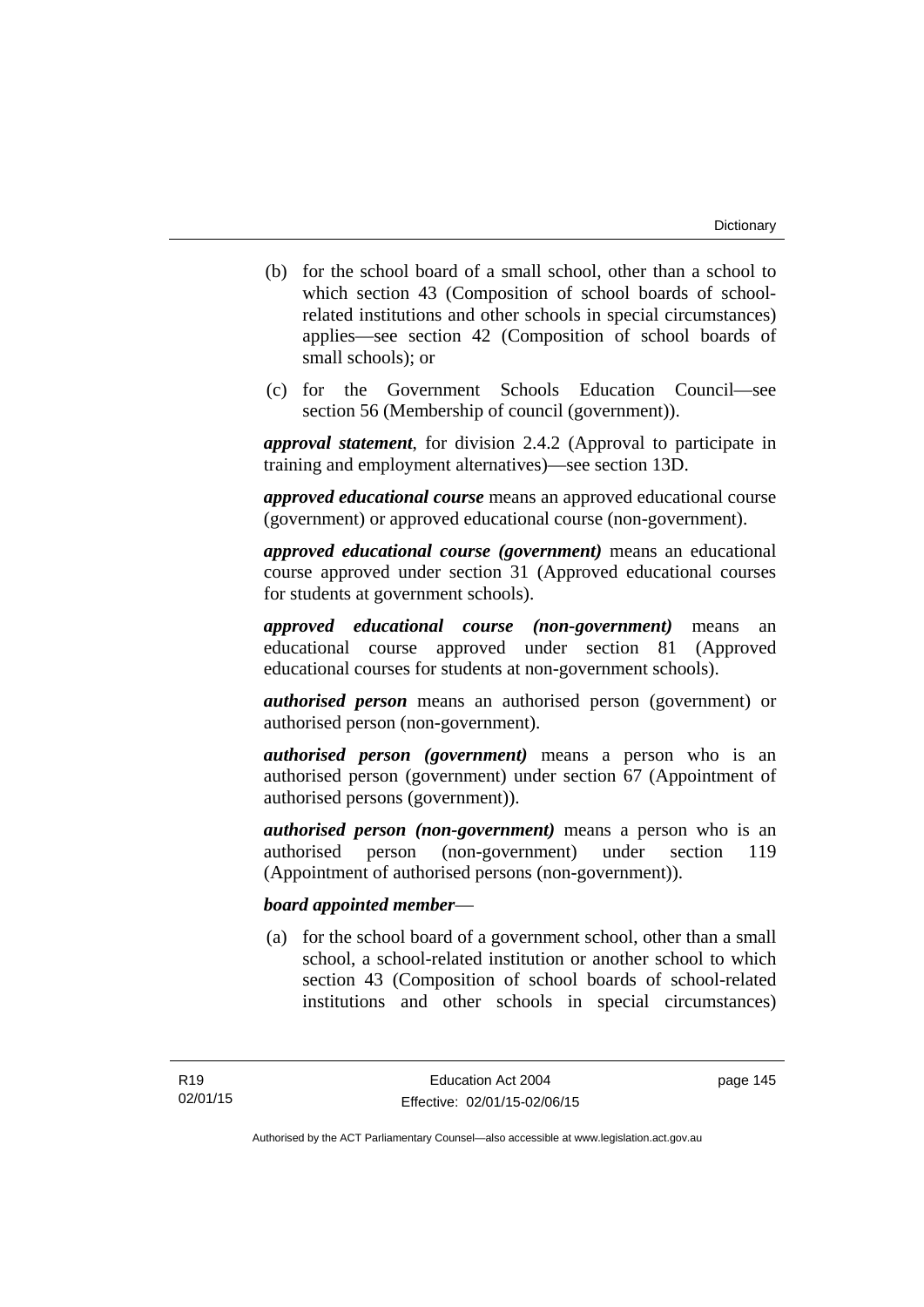(b) for the school board of a small school, other than a school to which section 43 (Composition of school boards of school-related institutions and other schools in special circumstances) applies—see section 42 (Composition of school boards of small schools); or

(c) for the Government Schools Education Council—see section 56 (Membership of council (government)).

***approval statement***, for division 2.4.2 (Approval to participate in training and employment alternatives)—see section 13D.

***approved educational course*** means an approved educational course (government) or approved educational course (non-government).

***approved educational course (government)*** means an educational course approved under section 31 (Approved educational courses for students at government schools).

***approved educational course (non-government)*** means an educational course approved under section 81 (Approved educational courses for students at non-government schools).

***authorised person*** means an authorised person (government) or authorised person (non-government).

***authorised person (government)*** means a person who is an authorised person (government) under section 67 (Appointment of authorised persons (government)).

***authorised person (non-government)*** means a person who is an authorised person (non-government) under section 119 (Appointment of authorised persons (non-government)).

***board appointed member***—

(a) for the school board of a government school, other than a small school, a school-related institution or another school to which section 43 (Composition of school boards of school-related institutions and other schools in special circumstances)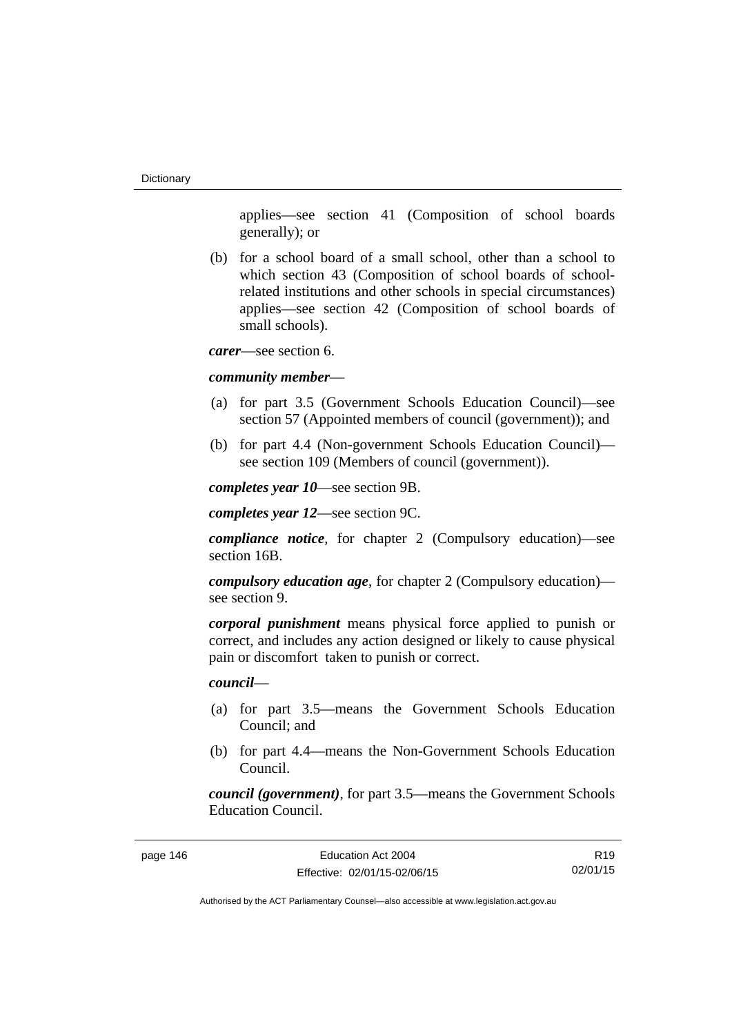applies—see section 41 (Composition of school boards generally); or

(b) for a school board of a small school, other than a school to which section 43 (Composition of school boards of school-related institutions and other schools in special circumstances) applies—see section 42 (Composition of school boards of small schools).

***carer***—see section 6.

***community member***—

(a) for part 3.5 (Government Schools Education Council)—see section 57 (Appointed members of council (government)); and

(b) for part 4.4 (Non-government Schools Education Council)—see section 109 (Members of council (government)).

***completes year 10***—see section 9B.

***completes year 12***—see section 9C.

***compliance notice***, for chapter 2 (Compulsory education)—see section 16B.

***compulsory education age***, for chapter 2 (Compulsory education)—see section 9.

***corporal punishment*** means physical force applied to punish or correct, and includes any action designed or likely to cause physical pain or discomfort taken to punish or correct.

***council***—

(a) for part 3.5—means the Government Schools Education Council; and

(b) for part 4.4—means the Non-Government Schools Education Council.

***council (government)***, for part 3.5—means the Government Schools Education Council.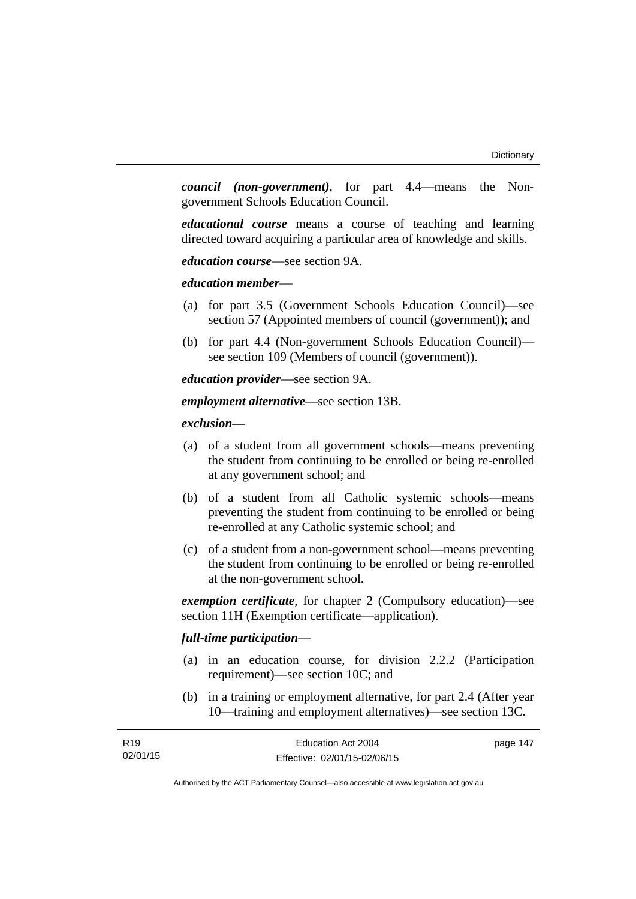***council (non-government)***, for part 4.4—means the Non-government Schools Education Council.

***educational course*** means a course of teaching and learning directed toward acquiring a particular area of knowledge and skills.

***education course***—see section 9A.

***education member***—

(a) for part 3.5 (Government Schools Education Council)—see section 57 (Appointed members of council (government)); and

(b) for part 4.4 (Non-government Schools Education Council)—see section 109 (Members of council (government)).

***education provider***—see section 9A.

***employment alternative***—see section 13B.

***exclusion—***

(a) of a student from all government schools—means preventing the student from continuing to be enrolled or being re-enrolled at any government school; and

(b) of a student from all Catholic systemic schools—means preventing the student from continuing to be enrolled or being re-enrolled at any Catholic systemic school; and

(c) of a student from a non-government school—means preventing the student from continuing to be enrolled or being re-enrolled at the non-government school.

***exemption certificate***, for chapter 2 (Compulsory education)—see section 11H (Exemption certificate—application).

***full-time participation***—

(a) in an education course, for division 2.2.2 (Participation requirement)—see section 10C; and

(b) in a training or employment alternative, for part 2.4 (After year 10—training and employment alternatives)—see section 13C.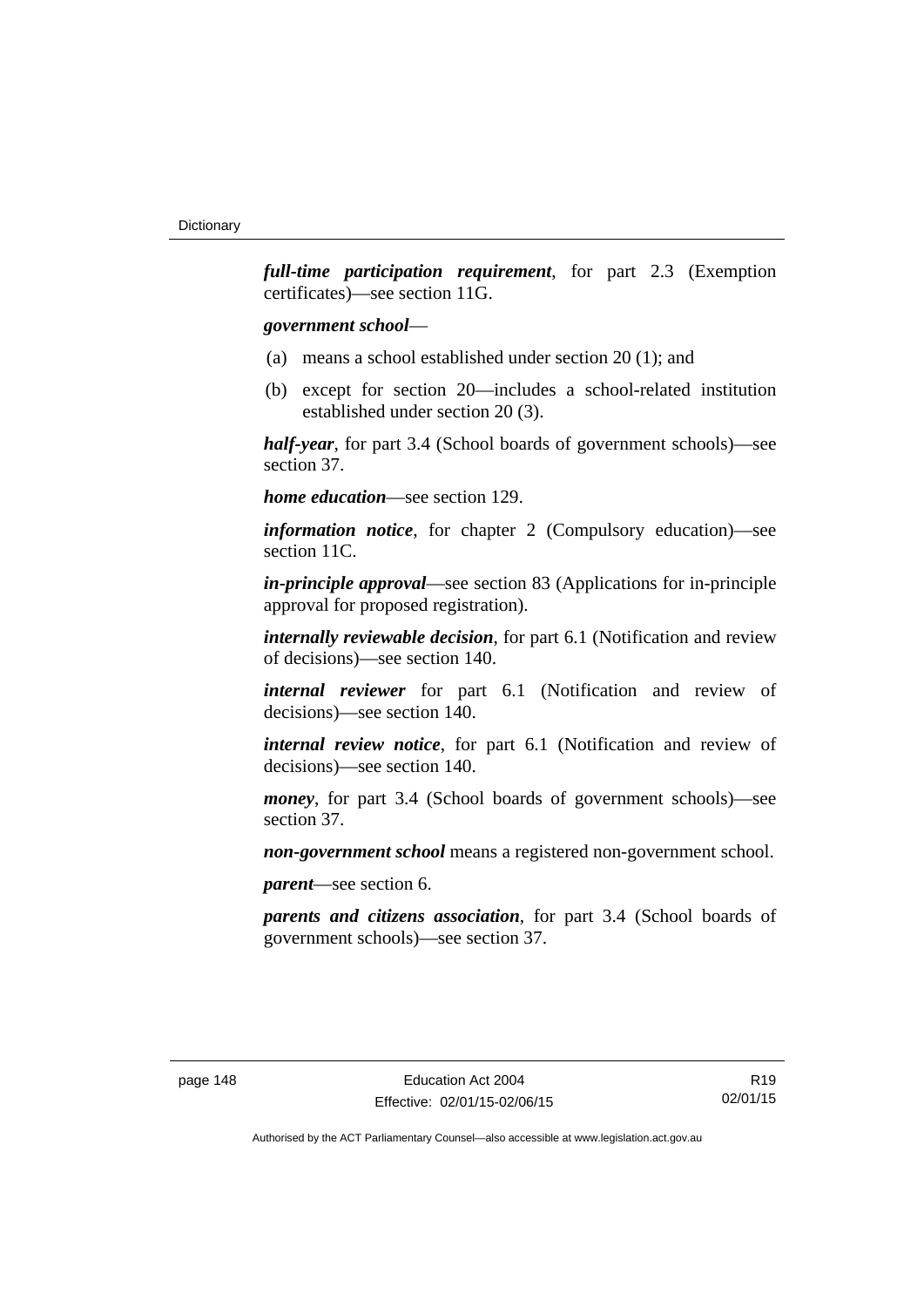***full-time participation requirement***, for part 2.3 (Exemption certificates)—see section 11G.

***government school***—

(a) means a school established under section 20 (1); and

(b) except for section 20—includes a school-related institution established under section 20 (3).

***half-year***, for part 3.4 (School boards of government schools)—see section 37.

***home education***—see section 129.

***information notice***, for chapter 2 (Compulsory education)—see section 11C.

***in-principle approval***—see section 83 (Applications for in-principle approval for proposed registration).

***internally reviewable decision***, for part 6.1 (Notification and review of decisions)—see section 140.

***internal reviewer*** for part 6.1 (Notification and review of decisions)—see section 140.

***internal review notice***, for part 6.1 (Notification and review of decisions)—see section 140.

***money***, for part 3.4 (School boards of government schools)—see section 37.

***non-government school*** means a registered non-government school.

***parent***—see section 6.

***parents and citizens association***, for part 3.4 (School boards of government schools)—see section 37.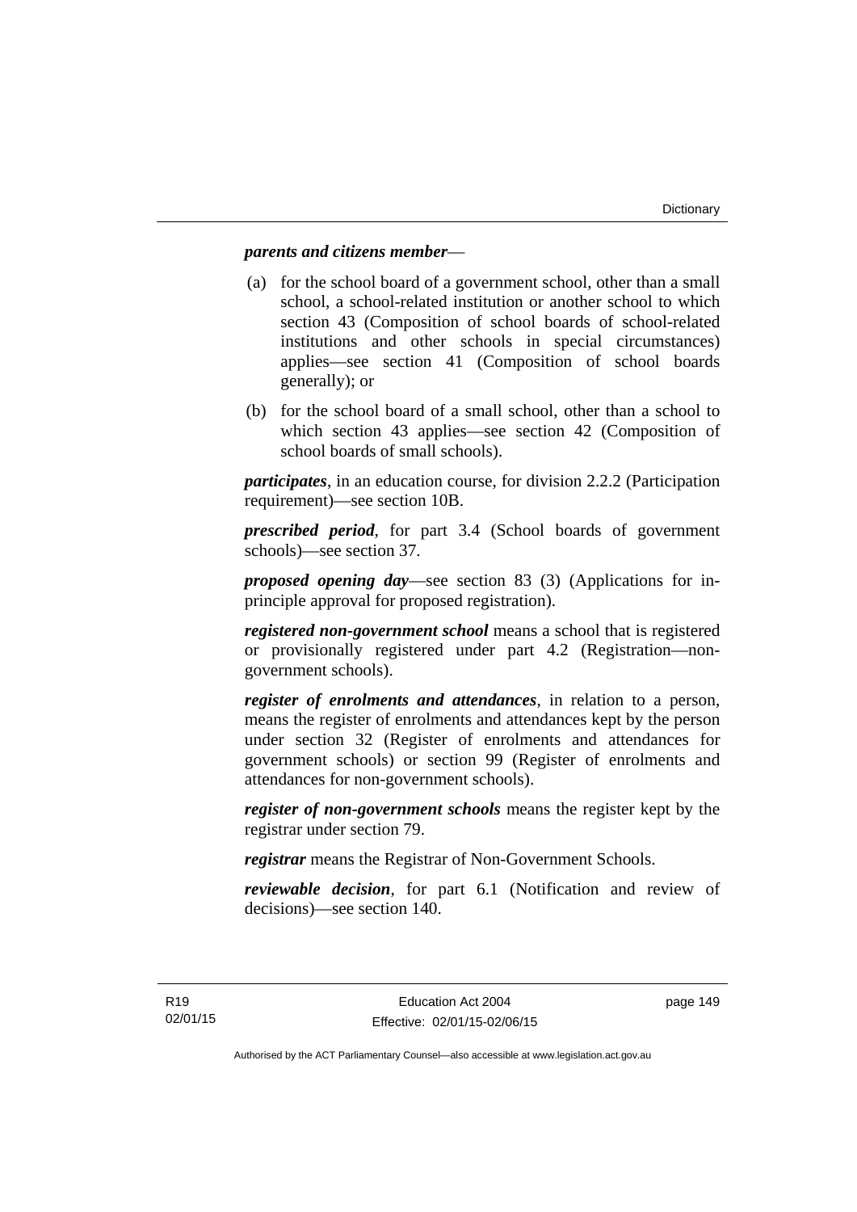***parents and citizens member***—

(a) for the school board of a government school, other than a small school, a school-related institution or another school to which section 43 (Composition of school boards of school-related institutions and other schools in special circumstances) applies—see section 41 (Composition of school boards generally); or

(b) for the school board of a small school, other than a school to which section 43 applies—see section 42 (Composition of school boards of small schools).

***participates***, in an education course, for division 2.2.2 (Participation requirement)—see section 10B.

***prescribed period***, for part 3.4 (School boards of government schools)—see section 37.

***proposed opening day***—see section 83 (3) (Applications for in-principle approval for proposed registration).

***registered non-government school*** means a school that is registered or provisionally registered under part 4.2 (Registration—non-government schools).

***register of enrolments and attendances***, in relation to a person, means the register of enrolments and attendances kept by the person under section 32 (Register of enrolments and attendances for government schools) or section 99 (Register of enrolments and attendances for non-government schools).

***register of non-government schools*** means the register kept by the registrar under section 79.

***registrar*** means the Registrar of Non-Government Schools.

***reviewable decision***, for part 6.1 (Notification and review of decisions)—see section 140.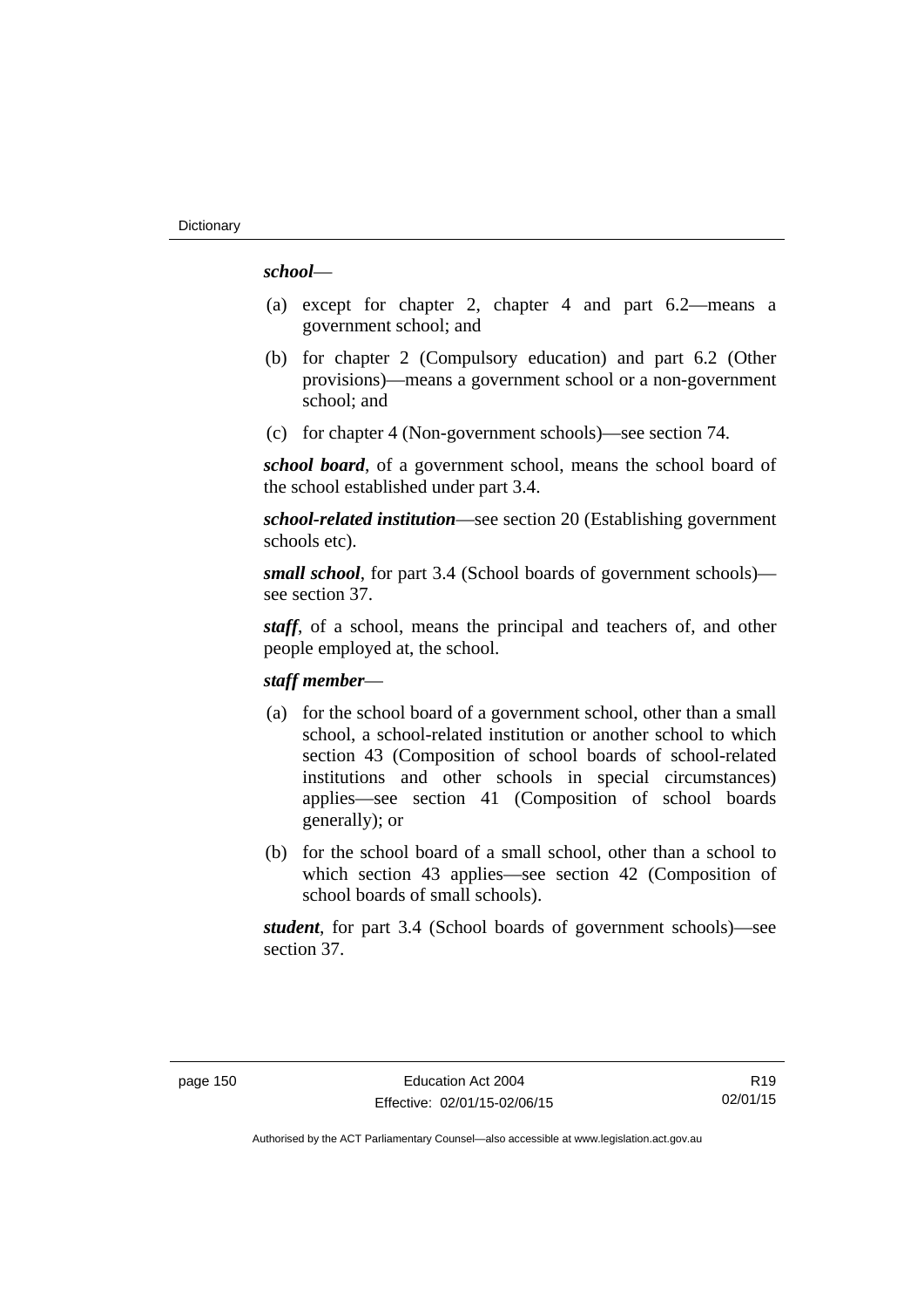***school***—

(a) except for chapter 2, chapter 4 and part 6.2—means a government school; and

(b) for chapter 2 (Compulsory education) and part 6.2 (Other provisions)—means a government school or a non-government school; and

(c) for chapter 4 (Non-government schools)—see section 74.

***school board***, of a government school, means the school board of the school established under part 3.4.

***school-related institution***—see section 20 (Establishing government schools etc).

***small school***, for part 3.4 (School boards of government schools)—see section 37.

***staff***, of a school, means the principal and teachers of, and other people employed at, the school.

***staff member***—

(a) for the school board of a government school, other than a small school, a school-related institution or another school to which section 43 (Composition of school boards of school-related institutions and other schools in special circumstances) applies—see section 41 (Composition of school boards generally); or

(b) for the school board of a small school, other than a school to which section 43 applies—see section 42 (Composition of school boards of small schools).

***student***, for part 3.4 (School boards of government schools)—see section 37.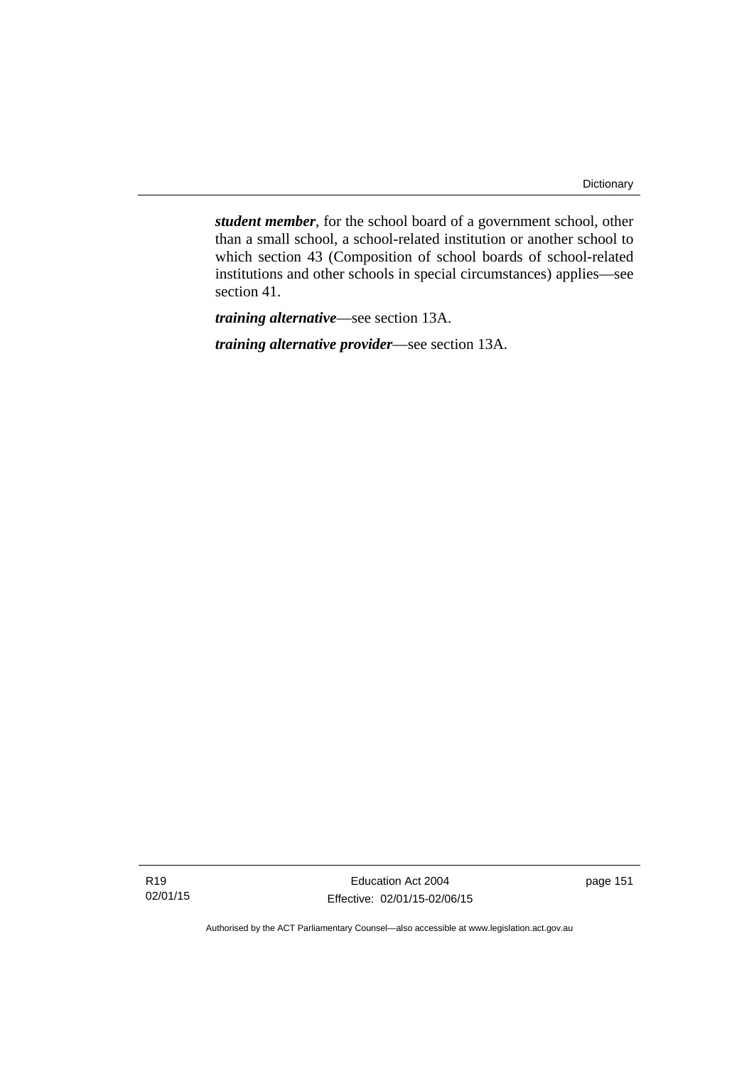***student member***, for the school board of a government school, other than a small school, a school-related institution or another school to which section 43 (Composition of school boards of school-related institutions and other schools in special circumstances) applies—see section 41.

***training alternative***—see section 13A.

***training alternative provider***—see section 13A.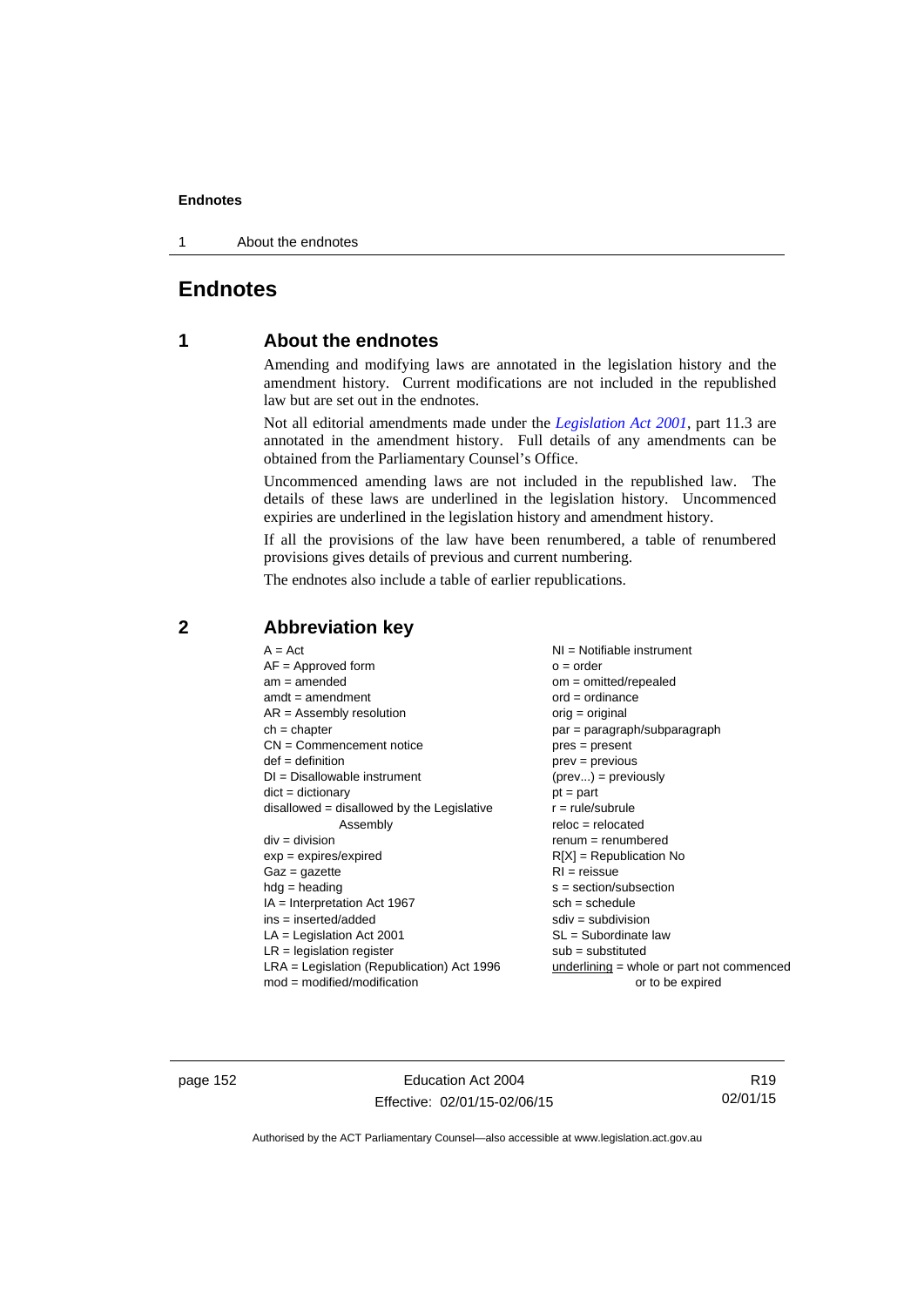# Endnotes

## 1 About the endnotes

Amending and modifying laws are annotated in the legislation history and the amendment history. Current modifications are not included in the republished law but are set out in the endnotes.

Not all editorial amendments made under the *Legislation Act 2001*, part 11.3 are annotated in the amendment history. Full details of any amendments can be obtained from the Parliamentary Counsel's Office.

Uncommenced amending laws are not included in the republished law. The details of these laws are underlined in the legislation history. Uncommenced expiries are underlined in the legislation history and amendment history.

If all the provisions of the law have been renumbered, a table of renumbered provisions gives details of previous and current numbering.

The endnotes also include a table of earlier republications.

## 2 Abbreviation key

A = Act
AF = Approved form
am = amended
amdt = amendment
AR = Assembly resolution
ch = chapter
CN = Commencement notice
def = definition
DI = Disallowable instrument
dict = dictionary
disallowed = disallowed by the Legislative Assembly
div = division
exp = expires/expired
Gaz = gazette
hdg = heading
IA = Interpretation Act 1967
ins = inserted/added
LA = Legislation Act 2001
LR = legislation register
LRA = Legislation (Republication) Act 1996
mod = modified/modification
NI = Notifiable instrument
o = order
om = omitted/repealed
ord = ordinance
orig = original
par = paragraph/subparagraph
pres = present
prev = previous
(prev...) = previously
pt = part
r = rule/subrule
reloc = relocated
renum = renumbered
R[X] = Republication No
RI = reissue
s = section/subsection
sch = schedule
sdiv = subdivision
SL = Subordinate law
sub = substituted
underlining = whole or part not commenced or to be expired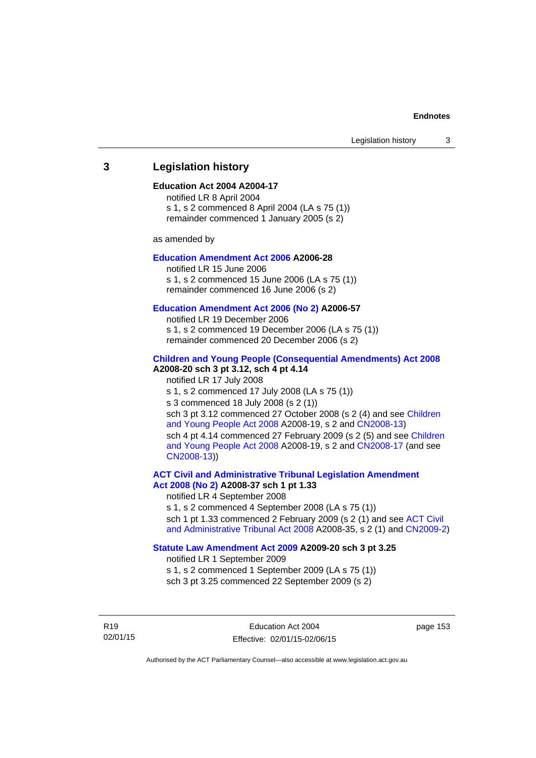## 3 Legislation history

**Education Act 2004 A2004-17**

notified LR 8 April 2004
s 1, s 2 commenced 8 April 2004 (LA s 75 (1))
remainder commenced 1 January 2005 (s 2)

as amended by

**Education Amendment Act 2006 A2006-28**

notified LR 15 June 2006
s 1, s 2 commenced 15 June 2006 (LA s 75 (1))
remainder commenced 16 June 2006 (s 2)

**Education Amendment Act 2006 (No 2) A2006-57**

notified LR 19 December 2006
s 1, s 2 commenced 19 December 2006 (LA s 75 (1))
remainder commenced 20 December 2006 (s 2)

**Children and Young People (Consequential Amendments) Act 2008 A2008-20 sch 3 pt 3.12, sch 4 pt 4.14**

notified LR 17 July 2008
s 1, s 2 commenced 17 July 2008 (LA s 75 (1))
s 3 commenced 18 July 2008 (s 2 (1))
sch 3 pt 3.12 commenced 27 October 2008 (s 2 (4) and see Children and Young People Act 2008 A2008-19, s 2 and CN2008-13)
sch 4 pt 4.14 commenced 27 February 2009 (s 2 (5) and see Children and Young People Act 2008 A2008-19, s 2 and CN2008-17 (and see CN2008-13))

**ACT Civil and Administrative Tribunal Legislation Amendment Act 2008 (No 2) A2008-37 sch 1 pt 1.33**

notified LR 4 September 2008
s 1, s 2 commenced 4 September 2008 (LA s 75 (1))
sch 1 pt 1.33 commenced 2 February 2009 (s 2 (1) and see ACT Civil and Administrative Tribunal Act 2008 A2008-35, s 2 (1) and CN2009-2)

**Statute Law Amendment Act 2009 A2009-20 sch 3 pt 3.25**

notified LR 1 September 2009
s 1, s 2 commenced 1 September 2009 (LA s 75 (1))
sch 3 pt 3.25 commenced 22 September 2009 (s 2)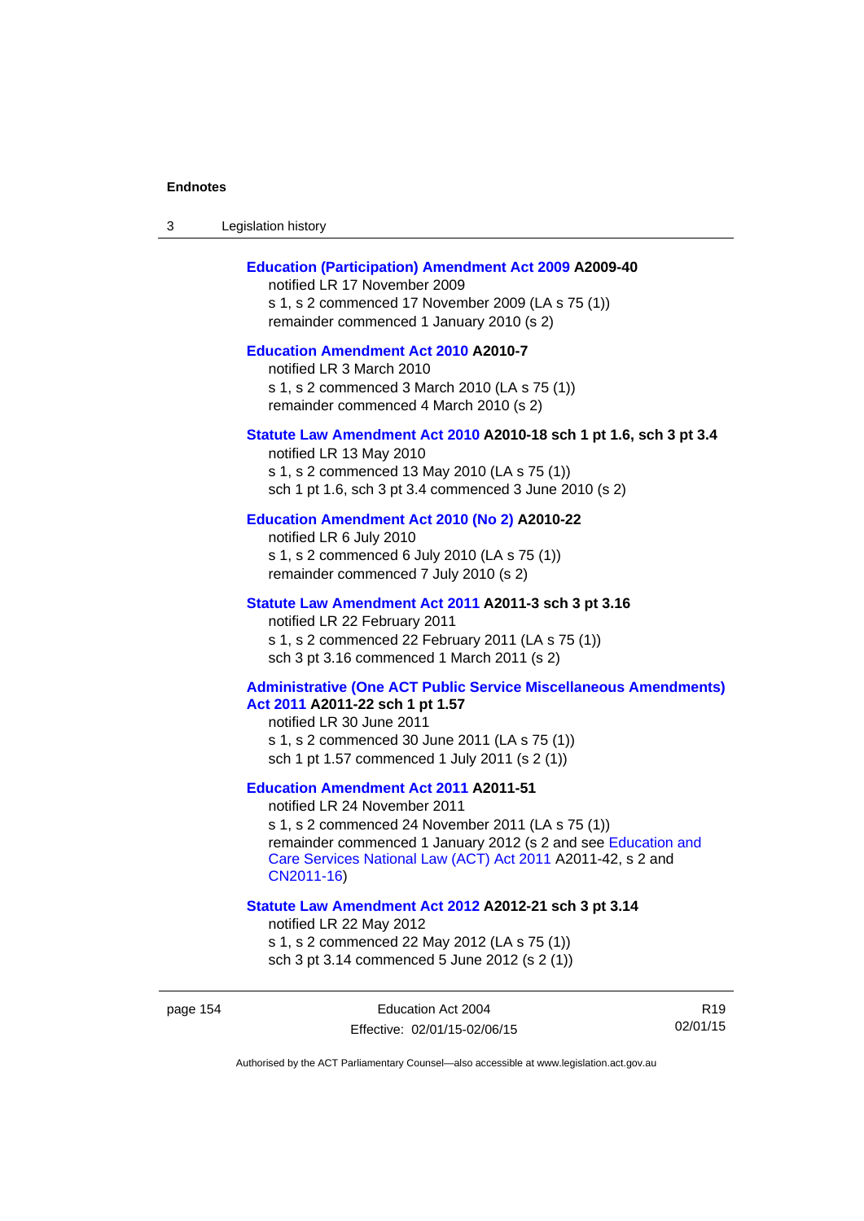**Education (Participation) Amendment Act 2009 A2009-40**

notified LR 17 November 2009

s 1, s 2 commenced 17 November 2009 (LA s 75 (1))

remainder commenced 1 January 2010 (s 2)

**Education Amendment Act 2010 A2010-7**

notified LR 3 March 2010

s 1, s 2 commenced 3 March 2010 (LA s 75 (1))

remainder commenced 4 March 2010 (s 2)

**Statute Law Amendment Act 2010 A2010-18 sch 1 pt 1.6, sch 3 pt 3.4**

notified LR 13 May 2010

s 1, s 2 commenced 13 May 2010 (LA s 75 (1))

sch 1 pt 1.6, sch 3 pt 3.4 commenced 3 June 2010 (s 2)

**Education Amendment Act 2010 (No 2) A2010-22**

notified LR 6 July 2010

s 1, s 2 commenced 6 July 2010 (LA s 75 (1))

remainder commenced 7 July 2010 (s 2)

**Statute Law Amendment Act 2011 A2011-3 sch 3 pt 3.16**

notified LR 22 February 2011

s 1, s 2 commenced 22 February 2011 (LA s 75 (1))

sch 3 pt 3.16 commenced 1 March 2011 (s 2)

**Administrative (One ACT Public Service Miscellaneous Amendments) Act 2011 A2011-22 sch 1 pt 1.57**

notified LR 30 June 2011

s 1, s 2 commenced 30 June 2011 (LA s 75 (1))

sch 1 pt 1.57 commenced 1 July 2011 (s 2 (1))

**Education Amendment Act 2011 A2011-51**

notified LR 24 November 2011

s 1, s 2 commenced 24 November 2011 (LA s 75 (1))

remainder commenced 1 January 2012 (s 2 and see Education and Care Services National Law (ACT) Act 2011 A2011-42, s 2 and CN2011-16)

**Statute Law Amendment Act 2012 A2012-21 sch 3 pt 3.14**

notified LR 22 May 2012

s 1, s 2 commenced 22 May 2012 (LA s 75 (1))

sch 3 pt 3.14 commenced 5 June 2012 (s 2 (1))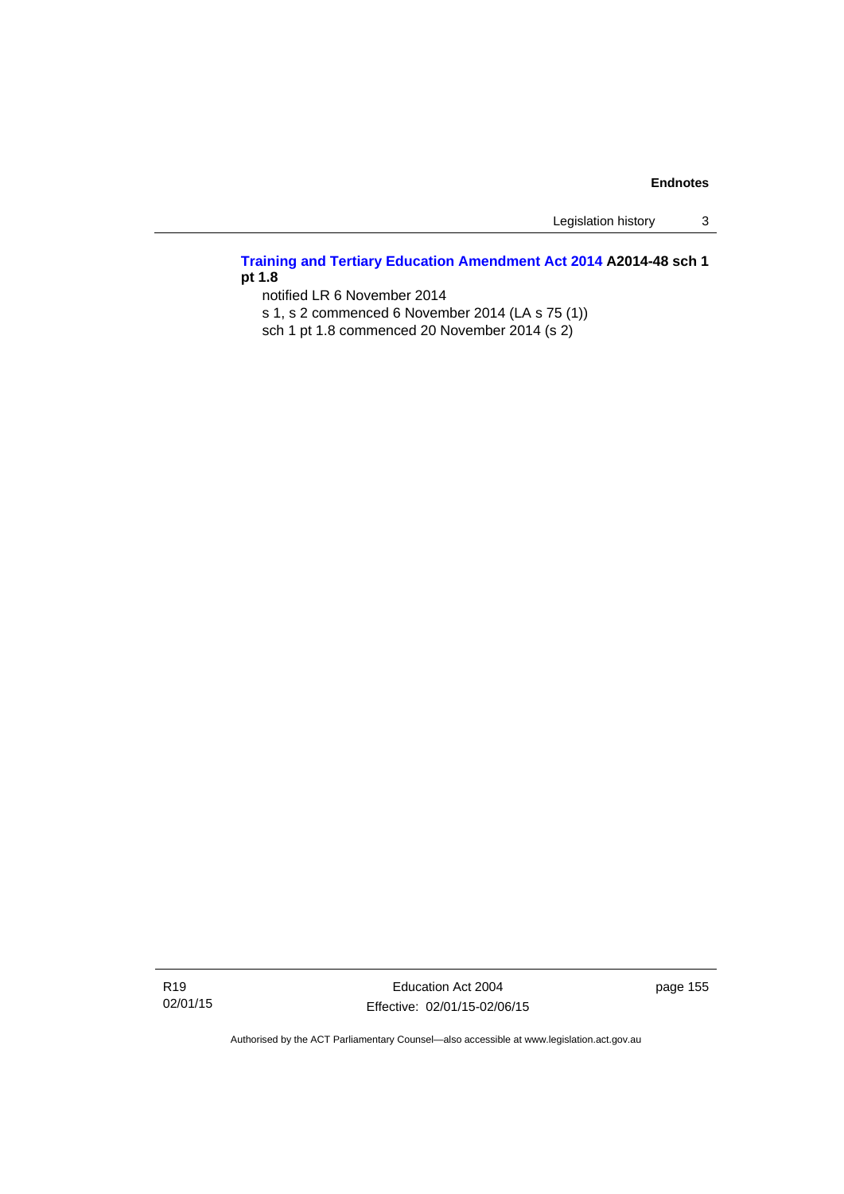**Training and Tertiary Education Amendment Act 2014 A2014-48 sch 1 pt 1.8**

notified LR 6 November 2014

s 1, s 2 commenced 6 November 2014 (LA s 75 (1))

sch 1 pt 1.8 commenced 20 November 2014 (s 2)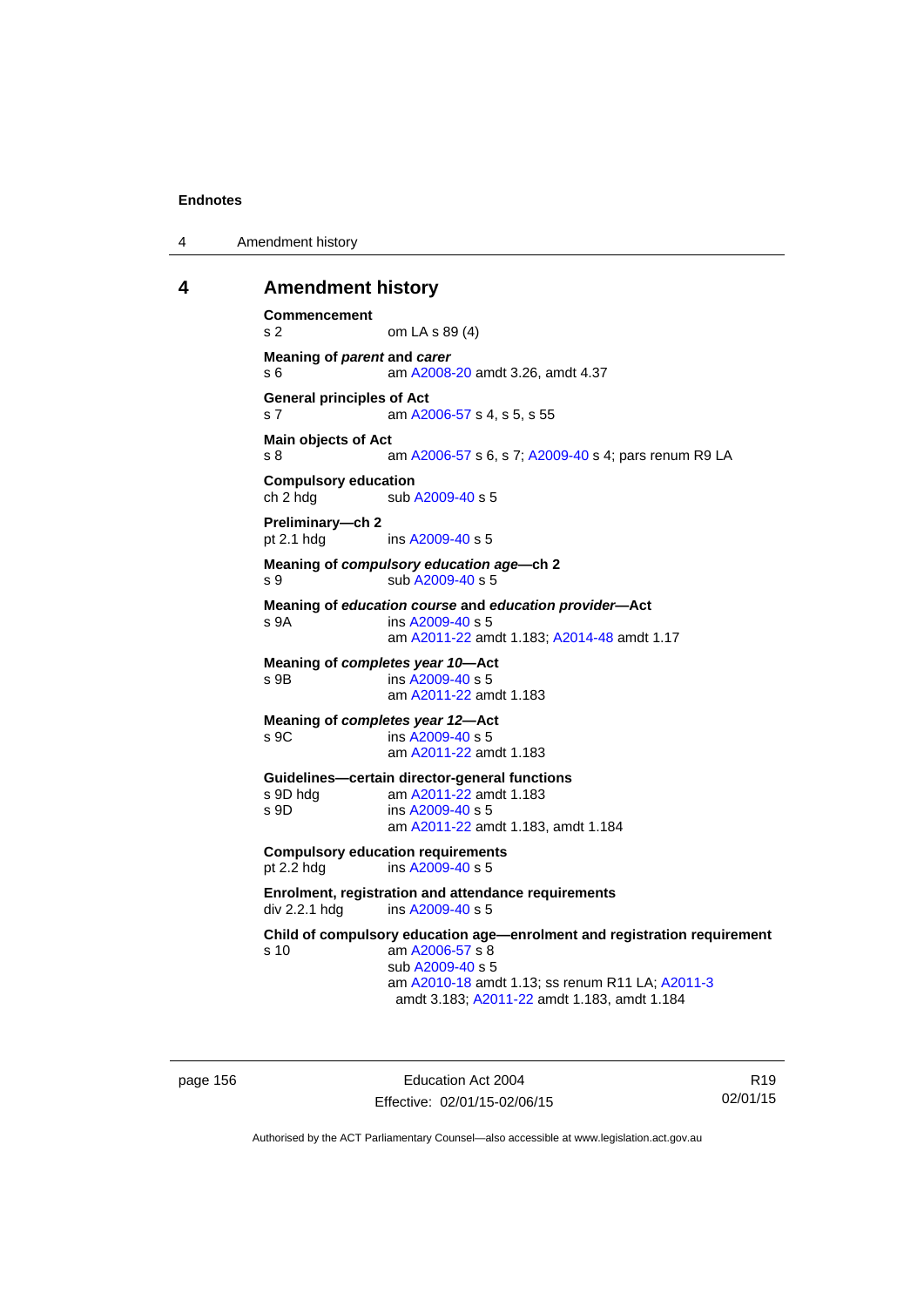## 4 Amendment history

**Commencement**
s 2 om LA s 89 (4)

**Meaning of *parent* and *carer***
s 6 am A2008-20 amdt 3.26, amdt 4.37

**General principles of Act**
s 7 am A2006-57 s 4, s 5, s 55

**Main objects of Act**
s 8 am A2006-57 s 6, s 7; A2009-40 s 4; pars renum R9 LA

**Compulsory education**
ch 2 hdg sub A2009-40 s 5

**Preliminary—ch 2**
pt 2.1 hdg ins A2009-40 s 5

**Meaning of *compulsory education age*—ch 2**
s 9 sub A2009-40 s 5

**Meaning of *education course* and *education provider*—Act**
s 9A ins A2009-40 s 5
am A2011-22 amdt 1.183; A2014-48 amdt 1.17

**Meaning of *completes year 10*—Act**
s 9B ins A2009-40 s 5
am A2011-22 amdt 1.183

**Meaning of *completes year 12*—Act**
s 9C ins A2009-40 s 5
am A2011-22 amdt 1.183

**Guidelines—certain director-general functions**
s 9D hdg am A2011-22 amdt 1.183
s 9D ins A2009-40 s 5
am A2011-22 amdt 1.183, amdt 1.184

**Compulsory education requirements**
pt 2.2 hdg ins A2009-40 s 5

**Enrolment, registration and attendance requirements**
div 2.2.1 hdg ins A2009-40 s 5

**Child of compulsory education age—enrolment and registration requirement**
s 10 am A2006-57 s 8
sub A2009-40 s 5
am A2010-18 amdt 1.13; ss renum R11 LA; A2011-3 amdt 3.183; A2011-22 amdt 1.183, amdt 1.184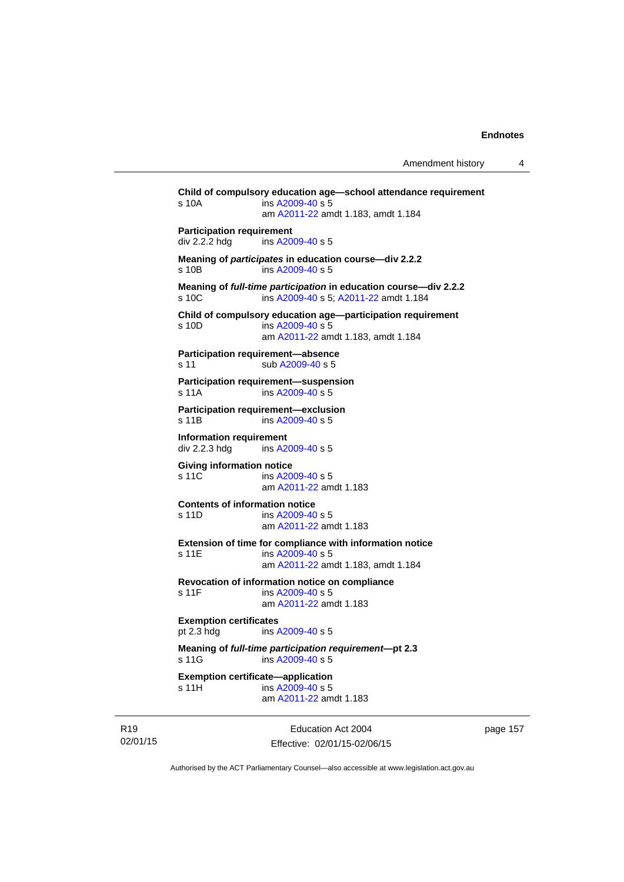**Child of compulsory education age—school attendance requirement**
s 10A ins A2009-40 s 5
am A2011-22 amdt 1.183, amdt 1.184

**Participation requirement**
div 2.2.2 hdg ins A2009-40 s 5

**Meaning of *participates* in education course—div 2.2.2**
s 10B ins A2009-40 s 5

**Meaning of *full-time participation* in education course—div 2.2.2**
s 10C ins A2009-40 s 5; A2011-22 amdt 1.184

**Child of compulsory education age—participation requirement**
s 10D ins A2009-40 s 5
am A2011-22 amdt 1.183, amdt 1.184

**Participation requirement—absence**
s 11 sub A2009-40 s 5

**Participation requirement—suspension**
s 11A ins A2009-40 s 5

**Participation requirement—exclusion**
s 11B ins A2009-40 s 5

**Information requirement**
div 2.2.3 hdg ins A2009-40 s 5

**Giving information notice**
s 11C ins A2009-40 s 5
am A2011-22 amdt 1.183

**Contents of information notice**
s 11D ins A2009-40 s 5
am A2011-22 amdt 1.183

**Extension of time for compliance with information notice**
s 11E ins A2009-40 s 5
am A2011-22 amdt 1.183, amdt 1.184

**Revocation of information notice on compliance**
s 11F ins A2009-40 s 5
am A2011-22 amdt 1.183

**Exemption certificates**
pt 2.3 hdg ins A2009-40 s 5

**Meaning of *full-time participation requirement*—pt 2.3**
s 11G ins A2009-40 s 5

**Exemption certificate—application**
s 11H ins A2009-40 s 5
am A2011-22 amdt 1.183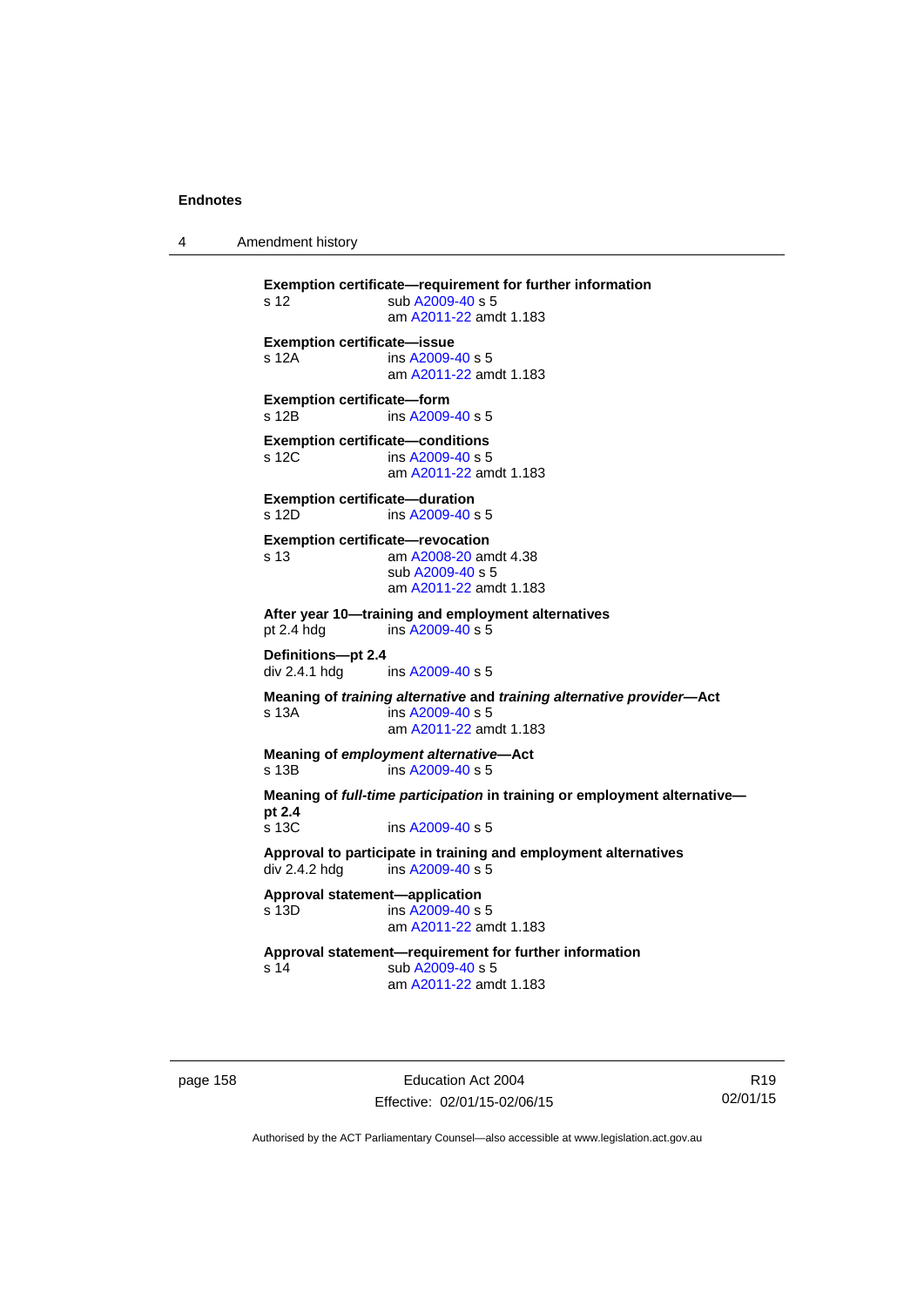**Exemption certificate—requirement for further information**
s 12 sub A2009-40 s 5
am A2011-22 amdt 1.183

**Exemption certificate—issue**
s 12A ins A2009-40 s 5
am A2011-22 amdt 1.183

**Exemption certificate—form**
s 12B ins A2009-40 s 5

**Exemption certificate—conditions**
s 12C ins A2009-40 s 5
am A2011-22 amdt 1.183

**Exemption certificate—duration**
s 12D ins A2009-40 s 5

**Exemption certificate—revocation**
s 13 am A2008-20 amdt 4.38
sub A2009-40 s 5
am A2011-22 amdt 1.183

**After year 10—training and employment alternatives**
pt 2.4 hdg ins A2009-40 s 5

**Definitions—pt 2.4**
div 2.4.1 hdg ins A2009-40 s 5

**Meaning of *training alternative* and *training alternative provider*—Act**
s 13A ins A2009-40 s 5
am A2011-22 amdt 1.183

**Meaning of *employment alternative*—Act**
s 13B ins A2009-40 s 5

**Meaning of *full-time participation* in training or employment alternative—pt 2.4**
s 13C ins A2009-40 s 5

**Approval to participate in training and employment alternatives**
div 2.4.2 hdg ins A2009-40 s 5

**Approval statement—application**
s 13D ins A2009-40 s 5
am A2011-22 amdt 1.183

**Approval statement—requirement for further information**
s 14 sub A2009-40 s 5
am A2011-22 amdt 1.183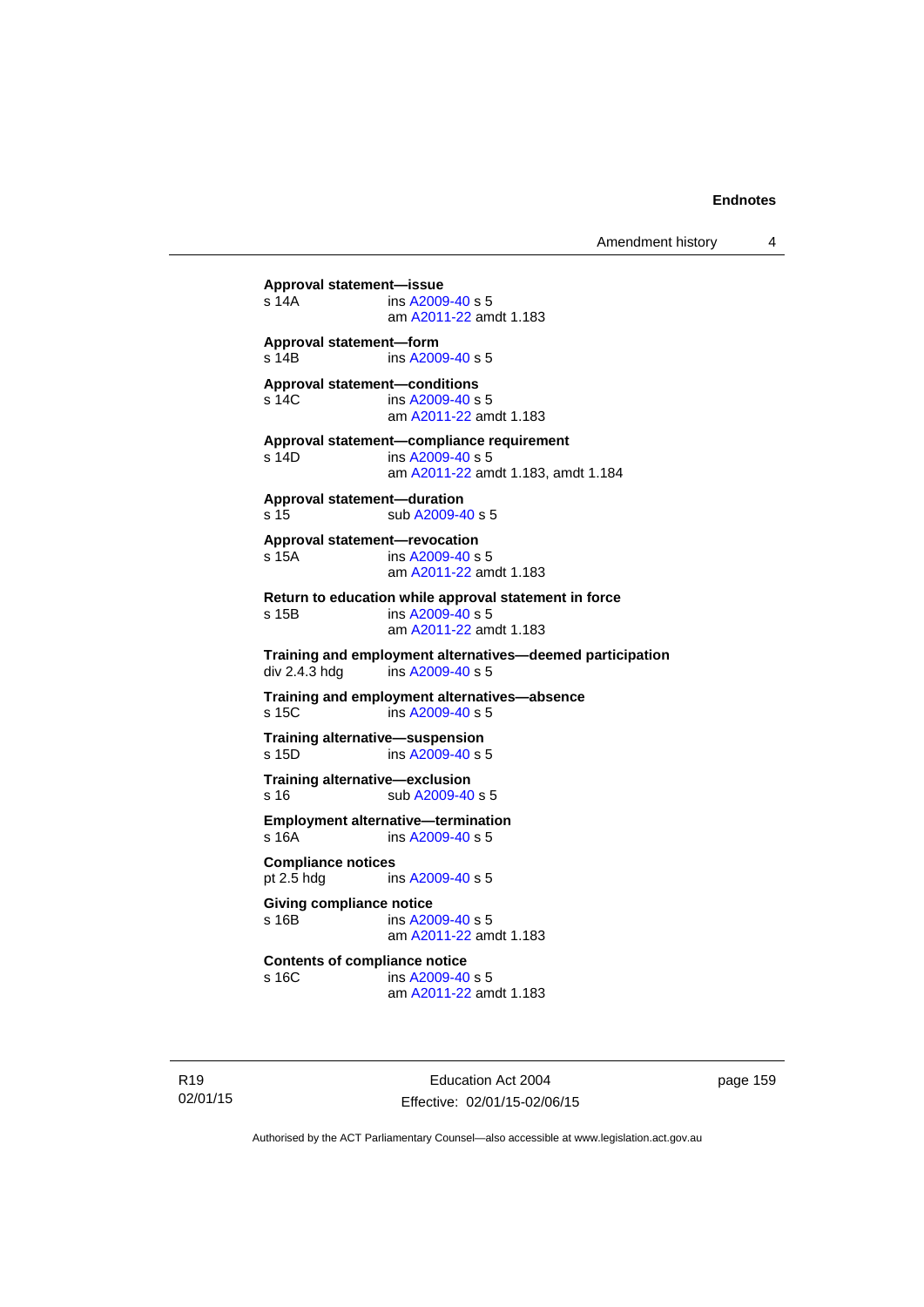**Approval statement—issue**
s 14A ins A2009-40 s 5
am A2011-22 amdt 1.183

**Approval statement—form**
s 14B ins A2009-40 s 5

**Approval statement—conditions**
s 14C ins A2009-40 s 5
am A2011-22 amdt 1.183

**Approval statement—compliance requirement**
s 14D ins A2009-40 s 5
am A2011-22 amdt 1.183, amdt 1.184

**Approval statement—duration**
s 15 sub A2009-40 s 5

**Approval statement—revocation**
s 15A ins A2009-40 s 5
am A2011-22 amdt 1.183

**Return to education while approval statement in force**
s 15B ins A2009-40 s 5
am A2011-22 amdt 1.183

**Training and employment alternatives—deemed participation**
div 2.4.3 hdg ins A2009-40 s 5

**Training and employment alternatives—absence**
s 15C ins A2009-40 s 5

**Training alternative—suspension**
s 15D ins A2009-40 s 5

**Training alternative—exclusion**
s 16 sub A2009-40 s 5

**Employment alternative—termination**
s 16A ins A2009-40 s 5

**Compliance notices**
pt 2.5 hdg ins A2009-40 s 5

**Giving compliance notice**
s 16B ins A2009-40 s 5
am A2011-22 amdt 1.183

**Contents of compliance notice**
s 16C ins A2009-40 s 5
am A2011-22 amdt 1.183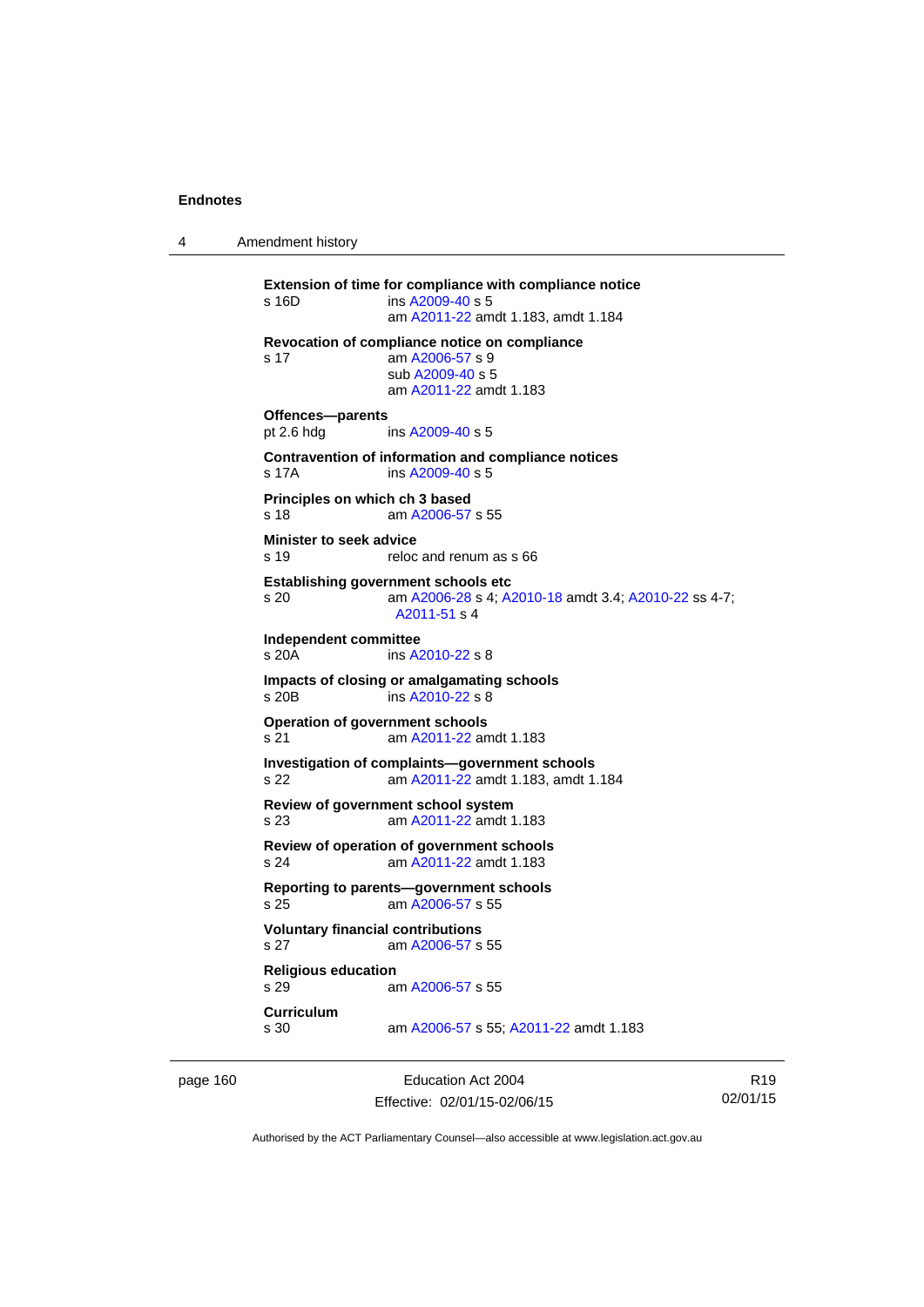**Extension of time for compliance with compliance notice**
s 16D ins A2009-40 s 5
am A2011-22 amdt 1.183, amdt 1.184

**Revocation of compliance notice on compliance**
s 17 am A2006-57 s 9
sub A2009-40 s 5
am A2011-22 amdt 1.183

**Offences—parents**
pt 2.6 hdg ins A2009-40 s 5

**Contravention of information and compliance notices**
s 17A ins A2009-40 s 5

**Principles on which ch 3 based**
s 18 am A2006-57 s 55

**Minister to seek advice**
s 19 reloc and renum as s 66

**Establishing government schools etc**
s 20 am A2006-28 s 4; A2010-18 amdt 3.4; A2010-22 ss 4-7; A2011-51 s 4

**Independent committee**
s 20A ins A2010-22 s 8

**Impacts of closing or amalgamating schools**
s 20B ins A2010-22 s 8

**Operation of government schools**
s 21 am A2011-22 amdt 1.183

**Investigation of complaints—government schools**
s 22 am A2011-22 amdt 1.183, amdt 1.184

**Review of government school system**
s 23 am A2011-22 amdt 1.183

**Review of operation of government schools**
s 24 am A2011-22 amdt 1.183

**Reporting to parents—government schools**
s 25 am A2006-57 s 55

**Voluntary financial contributions**
s 27 am A2006-57 s 55

**Religious education**
s 29 am A2006-57 s 55

**Curriculum**
s 30 am A2006-57 s 55; A2011-22 amdt 1.183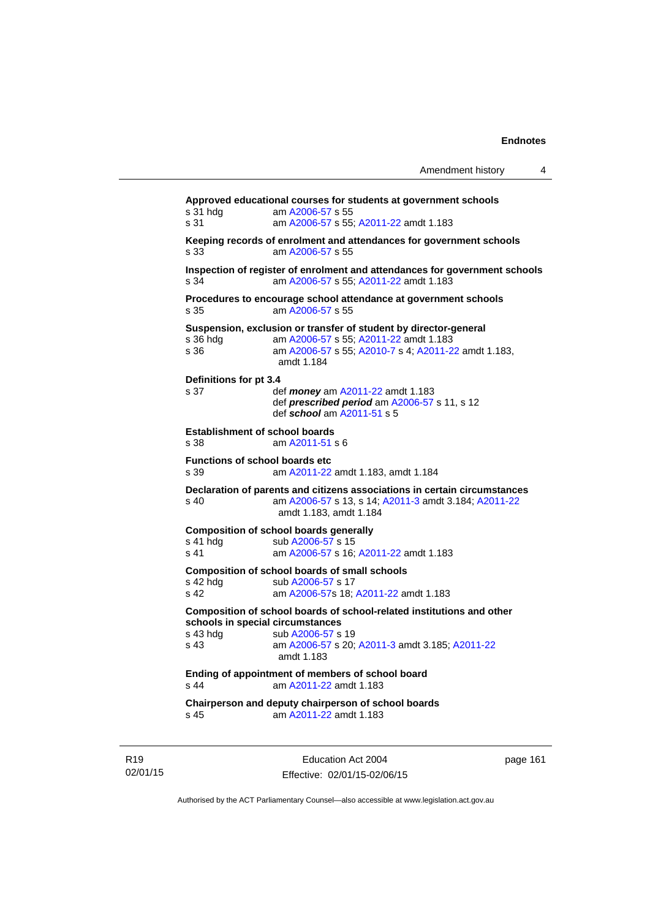**Approved educational courses for students at government schools**

s 31 hdg am A2006-57 s 55
s 31 am A2006-57 s 55; A2011-22 amdt 1.183

**Keeping records of enrolment and attendances for government schools**

s 33 am A2006-57 s 55

**Inspection of register of enrolment and attendances for government schools**

s 34 am A2006-57 s 55; A2011-22 amdt 1.183

**Procedures to encourage school attendance at government schools**

s 35 am A2006-57 s 55

**Suspension, exclusion or transfer of student by director-general**

s 36 hdg am A2006-57 s 55; A2011-22 amdt 1.183
s 36 am A2006-57 s 55; A2010-7 s 4; A2011-22 amdt 1.183, amdt 1.184

**Definitions for pt 3.4**

s 37 def ***money*** am A2011-22 amdt 1.183
def ***prescribed period*** am A2006-57 s 11, s 12
def ***school*** am A2011-51 s 5

**Establishment of school boards**

s 38 am A2011-51 s 6

**Functions of school boards etc**

s 39 am A2011-22 amdt 1.183, amdt 1.184

**Declaration of parents and citizens associations in certain circumstances**

s 40 am A2006-57 s 13, s 14; A2011-3 amdt 3.184; A2011-22 amdt 1.183, amdt 1.184

**Composition of school boards generally**

s 41 hdg sub A2006-57 s 15
s 41 am A2006-57 s 16; A2011-22 amdt 1.183

**Composition of school boards of small schools**

s 42 hdg sub A2006-57 s 17
s 42 am A2006-57s 18; A2011-22 amdt 1.183

**Composition of school boards of school-related institutions and other schools in special circumstances**

s 43 hdg sub A2006-57 s 19
s 43 am A2006-57 s 20; A2011-3 amdt 3.185; A2011-22 amdt 1.183

**Ending of appointment of members of school board**

s 44 am A2011-22 amdt 1.183

**Chairperson and deputy chairperson of school boards**

s 45 am A2011-22 amdt 1.183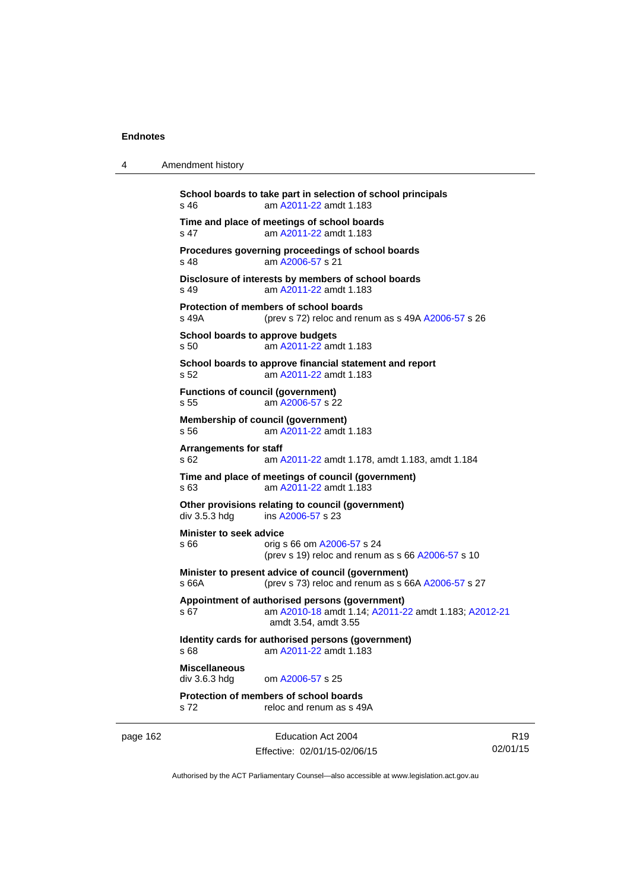**School boards to take part in selection of school principals**
s 46 am A2011-22 amdt 1.183

**Time and place of meetings of school boards**
s 47 am A2011-22 amdt 1.183

**Procedures governing proceedings of school boards**
s 48 am A2006-57 s 21

**Disclosure of interests by members of school boards**
s 49 am A2011-22 amdt 1.183

**Protection of members of school boards**
s 49A (prev s 72) reloc and renum as s 49A A2006-57 s 26

**School boards to approve budgets**
s 50 am A2011-22 amdt 1.183

**School boards to approve financial statement and report**
s 52 am A2011-22 amdt 1.183

**Functions of council (government)**
s 55 am A2006-57 s 22

**Membership of council (government)**
s 56 am A2011-22 amdt 1.183

**Arrangements for staff**
s 62 am A2011-22 amdt 1.178, amdt 1.183, amdt 1.184

**Time and place of meetings of council (government)**
s 63 am A2011-22 amdt 1.183

**Other provisions relating to council (government)**
div 3.5.3 hdg ins A2006-57 s 23

**Minister to seek advice**
s 66 orig s 66 om A2006-57 s 24
(prev s 19) reloc and renum as s 66 A2006-57 s 10

**Minister to present advice of council (government)**
s 66A (prev s 73) reloc and renum as s 66A A2006-57 s 27

**Appointment of authorised persons (government)**
s 67 am A2010-18 amdt 1.14; A2011-22 amdt 1.183; A2012-21 amdt 3.54, amdt 3.55

**Identity cards for authorised persons (government)**
s 68 am A2011-22 amdt 1.183

**Miscellaneous**
div 3.6.3 hdg om A2006-57 s 25

**Protection of members of school boards**
s 72 reloc and renum as s 49A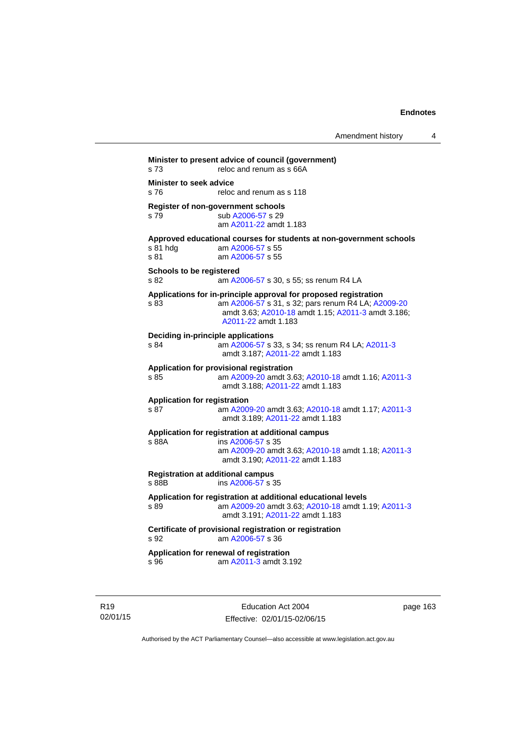**Minister to present advice of council (government)**
s 73 reloc and renum as s 66A

**Minister to seek advice**
s 76 reloc and renum as s 118

**Register of non-government schools**
s 79 sub A2006-57 s 29
am A2011-22 amdt 1.183

**Approved educational courses for students at non-government schools**
s 81 hdg am A2006-57 s 55
s 81 am A2006-57 s 55

**Schools to be registered**
s 82 am A2006-57 s 30, s 55; ss renum R4 LA

**Applications for in-principle approval for proposed registration**
s 83 am A2006-57 s 31, s 32; pars renum R4 LA; A2009-20 amdt 3.63; A2010-18 amdt 1.15; A2011-3 amdt 3.186; A2011-22 amdt 1.183

**Deciding in-principle applications**
s 84 am A2006-57 s 33, s 34; ss renum R4 LA; A2011-3 amdt 3.187; A2011-22 amdt 1.183

**Application for provisional registration**
s 85 am A2009-20 amdt 3.63; A2010-18 amdt 1.16; A2011-3 amdt 3.188; A2011-22 amdt 1.183

**Application for registration**
s 87 am A2009-20 amdt 3.63; A2010-18 amdt 1.17; A2011-3 amdt 3.189; A2011-22 amdt 1.183

**Application for registration at additional campus**
s 88A ins A2006-57 s 35
am A2009-20 amdt 3.63; A2010-18 amdt 1.18; A2011-3 amdt 3.190; A2011-22 amdt 1.183

**Registration at additional campus**
s 88B ins A2006-57 s 35

**Application for registration at additional educational levels**
s 89 am A2009-20 amdt 3.63; A2010-18 amdt 1.19; A2011-3 amdt 3.191; A2011-22 amdt 1.183

**Certificate of provisional registration or registration**
s 92 am A2006-57 s 36

**Application for renewal of registration**
s 96 am A2011-3 amdt 3.192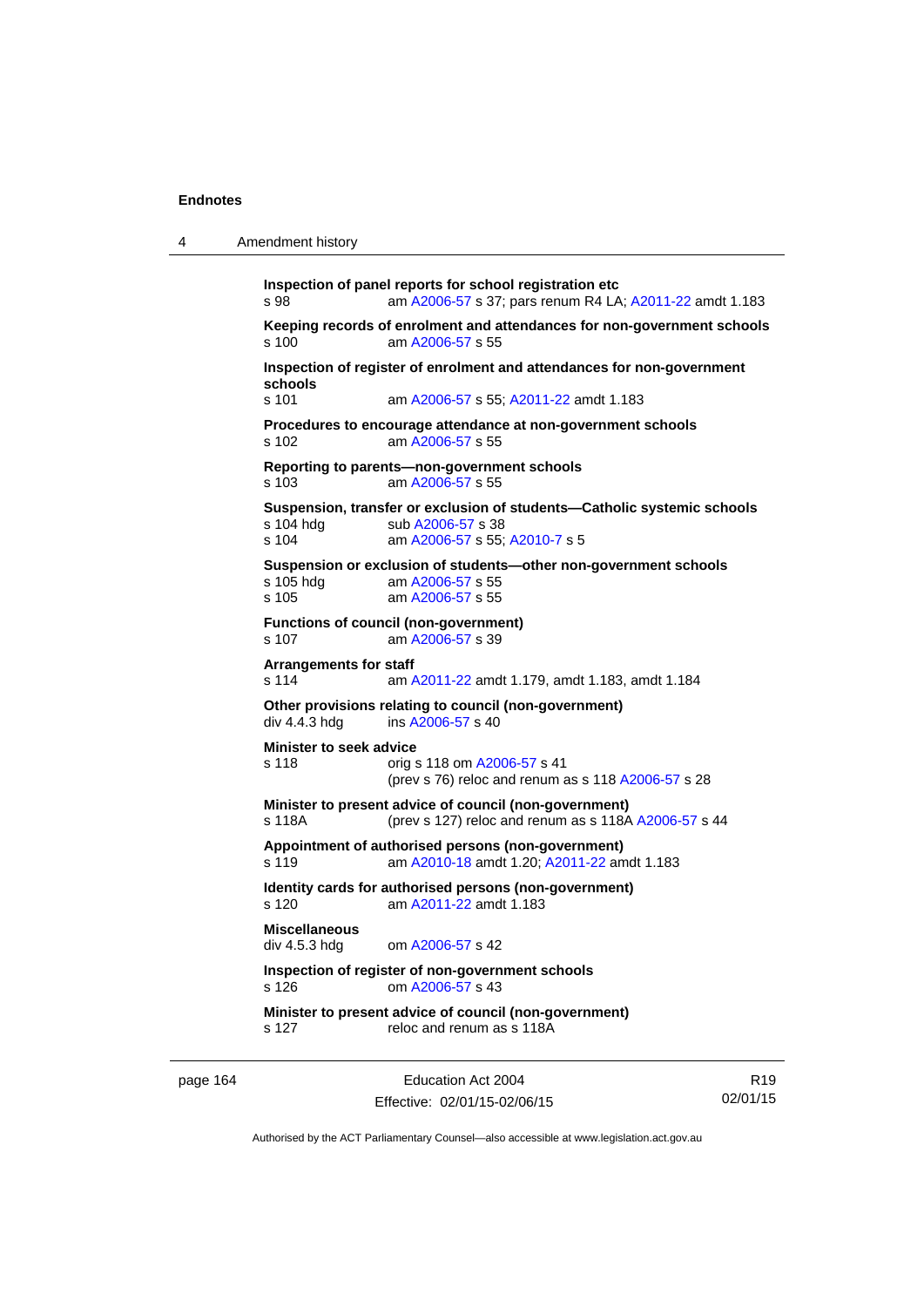**Inspection of panel reports for school registration etc**
s 98 am A2006-57 s 37; pars renum R4 LA; A2011-22 amdt 1.183

**Keeping records of enrolment and attendances for non-government schools**
s 100 am A2006-57 s 55

**Inspection of register of enrolment and attendances for non-government schools**
s 101 am A2006-57 s 55; A2011-22 amdt 1.183

**Procedures to encourage attendance at non-government schools**
s 102 am A2006-57 s 55

**Reporting to parents—non-government schools**
s 103 am A2006-57 s 55

**Suspension, transfer or exclusion of students—Catholic systemic schools**
s 104 hdg sub A2006-57 s 38
s 104 am A2006-57 s 55; A2010-7 s 5

**Suspension or exclusion of students—other non-government schools**
s 105 hdg am A2006-57 s 55
s 105 am A2006-57 s 55

**Functions of council (non-government)**
s 107 am A2006-57 s 39

**Arrangements for staff**
s 114 am A2011-22 amdt 1.179, amdt 1.183, amdt 1.184

**Other provisions relating to council (non-government)**
div 4.4.3 hdg ins A2006-57 s 40

**Minister to seek advice**
s 118 orig s 118 om A2006-57 s 41
(prev s 76) reloc and renum as s 118 A2006-57 s 28

**Minister to present advice of council (non-government)**
s 118A (prev s 127) reloc and renum as s 118A A2006-57 s 44

**Appointment of authorised persons (non-government)**
s 119 am A2010-18 amdt 1.20; A2011-22 amdt 1.183

**Identity cards for authorised persons (non-government)**
s 120 am A2011-22 amdt 1.183

**Miscellaneous**
div 4.5.3 hdg om A2006-57 s 42

**Inspection of register of non-government schools**
s 126 om A2006-57 s 43

**Minister to present advice of council (non-government)**
s 127 reloc and renum as s 118A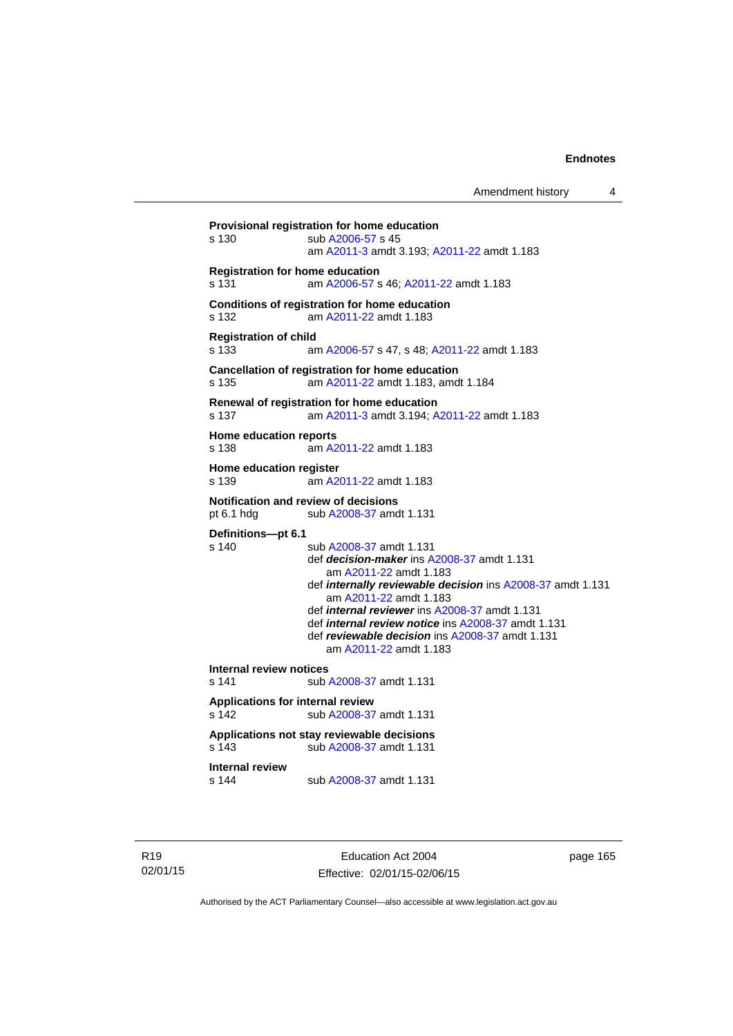**Provisional registration for home education**
s 130 sub A2006-57 s 45
am A2011-3 amdt 3.193; A2011-22 amdt 1.183

**Registration for home education**
s 131 am A2006-57 s 46; A2011-22 amdt 1.183

**Conditions of registration for home education**
s 132 am A2011-22 amdt 1.183

**Registration of child**
s 133 am A2006-57 s 47, s 48; A2011-22 amdt 1.183

**Cancellation of registration for home education**
s 135 am A2011-22 amdt 1.183, amdt 1.184

**Renewal of registration for home education**
s 137 am A2011-3 amdt 3.194; A2011-22 amdt 1.183

**Home education reports**
s 138 am A2011-22 amdt 1.183

**Home education register**
s 139 am A2011-22 amdt 1.183

**Notification and review of decisions**
pt 6.1 hdg sub A2008-37 amdt 1.131

**Definitions—pt 6.1**
s 140 sub A2008-37 amdt 1.131
def ***decision-maker*** ins A2008-37 amdt 1.131
am A2011-22 amdt 1.183
def ***internally reviewable decision*** ins A2008-37 amdt 1.131
am A2011-22 amdt 1.183
def ***internal reviewer*** ins A2008-37 amdt 1.131
def ***internal review notice*** ins A2008-37 amdt 1.131
def ***reviewable decision*** ins A2008-37 amdt 1.131
am A2011-22 amdt 1.183

**Internal review notices**
s 141 sub A2008-37 amdt 1.131

**Applications for internal review**
s 142 sub A2008-37 amdt 1.131

**Applications not stay reviewable decisions**
s 143 sub A2008-37 amdt 1.131

**Internal review**
s 144 sub A2008-37 amdt 1.131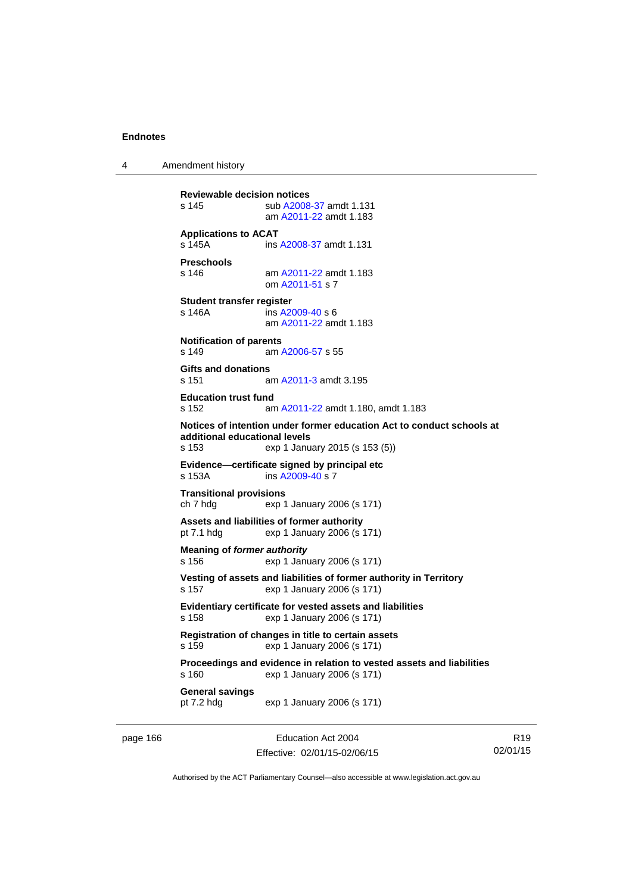**Reviewable decision notices**

s 145 sub A2008-37 amdt 1.131
am A2011-22 amdt 1.183

**Applications to ACAT**

s 145A ins A2008-37 amdt 1.131

**Preschools**

s 146 am A2011-22 amdt 1.183
om A2011-51 s 7

**Student transfer register**

s 146A ins A2009-40 s 6
am A2011-22 amdt 1.183

**Notification of parents**

s 149 am A2006-57 s 55

**Gifts and donations**

s 151 am A2011-3 amdt 3.195

**Education trust fund**

s 152 am A2011-22 amdt 1.180, amdt 1.183

**Notices of intention under former education Act to conduct schools at additional educational levels**

s 153 exp 1 January 2015 (s 153 (5))

**Evidence—certificate signed by principal etc**

s 153A ins A2009-40 s 7

**Transitional provisions**

ch 7 hdg exp 1 January 2006 (s 171)

**Assets and liabilities of former authority**

pt 7.1 hdg exp 1 January 2006 (s 171)

**Meaning of *former authority***

s 156 exp 1 January 2006 (s 171)

**Vesting of assets and liabilities of former authority in Territory**

s 157 exp 1 January 2006 (s 171)

**Evidentiary certificate for vested assets and liabilities**

s 158 exp 1 January 2006 (s 171)

**Registration of changes in title to certain assets**

s 159 exp 1 January 2006 (s 171)

**Proceedings and evidence in relation to vested assets and liabilities**

s 160 exp 1 January 2006 (s 171)

**General savings**

pt 7.2 hdg exp 1 January 2006 (s 171)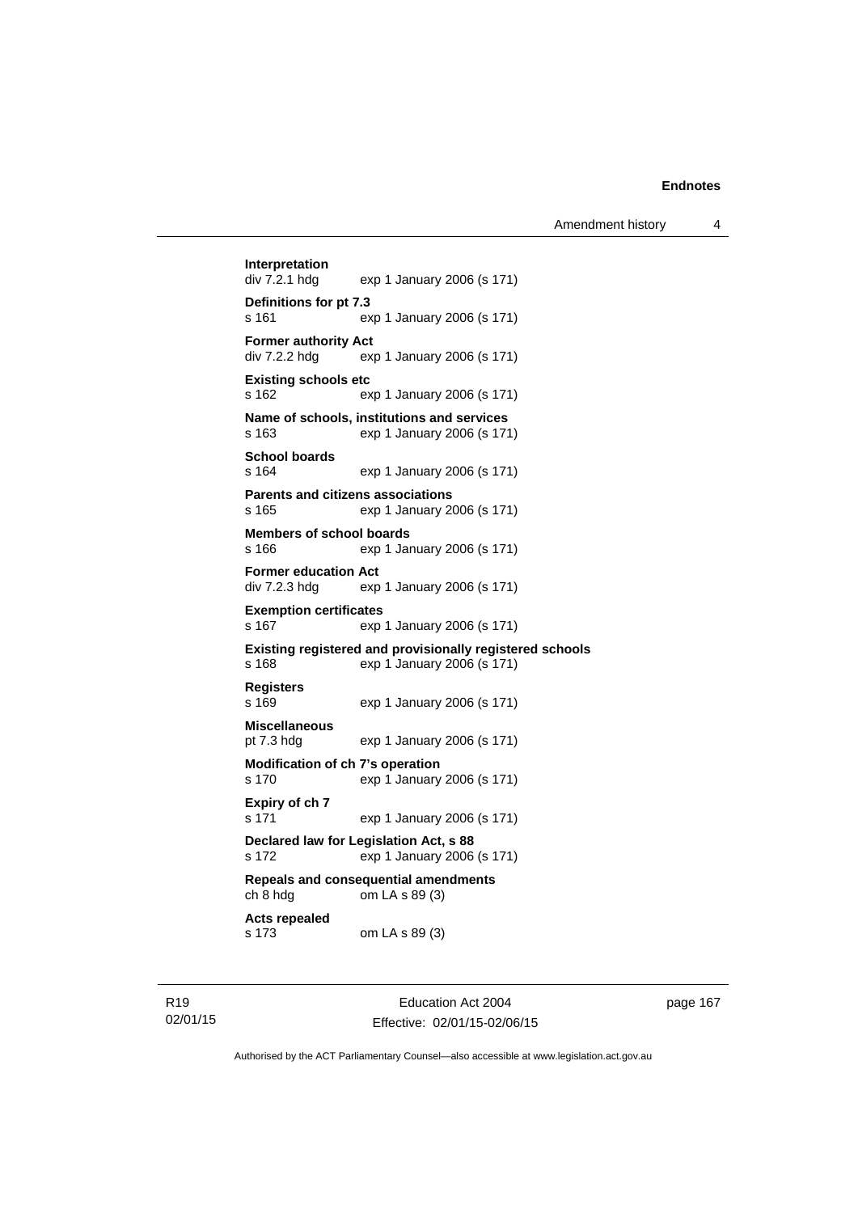**Interpretation**
div 7.2.1 hdg exp 1 January 2006 (s 171)

**Definitions for pt 7.3**
s 161 exp 1 January 2006 (s 171)

**Former authority Act**
div 7.2.2 hdg exp 1 January 2006 (s 171)

**Existing schools etc**
s 162 exp 1 January 2006 (s 171)

**Name of schools, institutions and services**
s 163 exp 1 January 2006 (s 171)

**School boards**
s 164 exp 1 January 2006 (s 171)

**Parents and citizens associations**
s 165 exp 1 January 2006 (s 171)

**Members of school boards**
s 166 exp 1 January 2006 (s 171)

**Former education Act**
div 7.2.3 hdg exp 1 January 2006 (s 171)

**Exemption certificates**
s 167 exp 1 January 2006 (s 171)

**Existing registered and provisionally registered schools**
s 168 exp 1 January 2006 (s 171)

**Registers**
s 169 exp 1 January 2006 (s 171)

**Miscellaneous**
pt 7.3 hdg exp 1 January 2006 (s 171)

**Modification of ch 7's operation**
s 170 exp 1 January 2006 (s 171)

**Expiry of ch 7**
s 171 exp 1 January 2006 (s 171)

**Declared law for Legislation Act, s 88**
s 172 exp 1 January 2006 (s 171)

**Repeals and consequential amendments**
ch 8 hdg om LA s 89 (3)

**Acts repealed**
s 173 om LA s 89 (3)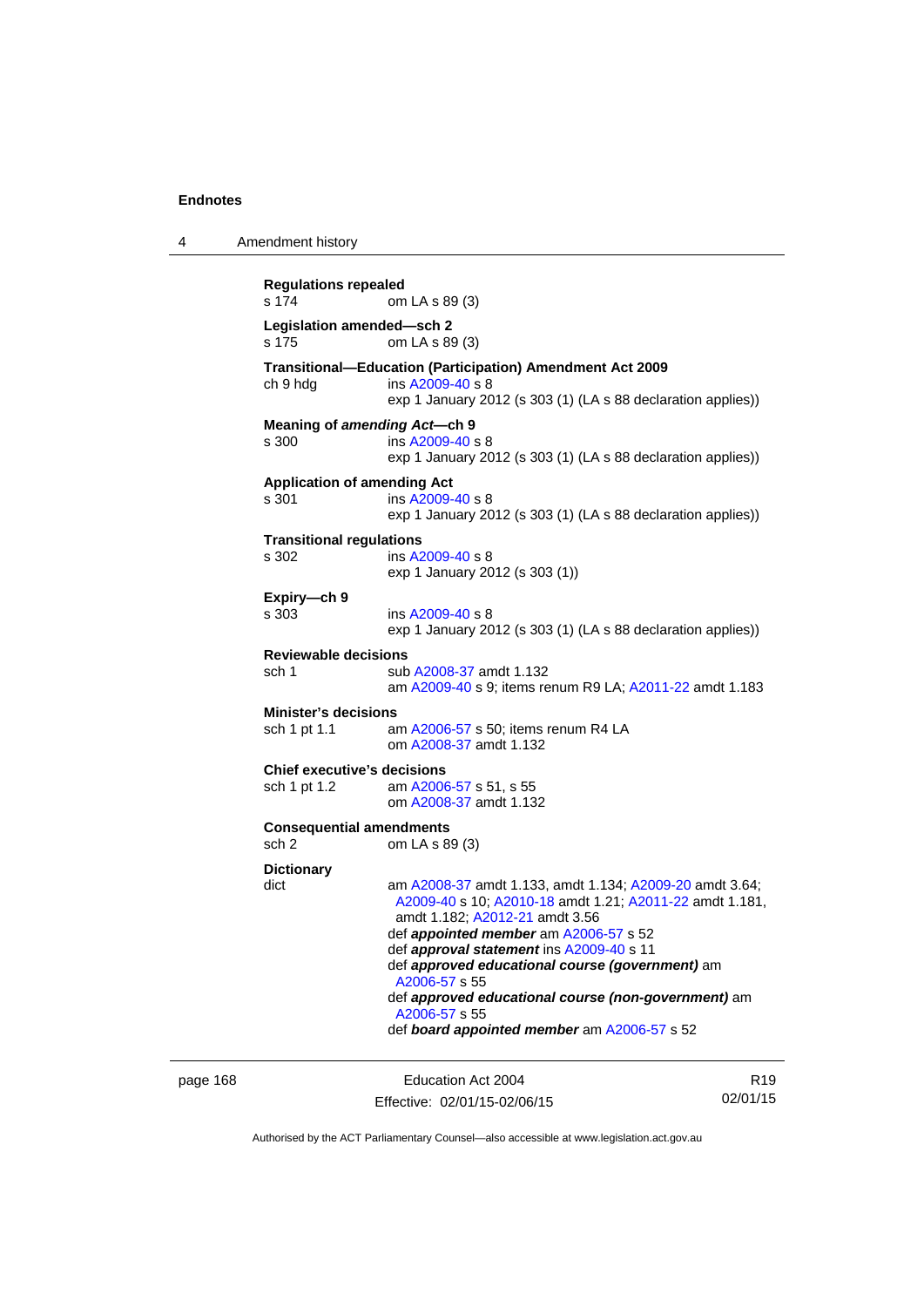**Regulations repealed**
s 174 om LA s 89 (3)

**Legislation amended—sch 2**
s 175 om LA s 89 (3)

**Transitional—Education (Participation) Amendment Act 2009**
ch 9 hdg ins A2009-40 s 8
exp 1 January 2012 (s 303 (1) (LA s 88 declaration applies))

**Meaning of *amending Act*—ch 9**
s 300 ins A2009-40 s 8
exp 1 January 2012 (s 303 (1) (LA s 88 declaration applies))

**Application of amending Act**
s 301 ins A2009-40 s 8
exp 1 January 2012 (s 303 (1) (LA s 88 declaration applies))

**Transitional regulations**
s 302 ins A2009-40 s 8
exp 1 January 2012 (s 303 (1))

**Expiry—ch 9**
s 303 ins A2009-40 s 8
exp 1 January 2012 (s 303 (1) (LA s 88 declaration applies))

**Reviewable decisions**
sch 1 sub A2008-37 amdt 1.132
am A2009-40 s 9; items renum R9 LA; A2011-22 amdt 1.183

**Minister's decisions**
sch 1 pt 1.1 am A2006-57 s 50; items renum R4 LA
om A2008-37 amdt 1.132

**Chief executive's decisions**
sch 1 pt 1.2 am A2006-57 s 51, s 55
om A2008-37 amdt 1.132

**Consequential amendments**
sch 2 om LA s 89 (3)

**Dictionary**
dict am A2008-37 amdt 1.133, amdt 1.134; A2009-20 amdt 3.64; A2009-40 s 10; A2010-18 amdt 1.21; A2011-22 amdt 1.181, amdt 1.182; A2012-21 amdt 3.56
def ***appointed member*** am A2006-57 s 52
def ***approval statement*** ins A2009-40 s 11
def ***approved educational course (government)*** am A2006-57 s 55
def ***approved educational course (non-government)*** am A2006-57 s 55
def ***board appointed member*** am A2006-57 s 52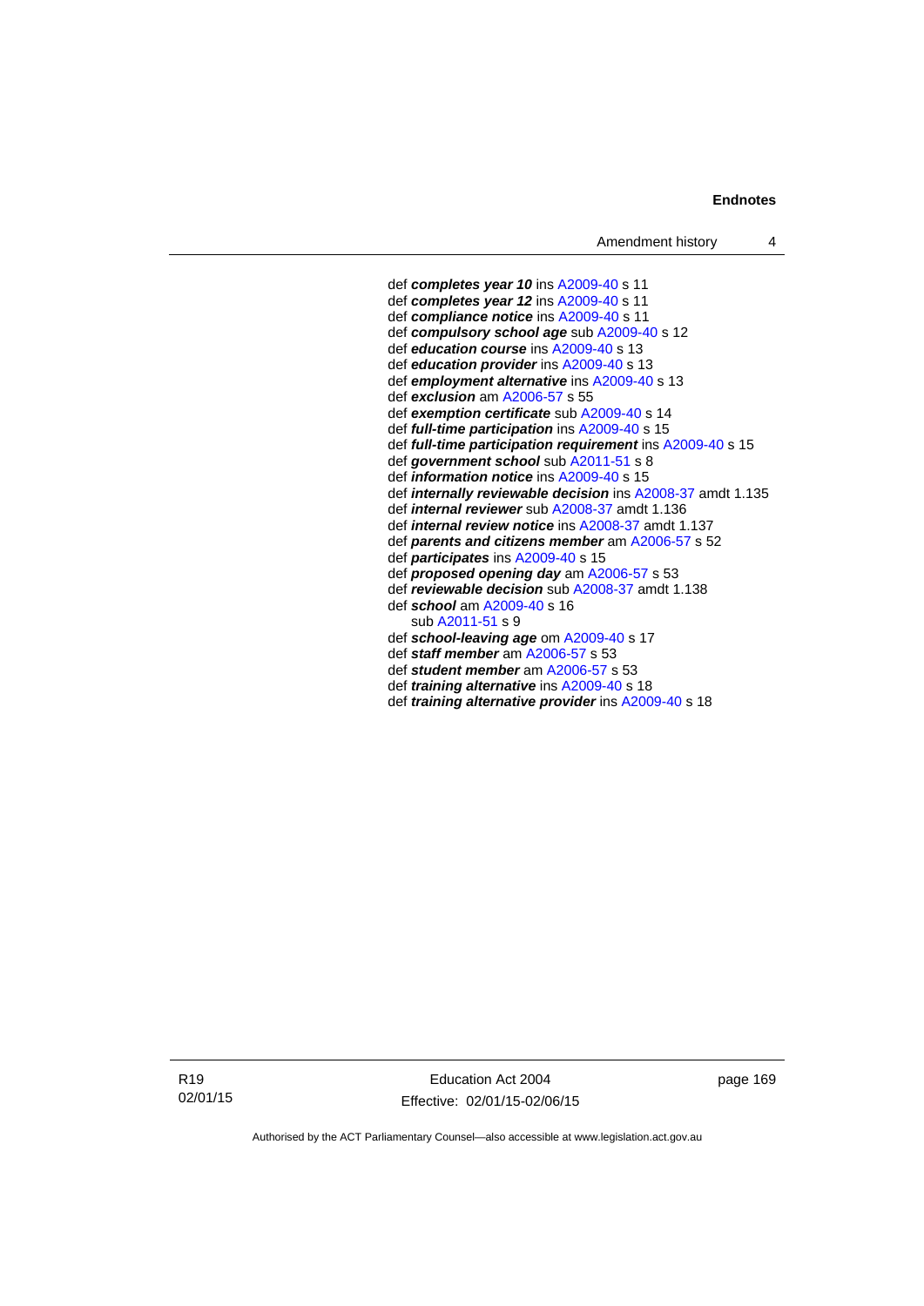def ***completes year 10*** ins A2009-40 s 11
def ***completes year 12*** ins A2009-40 s 11
def ***compliance notice*** ins A2009-40 s 11
def ***compulsory school age*** sub A2009-40 s 12
def ***education course*** ins A2009-40 s 13
def ***education provider*** ins A2009-40 s 13
def ***employment alternative*** ins A2009-40 s 13
def ***exclusion*** am A2006-57 s 55
def ***exemption certificate*** sub A2009-40 s 14
def ***full-time participation*** ins A2009-40 s 15
def ***full-time participation requirement*** ins A2009-40 s 15
def ***government school*** sub A2011-51 s 8
def ***information notice*** ins A2009-40 s 15
def ***internally reviewable decision*** ins A2008-37 amdt 1.135
def ***internal reviewer*** sub A2008-37 amdt 1.136
def ***internal review notice*** ins A2008-37 amdt 1.137
def ***parents and citizens member*** am A2006-57 s 52
def ***participates*** ins A2009-40 s 15
def ***proposed opening day*** am A2006-57 s 53
def ***reviewable decision*** sub A2008-37 amdt 1.138
def ***school*** am A2009-40 s 16
    sub A2011-51 s 9
def ***school-leaving age*** om A2009-40 s 17
def ***staff member*** am A2006-57 s 53
def ***student member*** am A2006-57 s 53
def ***training alternative*** ins A2009-40 s 18
def ***training alternative provider*** ins A2009-40 s 18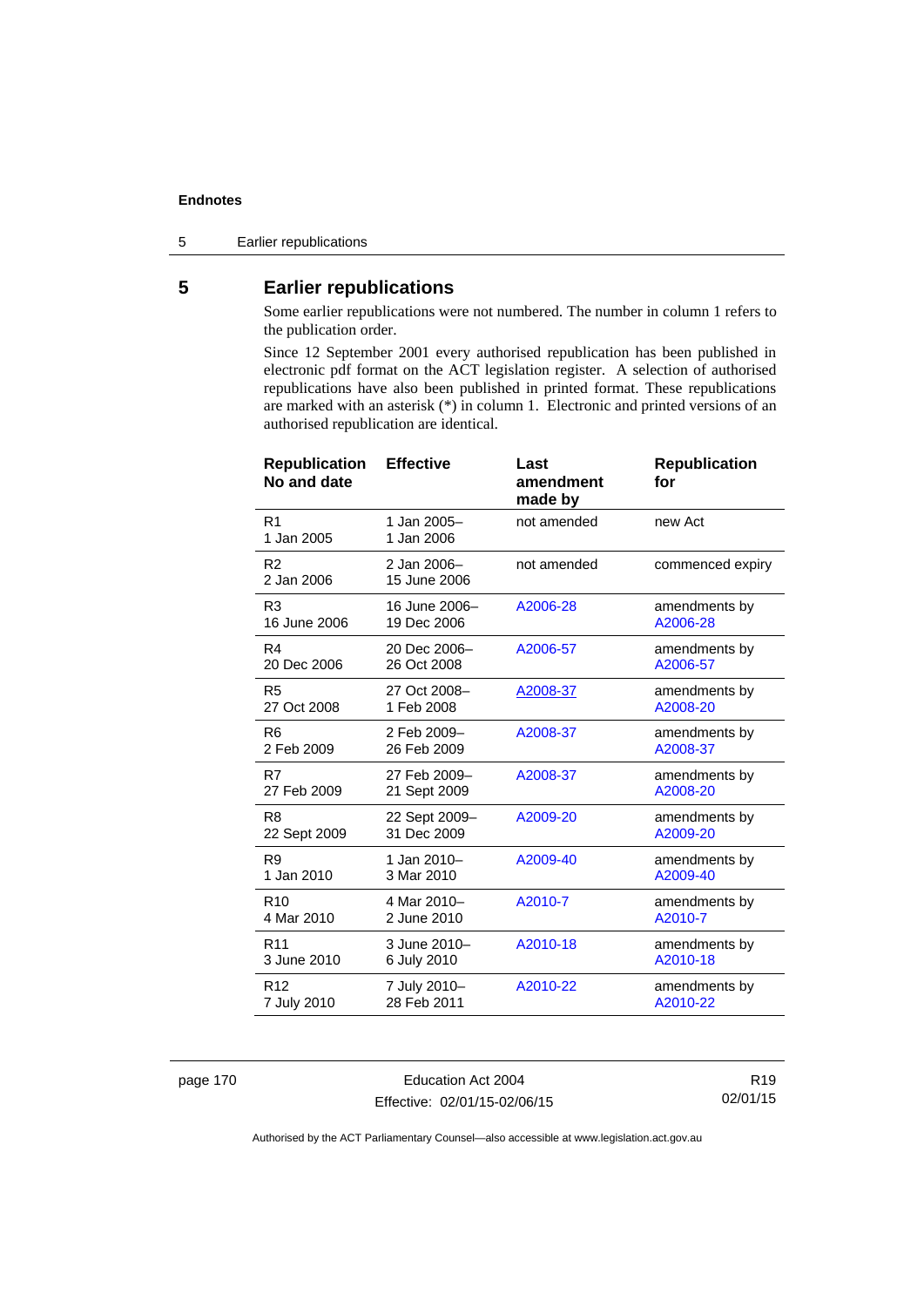## 5 Earlier republications

Some earlier republications were not numbered. The number in column 1 refers to the publication order.

Since 12 September 2001 every authorised republication has been published in electronic pdf format on the ACT legislation register. A selection of authorised republications have also been published in printed format. These republications are marked with an asterisk (*) in column 1. Electronic and printed versions of an authorised republication are identical.

| Republication No and date | Effective | Last amendment made by | Republication for |
|---|---|---|---|
| R1<br>1 Jan 2005 | 1 Jan 2005–<br>1 Jan 2006 | not amended | new Act |
| R2<br>2 Jan 2006 | 2 Jan 2006–<br>15 June 2006 | not amended | commenced expiry |
| R3<br>16 June 2006 | 16 June 2006–<br>19 Dec 2006 | A2006-28 | amendments by A2006-28 |
| R4<br>20 Dec 2006 | 20 Dec 2006–<br>26 Oct 2008 | A2006-57 | amendments by A2006-57 |
| R5<br>27 Oct 2008 | 27 Oct 2008–<br>1 Feb 2008 | A2008-37 | amendments by A2008-20 |
| R6<br>2 Feb 2009 | 2 Feb 2009–<br>26 Feb 2009 | A2008-37 | amendments by A2008-37 |
| R7<br>27 Feb 2009 | 27 Feb 2009–<br>21 Sept 2009 | A2008-37 | amendments by A2008-20 |
| R8<br>22 Sept 2009 | 22 Sept 2009–<br>31 Dec 2009 | A2009-20 | amendments by A2009-20 |
| R9<br>1 Jan 2010 | 1 Jan 2010–<br>3 Mar 2010 | A2009-40 | amendments by A2009-40 |
| R10<br>4 Mar 2010 | 4 Mar 2010–<br>2 June 2010 | A2010-7 | amendments by A2010-7 |
| R11<br>3 June 2010 | 3 June 2010–<br>6 July 2010 | A2010-18 | amendments by A2010-18 |
| R12<br>7 July 2010 | 7 July 2010–<br>28 Feb 2011 | A2010-22 | amendments by A2010-22 |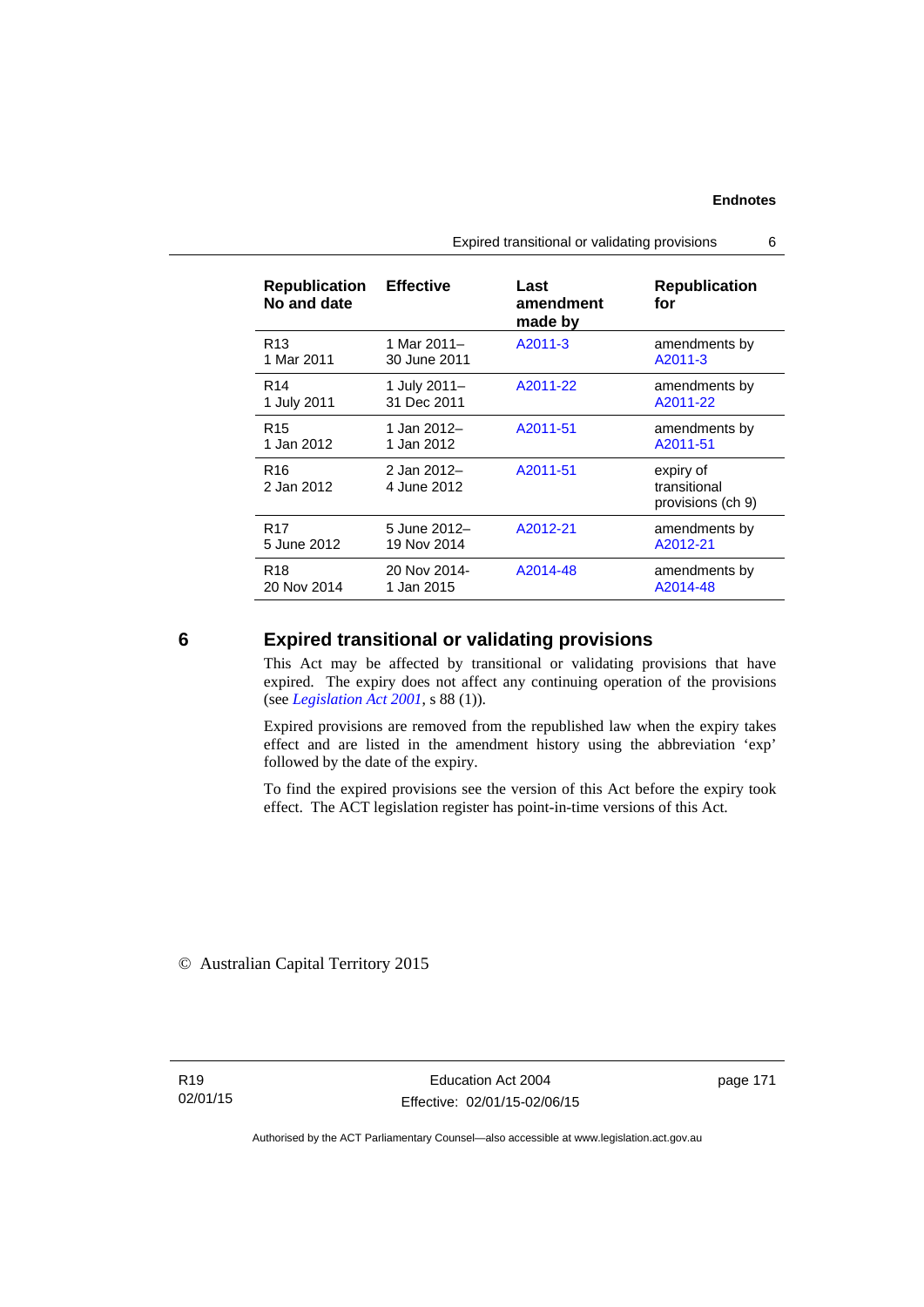| Republication No and date | Effective | Last amendment made by | Republication for |
|---|---|---|---|
| R13<br>1 Mar 2011 | 1 Mar 2011–<br>30 June 2011 | A2011-3 | amendments by A2011-3 |
| R14<br>1 July 2011 | 1 July 2011–<br>31 Dec 2011 | A2011-22 | amendments by A2011-22 |
| R15<br>1 Jan 2012 | 1 Jan 2012–<br>1 Jan 2012 | A2011-51 | amendments by A2011-51 |
| R16<br>2 Jan 2012 | 2 Jan 2012–<br>4 June 2012 | A2011-51 | expiry of transitional provisions (ch 9) |
| R17<br>5 June 2012 | 5 June 2012–<br>19 Nov 2014 | A2012-21 | amendments by A2012-21 |
| R18<br>20 Nov 2014 | 20 Nov 2014-<br>1 Jan 2015 | A2014-48 | amendments by A2014-48 |

## 6 Expired transitional or validating provisions

This Act may be affected by transitional or validating provisions that have expired. The expiry does not affect any continuing operation of the provisions (see *Legislation Act 2001*, s 88 (1)).

Expired provisions are removed from the republished law when the expiry takes effect and are listed in the amendment history using the abbreviation 'exp' followed by the date of the expiry.

To find the expired provisions see the version of this Act before the expiry took effect. The ACT legislation register has point-in-time versions of this Act.

© Australian Capital Territory 2015